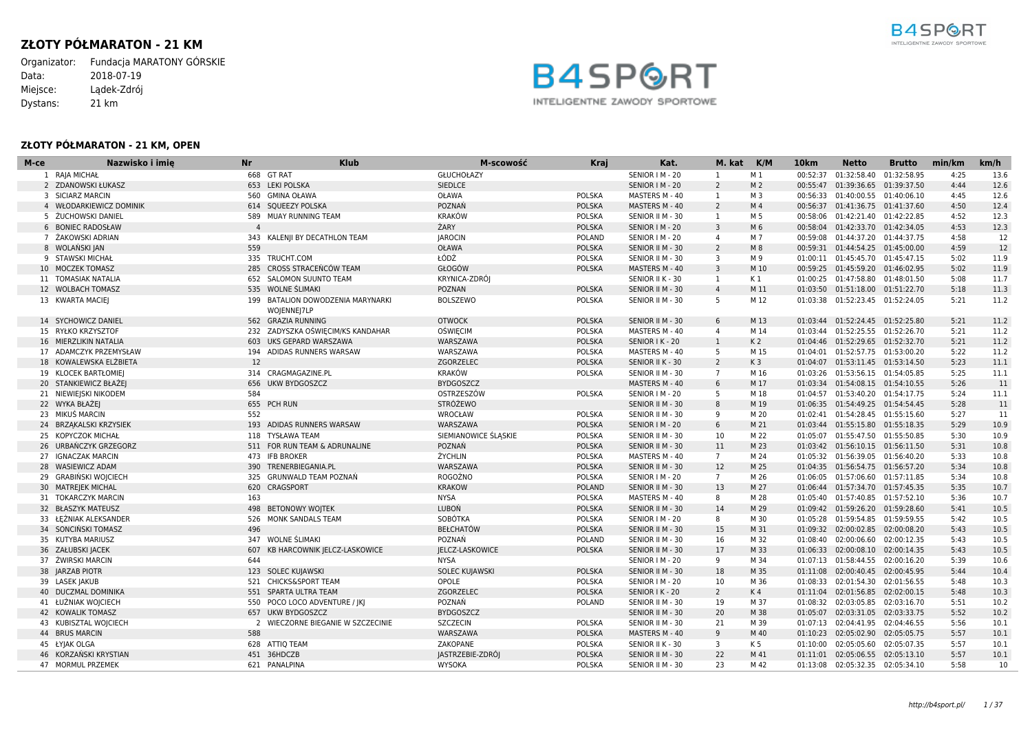# ZŁOTY PÓŁMARATON - 21 KM

Organizator: Fundacja MARATONY GÓRSKIE
Data: 2018-07-19
Miejsce: Lądek-Zdrój
Dystans: 21 km

B4SPORT
INTELIGENTNE ZAWODY SPORTOWE

## ZŁOTY PÓŁMARATON - 21 KM, OPEN

| M-ce | Nazwisko i imię | Nr | Klub | M-scowość | Kraj | Kat. | M. kat | K/M | 10km | Netto | Brutto | min/km | km/h |
|---|---|---|---|---|---|---|---|---|---|---|---|---|---|
| 1 | RAJA MICHAŁ | 668 | GT RAT | GŁUCHOŁAZY | | SENIOR I M - 20 | 1 | M 1 | 00:52:37 | 01:32:58.40 | 01:32:58.95 | 4:25 | 13.6 |
| 2 | ZDANOWSKI ŁUKASZ | 653 | LEKI POLSKA | SIEDLCE | | SENIOR I M - 20 | 2 | M 2 | 00:55:47 | 01:39:36.65 | 01:39:37.50 | 4:44 | 12.6 |
| 3 | SICIARZ MARCIN | 560 | GMINA OŁAWA | OŁAWA | POLSKA | MASTERS M - 40 | 1 | M 3 | 00:56:33 | 01:40:00.55 | 01:40:06.10 | 4:45 | 12.6 |
| 4 | WŁODARKIEWICZ DOMINIK | 614 | SQUEEZY POLSKA | POZNAŃ | POLSKA | MASTERS M - 40 | 2 | M 4 | 00:56:37 | 01:41:36.75 | 01:41:37.60 | 4:50 | 12.4 |
| 5 | ŻUCHOWSKI DANIEL | 589 | MUAY RUNNING TEAM | KRAKÓW | POLSKA | SENIOR II M - 30 | 1 | M 5 | 00:58:06 | 01:42:21.40 | 01:42:22.85 | 4:52 | 12.3 |
| 6 | BONIEC RADOSŁAW | 4 | | ŻARY | POLSKA | SENIOR I M - 20 | 3 | M 6 | 00:58:04 | 01:42:33.70 | 01:42:34.05 | 4:53 | 12.3 |
| 7 | ŻAKOWSKI ADRIAN | 343 | KALENJI BY DECATHLON TEAM | JAROCIN | POLAND | SENIOR I M - 20 | 4 | M 7 | 00:59:08 | 01:44:37.20 | 01:44:37.75 | 4:58 | 12 |
| 8 | WOLAŃSKI JAN | 559 | | OŁAWA | POLSKA | SENIOR II M - 30 | 2 | M 8 | 00:59:31 | 01:44:54.25 | 01:45:00.00 | 4:59 | 12 |
| 9 | STAWSKI MICHAŁ | 335 | TRUCHT.COM | ŁÓDŹ | POLSKA | SENIOR II M - 30 | 3 | M 9 | 01:00:11 | 01:45:45.70 | 01:45:47.15 | 5:02 | 11.9 |
| 10 | MOCZEK TOMASZ | 285 | CROSS STRACEŃCÓW TEAM | GŁOGÓW | POLSKA | MASTERS M - 40 | 3 | M 10 | 00:59:25 | 01:45:59.20 | 01:46:02.95 | 5:02 | 11.9 |
| 11 | TOMASIAK NATALIA | 652 | SALOMON SUUNTO TEAM | KRYNICA-ZDRÓJ | | SENIOR II K - 30 | 1 | K 1 | 01:00:25 | 01:47:58.80 | 01:48:01.50 | 5:08 | 11.7 |
| 12 | WOLBACH TOMASZ | 535 | WOLNE ŚLIMAKI | POZNAN | POLSKA | SENIOR II M - 30 | 4 | M 11 | 01:03:50 | 01:51:18.00 | 01:51:22.70 | 5:18 | 11.3 |
| 13 | KWARTA MACIEJ | 199 | BATALION DOWODZENIA MARYNARKI WOJENNEJ7LP | BOLSZEWO | POLSKA | SENIOR II M - 30 | 5 | M 12 | 01:03:38 | 01:52:23.45 | 01:52:24.05 | 5:21 | 11.2 |
| 14 | SYCHOWICZ DANIEL | 562 | GRAZIA RUNNING | OTWOCK | POLSKA | SENIOR II M - 30 | 6 | M 13 | 01:03:44 | 01:52:24.45 | 01:52:25.80 | 5:21 | 11.2 |
| 15 | RYŁKO KRZYSZTOF | 232 | ZADYSZKA OŚWIĘCIM/KS KANDAHAR | OŚWIĘCIM | POLSKA | MASTERS M - 40 | 4 | M 14 | 01:03:44 | 01:52:25.55 | 01:52:26.70 | 5:21 | 11.2 |
| 16 | MIERZLIKIN NATALIA | 603 | UKS GEPARD WARSZAWA | WARSZAWA | POLSKA | SENIOR I K - 20 | 1 | K 2 | 01:04:46 | 01:52:29.65 | 01:52:32.70 | 5:21 | 11.2 |
| 17 | ADAMCZYK PRZEMYSŁAW | 194 | ADIDAS RUNNERS WARSAW | WARSZAWA | POLSKA | MASTERS M - 40 | 5 | M 15 | 01:04:01 | 01:52:57.75 | 01:53:00.20 | 5:22 | 11.2 |
| 18 | KOWALEWSKA ELŻBIETA | 12 | | ZGORZELEC | POLSKA | SENIOR II K - 30 | 2 | K 3 | 01:04:07 | 01:53:11.45 | 01:53:14.50 | 5:23 | 11.1 |
| 19 | KLOCEK BARTŁOMIEJ | 314 | CRAGMAGAZINE.PL | KRAKÓW | POLSKA | SENIOR II M - 30 | 7 | M 16 | 01:03:26 | 01:53:56.15 | 01:54:05.85 | 5:25 | 11.1 |
| 20 | STANKIEWICZ BŁAŻEJ | 656 | UKW BYDGOSZCZ | BYDGOSZCZ | | MASTERS M - 40 | 6 | M 17 | 01:03:34 | 01:54:08.15 | 01:54:10.55 | 5:26 | 11 |
| 21 | NIEWIEJSKI NIKODEM | 584 | | OSTRZESZÓW | POLSKA | SENIOR I M - 20 | 5 | M 18 | 01:04:57 | 01:53:40.20 | 01:54:17.75 | 5:24 | 11.1 |
| 22 | WYKA BŁAŻEJ | 655 | PCH RUN | STRÓŻEWO | | SENIOR II M - 30 | 8 | M 19 | 01:06:35 | 01:54:49.25 | 01:54:54.45 | 5:28 | 11 |
| 23 | MIKUŚ MARCIN | 552 | | WROCŁAW | POLSKA | SENIOR II M - 30 | 9 | M 20 | 01:02:41 | 01:54:28.45 | 01:55:15.60 | 5:27 | 11 |
| 24 | BRZĄKALSKI KRZYSIEK | 193 | ADIDAS RUNNERS WARSAW | WARSZAWA | POLSKA | SENIOR I M - 20 | 6 | M 21 | 01:03:44 | 01:55:15.80 | 01:55:18.35 | 5:29 | 10.9 |
| 25 | KOPYCZOK MICHAŁ | 118 | TYSŁAWA TEAM | SIEMIANOWICE ŚLĄSKIE | POLSKA | SENIOR II M - 30 | 10 | M 22 | 01:05:07 | 01:55:47.50 | 01:55:50.85 | 5:30 | 10.9 |
| 26 | URBAŃCZYK GRZEGORZ | 511 | FOR RUN TEAM & ADRUNALINE | POZNAŃ | POLSKA | SENIOR II M - 30 | 11 | M 23 | 01:03:42 | 01:56:10.15 | 01:56:11.50 | 5:31 | 10.8 |
| 27 | IGNACZAK MARCIN | 473 | IFB BROKER | ŻYCHLIN | POLSKA | MASTERS M - 40 | 7 | M 24 | 01:05:32 | 01:56:39.05 | 01:56:40.20 | 5:33 | 10.8 |
| 28 | WASIEWICZ ADAM | 390 | TRENERBIEGANIA.PL | WARSZAWA | POLSKA | SENIOR II M - 30 | 12 | M 25 | 01:04:35 | 01:56:54.75 | 01:56:57.20 | 5:34 | 10.8 |
| 29 | GRABIŃSKI WOJCIECH | 325 | GRUNWALD TEAM POZNAŃ | ROGOŹNO | POLSKA | SENIOR I M - 20 | 7 | M 26 | 01:06:05 | 01:57:06.60 | 01:57:11.85 | 5:34 | 10.8 |
| 30 | MATREJEK MICHAL | 620 | CRAGSPORT | KRAKOW | POLAND | SENIOR II M - 30 | 13 | M 27 | 01:06:44 | 01:57:34.70 | 01:57:45.35 | 5:35 | 10.7 |
| 31 | TOKARCZYK MARCIN | 163 | | NYSA | POLSKA | MASTERS M - 40 | 8 | M 28 | 01:05:40 | 01:57:40.85 | 01:57:52.10 | 5:36 | 10.7 |
| 32 | BŁASZYK MATEUSZ | 498 | BETONOWY WOJTEK | LUBOŃ | POLSKA | SENIOR II M - 30 | 14 | M 29 | 01:09:42 | 01:59:26.20 | 01:59:28.60 | 5:41 | 10.5 |
| 33 | ŁĘŻNIAK ALEKSANDER | 526 | MONK SANDALS TEAM | SOBÓTKA | POLSKA | SENIOR I M - 20 | 8 | M 30 | 01:05:28 | 01:59:54.85 | 01:59:59.55 | 5:42 | 10.5 |
| 34 | SONCIŃSKI TOMASZ | 496 | | BEŁCHATÓW | POLSKA | SENIOR II M - 30 | 15 | M 31 | 01:09:32 | 02:00:02.85 | 02:00:08.20 | 5:43 | 10.5 |
| 35 | KUTYBA MARIUSZ | 347 | WOLNE ŚLIMAKI | POZNAŃ | POLAND | SENIOR II M - 30 | 16 | M 32 | 01:08:40 | 02:00:06.60 | 02:00:12.35 | 5:43 | 10.5 |
| 36 | ZAŁUBSKI JACEK | 607 | KB HARCOWNIK JELCZ-LASKOWICE | JELCZ-LASKOWICE | POLSKA | SENIOR II M - 30 | 17 | M 33 | 01:06:33 | 02:00:08.10 | 02:00:14.35 | 5:43 | 10.5 |
| 37 | ŻWIRSKI MARCIN | 644 | | NYSA | | SENIOR I M - 20 | 9 | M 34 | 01:07:13 | 01:58:44.55 | 02:00:16.20 | 5:39 | 10.6 |
| 38 | JARZAB PIOTR | 123 | SOLEC KUJAWSKI | SOLEC KUJAWSKI | POLSKA | SENIOR II M - 30 | 18 | M 35 | 01:11:08 | 02:00:40.45 | 02:00:45.95 | 5:44 | 10.4 |
| 39 | LASEK JAKUB | 521 | CHICKS&SPORT TEAM | OPOLE | POLSKA | SENIOR I M - 20 | 10 | M 36 | 01:08:33 | 02:01:54.30 | 02:01:56.55 | 5:48 | 10.3 |
| 40 | DUCZMAL DOMINIKA | 551 | SPARTA ULTRA TEAM | ZGORZELEC | POLSKA | SENIOR I K - 20 | 2 | K 4 | 01:11:04 | 02:01:56.85 | 02:02:00.15 | 5:48 | 10.3 |
| 41 | ŁUŻNIAK WOJCIECH | 550 | POCO LOCO ADVENTURE / JKJ | POZNAŃ | POLAND | SENIOR II M - 30 | 19 | M 37 | 01:08:32 | 02:03:05.85 | 02:03:16.70 | 5:51 | 10.2 |
| 42 | KOWALIK TOMASZ | 657 | UKW BYDGOSZCZ | BYDGOSZCZ | | SENIOR II M - 30 | 20 | M 38 | 01:05:07 | 02:03:31.05 | 02:03:33.75 | 5:52 | 10.2 |
| 43 | KUBISZTAL WOJCIECH | 2 | WIECZORNE BIEGANIE W SZCZECINIE | SZCZECIN | POLSKA | SENIOR II M - 30 | 21 | M 39 | 01:07:13 | 02:04:41.95 | 02:04:46.55 | 5:56 | 10.1 |
| 44 | BRUS MARCIN | 588 | | WARSZAWA | POLSKA | MASTERS M - 40 | 9 | M 40 | 01:10:23 | 02:05:02.90 | 02:05:05.75 | 5:57 | 10.1 |
| 45 | ŁYJAK OLGA | 628 | ATTIQ TEAM | ZAKOPANE | POLSKA | SENIOR II K - 30 | 3 | K 5 | 01:10:00 | 02:05:05.60 | 02:05:07.35 | 5:57 | 10.1 |
| 46 | KORZAŃSKI KRYSTIAN | 451 | 36HDCZB | JASTRZEBIE-ZDRÓJ | POLSKA | SENIOR II M - 30 | 22 | M 41 | 01:11:01 | 02:05:06.55 | 02:05:13.10 | 5:57 | 10.1 |
| 47 | MORMUL PRZEMEK | 621 | PANALPINA | WYSOKA | POLSKA | SENIOR II M - 30 | 23 | M 42 | 01:13:08 | 02:05:32.35 | 02:05:34.10 | 5:58 | 10 |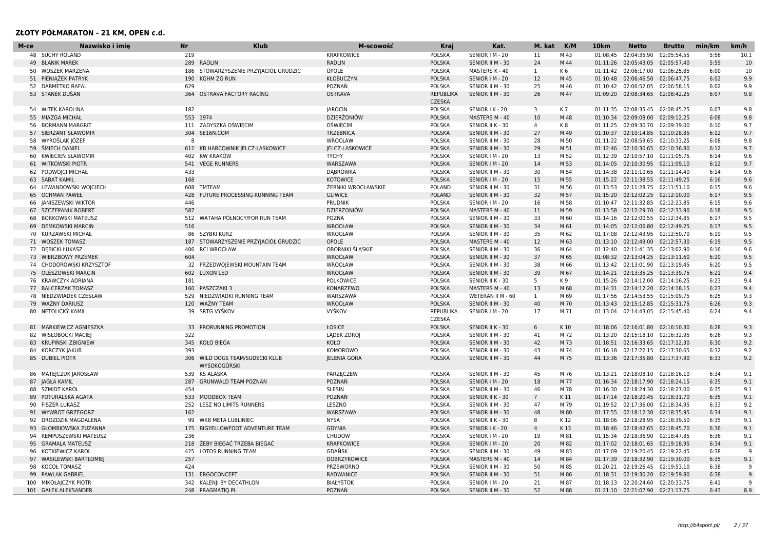## ZŁOTY PÓŁMARATON - 21 KM, OPEN c.d.

| M-ce | Nazwisko i imię | Nr | Klub | M-scowość | Kraj | Kat. | M. kat | K/M | 10km | Netto | Brutto | min/km | km/h |
|---|---|---|---|---|---|---|---|---|---|---|---|---|---|
| 48 | SUCHY ROLAND | 219 | | KRAPKOWICE | POLSKA | SENIOR I M - 20 | 11 | M 43 | 01:08:45 | 02:04:35.90 | 02:05:54.55 | 5:56 | 10.1 |
| 49 | BLANIK MAREK | 289 | RADLIN | RADLIN | POLSKA | SENIOR II M - 30 | 24 | M 44 | 01:11:26 | 02:05:43.05 | 02:05:57.40 | 5:59 | 10 |
| 50 | WOSZEK MARZENA | 186 | STOWARZYSZENIE PRZYJACIÓŁ GRUDZIC | OPOLE | POLSKA | MASTERS K - 40 | 1 | K 6 | 01:11:42 | 02:06:17.00 | 02:06:25.85 | 6:00 | 10 |
| 51 | PIENIĄŻEK PATRYK | 190 | KGHM ZG RUN | KŁOBUCZYN | POLSKA | SENIOR I M - 20 | 12 | M 45 | 01:10:48 | 02:06:46.50 | 02:06:47.75 | 6:02 | 9.9 |
| 52 | DARMETKO RAFAL | 629 | | POZNAŃ | POLSKA | SENIOR II M - 30 | 25 | M 46 | 01:10:42 | 02:06:52.05 | 02:06:58.15 | 6:02 | 9.9 |
| 53 | STANĚK DUŠAN | 364 | OSTRAVA FACTORY RACING | OSTRAVA | REPUBLIKA CZESKA | SENIOR II M - 30 | 26 | M 47 | 01:09:20 | 02:08:34.65 | 02:08:42.25 | 6:07 | 9.8 |
| 54 | WITEK KAROLINA | 182 | | JAROCIN | POLSKA | SENIOR I K - 20 | 3 | K 7 | 01:11:35 | 02:08:35.45 | 02:08:45.25 | 6:07 | 9.8 |
| 55 | MIAZGA MICHAŁ | 553 | 1974 | DZIERŻONIÓW | POLSKA | MASTERS M - 40 | 10 | M 48 | 01:10:34 | 02:09:08.00 | 02:09:12.25 | 6:08 | 9.8 |
| 56 | BORMANN MARGRIT | 111 | ZADYSZKA OŚWIĘCIM | OŚWIĘCIM | POLSKA | SENIOR II K - 30 | 4 | K 8 | 01:11:25 | 02:09:30.70 | 02:09:39.00 | 6:10 | 9.7 |
| 57 | SIERŻANT SŁAWOMIR | 304 | SE16N.COM | TRZEBNICA | POLSKA | SENIOR II M - 30 | 27 | M 49 | 01:10:37 | 02:10:14.85 | 02:10:28.85 | 6:12 | 9.7 |
| 58 | WYROŚLAK JÓZEF | 8 | | WROCŁAW | POLSKA | SENIOR II M - 30 | 28 | M 50 | 01:11:22 | 02:08:59.65 | 02:10:33.25 | 6:08 | 9.8 |
| 59 | ŚMIECH DANIEL | 612 | KB HARCOWNIK JELCZ-LASKOWICE | JELCZ-LASKOWICE | POLSKA | SENIOR II M - 30 | 29 | M 51 | 01:12:46 | 02:10:30.65 | 02:10:36.80 | 6:12 | 9.7 |
| 60 | KWIECIEŃ SŁAWOMIR | 402 | KW KRAKÓW | TYCHY | POLSKA | SENIOR I M - 20 | 13 | M 52 | 01:12:39 | 02:10:57.10 | 02:11:05.75 | 6:14 | 9.6 |
| 61 | WITKOWSKI PIOTR | 541 | VEGE RUNNERS | WARSZAWA | POLSKA | SENIOR I M - 20 | 14 | M 53 | 01:14:05 | 02:10:30.95 | 02:11:09.10 | 6:12 | 9.7 |
| 62 | PODWÓJCI MICHAŁ | 433 | | DĄBRÓWKA | POLSKA | SENIOR II M - 30 | 30 | M 54 | 01:14:38 | 02:11:10.65 | 02:11:14.40 | 6:14 | 9.6 |
| 63 | SABAT KAMIL | 168 | | KOTOWICE | POLSKA | SENIOR I M - 20 | 15 | M 55 | 01:15:22 | 02:11:38.55 | 02:11:49.25 | 6:16 | 9.6 |
| 64 | LEWANDOWSKI WOJCIECH | 608 | TMTEAM | ŻERNIKI WROCŁAWSKIE | POLAND | SENIOR II M - 30 | 31 | M 56 | 01:13:53 | 02:11:28.75 | 02:11:51.10 | 6:15 | 9.6 |
| 65 | OCHMAN PAWEŁ | 428 | FUTURE PROCESSING RUNNING TEAM | GLIWICE | POLAND | SENIOR II M - 30 | 32 | M 57 | 01:15:20 | 02:12:02.25 | 02:12:10.00 | 6:17 | 9.5 |
| 66 | JANISZEWSKI WIKTOR | 446 | | PRUDNIK | POLSKA | SENIOR I M - 20 | 16 | M 58 | 01:10:47 | 02:11:32.85 | 02:12:23.85 | 6:15 | 9.6 |
| 67 | SZCZEPANIK ROBERT | 587 | | DZIERZONIÓW | POLSKA | MASTERS M - 40 | 11 | M 59 | 01:13:58 | 02:12:29.70 | 02:12:33.90 | 6:18 | 9.5 |
| 68 | BORKOWSKI MATEUSZ | 512 | WATAHA PÓŁNOCY/FOR RUN TEAM | POZNA | POLSKA | SENIOR II M - 30 | 33 | M 60 | 01:14:16 | 02:12:00.55 | 02:12:34.85 | 6:17 | 9.5 |
| 69 | DEMKOWSKI MARCIN | 516 | | WROCŁAW | POLSKA | SENIOR II M - 30 | 34 | M 61 | 01:14:05 | 02:12:06.80 | 02:12:49.25 | 6:17 | 9.5 |
| 70 | KURZAWSKI MICHAŁ | 86 | SZYBKI KURZ | WROCŁAW | POLSKA | SENIOR II M - 30 | 35 | M 62 | 01:17:08 | 02:12:43.95 | 02:12:50.70 | 6:19 | 9.5 |
| 71 | WOSZEK TOMASZ | 187 | STOWARZYSZENIE PRZYJACIÓŁ GRUDZIC | OPOLE | POLSKA | MASTERS M - 40 | 12 | M 63 | 01:13:10 | 02:12:49.00 | 02:12:57.30 | 6:19 | 9.5 |
| 72 | DĘBICKI ŁUKASZ | 406 | RCI WROCŁAW | OBORNIKI ŚLĄSKIE | POLSKA | SENIOR II M - 30 | 36 | M 64 | 01:12:40 | 02:11:41.35 | 02:13:02.90 | 6:16 | 9.6 |
| 73 | WIERZBOWY PRZEMEK | 604 | | WROCŁAW | POLSKA | SENIOR II M - 30 | 37 | M 65 | 01:08:32 | 02:13:04.25 | 02:13:11.60 | 6:20 | 9.5 |
| 74 | CHODOROWSKI KRZYSZTOF | 32 | PRZEDWOJEWSKI MOUNTAIN TEAM | WROCŁAW | POLSKA | SENIOR II M - 30 | 38 | M 66 | 01:13:42 | 02:13:01.90 | 02:13:19.45 | 6:20 | 9.5 |
| 75 | OLESZOWSKI MARCIN | 602 | LUXON LED | WROCŁAW | POLSKA | SENIOR II M - 30 | 39 | M 67 | 01:14:21 | 02:13:35.25 | 02:13:39.75 | 6:21 | 9.4 |
| 76 | KRAWCZYK ADRIANA | 181 | | POLKOWICE | POLSKA | SENIOR II K - 30 | 5 | K 9 | 01:15:26 | 02:14:12.00 | 02:14:16.25 | 6:23 | 9.4 |
| 77 | BALCERZAK TOMASZ | 160 | PASZCZAKI 3 | KONARZEWO | POLSKA | MASTERS M - 40 | 13 | M 68 | 01:14:31 | 02:14:12.20 | 02:14:18.15 | 6:23 | 9.4 |
| 78 | NIEDŹWIADEK CZESŁAW | 529 | NIEDŹWIADKI RUNNING TEAM | WARSZAWA | POLSKA | WETERAN II M - 60 | 1 | M 69 | 01:17:56 | 02:14:53.55 | 02:15:09.75 | 6:25 | 9.3 |
| 79 | WAŻNY DARIUSZ | 120 | WAŻNY TEAM | WROCŁAW | POLSKA | SENIOR II M - 30 | 40 | M 70 | 01:13:43 | 02:15:12.85 | 02:15:31.75 | 6:26 | 9.3 |
| 80 | NETOLICKÝ KAMIL | 39 | SRTG VYŠKOV | VYŠKOV | REPUBLIKA CZESKA | SENIOR I M - 20 | 17 | M 71 | 01:13:04 | 02:14:43.05 | 02:15:45.40 | 6:24 | 9.4 |
| 81 | MARKIEWICZ AGNIESZKA | 33 | PRORUNNING PROMOTION | ŁOSICE | POLSKA | SENIOR II K - 30 | 6 | K 10 | 01:18:06 | 02:16:01.80 | 02:16:10.30 | 6:28 | 9.3 |
| 82 | WISŁOBOCKI MACIEJ | 322 | | LĄDEK ZDRÓJ | POLSKA | SENIOR II M - 30 | 41 | M 72 | 01:13:20 | 02:15:18.10 | 02:16:32.95 | 6:26 | 9.3 |
| 83 | KRUPIŃSKI ZBIGNIEW | 345 | KOŁO BIEGA | KOŁO | POLSKA | SENIOR II M - 30 | 42 | M 73 | 01:18:51 | 02:16:33.65 | 02:17:12.30 | 6:30 | 9.2 |
| 84 | KORCZYK JAKUB | 393 | | KOMOROWO | POLSKA | SENIOR II M - 30 | 43 | M 74 | 01:16:18 | 02:17:22.15 | 02:17:30.65 | 6:32 | 9.2 |
| 85 | DUBIEL PIOTR | 306 | WILD DOGS TEAM/SUDECKI KLUB WYSOKOGÓRSKI | JELENIA GÓRA | POLSKA | SENIOR II M - 30 | 44 | M 75 | 01:13:36 | 02:17:35.80 | 02:17:37.90 | 6:33 | 9.2 |
| 86 | MATEJCZUK JAROSŁAW | 539 | KS ALASKA | PARZĘCZEW | POLSKA | SENIOR II M - 30 | 45 | M 76 | 01:13:21 | 02:18:08.10 | 02:18:16.10 | 6:34 | 9.1 |
| 87 | JAGŁA KAMIL | 287 | GRUNWALD TEAM POZNAŃ | POZNAŃ | POLSKA | SENIOR I M - 20 | 18 | M 77 | 01:16:34 | 02:18:17.90 | 02:18:24.15 | 6:35 | 9.1 |
| 88 | SZMIDT KAROL | 454 | | SLESIN | POLSKA | SENIOR II M - 30 | 46 | M 78 | 01:16:30 | 02:18:24.30 | 02:18:27.00 | 6:35 | 9.1 |
| 89 | POTURALSKA AGATA | 533 | MOODBOX TEAM | POZNAŃ | POLSKA | SENIOR II K - 30 | 7 | K 11 | 01:17:14 | 02:18:20.45 | 02:18:31.70 | 6:35 | 9.1 |
| 90 | FISZER ŁUKASZ | 252 | LESZ NO LIMITS RUNNERS | LESZNO | POLSKA | SENIOR II M - 30 | 47 | M 79 | 01:19:52 | 02:17:36.00 | 02:18:34.95 | 6:33 | 9.2 |
| 91 | WYWROT GRZEGORZ | 162 | | WARSZAWA | POLSKA | SENIOR II M - 30 | 48 | M 80 | 01:17:55 | 02:18:12.30 | 02:18:35.95 | 6:34 | 9.1 |
| 92 | DROZDZIK MAGDALENA | 99 | WKB META LUBLINIEC | NYSA | POLSKA | SENIOR II K - 30 | 8 | K 12 | 01:18:06 | 02:18:28.95 | 02:18:39.50 | 6:35 | 9.1 |
| 93 | GŁOMBIOWSKA ZUZANNA | 175 | BIGYELLOWFOOT ADVENTURE TEAM | GDYNIA | POLSKA | SENIOR I K - 20 | 4 | K 13 | 01:18:46 | 02:18:42.65 | 02:18:45.70 | 6:36 | 9.1 |
| 94 | REMPUSZEWSKI MATEUSZ | 236 | | CHUDÓW | POLSKA | SENIOR I M - 20 | 19 | M 81 | 01:15:34 | 02:18:36.90 | 02:18:47.85 | 6:36 | 9.1 |
| 95 | GRAMALA MATEUSZ | 218 | ŻEBY BIEGAĆ TRZEBA BIEGAĆ | KRAPKOWICE | POLSKA | SENIOR I M - 20 | 20 | M 82 | 01:17:02 | 02:18:01.65 | 02:19:18.95 | 6:34 | 9.1 |
| 96 | KOTKIEWICZ KAROL | 425 | LOTOS RUNNING TEAM | GDAŃSK | POLSKA | SENIOR II M - 30 | 49 | M 83 | 01:17:09 | 02:19:20.45 | 02:19:22.45 | 6:38 | 9 |
| 97 | WASILEWSKI BARTŁOMIEJ | 257 | | DOBRZYKOWICE | POLSKA | MASTERS M - 40 | 14 | M 84 | 01:17:39 | 02:18:32.90 | 02:19:30.00 | 6:35 | 9.1 |
| 98 | KOCOŁ TOMASZ | 424 | | PRZEWORNO | POLSKA | SENIOR II M - 30 | 50 | M 85 | 01:20:21 | 02:19:26.45 | 02:19:53.10 | 6:38 | 9 |
| 99 | PAWLAK GABRIEL | 131 | ERGOCONCEPT | RADWANICE | POLSKA | SENIOR II M - 30 | 51 | M 86 | 01:18:31 | 02:19:30.20 | 02:19:59.80 | 6:38 | 9 |
| 100 | MIKOŁAJCZYK PIOTR | 342 | KALENJI BY DECATHLON | BIAŁYSTOK | POLSKA | SENIOR I M - 20 | 21 | M 87 | 01:18:13 | 02:20:24.60 | 02:20:33.75 | 6:41 | 9 |
| 101 | GAŁEK ALEKSANDER | 248 | PRAGMATIQ.PL | POZNAŃ | POLSKA | SENIOR II M - 30 | 52 | M 88 | 01:21:10 | 02:21:07.90 | 02:21:17.75 | 6:43 | 8.9 |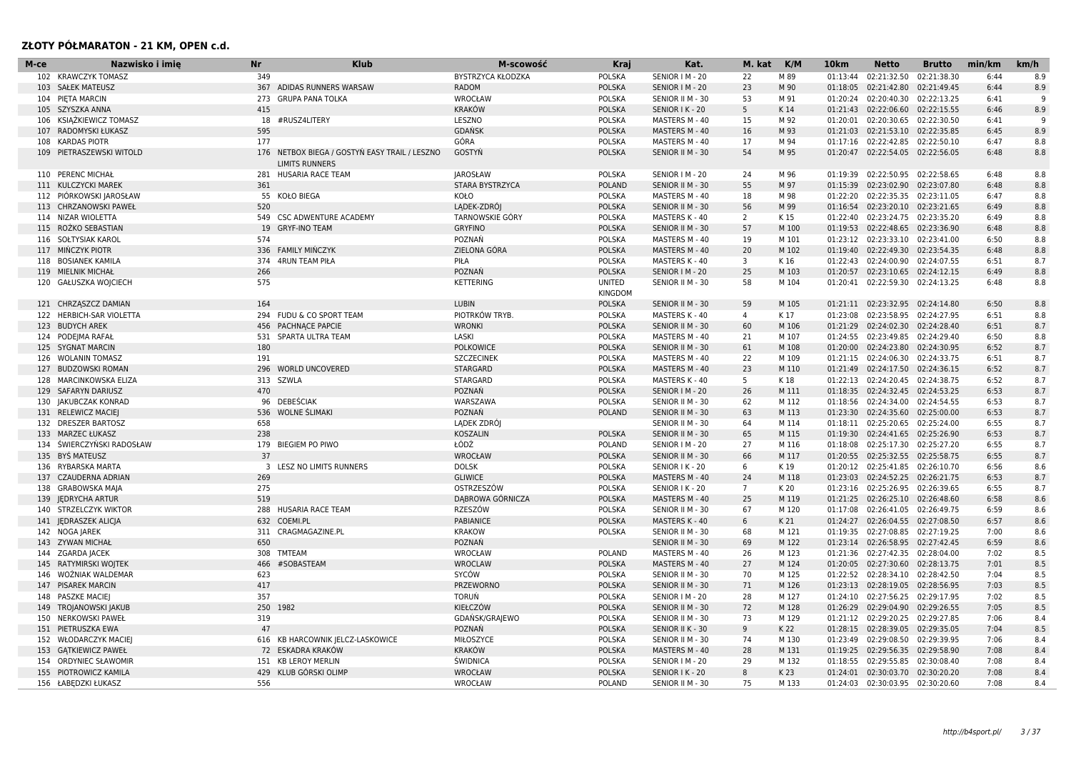## ZŁOTY PÓŁMARATON - 21 KM, OPEN c.d.

| M-ce | Nazwisko i imię | Nr | Klub | M-scowość | Kraj | Kat. | M. kat | K/M | 10km | Netto | Brutto | min/km | km/h |
|---|---|---|---|---|---|---|---|---|---|---|---|---|---|
| 102 | KRAWCZYK TOMASZ | 349 | | BYSTRZYCA KŁODZKA | POLSKA | SENIOR I M - 20 | 22 | M 89 | 01:13:44 | 02:21:32.50 | 02:21:38.30 | 6:44 | 8.9 |
| 103 | SAŁEK MATEUSZ | 367 | ADIDAS RUNNERS WARSAW | RADOM | POLSKA | SENIOR I M - 20 | 23 | M 90 | 01:18:05 | 02:21:42.80 | 02:21:49.45 | 6:44 | 8.9 |
| 104 | PIĘTA MARCIN | 273 | GRUPA PANA TOLKA | WROCŁAW | POLSKA | SENIOR II M - 30 | 53 | M 91 | 01:20:24 | 02:20:40.30 | 02:22:13.25 | 6:41 | 9 |
| 105 | SZYSZKA ANNA | 415 | | KRAKÓW | POLSKA | SENIOR I K - 20 | 5 | K 14 | 01:21:43 | 02:22:06.60 | 02:22:15.55 | 6:46 | 8.9 |
| 106 | KSIĄŻKIEWICZ TOMASZ | 18 | #RUSZ4LITERY | LESZNO | POLSKA | MASTERS M - 40 | 15 | M 92 | 01:20:01 | 02:20:30.65 | 02:22:30.50 | 6:41 | 9 |
| 107 | RADOMYSKI ŁUKASZ | 595 | | GDAŃSK | POLSKA | MASTERS M - 40 | 16 | M 93 | 01:21:03 | 02:21:53.10 | 02:22:35.85 | 6:45 | 8.9 |
| 108 | KARDAS PIOTR | 177 | | GÓRA | POLSKA | MASTERS M - 40 | 17 | M 94 | 01:17:16 | 02:22:42.85 | 02:22:50.10 | 6:47 | 8.8 |
| 109 | PIETRASZEWSKI WITOLD | 176 | NETBOX BIEGA / GOSTYŃ EASY TRAIL / LESZNO LIMITS RUNNERS | GOSTYŃ | POLSKA | SENIOR II M - 30 | 54 | M 95 | 01:20:47 | 02:22:54.05 | 02:22:56.05 | 6:48 | 8.8 |
| 110 | PERENC MICHAŁ | 281 | HUSARIA RACE TEAM | JAROSŁAW | POLSKA | SENIOR I M - 20 | 24 | M 96 | 01:19:39 | 02:22:50.95 | 02:22:58.65 | 6:48 | 8.8 |
| 111 | KULCZYCKI MAREK | 361 | | STARA BYSTRZYCA | POLAND | SENIOR II M - 30 | 55 | M 97 | 01:15:39 | 02:23:02.90 | 02:23:07.80 | 6:48 | 8.8 |
| 112 | PIÓRKOWSKI JAROSŁAW | 55 | KOŁO BIEGA | KOŁO | POLSKA | MASTERS M - 40 | 18 | M 98 | 01:22:20 | 02:22:35.35 | 02:23:11.05 | 6:47 | 8.8 |
| 113 | CHRZANOWSKI PAWEŁ | 520 | | LĄDEK-ZDRÓJ | POLSKA | SENIOR II M - 30 | 56 | M 99 | 01:16:54 | 02:23:20.10 | 02:23:21.65 | 6:49 | 8.8 |
| 114 | NIZAR WIOLETTA | 549 | CSC ADWENTURE ACADEMY | TARNOWSKIE GÓRY | POLSKA | MASTERS K - 40 | 2 | K 15 | 01:22:40 | 02:23:24.75 | 02:23:35.20 | 6:49 | 8.8 |
| 115 | ROŻKO SEBASTIAN | 19 | GRYF-INO TEAM | GRYFINO | POLSKA | SENIOR II M - 30 | 57 | M 100 | 01:19:53 | 02:22:48.65 | 02:23:36.90 | 6:48 | 8.8 |
| 116 | SOŁTYSIAK KAROL | 574 | | POZNAŃ | POLSKA | MASTERS M - 40 | 19 | M 101 | 01:23:12 | 02:23:33.10 | 02:23:41.00 | 6:50 | 8.8 |
| 117 | MIŃCZYK PIOTR | 336 | FAMILY MIŃCZYK | ZIELONA GÓRA | POLSKA | MASTERS M - 40 | 20 | M 102 | 01:19:40 | 02:22:49.30 | 02:23:54.35 | 6:48 | 8.8 |
| 118 | BOSIANEK KAMILA | 374 | 4RUN TEAM PIŁA | PIŁA | POLSKA | MASTERS K - 40 | 3 | K 16 | 01:22:43 | 02:24:00.90 | 02:24:07.55 | 6:51 | 8.7 |
| 119 | MIELNIK MICHAŁ | 266 | | POZNAŃ | POLSKA | SENIOR I M - 20 | 25 | M 103 | 01:20:57 | 02:23:10.65 | 02:24:12.15 | 6:49 | 8.8 |
| 120 | GAŁUSZKA WOJCIECH | 575 | | KETTERING | UNITED KINGDOM | SENIOR II M - 30 | 58 | M 104 | 01:20:41 | 02:22:59.30 | 02:24:13.25 | 6:48 | 8.8 |
| 121 | CHRZĄSZCZ DAMIAN | 164 | | LUBIN | POLSKA | SENIOR II M - 30 | 59 | M 105 | 01:21:11 | 02:23:32.95 | 02:24:14.80 | 6:50 | 8.8 |
| 122 | HERBICH-SAR VIOLETTA | 294 | FUDU & CO SPORT TEAM | PIOTRKÓW TRYB. | POLSKA | MASTERS K - 40 | 4 | K 17 | 01:23:08 | 02:23:58.95 | 02:24:27.95 | 6:51 | 8.8 |
| 123 | BUDYCH AREK | 456 | PACHNĄCE PAPCIE | WRONKI | POLSKA | SENIOR II M - 30 | 60 | M 106 | 01:21:29 | 02:24:02.30 | 02:24:28.40 | 6:51 | 8.7 |
| 124 | PODEJMA RAFAŁ | 531 | SPARTA ULTRA TEAM | LASKI | POLSKA | MASTERS M - 40 | 21 | M 107 | 01:24:55 | 02:23:49.85 | 02:24:29.40 | 6:50 | 8.8 |
| 125 | SYGNAT MARCIN | 180 | | POLKOWICE | POLSKA | SENIOR II M - 30 | 61 | M 108 | 01:20:00 | 02:24:23.80 | 02:24:30.95 | 6:52 | 8.7 |
| 126 | WOLANIN TOMASZ | 191 | | SZCZECINEK | POLSKA | MASTERS M - 40 | 22 | M 109 | 01:21:15 | 02:24:06.30 | 02:24:33.75 | 6:51 | 8.7 |
| 127 | BUDZOWSKI ROMAN | 296 | WORLD UNCOVERED | STARGARD | POLSKA | MASTERS M - 40 | 23 | M 110 | 01:21:49 | 02:24:17.50 | 02:24:36.15 | 6:52 | 8.7 |
| 128 | MARCINKOWSKA ELIZA | 313 | SZWLA | STARGARD | POLSKA | MASTERS K - 40 | 5 | K 18 | 01:22:13 | 02:24:20.45 | 02:24:38.75 | 6:52 | 8.7 |
| 129 | SAFARYN DARIUSZ | 470 | | POZNAŃ | POLSKA | SENIOR I M - 20 | 26 | M 111 | 01:18:35 | 02:24:32.45 | 02:24:53.25 | 6:53 | 8.7 |
| 130 | JAKUBCZAK KONRAD | 96 | DEBEŚCIAK | WARSZAWA | POLSKA | SENIOR II M - 30 | 62 | M 112 | 01:18:56 | 02:24:34.00 | 02:24:54.55 | 6:53 | 8.7 |
| 131 | RELEWICZ MACIEJ | 536 | WOLNE ŚLIMAKI | POZNAŃ | POLAND | SENIOR II M - 30 | 63 | M 113 | 01:23:30 | 02:24:35.60 | 02:25:00.00 | 6:53 | 8.7 |
| 132 | DRESZER BARTOSZ | 658 | | LĄDEK ZDRÓJ | | SENIOR II M - 30 | 64 | M 114 | 01:18:11 | 02:25:20.65 | 02:25:24.00 | 6:55 | 8.7 |
| 133 | MARZEC ŁUKASZ | 238 | | KOSZALIN | POLSKA | SENIOR II M - 30 | 65 | M 115 | 01:19:30 | 02:24:41.65 | 02:25:26.90 | 6:53 | 8.7 |
| 134 | ŚWIERCZYŃSKI RADOSŁAW | 179 | BIEGIEM PO PIWO | ŁÓDŹ | POLAND | SENIOR I M - 20 | 27 | M 116 | 01:18:08 | 02:25:17.30 | 02:25:27.20 | 6:55 | 8.7 |
| 135 | BYŚ MATEUSZ | 37 | | WROCŁAW | POLSKA | SENIOR II M - 30 | 66 | M 117 | 01:20:55 | 02:25:32.55 | 02:25:58.75 | 6:55 | 8.7 |
| 136 | RYBARSKA MARTA | 3 | LESZ NO LIMITS RUNNERS | DOLSK | POLSKA | SENIOR I K - 20 | 6 | K 19 | 01:20:12 | 02:25:41.85 | 02:26:10.70 | 6:56 | 8.6 |
| 137 | CZAUDERNA ADRIAN | 269 | | GLIWICE | POLSKA | MASTERS M - 40 | 24 | M 118 | 01:23:03 | 02:24:52.25 | 02:26:21.75 | 6:53 | 8.7 |
| 138 | GRABOWSKA MAJA | 275 | | OSTRZESZÓW | POLSKA | SENIOR I K - 20 | 7 | K 20 | 01:23:16 | 02:25:26.95 | 02:26:39.65 | 6:55 | 8.7 |
| 139 | JĘDRYCHA ARTUR | 519 | | DĄBROWA GÓRNICZA | POLSKA | MASTERS M - 40 | 25 | M 119 | 01:21:25 | 02:26:25.10 | 02:26:48.60 | 6:58 | 8.6 |
| 140 | STRZELCZYK WIKTOR | 288 | HUSARIA RACE TEAM | RZESZÓW | POLSKA | SENIOR II M - 30 | 67 | M 120 | 01:17:08 | 02:26:41.05 | 02:26:49.75 | 6:59 | 8.6 |
| 141 | JĘDRASZEK ALICJA | 632 | COEMI.PL | PABIANICE | POLSKA | MASTERS K - 40 | 6 | K 21 | 01:24:27 | 02:26:04.55 | 02:27:08.50 | 6:57 | 8.6 |
| 142 | NOGA JAREK | 311 | CRAGMAGAZINE.PL | KRAKOW | POLSKA | SENIOR II M - 30 | 68 | M 121 | 01:19:35 | 02:27:08.85 | 02:27:19.25 | 7:00 | 8.6 |
| 143 | ZYWAN MICHAŁ | 650 | | POZNAŃ | | SENIOR II M - 30 | 69 | M 122 | 01:23:14 | 02:26:58.95 | 02:27:42.45 | 6:59 | 8.6 |
| 144 | ZGARDA JACEK | 308 | TMTEAM | WROCŁAW | POLAND | MASTERS M - 40 | 26 | M 123 | 01:21:36 | 02:27:42.35 | 02:28:04.00 | 7:02 | 8.5 |
| 145 | RATYMIRSKI WOJTEK | 466 | #SOBASTEAM | WROCLAW | POLSKA | MASTERS M - 40 | 27 | M 124 | 01:20:05 | 02:27:30.60 | 02:28:13.75 | 7:01 | 8.5 |
| 146 | WOŹNIAK WALDEMAR | 623 | | SYCÓW | POLSKA | SENIOR II M - 30 | 70 | M 125 | 01:22:52 | 02:28:34.10 | 02:28:42.50 | 7:04 | 8.5 |
| 147 | PISAREK MARCIN | 417 | | PRZEWORNO | POLSKA | SENIOR II M - 30 | 71 | M 126 | 01:23:13 | 02:28:19.05 | 02:28:56.95 | 7:03 | 8.5 |
| 148 | PASZKE MACIEJ | 357 | | TORUŃ | POLSKA | SENIOR I M - 20 | 28 | M 127 | 01:24:10 | 02:27:56.25 | 02:29:17.95 | 7:02 | 8.5 |
| 149 | TROJANOWSKI JAKUB | 250 | 1982 | KIEŁCZÓW | POLSKA | SENIOR II M - 30 | 72 | M 128 | 01:26:29 | 02:29:04.90 | 02:29:26.55 | 7:05 | 8.5 |
| 150 | NERKOWSKI PAWEŁ | 319 | | GDAŃSK/GRAJEWO | POLSKA | SENIOR II M - 30 | 73 | M 129 | 01:21:12 | 02:29:20.25 | 02:29:27.85 | 7:06 | 8.4 |
| 151 | PIETRUSZKA EWA | 47 | | POZNAŃ | POLSKA | SENIOR II K - 30 | 9 | K 22 | 01:28:15 | 02:28:39.05 | 02:29:35.05 | 7:04 | 8.5 |
| 152 | WŁODARCZYK MACIEJ | 616 | KB HARCOWNIK JELCZ-LASKOWICE | MIŁOSZYCE | POLSKA | SENIOR II M - 30 | 74 | M 130 | 01:23:49 | 02:29:08.50 | 02:29:39.95 | 7:06 | 8.4 |
| 153 | GĄTKIEWICZ PAWEŁ | 72 | ESKADRA KRAKÓW | KRAKÓW | POLSKA | MASTERS M - 40 | 28 | M 131 | 01:19:25 | 02:29:56.35 | 02:29:58.90 | 7:08 | 8.4 |
| 154 | ORDYNIEC SŁAWOMIR | 151 | KB LEROY MERLIN | ŚWIDNICA | POLSKA | SENIOR I M - 20 | 29 | M 132 | 01:18:55 | 02:29:55.85 | 02:30:08.40 | 7:08 | 8.4 |
| 155 | PIOTROWICZ KAMILA | 429 | KLUB GÓRSKI OLIMP | WROCŁAW | POLSKA | SENIOR I K - 20 | 8 | K 23 | 01:24:01 | 02:30:03.70 | 02:30:20.20 | 7:08 | 8.4 |
| 156 | ŁABĘDZKI ŁUKASZ | 556 | | WROCŁAW | POLAND | SENIOR II M - 30 | 75 | M 133 | 01:24:03 | 02:30:03.95 | 02:30:20.60 | 7:08 | 8.4 |

http://b4sport.pl/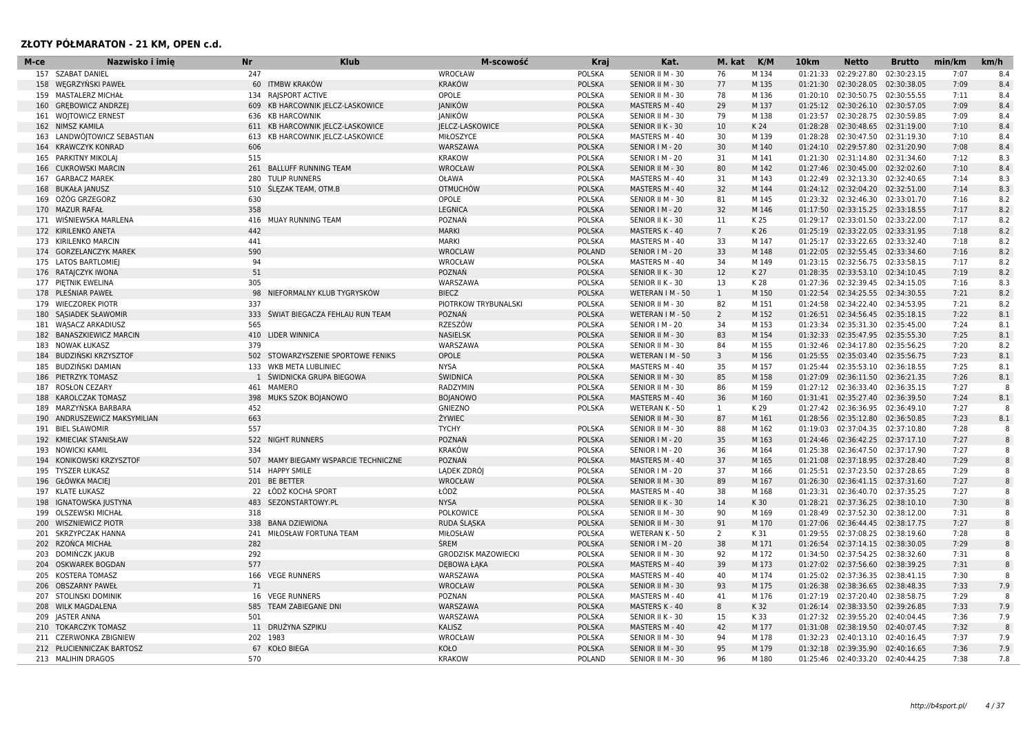## ZŁOTY PÓŁMARATON - 21 KM, OPEN c.d.

| M-ce | Nazwisko i imię | Nr | Klub | M-scowość | Kraj | Kat. | M. kat | K/M | 10km | Netto | Brutto | min/km | km/h |
|---|---|---|---|---|---|---|---|---|---|---|---|---|---|
| 157 | SZABAT DANIEL | 247 | | WROCŁAW | POLSKA | SENIOR II M - 30 | 76 | M 134 | 01:21:33 | 02:29:27.80 | 02:30:23.15 | 7:07 | 8.4 |
| 158 | WĘGRZYŃSKI PAWEŁ | 60 | ITMBW KRAKÓW | KRAKÓW | POLSKA | SENIOR II M - 30 | 77 | M 135 | 01:21:30 | 02:30:28.05 | 02:30:38.05 | 7:09 | 8.4 |
| 159 | MASTALERZ MICHAŁ | 134 | RAJSPORT ACTIVE | OPOLE | POLSKA | SENIOR II M - 30 | 78 | M 136 | 01:20:10 | 02:30:50.75 | 02:30:55.55 | 7:11 | 8.4 |
| 160 | GRĘBOWICZ ANDRZEJ | 609 | KB HARCOWNIK JELCZ-LASKOWICE | JANIKÓW | POLSKA | MASTERS M - 40 | 29 | M 137 | 01:25:12 | 02:30:26.10 | 02:30:57.05 | 7:09 | 8.4 |
| 161 | WOJTOWICZ ERNEST | 636 | KB HARCOWNIK | JANIKÓW | POLSKA | SENIOR II M - 30 | 79 | M 138 | 01:23:57 | 02:30:28.75 | 02:30:59.85 | 7:09 | 8.4 |
| 162 | NIMSZ KAMILA | 611 | KB HARCOWNIK JELCZ-LASKOWICE | JELCZ-LASKOWICE | POLSKA | SENIOR II K - 30 | 10 | K 24 | 01:28:28 | 02:30:48.65 | 02:31:19.00 | 7:10 | 8.4 |
| 163 | LANDWÓJTOWICZ SEBASTIAN | 613 | KB HARCOWNIK JELCZ-LASKOWICE | MIŁOSZYCE | POLSKA | MASTERS M - 40 | 30 | M 139 | 01:28:28 | 02:30:47.50 | 02:31:19.30 | 7:10 | 8.4 |
| 164 | KRAWCZYK KONRAD | 606 | | WARSZAWA | POLSKA | SENIOR I M - 20 | 30 | M 140 | 01:24:10 | 02:29:57.80 | 02:31:20.90 | 7:08 | 8.4 |
| 165 | PARKITNY MIKOLAJ | 515 | | KRAKOW | POLSKA | SENIOR I M - 20 | 31 | M 141 | 01:21:30 | 02:31:14.80 | 02:31:34.60 | 7:12 | 8.3 |
| 166 | CUKROWSKI MARCIN | 261 | BALLUFF RUNNING TEAM | WROCŁAW | POLSKA | SENIOR II M - 30 | 80 | M 142 | 01:27:46 | 02:30:45.00 | 02:32:02.60 | 7:10 | 8.4 |
| 167 | GARBACZ MAREK | 280 | TULIP RUNNERS | OŁAWA | POLSKA | MASTERS M - 40 | 31 | M 143 | 01:22:49 | 02:32:13.30 | 02:32:40.65 | 7:14 | 8.3 |
| 168 | BUKAŁA JANUSZ | 510 | ŚLĘZAK TEAM, OTM.B | OTMUCHÓW | POLSKA | MASTERS M - 40 | 32 | M 144 | 01:24:12 | 02:32:04.20 | 02:32:51.00 | 7:14 | 8.3 |
| 169 | OŻÓG GRZEGORZ | 630 | | OPOLE | POLSKA | SENIOR II M - 30 | 81 | M 145 | 01:23:32 | 02:32:46.30 | 02:33:01.70 | 7:16 | 8.2 |
| 170 | MAZUR RAFAŁ | 358 | | LEGNICA | POLSKA | SENIOR I M - 20 | 32 | M 146 | 01:17:50 | 02:33:15.25 | 02:33:18.55 | 7:17 | 8.2 |
| 171 | WIŚNIEWSKA MARLENA | 416 | MUAY RUNNING TEAM | POZNAŃ | POLSKA | SENIOR II K - 30 | 11 | K 25 | 01:29:17 | 02:33:01.50 | 02:33:22.00 | 7:17 | 8.2 |
| 172 | KIRILENKO ANETA | 442 | | MARKI | POLSKA | MASTERS K - 40 | 7 | K 26 | 01:25:19 | 02:33:22.05 | 02:33:31.95 | 7:18 | 8.2 |
| 173 | KIRILENKO MARCIN | 441 | | MARKI | POLSKA | MASTERS M - 40 | 33 | M 147 | 01:25:17 | 02:33:22.65 | 02:33:32.40 | 7:18 | 8.2 |
| 174 | GORZELANCZYK MAREK | 590 | | WROCLAW | POLAND | SENIOR I M - 20 | 33 | M 148 | 01:22:05 | 02:32:55.45 | 02:33:34.60 | 7:16 | 8.2 |
| 175 | LATOS BARTLOMIEJ | 94 | | WROCŁAW | POLSKA | MASTERS M - 40 | 34 | M 149 | 01:23:15 | 02:32:56.75 | 02:33:58.15 | 7:17 | 8.2 |
| 176 | RATAJCZYK IWONA | 51 | | POZNAŃ | POLSKA | SENIOR II K - 30 | 12 | K 27 | 01:28:35 | 02:33:53.10 | 02:34:10.45 | 7:19 | 8.2 |
| 177 | PIĘTNIK EWELINA | 305 | | WARSZAWA | POLSKA | SENIOR II K - 30 | 13 | K 28 | 01:27:36 | 02:32:39.45 | 02:34:15.05 | 7:16 | 8.3 |
| 178 | PLEŚNIAR PAWEŁ | 98 | NIEFORMALNY KLUB TYGRYSKÓW | BIECZ | POLSKA | WETERAN I M - 50 | 1 | M 150 | 01:22:54 | 02:34:25.55 | 02:34:30.55 | 7:21 | 8.2 |
| 179 | WIECZOREK PIOTR | 337 | | PIOTRKOW TRYBUNALSKI | POLSKA | SENIOR II M - 30 | 82 | M 151 | 01:24:58 | 02:34:22.40 | 02:34:53.95 | 7:21 | 8.2 |
| 180 | SĄSIADEK SŁAWOMIR | 333 | ŚWIAT BIEGACZA FEHLAU RUN TEAM | POZNAŃ | POLSKA | WETERAN I M - 50 | 2 | M 152 | 01:26:51 | 02:34:56.45 | 02:35:18.15 | 7:22 | 8.1 |
| 181 | WĄSACZ ARKADIUSZ | 565 | | RZESZÓW | POLSKA | SENIOR I M - 20 | 34 | M 153 | 01:23:34 | 02:35:31.30 | 02:35:45.00 | 7:24 | 8.1 |
| 182 | BANASZKIEWICZ MARCIN | 410 | LIDER WINNICA | NASIELSK | POLSKA | SENIOR II M - 30 | 83 | M 154 | 01:32:33 | 02:35:47.95 | 02:35:55.30 | 7:25 | 8.1 |
| 183 | NOWAK ŁUKASZ | 379 | | WARSZAWA | POLSKA | SENIOR II M - 30 | 84 | M 155 | 01:32:46 | 02:34:17.80 | 02:35:56.25 | 7:20 | 8.2 |
| 184 | BUDZIŃSKI KRZYSZTOF | 502 | STOWARZYSZENIE SPORTOWE FENIKS | OPOLE | POLSKA | WETERAN I M - 50 | 3 | M 156 | 01:25:55 | 02:35:03.40 | 02:35:56.75 | 7:23 | 8.1 |
| 185 | BUDZIŃSKI DAMIAN | 133 | WKB META LUBLINIEC | NYSA | POLSKA | MASTERS M - 40 | 35 | M 157 | 01:25:44 | 02:35:53.10 | 02:36:18.55 | 7:25 | 8.1 |
| 186 | PIETRZYK TOMASZ | 1 | ŚWIDNICKA GRUPA BIEGOWA | ŚWIDNICA | POLSKA | SENIOR II M - 30 | 85 | M 158 | 01:27:09 | 02:36:11.50 | 02:36:21.35 | 7:26 | 8.1 |
| 187 | ROSŁON CEZARY | 461 | MAMERO | RADZYMIN | POLSKA | SENIOR II M - 30 | 86 | M 159 | 01:27:12 | 02:36:33.40 | 02:36:35.15 | 7:27 | 8 |
| 188 | KAROLCZAK TOMASZ | 398 | MUKS SZOK BOJANOWO | BOJANOWO | POLSKA | MASTERS M - 40 | 36 | M 160 | 01:31:41 | 02:35:27.40 | 02:36:39.50 | 7:24 | 8.1 |
| 189 | MARZYŃSKA BARBARA | 452 | | GNIEZNO | POLSKA | WETERAN K - 50 | 1 | K 29 | 01:27:42 | 02:36:36.95 | 02:36:49.10 | 7:27 | 8 |
| 190 | ANDRUSZEWICZ MAKSYMILIAN | 663 | | ŻYWIEC | | SENIOR II M - 30 | 87 | M 161 | 01:28:56 | 02:35:12.80 | 02:36:50.85 | 7:23 | 8.1 |
| 191 | BIEL SŁAWOMIR | 557 | | TYCHY | POLSKA | SENIOR II M - 30 | 88 | M 162 | 01:19:03 | 02:37:04.35 | 02:37:10.80 | 7:28 | 8 |
| 192 | KMIECIAK STANISŁAW | 522 | NIGHT RUNNERS | POZNAŃ | POLSKA | SENIOR I M - 20 | 35 | M 163 | 01:24:46 | 02:36:42.25 | 02:37:17.10 | 7:27 | 8 |
| 193 | NOWICKI KAMIL | 334 | | KRAKÓW | POLSKA | SENIOR I M - 20 | 36 | M 164 | 01:25:38 | 02:36:47.50 | 02:37:17.90 | 7:27 | 8 |
| 194 | KONIKOWSKI KRZYSZTOF | 507 | MAMY BIEGAMY WSPARCIE TECHNICZNE | POZNAŃ | POLSKA | MASTERS M - 40 | 37 | M 165 | 01:21:08 | 02:37:18.95 | 02:37:28.40 | 7:29 | 8 |
| 195 | TYSZER ŁUKASZ | 514 | HAPPY SMILE | LĄDEK ZDRÓJ | POLSKA | SENIOR I M - 20 | 37 | M 166 | 01:25:51 | 02:37:23.50 | 02:37:28.65 | 7:29 | 8 |
| 196 | GŁÓWKA MACIEJ | 201 | BE BETTER | WROCŁAW | POLSKA | SENIOR II M - 30 | 89 | M 167 | 01:26:30 | 02:36:41.15 | 02:37:31.60 | 7:27 | 8 |
| 197 | KLATE ŁUKASZ | 22 | ŁÓDŹ KOCHA SPORT | ŁÓDŹ | POLSKA | MASTERS M - 40 | 38 | M 168 | 01:23:31 | 02:36:40.70 | 02:37:35.25 | 7:27 | 8 |
| 198 | IGNATOWSKA JUSTYNA | 483 | SEZONSTARTOWY.PL | NYSA | POLSKA | SENIOR II K - 30 | 14 | K 30 | 01:28:21 | 02:37:36.25 | 02:38:10.10 | 7:30 | 8 |
| 199 | OLSZEWSKI MICHAŁ | 318 | | POLKOWICE | POLSKA | SENIOR II M - 30 | 90 | M 169 | 01:28:49 | 02:37:52.30 | 02:38:12.00 | 7:31 | 8 |
| 200 | WISZNIEWICZ PIOTR | 338 | BANA DZIEWIONA | RUDA ŚLĄSKA | POLSKA | SENIOR II M - 30 | 91 | M 170 | 01:27:06 | 02:36:44.45 | 02:38:17.75 | 7:27 | 8 |
| 201 | SKRZYPCZAK HANNA | 241 | MIŁOSŁAW FORTUNA TEAM | MIŁOSŁAW | POLSKA | WETERAN K - 50 | 2 | K 31 | 01:29:55 | 02:37:08.25 | 02:38:19.60 | 7:28 | 8 |
| 202 | RZOŃCA MICHAŁ | 282 | | ŚREM | POLSKA | SENIOR I M - 20 | 38 | M 171 | 01:26:54 | 02:37:14.15 | 02:38:30.05 | 7:29 | 8 |
| 203 | DOMIŃCZAK JAKUB | 292 | | GRODZISK MAZOWIECKI | POLSKA | SENIOR II M - 30 | 92 | M 172 | 01:34:50 | 02:37:54.25 | 02:38:32.60 | 7:31 | 8 |
| 204 | OSKWAREK BOGDAN | 577 | | DĘBOWA ŁĄKA | POLSKA | MASTERS M - 40 | 39 | M 173 | 01:27:02 | 02:37:56.60 | 02:38:39.25 | 7:31 | 8 |
| 205 | KOSTERA TOMASZ | 166 | VEGE RUNNERS | WARSZAWA | POLSKA | MASTERS M - 40 | 40 | M 174 | 01:25:02 | 02:37:36.35 | 02:38:41.15 | 7:30 | 8 |
| 206 | OBSZARNY PAWEŁ | 71 | | WROCŁAW | POLSKA | SENIOR II M - 30 | 93 | M 175 | 01:26:38 | 02:38:36.65 | 02:38:48.35 | 7:33 | 7.9 |
| 207 | STOLINSKI DOMINIK | 16 | VEGE RUNNERS | POZNAN | POLSKA | MASTERS M - 40 | 41 | M 176 | 01:27:19 | 02:37:20.40 | 02:38:58.75 | 7:29 | 8 |
| 208 | WILK MAGDALENA | 585 | TEAM ZABIEGANE DNI | WARSZAWA | POLSKA | MASTERS K - 40 | 8 | K 32 | 01:26:14 | 02:38:33.50 | 02:39:26.85 | 7:33 | 7.9 |
| 209 | JASTER ANNA | 501 | | WARSZAWA | POLSKA | SENIOR II K - 30 | 15 | K 33 | 01:27:32 | 02:39:55.20 | 02:40:04.45 | 7:36 | 7.9 |
| 210 | TOKARCZYK TOMASZ | 11 | DRUŻYNA SZPIKU | KALISZ | POLSKA | MASTERS M - 40 | 42 | M 177 | 01:31:08 | 02:38:19.50 | 02:40:07.45 | 7:32 | 8 |
| 211 | CZERWONKA ZBIGNIEW | 202 | 1983 | WROCŁAW | POLSKA | SENIOR II M - 30 | 94 | M 178 | 01:32:23 | 02:40:13.10 | 02:40:16.45 | 7:37 | 7.9 |
| 212 | PŁUCIENNICZAK BARTOSZ | 67 | KOŁO BIEGA | KOŁO | POLSKA | SENIOR II M - 30 | 95 | M 179 | 01:32:18 | 02:39:35.90 | 02:40:16.65 | 7:36 | 7.9 |
| 213 | MALIHIN DRAGOS | 570 | | KRAKOW | POLAND | SENIOR II M - 30 | 96 | M 180 | 01:25:46 | 02:40:33.20 | 02:40:44.25 | 7:38 | 7.8 |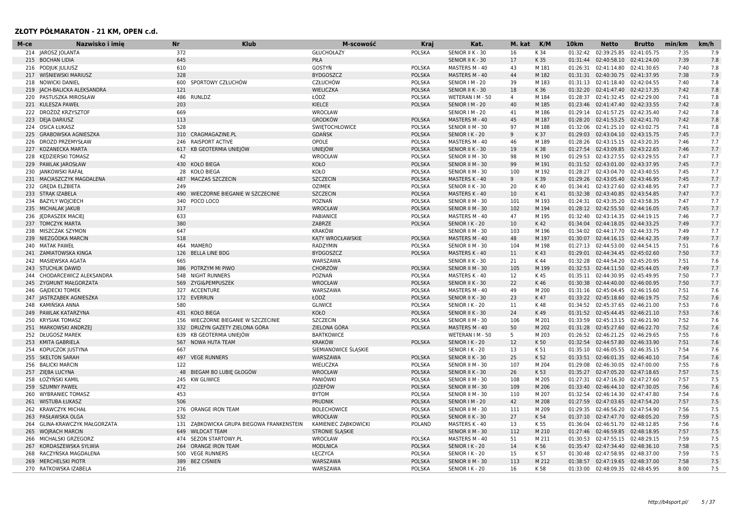## ZŁOTY PÓŁMARATON - 21 KM, OPEN c.d.

| M-ce | Nazwisko i imię | Nr | Klub | M-scowość | Kraj | Kat. | M. kat | K/M | 10km | Netto | Brutto | min/km | km/h |
|---|---|---|---|---|---|---|---|---|---|---|---|---|---|
| 214 | JAROSZ JOLANTA | 372 | | GŁUCHOŁAZY | POLSKA | SENIOR II K - 30 | 16 | K 34 | 01:32:42 | 02:39:25.85 | 02:41:05.75 | 7:35 | 7.9 |
| 215 | BOCHAN LIDIA | 645 | | PIŁA | | SENIOR II K - 30 | 17 | K 35 | 01:31:44 | 02:40:58.10 | 02:41:24.00 | 7:39 | 7.8 |
| 216 | PODJUK JULIUSZ | 610 | | GOSTYŃ | POLSKA | MASTERS M - 40 | 43 | M 181 | 01:26:31 | 02:41:14.80 | 02:41:30.65 | 7:40 | 7.8 |
| 217 | WIŚNIEWSKI MARIUSZ | 328 | | BYDGOSZCZ | POLSKA | MASTERS M - 40 | 44 | M 182 | 01:31:31 | 02:40:30.75 | 02:41:37.95 | 7:38 | 7.9 |
| 218 | NOWICKI DANIEL | 600 | SPORTOWY CZŁUCHÓW | CZŁUCHÓW | POLSKA | SENIOR I M - 20 | 39 | M 183 | 01:31:13 | 02:41:18.40 | 02:42:04.55 | 7:40 | 7.8 |
| 219 | JACH-BALICKA ALEKSANDRA | 121 | | WIELICZKA | POLSKA | SENIOR II K - 30 | 18 | K 36 | 01:32:20 | 02:41:47.40 | 02:42:17.35 | 7:42 | 7.8 |
| 220 | PASTUSZKA MIROSŁAW | 486 | RUNLDZ | ŁÓDŹ | POLSKA | WETERAN I M - 50 | 4 | M 184 | 01:28:37 | 02:41:32.45 | 02:42:29.00 | 7:41 | 7.8 |
| 221 | KULESZA PAWEŁ | 203 | | KIELCE | POLSKA | SENIOR I M - 20 | 40 | M 185 | 01:23:46 | 02:41:47.40 | 02:42:33.55 | 7:42 | 7.8 |
| 222 | DROŻDŻ KRZYSZTOF | 669 | | WROCŁAW | | SENIOR I M - 20 | 41 | M 186 | 01:29:14 | 02:41:57.25 | 02:42:35.40 | 7:42 | 7.8 |
| 223 | DEJA DARIUSZ | 113 | | GRODKÓW | POLSKA | MASTERS M - 40 | 45 | M 187 | 01:28:20 | 02:41:53.25 | 02:42:41.70 | 7:42 | 7.8 |
| 224 | OSICA ŁUKASZ | 528 | | ŚWIĘTOCHŁOWICE | POLSKA | SENIOR II M - 30 | 97 | M 188 | 01:32:06 | 02:41:25.10 | 02:43:02.75 | 7:41 | 7.8 |
| 225 | GRABOWSKA AGNIESZKA | 310 | CRAGMAGAZINE.PL | GDAŃSK | POLSKA | SENIOR I K - 20 | 9 | K 37 | 01:29:03 | 02:43:04.10 | 02:43:15.75 | 7:45 | 7.7 |
| 226 | DROZD PRZEMYSŁAW | 246 | RAISPORT ACTIVE | OPOLE | POLSKA | MASTERS M - 40 | 46 | M 189 | 01:28:26 | 02:43:15.15 | 02:43:20.35 | 7:46 | 7.7 |
| 227 | KOZANECKA MARTA | 617 | KB GEOTERMIA UNIEJÓW | UNIEJÓW | POLSKA | SENIOR II K - 30 | 19 | K 38 | 01:27:54 | 02:43:09.85 | 02:43:22.65 | 7:46 | 7.7 |
| 228 | KĘDZIERSKI TOMASZ | 42 | | WROCŁAW | POLSKA | SENIOR II M - 30 | 98 | M 190 | 01:29:53 | 02:43:27.55 | 02:43:29.55 | 7:47 | 7.7 |
| 229 | PAWLAK JAROSŁAW | 430 | KOŁO BIEGA | KOŁO | POLSKA | SENIOR II M - 30 | 99 | M 191 | 01:31:52 | 02:43:01.00 | 02:43:37.95 | 7:45 | 7.7 |
| 230 | JANKOWSKI RAFAŁ | 28 | KOŁO BIEGA | KOŁO | POLSKA | SENIOR II M - 30 | 100 | M 192 | 01:28:27 | 02:43:04.70 | 02:43:40.55 | 7:45 | 7.7 |
| 231 | MACIASZCZYK MAGDALENA | 487 | MACZAS SZCZECIN | SZCZECIN | POLSKA | MASTERS K - 40 | 9 | K 39 | 01:29:26 | 02:43:05.40 | 02:43:46.95 | 7:45 | 7.7 |
| 232 | GRĘDA ELŻBIETA | 249 | | OZIMEK | POLSKA | SENIOR II K - 30 | 20 | K 40 | 01:34:41 | 02:43:27.60 | 02:43:48.95 | 7:47 | 7.7 |
| 233 | STRĄK IZABELA | 490 | WIECZORNE BIEGANIE W SZCZECINIE | SZCZECIN | POLSKA | MASTERS K - 40 | 10 | K 41 | 01:32:38 | 02:43:40.85 | 02:43:54.85 | 7:47 | 7.7 |
| 234 | BAZYLY WOJCIECH | 340 | POCO LOCO | POZNAŃ | POLSKA | SENIOR II M - 30 | 101 | M 193 | 01:24:31 | 02:43:35.20 | 02:43:58.35 | 7:47 | 7.7 |
| 235 | MICHALAK JAKUB | 317 | | WROCŁAW | POLSKA | SENIOR II M - 30 | 102 | M 194 | 01:28:12 | 02:42:55.50 | 02:44:16.05 | 7:45 | 7.7 |
| 236 | JĘDRASZEK MACIEJ | 633 | | PABIANICE | POLSKA | MASTERS M - 40 | 47 | M 195 | 01:32:40 | 02:43:14.35 | 02:44:19.15 | 7:46 | 7.7 |
| 237 | TOMCZYK MARTA | 380 | | ZABRZE | POLSKA | SENIOR I K - 20 | 10 | K 42 | 01:34:04 | 02:44:18.05 | 02:44:33.25 | 7:49 | 7.7 |
| 238 | MISZCZAK SZYMON | 647 | | KRAKÓW | | SENIOR II M - 30 | 103 | M 196 | 01:34:02 | 02:44:17.70 | 02:44:33.75 | 7:49 | 7.7 |
| 239 | NIEZGÓDKA MARCIN | 518 | | KĄTY WROCŁAWSKIE | POLSKA | MASTERS M - 40 | 48 | M 197 | 01:30:07 | 02:44:16.15 | 02:44:42.35 | 7:49 | 7.7 |
| 240 | MATAK PAWEŁ | 464 | MAMERO | RADZYMIN | POLSKA | SENIOR II M - 30 | 104 | M 198 | 01:27:13 | 02:44:53.00 | 02:44:54.15 | 7:51 | 7.6 |
| 241 | ZAMIATOWSKA KINGA | 126 | BELLA LINE BDG | BYDGOSZCZ | POLSKA | MASTERS K - 40 | 11 | K 43 | 01:29:01 | 02:44:34.45 | 02:45:02.60 | 7:50 | 7.7 |
| 242 | MASIEWSKA AGATA | 665 | | WARSZAWA | | SENIOR II K - 30 | 21 | K 44 | 01:32:28 | 02:44:54.20 | 02:45:20.95 | 7:51 | 7.6 |
| 243 | STUCHLIK DAWID | 386 | POTRZYM MI PIWO | CHORZÓW | POLSKA | SENIOR II M - 30 | 105 | M 199 | 01:32:53 | 02:44:11.50 | 02:45:44.05 | 7:49 | 7.7 |
| 244 | CHODARCEWICZ ALEKSANDRA | 548 | NIGHT RUNNERS | POZNAŃ | POLSKA | MASTERS K - 40 | 12 | K 45 | 01:35:11 | 02:44:30.95 | 02:45:49.95 | 7:50 | 7.7 |
| 245 | ZYGMUNT MAŁGORZATA | 569 | ZYGI&PEMPUSZEK | WROCŁAW | POLSKA | SENIOR II K - 30 | 22 | K 46 | 01:30:38 | 02:44:40.00 | 02:46:00.95 | 7:50 | 7.7 |
| 246 | GAJDECKI TOMEK | 327 | ACCENTURE | WARSZAWA | POLSKA | MASTERS M - 40 | 49 | M 200 | 01:31:16 | 02:45:04.45 | 02:46:15.60 | 7:51 | 7.6 |
| 247 | JASTRZĄBEK AGNIESZKA | 172 | EVERRUN | ŁÓDŹ | POLSKA | SENIOR II K - 30 | 23 | K 47 | 01:33:22 | 02:45:18.60 | 02:46:19.75 | 7:52 | 7.6 |
| 248 | KAMIŃSKA ANNA | 580 | | GLIWICE | POLSKA | SENIOR I K - 20 | 11 | K 48 | 01:34:52 | 02:45:37.65 | 02:46:21.00 | 7:53 | 7.6 |
| 249 | PAWLAK KATARZYNA | 431 | KOŁO BIEGA | KOŁO | POLSKA | SENIOR II K - 30 | 24 | K 49 | 01:31:52 | 02:45:44.45 | 02:46:21.10 | 7:53 | 7.6 |
| 250 | KRYSIAK TOMASZ | 156 | WIECZORNE BIEGANIE W SZCZECINIE | SZCZECIN | POLSKA | SENIOR II M - 30 | 106 | M 201 | 01:33:59 | 02:45:13.15 | 02:46:21.90 | 7:52 | 7.6 |
| 251 | MARKOWSKI ANDRZEJ | 332 | DRUŻYN GAZETY ZIELONA GÓRA | ZIELONA GÓRA | POLSKA | MASTERS M - 40 | 50 | M 202 | 01:31:28 | 02:45:27.60 | 02:46:22.70 | 7:52 | 7.6 |
| 252 | DŁUGOSZ MAREK | 639 | KB GEOTERMIA UNIEJÓW | BARTKOWICE | | WETERAN I M - 50 | 5 | M 203 | 01:26:52 | 02:46:21.25 | 02:46:29.65 | 7:55 | 7.6 |
| 253 | KMITA GABRIELA | 567 | NOWA HUTA TEAM | KRAKÓW | POLSKA | SENIOR I K - 20 | 12 | K 50 | 01:32:54 | 02:44:57.80 | 02:46:33.90 | 7:51 | 7.6 |
| 254 | KOPUCZOK JUSTYNA | 667 | | SIEMIANOWICE ŚLĄSKIE | | SENIOR I K - 20 | 13 | K 51 | 01:35:10 | 02:46:05.55 | 02:46:35.15 | 7:54 | 7.6 |
| 255 | SKELTON SARAH | 497 | VEGE RUNNERS | WARSZAWA | POLSKA | SENIOR II K - 30 | 25 | K 52 | 01:33:51 | 02:46:01.35 | 02:46:40.10 | 7:54 | 7.6 |
| 256 | BALICKI MARCIN | 122 | | WIELICZKA | POLSKA | SENIOR II M - 30 | 107 | M 204 | 01:29:08 | 02:46:30.05 | 02:47:00.00 | 7:55 | 7.6 |
| 257 | ZIĘBA LUCYNA | 48 | BIEGAM BO LUBIĘ GŁOGÓW | WROCŁAW | POLSKA | SENIOR II K - 30 | 26 | K 53 | 01:35:27 | 02:47:05.20 | 02:47:18.65 | 7:57 | 7.5 |
| 258 | ŁOŻYŃSKI KAMIL | 245 | KW GLIWICE | PANIÓWKI | POLSKA | SENIOR II M - 30 | 108 | M 205 | 01:27:31 | 02:47:16.30 | 02:47:27.60 | 7:57 | 7.5 |
| 259 | SZUMNY PAWEŁ | 472 | | JÓZEFÓW | POLSKA | SENIOR II M - 30 | 109 | M 206 | 01:33:40 | 02:46:44.10 | 02:47:30.05 | 7:56 | 7.6 |
| 260 | WYBRANIEC TOMASZ | 453 | | BYTOM | POLSKA | SENIOR II M - 30 | 110 | M 207 | 01:32:54 | 02:46:14.30 | 02:47:47.80 | 7:54 | 7.6 |
| 261 | WISTUBA ŁUKASZ | 506 | | PRUDNIK | POLSKA | SENIOR I M - 20 | 42 | M 208 | 01:27:59 | 02:47:03.65 | 02:47:54.20 | 7:57 | 7.5 |
| 262 | KRAWCZYK MICHAŁ | 276 | ORANGE IRON TEAM | BOLECHOWICE | POLSKA | SENIOR II M - 30 | 111 | M 209 | 01:29:35 | 02:46:56.20 | 02:47:54.90 | 7:56 | 7.5 |
| 263 | PASŁAWSKA OLGA | 532 | | WROCŁAW | POLSKA | SENIOR II K - 30 | 27 | K 54 | 01:37:10 | 02:47:47.70 | 02:48:05.20 | 7:59 | 7.5 |
| 264 | GLINA-KRAWCZYK MAŁGORZATA | 131 | ZĄBKOWICKA GRUPA BIEGOWA FRANKENSTEIN | KAMIENIEC ZĄBKOWICKI | POLAND | MASTERS K - 40 | 13 | K 55 | 01:36:04 | 02:46:51.70 | 02:48:12.85 | 7:56 | 7.6 |
| 265 | WOJRACH MARCIN | 649 | WILDCAT TEAM | STRONIE ŚLĄSKIE | | SENIOR II M - 30 | 112 | M 210 | 01:27:46 | 02:46:59.85 | 02:48:18.95 | 7:57 | 7.5 |
| 266 | MICHALSKI GRZEGORZ | 474 | SEZON STARTOWY.PL | WROCŁAW | POLSKA | MASTERS M - 40 | 51 | M 211 | 01:30:53 | 02:47:55.15 | 02:48:29.15 | 7:59 | 7.5 |
| 267 | KORDASZEWSKA SYLWIA | 264 | ORANGE IRON TEAM | MODLNICA | POLSKA | SENIOR I K - 20 | 14 | K 56 | 01:35:47 | 02:47:34.40 | 02:48:36.10 | 7:58 | 7.5 |
| 268 | RACZYŃSKA MAGDALENA | 500 | VEGE RUNNERS | ŁĘCZYCA | POLSKA | SENIOR I K - 20 | 15 | K 57 | 01:30:48 | 02:47:58.95 | 02:48:37.00 | 7:59 | 7.5 |
| 269 | MERCHELSKI PIOTR | 389 | BEZ CIŚNIEŃ | WARSZAWA | POLSKA | SENIOR II M - 30 | 113 | M 212 | 01:38:57 | 02:47:19.65 | 02:48:37.00 | 7:58 | 7.5 |
| 270 | RATKOWSKA IZABELA | 216 | | WARSZAWA | POLSKA | SENIOR I K - 20 | 16 | K 58 | 01:33:00 | 02:48:09.35 | 02:48:45.95 | 8:00 | 7.5 |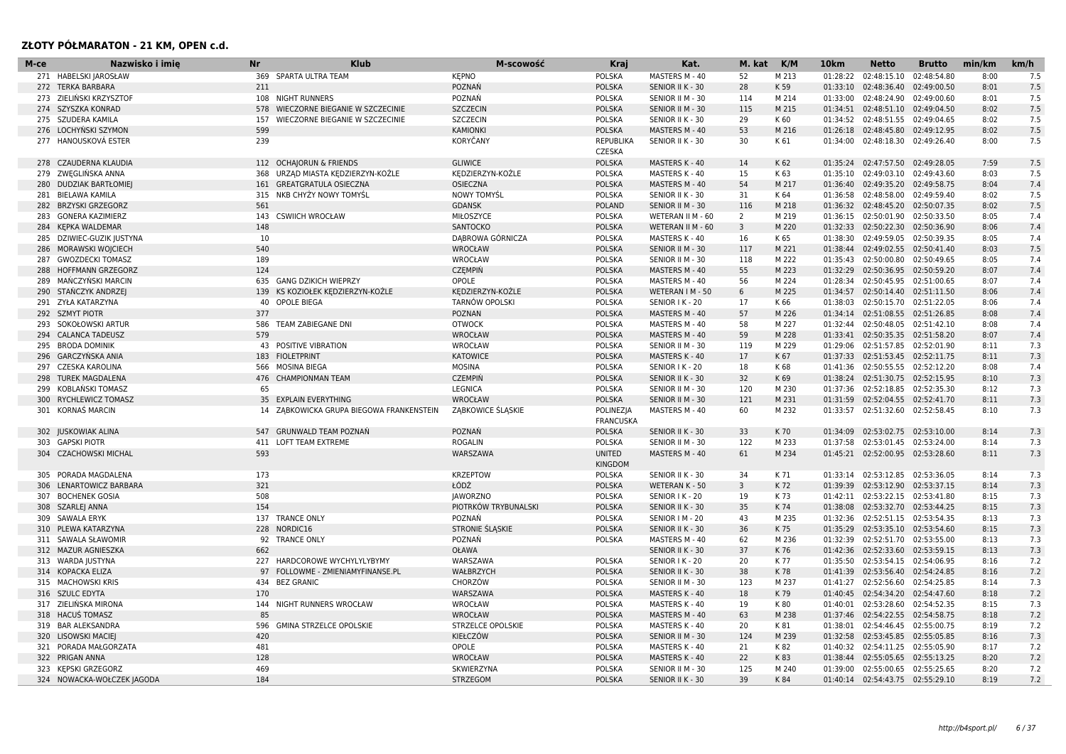## ZŁOTY PÓŁMARATON - 21 KM, OPEN c.d.

| M-ce | Nazwisko i imię | Nr | Klub | M-scowość | Kraj | Kat. | M. kat | K/M | 10km | Netto | Brutto | min/km | km/h |
|---|---|---|---|---|---|---|---|---|---|---|---|---|---|
| 271 | HABELSKI JAROSŁAW | 369 | SPARTA ULTRA TEAM | KĘPNO | POLSKA | MASTERS M - 40 | 52 | M 213 | 01:28:22 | 02:48:15.10 | 02:48:54.80 | 8:00 | 7.5 |
| 272 | TERKA BARBARA | 211 | | POZNAŃ | POLSKA | SENIOR II K - 30 | 28 | K 59 | 01:33:10 | 02:48:36.40 | 02:49:00.50 | 8:01 | 7.5 |
| 273 | ZIELIŃSKI KRZYSZTOF | 108 | NIGHT RUNNERS | POZNAŃ | POLSKA | SENIOR II M - 30 | 114 | M 214 | 01:33:00 | 02:48:24.90 | 02:49:00.60 | 8:01 | 7.5 |
| 274 | SZYSZKA KONRAD | 578 | WIECZORNE BIEGANIE W SZCZECINIE | SZCZECIN | POLSKA | SENIOR II M - 30 | 115 | M 215 | 01:34:51 | 02:48:51.10 | 02:49:04.50 | 8:02 | 7.5 |
| 275 | SZUDERA KAMILA | 157 | WIECZORNE BIEGANIE W SZCZECINIE | SZCZECIN | POLSKA | SENIOR II K - 30 | 29 | K 60 | 01:34:52 | 02:48:51.55 | 02:49:04.65 | 8:02 | 7.5 |
| 276 | LOCHYŃSKI SZYMON | 599 | | KAMIONKI | POLSKA | MASTERS M - 40 | 53 | M 216 | 01:26:18 | 02:48:45.80 | 02:49:12.95 | 8:02 | 7.5 |
| 277 | HANOUSKOVÁ ESTER | 239 | | KORYČANY | REPUBLIKA CZESKA | SENIOR II K - 30 | 30 | K 61 | 01:34:00 | 02:48:18.30 | 02:49:26.40 | 8:00 | 7.5 |
| 278 | CZAUDERNA KLAUDIA | 112 | OCHAJORUN & FRIENDS | GLIWICE | POLSKA | MASTERS K - 40 | 14 | K 62 | 01:35:24 | 02:47:57.50 | 02:49:28.05 | 7:59 | 7.5 |
| 279 | ZWĘGLIŃSKA ANNA | 368 | URZĄD MIASTA KĘDZIERZYN-KOŹLE | KĘDZIERZYN-KOŹLE | POLSKA | MASTERS K - 40 | 15 | K 63 | 01:35:10 | 02:49:03.10 | 02:49:43.60 | 8:03 | 7.5 |
| 280 | DUDZIAK BARTŁOMIEJ | 161 | GREATGRATULA OSIECZNA | OSIECZNA | POLSKA | MASTERS M - 40 | 54 | M 217 | 01:36:40 | 02:49:35.20 | 02:49:58.75 | 8:04 | 7.4 |
| 281 | BIELAWA KAMILA | 315 | NKB CHYŻY NOWY TOMYŚL | NOWY TOMYŚL | POLSKA | SENIOR II K - 30 | 31 | K 64 | 01:36:58 | 02:48:58.00 | 02:49:59.40 | 8:02 | 7.5 |
| 282 | BRZYSKI GRZEGORZ | 561 | | GDANSK | POLAND | SENIOR II M - 30 | 116 | M 218 | 01:36:32 | 02:48:45.20 | 02:50:07.35 | 8:02 | 7.5 |
| 283 | GONERA KAZIMIERZ | 143 | CSWIICH WROCŁAW | MIŁOSZYCE | POLSKA | WETERAN II M - 60 | 2 | M 219 | 01:36:15 | 02:50:01.90 | 02:50:33.50 | 8:05 | 7.4 |
| 284 | KĘPKA WALDEMAR | 148 | | SANTOCKO | POLSKA | WETERAN II M - 60 | 3 | M 220 | 01:32:33 | 02:50:22.30 | 02:50:36.90 | 8:06 | 7.4 |
| 285 | DZIWIEC-GUZIK JUSTYNA | 10 | | DĄBROWA GÓRNICZA | POLSKA | MASTERS K - 40 | 16 | K 65 | 01:38:30 | 02:49:59.05 | 02:50:39.35 | 8:05 | 7.4 |
| 286 | MORAWSKI WOJCIECH | 540 | | WROCŁAW | POLSKA | SENIOR II M - 30 | 117 | M 221 | 01:38:44 | 02:49:02.55 | 02:50:41.40 | 8:03 | 7.5 |
| 287 | GWOZDECKI TOMASZ | 189 | | WROCŁAW | POLSKA | SENIOR II M - 30 | 118 | M 222 | 01:35:43 | 02:50:00.80 | 02:50:49.65 | 8:05 | 7.4 |
| 288 | HOFFMANN GRZEGORZ | 124 | | CZEMPIŃ | POLSKA | MASTERS M - 40 | 55 | M 223 | 01:32:29 | 02:50:36.95 | 02:50:59.20 | 8:07 | 7.4 |
| 289 | MAŃCZYŃSKI MARCIN | 635 | GANG DZIKICH WIEPRZY | OPOLE | POLSKA | MASTERS M - 40 | 56 | M 224 | 01:28:34 | 02:50:45.95 | 02:51:00.65 | 8:07 | 7.4 |
| 290 | STAŃCZYK ANDRZEJ | 139 | KS KOZIOŁEK KĘDZIERZYN-KOŹLE | KĘDZIERZYN-KOŹLE | POLSKA | WETERAN I M - 50 | 6 | M 225 | 01:34:57 | 02:50:14.40 | 02:51:11.50 | 8:06 | 7.4 |
| 291 | ZYŁA KATARZYNA | 40 | OPOLE BIEGA | TARNÓW OPOLSKI | POLSKA | SENIOR I K - 20 | 17 | K 66 | 01:38:03 | 02:50:15.70 | 02:51:22.05 | 8:06 | 7.4 |
| 292 | SZMYT PIOTR | 377 | | POZNAN | POLSKA | MASTERS M - 40 | 57 | M 226 | 01:34:14 | 02:51:08.55 | 02:51:26.85 | 8:08 | 7.4 |
| 293 | SOKOŁOWSKI ARTUR | 586 | TEAM ZABIEGANE DNI | OTWOCK | POLSKA | MASTERS M - 40 | 58 | M 227 | 01:32:44 | 02:50:48.05 | 02:51:42.10 | 8:08 | 7.4 |
| 294 | CALANCA TADEUSZ | 579 | | WROCŁAW | POLSKA | MASTERS M - 40 | 59 | M 228 | 01:33:41 | 02:50:35.35 | 02:51:58.20 | 8:07 | 7.4 |
| 295 | BRODA DOMINIK | 43 | POSITIVE VIBRATION | WROCŁAW | POLSKA | SENIOR II M - 30 | 119 | M 229 | 01:29:06 | 02:51:57.85 | 02:52:01.90 | 8:11 | 7.3 |
| 296 | GARCZYŃSKA ANIA | 183 | FIOLETPRINT | KATOWICE | POLSKA | MASTERS K - 40 | 17 | K 67 | 01:37:33 | 02:51:53.45 | 02:52:11.75 | 8:11 | 7.3 |
| 297 | CZESKA KAROLINA | 566 | MOSINA BIEGA | MOSINA | POLSKA | SENIOR I K - 20 | 18 | K 68 | 01:41:36 | 02:50:55.55 | 02:52:12.20 | 8:08 | 7.4 |
| 298 | TUREK MAGDALENA | 476 | CHAMPIONMAN TEAM | CZEMPIŃ | POLSKA | SENIOR II K - 30 | 32 | K 69 | 01:38:24 | 02:51:30.75 | 02:52:15.95 | 8:10 | 7.3 |
| 299 | KOBLAŃSKI TOMASZ | 65 | | LEGNICA | POLSKA | SENIOR II M - 30 | 120 | M 230 | 01:37:36 | 02:52:18.85 | 02:52:35.30 | 8:12 | 7.3 |
| 300 | RYCHLEWICZ TOMASZ | 35 | EXPLAIN EVERYTHING | WROCŁAW | POLSKA | SENIOR II M - 30 | 121 | M 231 | 01:31:59 | 02:52:04.55 | 02:52:41.70 | 8:11 | 7.3 |
| 301 | KORNAŚ MARCIN | 14 | ZĄBKOWICKA GRUPA BIEGOWA FRANKENSTEIN | ZĄBKOWICE ŚLĄSKIE | POLINEZJA FRANCUSKA | MASTERS M - 40 | 60 | M 232 | 01:33:57 | 02:51:32.60 | 02:52:58.45 | 8:10 | 7.3 |
| 302 | JUSKOWIAK ALINA | 547 | GRUNWALD TEAM POZNAŃ | POZNAŃ | POLSKA | SENIOR II K - 30 | 33 | K 70 | 01:34:09 | 02:53:02.75 | 02:53:10.00 | 8:14 | 7.3 |
| 303 | GAPSKI PIOTR | 411 | LOFT TEAM EXTREME | ROGALIN | POLSKA | SENIOR II M - 30 | 122 | M 233 | 01:37:58 | 02:53:01.45 | 02:53:24.00 | 8:14 | 7.3 |
| 304 | CZACHOWSKI MICHAL | 593 | | WARSZAWA | UNITED KINGDOM | MASTERS M - 40 | 61 | M 234 | 01:45:21 | 02:52:00.95 | 02:53:28.60 | 8:11 | 7.3 |
| 305 | PORADA MAGDALENA | 173 | | KRZEPTOW | POLSKA | SENIOR II K - 30 | 34 | K 71 | 01:33:14 | 02:53:12.85 | 02:53:36.05 | 8:14 | 7.3 |
| 306 | LENARTOWICZ BARBARA | 321 | | ŁÓDŹ | POLSKA | WETERAN K - 50 | 3 | K 72 | 01:39:39 | 02:53:12.90 | 02:53:37.15 | 8:14 | 7.3 |
| 307 | BOCHENEK GOSIA | 508 | | JAWORZNO | POLSKA | SENIOR I K - 20 | 19 | K 73 | 01:42:11 | 02:53:22.15 | 02:53:41.80 | 8:15 | 7.3 |
| 308 | SZARLEJ ANNA | 154 | | PIOTRKÓW TRYBUNALSKI | POLSKA | SENIOR II K - 30 | 35 | K 74 | 01:38:08 | 02:53:32.70 | 02:53:44.25 | 8:15 | 7.3 |
| 309 | SAWALA ERYK | 137 | TRANCE ONLY | POZNAŃ | POLSKA | SENIOR I M - 20 | 43 | M 235 | 01:32:36 | 02:52:51.15 | 02:53:54.35 | 8:13 | 7.3 |
| 310 | PLEWA KATARZYNA | 228 | NORDIC16 | STRONIE ŚLĄSKIE | POLSKA | SENIOR II K - 30 | 36 | K 75 | 01:35:29 | 02:53:35.10 | 02:53:54.60 | 8:15 | 7.3 |
| 311 | SAWALA SŁAWOMIR | 92 | TRANCE ONLY | POZNAŃ | POLSKA | MASTERS M - 40 | 62 | M 236 | 01:32:39 | 02:52:51.70 | 02:53:55.00 | 8:13 | 7.3 |
| 312 | MAZUR AGNIESZKA | 662 | | OŁAWA | | SENIOR II K - 30 | 37 | K 76 | 01:42:36 | 02:52:33.60 | 02:53:59.15 | 8:13 | 7.3 |
| 313 | WARDA JUSTYNA | 227 | HARDCOROWE WYCHYLYLYBYMY | WARSZAWA | POLSKA | SENIOR I K - 20 | 20 | K 77 | 01:35:50 | 02:53:54.15 | 02:54:06.95 | 8:16 | 7.2 |
| 314 | KOPACKA ELIZA | 97 | FOLLOWME - ZMIENIAMYFINANSE.PL | WAŁBRZYCH | POLSKA | SENIOR II K - 30 | 38 | K 78 | 01:41:39 | 02:53:56.40 | 02:54:24.85 | 8:16 | 7.2 |
| 315 | MACHOWSKI KRIS | 434 | BEZ GRANIC | CHORZÓW | POLSKA | SENIOR II M - 30 | 123 | M 237 | 01:41:27 | 02:52:56.60 | 02:54:25.85 | 8:14 | 7.3 |
| 316 | SZULC EDYTA | 170 | | WARSZAWA | POLSKA | MASTERS K - 40 | 18 | K 79 | 01:40:45 | 02:54:34.20 | 02:54:47.60 | 8:18 | 7.2 |
| 317 | ZIELIŃSKA MIRONA | 144 | NIGHT RUNNERS WROCŁAW | WROCŁAW | POLSKA | MASTERS K - 40 | 19 | K 80 | 01:40:01 | 02:53:28.60 | 02:54:52.35 | 8:15 | 7.3 |
| 318 | HACUŚ TOMASZ | 85 | | WROCŁAW | POLSKA | MASTERS M - 40 | 63 | M 238 | 01:37:46 | 02:54:22.55 | 02:54:58.75 | 8:18 | 7.2 |
| 319 | BAR ALEKSANDRA | 596 | GMINA STRZELCE OPOLSKIE | STRZELCE OPOLSKIE | POLSKA | MASTERS K - 40 | 20 | K 81 | 01:38:01 | 02:54:46.45 | 02:55:00.75 | 8:19 | 7.2 |
| 320 | LISOWSKI MACIEJ | 420 | | KIEŁCZÓW | POLSKA | SENIOR II M - 30 | 124 | M 239 | 01:32:58 | 02:53:45.85 | 02:55:05.85 | 8:16 | 7.3 |
| 321 | PORADA MAŁGORZATA | 481 | | OPOLE | POLSKA | MASTERS K - 40 | 21 | K 82 | 01:40:32 | 02:54:11.25 | 02:55:05.90 | 8:17 | 7.2 |
| 322 | PRIGAN ANNA | 128 | | WROCŁAW | POLSKA | MASTERS K - 40 | 22 | K 83 | 01:38:44 | 02:55:05.65 | 02:55:13.25 | 8:20 | 7.2 |
| 323 | KĘPSKI GRZEGORZ | 469 | | SKWIERZYNA | POLSKA | SENIOR II M - 30 | 125 | M 240 | 01:39:00 | 02:55:00.65 | 02:55:25.65 | 8:20 | 7.2 |
| 324 | NOWACKA-WOŁCZEK JAGODA | 184 | | STRZEGOM | POLSKA | SENIOR II K - 30 | 39 | K 84 | 01:40:14 | 02:54:43.75 | 02:55:29.10 | 8:19 | 7.2 |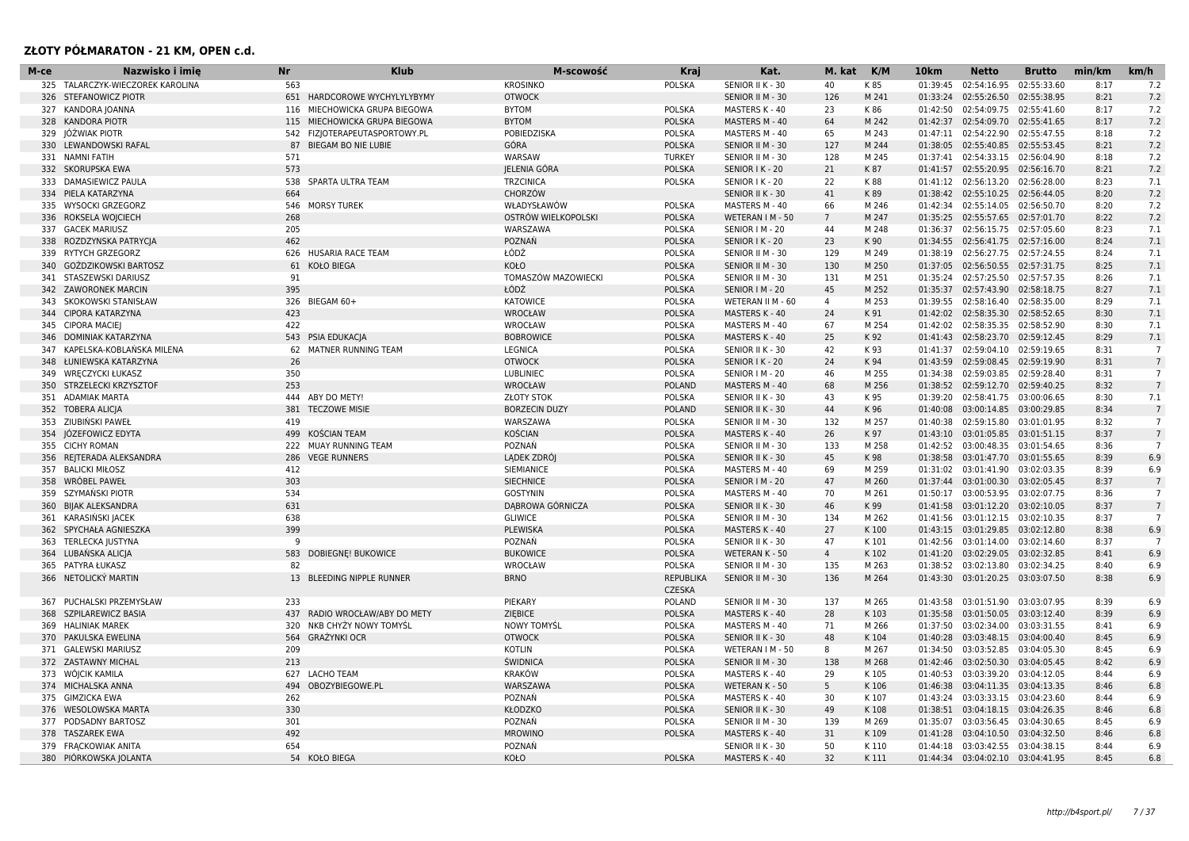### ZŁOTY PÓŁMARATON - 21 KM, OPEN c.d.

| M-ce | Nazwisko i imię | Nr | Klub | M-scowość | Kraj | Kat. | M. kat | K/M | 10km | Netto | Brutto | min/km | km/h |
|---|---|---|---|---|---|---|---|---|---|---|---|---|---|
| 325 | TALARCZYK-WIECZOREK KAROLINA | 563 | | KROSINKO | POLSKA | SENIOR II K - 30 | 40 | K 85 | 01:39:45 | 02:54:16.95 | 02:55:33.60 | 8:17 | 7.2 |
| 326 | STEFANOWICZ PIOTR | 651 | HARDCOROWE WYCHYLYLYBYMY | OTWOCK | | SENIOR II M - 30 | 126 | M 241 | 01:33:24 | 02:55:26.50 | 02:55:38.95 | 8:21 | 7.2 |
| 327 | KANDORA JOANNA | 116 | MIECHOWICKA GRUPA BIEGOWA | BYTOM | POLSKA | MASTERS K - 40 | 23 | K 86 | 01:42:50 | 02:54:09.75 | 02:55:41.60 | 8:17 | 7.2 |
| 328 | KANDORA PIOTR | 115 | MIECHOWICKA GRUPA BIEGOWA | BYTOM | POLSKA | MASTERS M - 40 | 64 | M 242 | 01:42:37 | 02:54:09.70 | 02:55:41.65 | 8:17 | 7.2 |
| 329 | JÓŹWIAK PIOTR | 542 | FIZJOTERAPEUTASPORTOWY.PL | POBIEDZISKA | POLSKA | MASTERS M - 40 | 65 | M 243 | 01:47:11 | 02:54:22.90 | 02:55:47.55 | 8:18 | 7.2 |
| 330 | LEWANDOWSKI RAFAL | 87 | BIEGAM BO NIE LUBIE | GÓRA | POLSKA | SENIOR II M - 30 | 127 | M 244 | 01:38:05 | 02:55:40.85 | 02:55:53.45 | 8:21 | 7.2 |
| 331 | NAMNI FATIH | 571 | | WARSAW | TURKEY | SENIOR II M - 30 | 128 | M 245 | 01:37:41 | 02:54:33.15 | 02:56:04.90 | 8:18 | 7.2 |
| 332 | SKORUPSKA EWA | 573 | | JELENIA GÓRA | POLSKA | SENIOR I K - 20 | 21 | K 87 | 01:41:57 | 02:55:20.95 | 02:56:16.70 | 8:21 | 7.2 |
| 333 | DAMASIEWICZ PAULA | 538 | SPARTA ULTRA TEAM | TRZCINICA | POLSKA | SENIOR I K - 20 | 22 | K 88 | 01:41:12 | 02:56:13.20 | 02:56:28.00 | 8:23 | 7.1 |
| 334 | PIELA KATARZYNA | 664 | | CHORZÓW | | SENIOR II K - 30 | 41 | K 89 | 01:38:42 | 02:55:10.25 | 02:56:44.05 | 8:20 | 7.2 |
| 335 | WYSOCKI GRZEGORZ | 546 | MORSY TUREK | WŁADYSŁAWÓW | POLSKA | MASTERS M - 40 | 66 | M 246 | 01:42:34 | 02:55:14.05 | 02:56:50.70 | 8:20 | 7.2 |
| 336 | ROKSELA WOJCIECH | 268 | | OSTRÓW WIELKOPOLSKI | POLSKA | WETERAN I M - 50 | 7 | M 247 | 01:35:25 | 02:55:57.65 | 02:57:01.70 | 8:22 | 7.2 |
| 337 | GACEK MARIUSZ | 205 | | WARSZAWA | POLSKA | SENIOR I M - 20 | 44 | M 248 | 01:36:37 | 02:56:15.75 | 02:57:05.60 | 8:23 | 7.1 |
| 338 | ROZDZYNSKA PATRYCJA | 462 | | POZNAŃ | POLSKA | SENIOR I K - 20 | 23 | K 90 | 01:34:55 | 02:56:41.75 | 02:57:16.00 | 8:24 | 7.1 |
| 339 | RYTYCH GRZEGORZ | 626 | HUSARIA RACE TEAM | ŁÓDŹ | POLSKA | SENIOR II M - 30 | 129 | M 249 | 01:38:19 | 02:56:27.75 | 02:57:24.55 | 8:24 | 7.1 |
| 340 | GOŹDZIKOWSKI BARTOSZ | 61 | KOŁO BIEGA | KOŁO | POLSKA | SENIOR II M - 30 | 130 | M 250 | 01:37:05 | 02:56:50.55 | 02:57:31.75 | 8:25 | 7.1 |
| 341 | STASZEWSKI DARIUSZ | 91 | | TOMASZÓW MAZOWIECKI | POLSKA | SENIOR II M - 30 | 131 | M 251 | 01:35:24 | 02:57:25.50 | 02:57:57.35 | 8:26 | 7.1 |
| 342 | ZAWORONEK MARCIN | 395 | | ŁÓDŹ | POLSKA | SENIOR I M - 20 | 45 | M 252 | 01:35:37 | 02:57:43.90 | 02:58:18.75 | 8:27 | 7.1 |
| 343 | SKOKOWSKI STANISŁAW | 326 | BIEGAM 60+ | KATOWICE | POLSKA | WETERAN II M - 60 | 4 | M 253 | 01:39:55 | 02:58:16.40 | 02:58:35.00 | 8:29 | 7.1 |
| 344 | CIPORA KATARZYNA | 423 | | WROCŁAW | POLSKA | MASTERS K - 40 | 24 | K 91 | 01:42:02 | 02:58:35.30 | 02:58:52.65 | 8:30 | 7.1 |
| 345 | CIPORA MACIEJ | 422 | | WROCŁAW | POLSKA | MASTERS M - 40 | 67 | M 254 | 01:42:02 | 02:58:35.35 | 02:58:52.90 | 8:30 | 7.1 |
| 346 | DOMINIAK KATARZYNA | 543 | PSIA EDUKACJA | BOBROWICE | POLSKA | MASTERS K - 40 | 25 | K 92 | 01:41:43 | 02:58:23.70 | 02:59:12.45 | 8:29 | 7.1 |
| 347 | KAPELSKA-KOBLAŃSKA MILENA | 62 | MATNER RUNNING TEAM | LEGNICA | POLSKA | SENIOR II K - 30 | 42 | K 93 | 01:41:37 | 02:59:04.10 | 02:59:19.65 | 8:31 | 7 |
| 348 | ŁUNIEWSKA KATARZYNA | 26 | | OTWOCK | POLSKA | SENIOR I K - 20 | 24 | K 94 | 01:43:59 | 02:59:08.45 | 02:59:19.90 | 8:31 | 7 |
| 349 | WRĘCZYCKI ŁUKASZ | 350 | | LUBLINIEC | POLSKA | SENIOR I M - 20 | 46 | M 255 | 01:34:38 | 02:59:03.85 | 02:59:28.40 | 8:31 | 7 |
| 350 | STRZELECKI KRZYSZTOF | 253 | | WROCŁAW | POLAND | MASTERS M - 40 | 68 | M 256 | 01:38:52 | 02:59:12.70 | 02:59:40.25 | 8:32 | 7 |
| 351 | ADAMIAK MARTA | 444 | ABY DO METY! | ZŁOTY STOK | POLSKA | SENIOR II K - 30 | 43 | K 95 | 01:39:20 | 02:58:41.75 | 03:00:06.65 | 8:30 | 7.1 |
| 352 | TOBERA ALICJA | 381 | TECZOWE MISIE | BORZECIN DUZY | POLAND | SENIOR II K - 30 | 44 | K 96 | 01:40:08 | 03:00:14.85 | 03:00:29.85 | 8:34 | 7 |
| 353 | ZIUBIŃSKI PAWEŁ | 419 | | WARSZAWA | POLSKA | SENIOR II M - 30 | 132 | M 257 | 01:40:38 | 02:59:15.80 | 03:01:01.95 | 8:32 | 7 |
| 354 | JÓZEFOWICZ EDYTA | 499 | KOŚCIAN TEAM | KOŚCIAN | POLSKA | MASTERS K - 40 | 26 | K 97 | 01:43:10 | 03:01:05.85 | 03:01:51.15 | 8:37 | 7 |
| 355 | CICHY ROMAN | 222 | MUAY RUNNING TEAM | POZNAŃ | POLSKA | SENIOR II M - 30 | 133 | M 258 | 01:42:52 | 03:00:48.35 | 03:01:54.65 | 8:36 | 7 |
| 356 | REJTERADA ALEKSANDRA | 286 | VEGE RUNNERS | LĄDEK ZDRÓJ | POLSKA | SENIOR II K - 30 | 45 | K 98 | 01:38:58 | 03:01:47.70 | 03:01:55.65 | 8:39 | 6.9 |
| 357 | BALICKI MIŁOSZ | 412 | | SIEMIANICE | POLSKA | MASTERS M - 40 | 69 | M 259 | 01:31:02 | 03:01:41.90 | 03:02:03.35 | 8:39 | 6.9 |
| 358 | WRÓBEL PAWEŁ | 303 | | SIECHNICE | POLSKA | SENIOR I M - 20 | 47 | M 260 | 01:37:44 | 03:01:00.30 | 03:02:05.45 | 8:37 | 7 |
| 359 | SZYMAŃSKI PIOTR | 534 | | GOSTYNIN | POLSKA | MASTERS M - 40 | 70 | M 261 | 01:50:17 | 03:00:53.95 | 03:02:07.75 | 8:36 | 7 |
| 360 | BIJAK ALEKSANDRA | 631 | | DĄBROWA GÓRNICZA | POLSKA | SENIOR II K - 30 | 46 | K 99 | 01:41:58 | 03:01:12.20 | 03:02:10.05 | 8:37 | 7 |
| 361 | KARASIŃSKI JACEK | 638 | | GLIWICE | POLSKA | SENIOR II M - 30 | 134 | M 262 | 01:41:56 | 03:01:12.15 | 03:02:10.35 | 8:37 | 7 |
| 362 | SPYCHAŁA AGNIESZKA | 399 | | PLEWISKA | POLSKA | MASTERS K - 40 | 27 | K 100 | 01:43:15 | 03:01:29.85 | 03:02:12.80 | 8:38 | 6.9 |
| 363 | TERLECKA JUSTYNA | 9 | | POZNAŃ | POLSKA | SENIOR II K - 30 | 47 | K 101 | 01:42:56 | 03:01:14.00 | 03:02:14.60 | 8:37 | 7 |
| 364 | LUBAŃSKA ALICJA | 583 | DOBIEGNĘ! BUKOWICE | BUKOWICE | POLSKA | WETERAN K - 50 | 4 | K 102 | 01:41:20 | 03:02:29.05 | 03:02:32.85 | 8:41 | 6.9 |
| 365 | PATYRA ŁUKASZ | 82 | | WROCŁAW | POLSKA | SENIOR II M - 30 | 135 | M 263 | 01:38:52 | 03:02:13.80 | 03:02:34.25 | 8:40 | 6.9 |
| 366 | NETOLICKÝ MARTIN | 13 | BLEEDING NIPPLE RUNNER | BRNO | REPUBLIKA CZESKA | SENIOR II M - 30 | 136 | M 264 | 01:43:30 | 03:01:20.25 | 03:03:07.50 | 8:38 | 6.9 |
| 367 | PUCHALSKI PRZEMYSŁAW | 233 | | PIEKARY | POLAND | SENIOR II M - 30 | 137 | M 265 | 01:43:58 | 03:01:51.90 | 03:03:07.95 | 8:39 | 6.9 |
| 368 | SZPILAREWICZ BASIA | 437 | RADIO WROCŁAW/ABY DO METY | ZIĘBICE | POLSKA | MASTERS K - 40 | 28 | K 103 | 01:35:58 | 03:01:50.05 | 03:03:12.40 | 8:39 | 6.9 |
| 369 | HALINIAK MAREK | 320 | NKB CHYŻY NOWY TOMYŚL | NOWY TOMYŚL | POLSKA | MASTERS M - 40 | 71 | M 266 | 01:37:50 | 03:02:34.00 | 03:03:31.55 | 8:41 | 6.9 |
| 370 | PAKULSKA EWELINA | 564 | GRAŻYNKI OCR | OTWOCK | POLSKA | SENIOR II K - 30 | 48 | K 104 | 01:40:28 | 03:03:48.15 | 03:04:00.40 | 8:45 | 6.9 |
| 371 | GALEWSKI MARIUSZ | 209 | | KOTLIN | POLSKA | WETERAN I M - 50 | 8 | M 267 | 01:34:50 | 03:03:52.85 | 03:04:05.30 | 8:45 | 6.9 |
| 372 | ZASTAWNY MICHAL | 213 | | ŚWIDNICA | POLSKA | SENIOR II M - 30 | 138 | M 268 | 01:42:46 | 03:02:50.30 | 03:04:05.45 | 8:42 | 6.9 |
| 373 | WÓJCIK KAMILA | 627 | LACHO TEAM | KRAKÓW | POLSKA | MASTERS K - 40 | 29 | K 105 | 01:40:53 | 03:03:39.20 | 03:04:12.05 | 8:44 | 6.9 |
| 374 | MICHALSKA ANNA | 494 | OBOZYBIEGOWE.PL | WARSZAWA | POLSKA | WETERAN K - 50 | 5 | K 106 | 01:46:38 | 03:04:11.35 | 03:04:13.35 | 8:46 | 6.8 |
| 375 | GIMZICKA EWA | 262 | | POZNAŃ | POLSKA | MASTERS K - 40 | 30 | K 107 | 01:43:24 | 03:03:33.15 | 03:04:23.60 | 8:44 | 6.9 |
| 376 | WESOLOWSKA MARTA | 330 | | KŁODZKO | POLSKA | SENIOR II K - 30 | 49 | K 108 | 01:38:51 | 03:04:18.15 | 03:04:26.35 | 8:46 | 6.8 |
| 377 | PODSADNY BARTOSZ | 301 | | POZNAŃ | POLSKA | SENIOR II M - 30 | 139 | M 269 | 01:35:07 | 03:03:56.45 | 03:04:30.65 | 8:45 | 6.9 |
| 378 | TASZAREK EWA | 492 | | MROWINO | POLSKA | MASTERS K - 40 | 31 | K 109 | 01:41:28 | 03:04:10.50 | 03:04:32.50 | 8:46 | 6.8 |
| 379 | FRĄCKOWIAK ANITA | 654 | | POZNAŃ | | SENIOR II K - 30 | 50 | K 110 | 01:44:18 | 03:03:42.55 | 03:04:38.15 | 8:44 | 6.9 |
| 380 | PIÓRKOWSKA JOLANTA | 54 | KOŁO BIEGA | KOŁO | POLSKA | MASTERS K - 40 | 32 | K 111 | 01:44:34 | 03:04:02.10 | 03:04:41.95 | 8:45 | 6.8 |

http://b4sport.pl/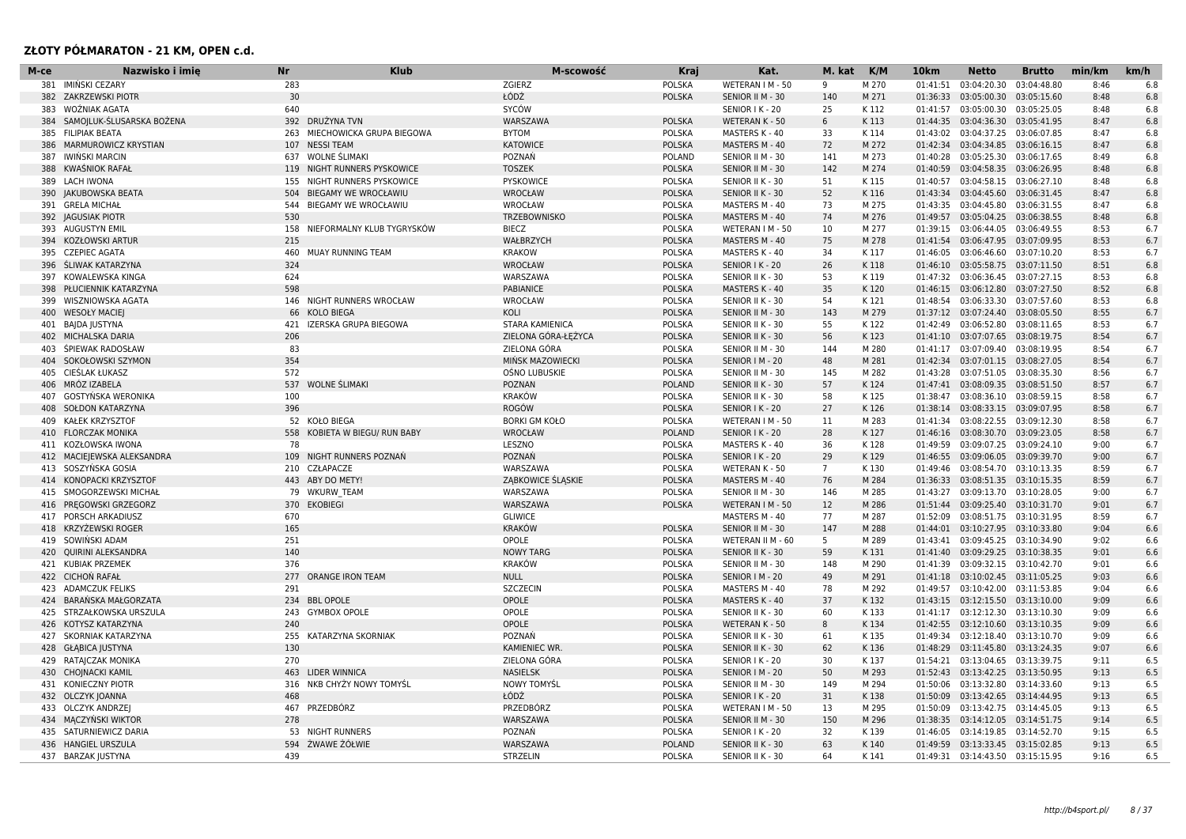## ZŁOTY PÓŁMARATON - 21 KM, OPEN c.d.

| M-ce | Nazwisko i imię | Nr | Klub | M-scowość | Kraj | Kat. | M. kat | K/M | 10km | Netto | Brutto | min/km | km/h |
|---|---|---|---|---|---|---|---|---|---|---|---|---|---|
| 381 | IMIŃSKI CEZARY | 283 | | ZGIERZ | POLSKA | WETERAN I M - 50 | 9 | M 270 | 01:41:51 | 03:04:20.30 | 03:04:48.80 | 8:46 | 6.8 |
| 382 | ZAKRZEWSKI PIOTR | 30 | | ŁÓDŹ | POLSKA | SENIOR II M - 30 | 140 | M 271 | 01:36:33 | 03:05:00.30 | 03:05:15.60 | 8:48 | 6.8 |
| 383 | WOŹNIAK AGATA | 640 | | SYCÓW | | SENIOR I K - 20 | 25 | K 112 | 01:41:57 | 03:05:00.30 | 03:05:25.05 | 8:48 | 6.8 |
| 384 | SAMOJLUK-ŚLUSARSKA BOŻENA | 392 | DRUŻYNA TVN | WARSZAWA | POLSKA | WETERAN K - 50 | 6 | K 113 | 01:44:35 | 03:04:36.30 | 03:05:41.95 | 8:47 | 6.8 |
| 385 | FILIPIAK BEATA | 263 | MIECHOWICKA GRUPA BIEGOWA | BYTOM | POLSKA | MASTERS K - 40 | 33 | K 114 | 01:43:02 | 03:04:37.25 | 03:06:07.85 | 8:47 | 6.8 |
| 386 | MARMUROWICZ KRYSTIAN | 107 | NESSI TEAM | KATOWICE | POLSKA | MASTERS M - 40 | 72 | M 272 | 01:42:34 | 03:04:34.85 | 03:06:16.15 | 8:47 | 6.8 |
| 387 | IWIŃSKI MARCIN | 637 | WOLNE ŚLIMAKI | POZNAŃ | POLAND | SENIOR II M - 30 | 141 | M 273 | 01:40:28 | 03:05:25.30 | 03:06:17.65 | 8:49 | 6.8 |
| 388 | KWAŚNIOK RAFAŁ | 119 | NIGHT RUNNERS PYSKOWICE | TOSZEK | POLSKA | SENIOR II M - 30 | 142 | M 274 | 01:40:59 | 03:04:58.35 | 03:06:26.95 | 8:48 | 6.8 |
| 389 | LACH IWONA | 155 | NIGHT RUNNERS PYSKOWICE | PYSKOWICE | POLSKA | SENIOR II K - 30 | 51 | K 115 | 01:40:57 | 03:04:58.15 | 03:06:27.10 | 8:48 | 6.8 |
| 390 | JAKUBOWSKA BEATA | 504 | BIEGAMY WE WROCŁAWIU | WROCŁAW | POLSKA | SENIOR II K - 30 | 52 | K 116 | 01:43:34 | 03:04:45.60 | 03:06:31.45 | 8:47 | 6.8 |
| 391 | GRELA MICHAŁ | 544 | BIEGAMY WE WROCŁAWIU | WROCŁAW | POLSKA | MASTERS M - 40 | 73 | M 275 | 01:43:35 | 03:04:45.80 | 03:06:31.55 | 8:47 | 6.8 |
| 392 | JAGUSIAK PIOTR | 530 | | TRZEBOWNISKO | POLSKA | MASTERS M - 40 | 74 | M 276 | 01:49:57 | 03:05:04.25 | 03:06:38.55 | 8:48 | 6.8 |
| 393 | AUGUSTYN EMIL | 158 | NIEFORMALNY KLUB TYGRYSKÓW | BIECZ | POLSKA | WETERAN I M - 50 | 10 | M 277 | 01:39:15 | 03:06:44.05 | 03:06:49.55 | 8:53 | 6.7 |
| 394 | KOZŁOWSKI ARTUR | 215 | | WAŁBRZYCH | POLSKA | MASTERS M - 40 | 75 | M 278 | 01:41:54 | 03:06:47.95 | 03:07:09.95 | 8:53 | 6.7 |
| 395 | CZEPIEC AGATA | 460 | MUAY RUNNING TEAM | KRAKOW | POLSKA | MASTERS K - 40 | 34 | K 117 | 01:46:05 | 03:06:46.60 | 03:07:10.20 | 8:53 | 6.7 |
| 396 | ŚLIWAK KATARZYNA | 324 | | WROCŁAW | POLSKA | SENIOR I K - 20 | 26 | K 118 | 01:46:10 | 03:05:58.75 | 03:07:11.50 | 8:51 | 6.8 |
| 397 | KOWALEWSKA KINGA | 624 | | WARSZAWA | POLSKA | SENIOR II K - 30 | 53 | K 119 | 01:47:32 | 03:06:36.45 | 03:07:27.15 | 8:53 | 6.8 |
| 398 | PŁUCIENNIK KATARZYNA | 598 | | PABIANICE | POLSKA | MASTERS K - 40 | 35 | K 120 | 01:46:15 | 03:06:12.80 | 03:07:27.50 | 8:52 | 6.8 |
| 399 | WISZNIOWSKA AGATA | 146 | NIGHT RUNNERS WROCŁAW | WROCŁAW | POLSKA | SENIOR II K - 30 | 54 | K 121 | 01:48:54 | 03:06:33.30 | 03:07:57.60 | 8:53 | 6.8 |
| 400 | WESOŁY MACIEJ | 66 | KOLO BIEGA | KOLI | POLSKA | SENIOR II M - 30 | 143 | M 279 | 01:37:12 | 03:07:24.40 | 03:08:05.50 | 8:55 | 6.7 |
| 401 | BAJDA JUSTYNA | 421 | IZERSKA GRUPA BIEGOWA | STARA KAMIENICA | POLSKA | SENIOR II K - 30 | 55 | K 122 | 01:42:49 | 03:06:52.80 | 03:08:11.65 | 8:53 | 6.7 |
| 402 | MICHALSKA DARIA | 206 | | ZIELONA GÓRA-ŁĘŻYCA | POLSKA | SENIOR II K - 30 | 56 | K 123 | 01:41:10 | 03:07:07.65 | 03:08:19.75 | 8:54 | 6.7 |
| 403 | ŚPIEWAK RADOSŁAW | 83 | | ZIELONA GÓRA | POLSKA | SENIOR II M - 30 | 144 | M 280 | 01:41:17 | 03:07:09.40 | 03:08:19.95 | 8:54 | 6.7 |
| 404 | SOKOŁOWSKI SZYMON | 354 | | MIŃSK MAZOWIECKI | POLSKA | SENIOR I M - 20 | 48 | M 281 | 01:42:34 | 03:07:01.15 | 03:08:27.05 | 8:54 | 6.7 |
| 405 | CIEŚLAK ŁUKASZ | 572 | | OŚNO LUBUSKIE | POLSKA | SENIOR II M - 30 | 145 | M 282 | 01:43:28 | 03:07:51.05 | 03:08:35.30 | 8:56 | 6.7 |
| 406 | MRÓZ IZABELA | 537 | WOLNE ŚLIMAKI | POZNAN | POLAND | SENIOR II K - 30 | 57 | K 124 | 01:47:41 | 03:08:09.35 | 03:08:51.50 | 8:57 | 6.7 |
| 407 | GOSTYŃSKA WERONIKA | 100 | | KRAKÓW | POLSKA | SENIOR II K - 30 | 58 | K 125 | 01:38:47 | 03:08:36.10 | 03:08:59.15 | 8:58 | 6.7 |
| 408 | SOŁDON KATARZYNA | 396 | | ROGÓW | POLSKA | SENIOR I K - 20 | 27 | K 126 | 01:38:14 | 03:08:33.15 | 03:09:07.95 | 8:58 | 6.7 |
| 409 | KAŁEK KRZYSZTOF | 52 | KOŁO BIEGA | BORKI GM KOŁO | POLSKA | WETERAN I M - 50 | 11 | M 283 | 01:41:34 | 03:08:22.55 | 03:09:12.30 | 8:58 | 6.7 |
| 410 | FLORCZAK MONIKA | 558 | KOBIETA W BIEGU/ RUN BABY | WROCŁAW | POLAND | SENIOR I K - 20 | 28 | K 127 | 01:46:16 | 03:08:30.70 | 03:09:23.05 | 8:58 | 6.7 |
| 411 | KOZŁOWSKA IWONA | 78 | | LESZNO | POLSKA | MASTERS K - 40 | 36 | K 128 | 01:49:59 | 03:09:07.25 | 03:09:24.10 | 9:00 | 6.7 |
| 412 | MACIEJEWSKA ALEKSANDRA | 109 | NIGHT RUNNERS POZNAŃ | POZNAŃ | POLSKA | SENIOR I K - 20 | 29 | K 129 | 01:46:55 | 03:09:06.05 | 03:09:39.70 | 9:00 | 6.7 |
| 413 | SOSZYŃSKA GOSIA | 210 | CZŁAPACZE | WARSZAWA | POLSKA | WETERAN K - 50 | 7 | K 130 | 01:49:46 | 03:08:54.70 | 03:10:13.35 | 8:59 | 6.7 |
| 414 | KONOPACKI KRZYSZTOF | 443 | ABY DO METY! | ZĄBKOWICE ŚLĄSKIE | POLSKA | MASTERS M - 40 | 76 | M 284 | 01:36:33 | 03:08:51.35 | 03:10:15.35 | 8:59 | 6.7 |
| 415 | SMOGORZEWSKI MICHAŁ | 79 | WKURW_TEAM | WARSZAWA | POLSKA | SENIOR II M - 30 | 146 | M 285 | 01:43:27 | 03:09:13.70 | 03:10:28.05 | 9:00 | 6.7 |
| 416 | PRĘGOWSKI GRZEGORZ | 370 | EKOBIEGI | WARSZAWA | POLSKA | WETERAN I M - 50 | 12 | M 286 | 01:51:44 | 03:09:25.40 | 03:10:31.70 | 9:01 | 6.7 |
| 417 | PORSCH ARKADIUSZ | 670 | | GLIWICE | | MASTERS M - 40 | 77 | M 287 | 01:52:09 | 03:08:51.75 | 03:10:31.95 | 8:59 | 6.7 |
| 418 | KRZYŻEWSKI ROGER | 165 | | KRAKÓW | POLSKA | SENIOR II M - 30 | 147 | M 288 | 01:44:01 | 03:10:27.95 | 03:10:33.80 | 9:04 | 6.6 |
| 419 | SOWIŃSKI ADAM | 251 | | OPOLE | POLSKA | WETERAN II M - 60 | 5 | M 289 | 01:43:41 | 03:09:45.25 | 03:10:34.90 | 9:02 | 6.6 |
| 420 | QUIRINI ALEKSANDRA | 140 | | NOWY TARG | POLSKA | SENIOR II K - 30 | 59 | K 131 | 01:41:40 | 03:09:29.25 | 03:10:38.35 | 9:01 | 6.6 |
| 421 | KUBIAK PRZEMEK | 376 | | KRAKÓW | POLSKA | SENIOR II M - 30 | 148 | M 290 | 01:41:39 | 03:09:32.15 | 03:10:42.70 | 9:01 | 6.6 |
| 422 | CICHOŃ RAFAŁ | 277 | ORANGE IRON TEAM | NULL | POLSKA | SENIOR I M - 20 | 49 | M 291 | 01:41:18 | 03:10:02.45 | 03:11:05.25 | 9:03 | 6.6 |
| 423 | ADAMCZUK FELIKS | 291 | | SZCZECIN | POLSKA | MASTERS M - 40 | 78 | M 292 | 01:49:57 | 03:10:42.00 | 03:11:53.85 | 9:04 | 6.6 |
| 424 | BARAŃSKA MAŁGORZATA | 234 | BBL OPOLE | OPOLE | POLSKA | MASTERS K - 40 | 37 | K 132 | 01:43:15 | 03:12:15.50 | 03:13:10.00 | 9:09 | 6.6 |
| 425 | STRZAŁKOWSKA URSZULA | 243 | GYMBOX OPOLE | OPOLE | POLSKA | SENIOR II K - 30 | 60 | K 133 | 01:41:17 | 03:12:12.30 | 03:13:10.30 | 9:09 | 6.6 |
| 426 | KOTYSZ KATARZYNA | 240 | | OPOLE | POLSKA | WETERAN K - 50 | 8 | K 134 | 01:42:55 | 03:12:10.60 | 03:13:10.35 | 9:09 | 6.6 |
| 427 | SKORNIAK KATARZYNA | 255 | KATARZYNA SKORNIAK | POZNAŃ | POLSKA | SENIOR II K - 30 | 61 | K 135 | 01:49:34 | 03:12:18.40 | 03:13:10.70 | 9:09 | 6.6 |
| 428 | GŁĄBICA JUSTYNA | 130 | | KAMIENIEC WR. | POLSKA | SENIOR II K - 30 | 62 | K 136 | 01:48:29 | 03:11:45.80 | 03:13:24.35 | 9:07 | 6.6 |
| 429 | RATAJCZAK MONIKA | 270 | | ZIELONA GÓRA | POLSKA | SENIOR I K - 20 | 30 | K 137 | 01:54:21 | 03:13:04.65 | 03:13:39.75 | 9:11 | 6.5 |
| 430 | CHOJNACKI KAMIL | 463 | LIDER WINNICA | NASIELSK | POLSKA | SENIOR I M - 20 | 50 | M 293 | 01:52:43 | 03:13:42.25 | 03:13:50.95 | 9:13 | 6.5 |
| 431 | KONIECZNY PIOTR | 316 | NKB CHYŻY NOWY TOMYŚL | NOWY TOMYŚL | POLSKA | SENIOR II M - 30 | 149 | M 294 | 01:50:06 | 03:13:32.80 | 03:14:33.60 | 9:13 | 6.5 |
| 432 | OLCZYK JOANNA | 468 | | ŁÓDŹ | POLSKA | SENIOR I K - 20 | 31 | K 138 | 01:50:09 | 03:13:42.65 | 03:14:44.95 | 9:13 | 6.5 |
| 433 | OLCZYK ANDRZEJ | 467 | PRZEDBÓRZ | PRZEDBÓRZ | POLSKA | WETERAN I M - 50 | 13 | M 295 | 01:50:09 | 03:13:42.75 | 03:14:45.05 | 9:13 | 6.5 |
| 434 | MĄCZYŃSKI WIKTOR | 278 | | WARSZAWA | POLSKA | SENIOR II M - 30 | 150 | M 296 | 01:38:35 | 03:14:12.05 | 03:14:51.75 | 9:14 | 6.5 |
| 435 | SATURNIEWICZ DARIA | 53 | NIGHT RUNNERS | POZNAŃ | POLSKA | SENIOR I K - 20 | 32 | K 139 | 01:46:05 | 03:14:19.85 | 03:14:52.70 | 9:15 | 6.5 |
| 436 | HANGIEL URSZULA | 594 | ŻWAWE ŻÓŁWIE | WARSZAWA | POLAND | SENIOR II K - 30 | 63 | K 140 | 01:49:59 | 03:13:33.45 | 03:15:02.85 | 9:13 | 6.5 |
| 437 | BARZAK JUSTYNA | 439 | | STRZELIN | POLSKA | SENIOR II K - 30 | 64 | K 141 | 01:49:31 | 03:14:43.50 | 03:15:15.95 | 9:16 | 6.5 |

http://b4sport.pl/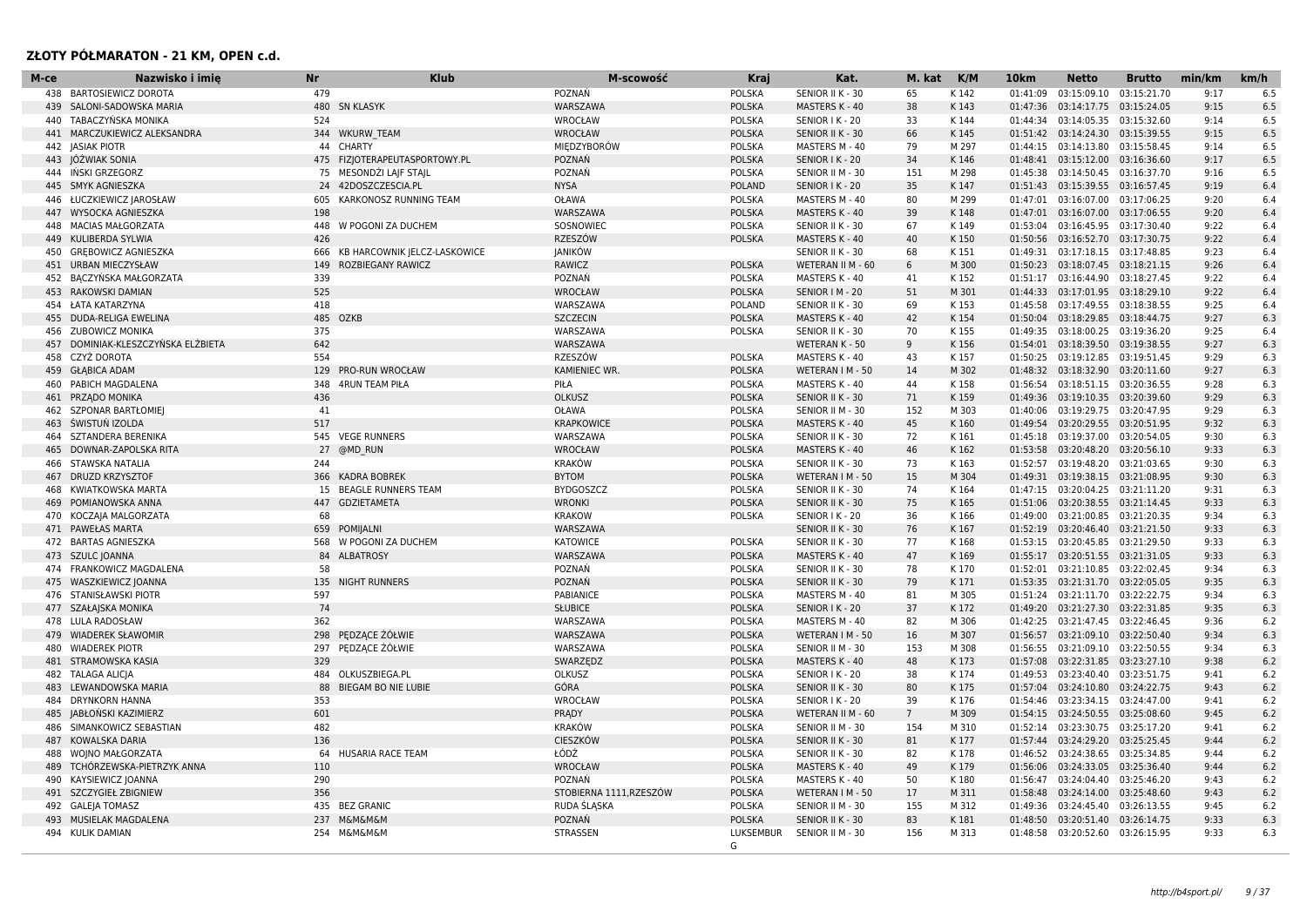## ZŁOTY PÓŁMARATON - 21 KM, OPEN c.d.

| M-ce | Nazwisko i imię | Nr | Klub | M-scowość | Kraj | Kat. | M. kat | K/M | 10km | Netto | Brutto | min/km | km/h |
|---|---|---|---|---|---|---|---|---|---|---|---|---|---|
| 438 | BARTOSIEWICZ DOROTA | 479 | | POZNAŃ | POLSKA | SENIOR II K - 30 | 65 | K 142 | 01:41:09 | 03:15:09.10 | 03:15:21.70 | 9:17 | 6.5 |
| 439 | SALONI-SADOWSKA MARIA | 480 | SN KLASYK | WARSZAWA | POLSKA | MASTERS K - 40 | 38 | K 143 | 01:47:36 | 03:14:17.75 | 03:15:24.05 | 9:15 | 6.5 |
| 440 | TABACZYŃSKA MONIKA | 524 | | WROCŁAW | POLSKA | SENIOR I K - 20 | 33 | K 144 | 01:44:34 | 03:14:05.35 | 03:15:32.60 | 9:14 | 6.5 |
| 441 | MARCZUKIEWICZ ALEKSANDRA | 344 | WKURW_TEAM | WROCŁAW | POLSKA | SENIOR II K - 30 | 66 | K 145 | 01:51:42 | 03:14:24.30 | 03:15:39.55 | 9:15 | 6.5 |
| 442 | JASIAK PIOTR | 44 | CHARTY | MIĘDZYBORÓW | POLSKA | MASTERS M - 40 | 79 | M 297 | 01:44:15 | 03:14:13.80 | 03:15:58.45 | 9:14 | 6.5 |
| 443 | JÓŹWIAK SONIA | 475 | FIZJOTERAPEUTASPORTOWY.PL | POZNAŃ | POLSKA | SENIOR I K - 20 | 34 | K 146 | 01:48:41 | 03:15:12.00 | 03:16:36.60 | 9:17 | 6.5 |
| 444 | IŃSKI GRZEGORZ | 75 | MESONDŻI LAJF STAJL | POZNAŃ | POLSKA | SENIOR II M - 30 | 151 | M 298 | 01:45:38 | 03:14:50.45 | 03:16:37.70 | 9:16 | 6.5 |
| 445 | SMYK AGNIESZKA | 24 | 42DOSZCZESCIA.PL | NYSA | POLAND | SENIOR I K - 20 | 35 | K 147 | 01:51:43 | 03:15:39.55 | 03:16:57.45 | 9:19 | 6.4 |
| 446 | ŁUCZKIEWICZ JAROSŁAW | 605 | KARKONOSZ RUNNING TEAM | OŁAWA | POLSKA | MASTERS M - 40 | 80 | M 299 | 01:47:01 | 03:16:07.00 | 03:17:06.25 | 9:20 | 6.4 |
| 447 | WYSOCKA AGNIESZKA | 198 | | WARSZAWA | POLSKA | MASTERS K - 40 | 39 | K 148 | 01:47:01 | 03:16:07.00 | 03:17:06.55 | 9:20 | 6.4 |
| 448 | MACIAS MAŁGORZATA | 448 | W POGONI ZA DUCHEM | SOSNOWIEC | POLSKA | SENIOR II K - 30 | 67 | K 149 | 01:53:04 | 03:16:45.95 | 03:17:30.40 | 9:22 | 6.4 |
| 449 | KULIBERDA SYLWIA | 426 | | RZESZÓW | POLSKA | MASTERS K - 40 | 40 | K 150 | 01:50:56 | 03:16:52.70 | 03:17:30.75 | 9:22 | 6.4 |
| 450 | GRĘBOWICZ AGNIESZKA | 666 | KB HARCOWNIK JELCZ-LASKOWICE | JANIKÓW | | SENIOR II K - 30 | 68 | K 151 | 01:49:31 | 03:17:18.15 | 03:17:48.85 | 9:23 | 6.4 |
| 451 | URBAN MIECZYSŁAW | 149 | ROZBIEGANY RAWICZ | RAWICZ | POLSKA | WETERAN II M - 60 | 6 | M 300 | 01:50:23 | 03:18:07.45 | 03:18:21.15 | 9:26 | 6.4 |
| 452 | BĄCZYŃSKA MAŁGORZATA | 339 | | POZNAŃ | POLSKA | MASTERS K - 40 | 41 | K 152 | 01:51:17 | 03:16:44.90 | 03:18:27.45 | 9:22 | 6.4 |
| 453 | RAKOWSKI DAMIAN | 525 | | WROCŁAW | POLSKA | SENIOR I M - 20 | 51 | M 301 | 01:44:33 | 03:17:01.95 | 03:18:29.10 | 9:22 | 6.4 |
| 454 | ŁATA KATARZYNA | 418 | | WARSZAWA | POLAND | SENIOR II K - 30 | 69 | K 153 | 01:45:58 | 03:17:49.55 | 03:18:38.55 | 9:25 | 6.4 |
| 455 | DUDA-RELIGA EWELINA | 485 | OZKB | SZCZECIN | POLSKA | MASTERS K - 40 | 42 | K 154 | 01:50:04 | 03:18:29.85 | 03:18:44.75 | 9:27 | 6.3 |
| 456 | ZUBOWICZ MONIKA | 375 | | WARSZAWA | POLSKA | SENIOR II K - 30 | 70 | K 155 | 01:49:35 | 03:18:00.25 | 03:19:36.20 | 9:25 | 6.4 |
| 457 | DOMINIAK-KLESZCZYŃSKA ELŻBIETA | 642 | | WARSZAWA | | WETERAN K - 50 | 9 | K 156 | 01:54:01 | 03:18:39.50 | 03:19:38.55 | 9:27 | 6.3 |
| 458 | CZYŻ DOROTA | 554 | | RZESZÓW | POLSKA | MASTERS K - 40 | 43 | K 157 | 01:50:25 | 03:19:12.85 | 03:19:51.45 | 9:29 | 6.3 |
| 459 | GŁĄBICA ADAM | 129 | PRO-RUN WROCŁAW | KAMIENIEC WR. | POLSKA | WETERAN I M - 50 | 14 | M 302 | 01:48:32 | 03:18:32.90 | 03:20:11.60 | 9:27 | 6.3 |
| 460 | PABICH MAGDALENA | 348 | 4RUN TEAM PIŁA | PIŁA | POLSKA | MASTERS K - 40 | 44 | K 158 | 01:56:54 | 03:18:51.15 | 03:20:36.55 | 9:28 | 6.3 |
| 461 | PRZĄDO MONIKA | 436 | | OLKUSZ | POLSKA | SENIOR II K - 30 | 71 | K 159 | 01:49:36 | 03:19:10.35 | 03:20:39.60 | 9:29 | 6.3 |
| 462 | SZPONAR BARTŁOMIEJ | 41 | | OŁAWA | POLSKA | SENIOR II M - 30 | 152 | M 303 | 01:40:06 | 03:19:29.75 | 03:20:47.95 | 9:29 | 6.3 |
| 463 | ŚWISTUŃ IZOLDA | 517 | | KRAPKOWICE | POLSKA | MASTERS K - 40 | 45 | K 160 | 01:49:54 | 03:20:29.55 | 03:20:51.95 | 9:32 | 6.3 |
| 464 | SZTANDERA BERENIKA | 545 | VEGE RUNNERS | WARSZAWA | POLSKA | SENIOR II K - 30 | 72 | K 161 | 01:45:18 | 03:19:37.00 | 03:20:54.05 | 9:30 | 6.3 |
| 465 | DOWNAR-ZAPOLSKA RITA | 27 | @MD_RUN | WROCŁAW | POLSKA | MASTERS K - 40 | 46 | K 162 | 01:53:58 | 03:20:48.20 | 03:20:56.10 | 9:33 | 6.3 |
| 466 | STAWSKA NATALIA | 244 | | KRAKÓW | POLSKA | SENIOR II K - 30 | 73 | K 163 | 01:52:57 | 03:19:48.20 | 03:21:03.65 | 9:30 | 6.3 |
| 467 | DRUZD KRZYSZTOF | 366 | KADRA BOBREK | BYTOM | POLSKA | WETERAN I M - 50 | 15 | M 304 | 01:49:31 | 03:19:38.15 | 03:21:08.95 | 9:30 | 6.3 |
| 468 | KWIATKOWSKA MARTA | 15 | BEAGLE RUNNERS TEAM | BYDGOSZCZ | POLSKA | SENIOR II K - 30 | 74 | K 164 | 01:47:15 | 03:20:04.25 | 03:21:11.20 | 9:31 | 6.3 |
| 469 | POMIANOWSKA ANNA | 447 | GDZIETAMETA | WRONKI | POLSKA | SENIOR II K - 30 | 75 | K 165 | 01:51:06 | 03:20:38.55 | 03:21:14.45 | 9:33 | 6.3 |
| 470 | KOCZAJA MALGORZATA | 68 | | KRAKOW | POLSKA | SENIOR I K - 20 | 36 | K 166 | 01:49:00 | 03:21:00.85 | 03:21:20.35 | 9:34 | 6.3 |
| 471 | PAWEŁAS MARTA | 659 | POMIJALNI | WARSZAWA | | SENIOR II K - 30 | 76 | K 167 | 01:52:19 | 03:20:46.40 | 03:21:21.50 | 9:33 | 6.3 |
| 472 | BARTAS AGNIESZKA | 568 | W POGONI ZA DUCHEM | KATOWICE | POLSKA | SENIOR II K - 30 | 77 | K 168 | 01:53:15 | 03:20:45.85 | 03:21:29.50 | 9:33 | 6.3 |
| 473 | SZULC JOANNA | 84 | ALBATROSY | WARSZAWA | POLSKA | MASTERS K - 40 | 47 | K 169 | 01:55:17 | 03:20:51.55 | 03:21:31.05 | 9:33 | 6.3 |
| 474 | FRANKOWICZ MAGDALENA | 58 | | POZNAŃ | POLSKA | SENIOR II K - 30 | 78 | K 170 | 01:52:01 | 03:21:10.85 | 03:22:02.45 | 9:34 | 6.3 |
| 475 | WASZKIEWICZ JOANNA | 135 | NIGHT RUNNERS | POZNAŃ | POLSKA | SENIOR II K - 30 | 79 | K 171 | 01:53:35 | 03:21:31.70 | 03:22:05.05 | 9:35 | 6.3 |
| 476 | STANISŁAWSKI PIOTR | 597 | | PABIANICE | POLSKA | MASTERS M - 40 | 81 | M 305 | 01:51:24 | 03:21:11.70 | 03:22:22.75 | 9:34 | 6.3 |
| 477 | SZAŁAJSKA MONIKA | 74 | | SŁUBICE | POLSKA | SENIOR I K - 20 | 37 | K 172 | 01:49:20 | 03:21:27.30 | 03:22:31.85 | 9:35 | 6.3 |
| 478 | LULA RADOSŁAW | 362 | | WARSZAWA | POLSKA | MASTERS M - 40 | 82 | M 306 | 01:42:25 | 03:21:47.45 | 03:22:46.45 | 9:36 | 6.2 |
| 479 | WIADEREK SŁAWOMIR | 298 | PĘDZĄCE ŻÓŁWIE | WARSZAWA | POLSKA | WETERAN I M - 50 | 16 | M 307 | 01:56:57 | 03:21:09.10 | 03:22:50.40 | 9:34 | 6.3 |
| 480 | WIADEREK PIOTR | 297 | PĘDZĄCE ŻÓŁWIE | WARSZAWA | POLSKA | SENIOR II M - 30 | 153 | M 308 | 01:56:55 | 03:21:09.10 | 03:22:50.55 | 9:34 | 6.3 |
| 481 | STRAMOWSKA KASIA | 329 | | SWARZĘDZ | POLSKA | MASTERS K - 40 | 48 | K 173 | 01:57:08 | 03:22:31.85 | 03:23:27.10 | 9:38 | 6.2 |
| 482 | TALAGA ALICJA | 484 | OLKUSZBIEGA.PL | OLKUSZ | POLSKA | SENIOR I K - 20 | 38 | K 174 | 01:49:53 | 03:23:40.40 | 03:23:51.75 | 9:41 | 6.2 |
| 483 | LEWANDOWSKA MARIA | 88 | BIEGAM BO NIE LUBIE | GÓRA | POLSKA | SENIOR II K - 30 | 80 | K 175 | 01:57:04 | 03:24:10.80 | 03:24:22.75 | 9:43 | 6.2 |
| 484 | DRYNKORN HANNA | 353 | | WROCŁAW | POLSKA | SENIOR I K - 20 | 39 | K 176 | 01:54:46 | 03:23:34.15 | 03:24:47.00 | 9:41 | 6.2 |
| 485 | JABŁOŃSKI KAZIMIERZ | 601 | | PRĄDY | POLSKA | WETERAN II M - 60 | 7 | M 309 | 01:54:15 | 03:24:50.55 | 03:25:08.60 | 9:45 | 6.2 |
| 486 | SIMANKOWICZ SEBASTIAN | 482 | | KRAKÓW | POLSKA | SENIOR II M - 30 | 154 | M 310 | 01:52:14 | 03:23:30.75 | 03:25:17.20 | 9:41 | 6.2 |
| 487 | KOWALSKA DARIA | 136 | | CIESZKÓW | POLSKA | SENIOR II K - 30 | 81 | K 177 | 01:57:44 | 03:24:29.20 | 03:25:25.45 | 9:44 | 6.2 |
| 488 | WOJNO MAŁGORZATA | 64 | HUSARIA RACE TEAM | ŁÓDŹ | POLSKA | SENIOR II K - 30 | 82 | K 178 | 01:46:52 | 03:24:38.65 | 03:25:34.85 | 9:44 | 6.2 |
| 489 | TCHÓRZEWSKA-PIETRZYK ANNA | 110 | | WROCŁAW | POLSKA | MASTERS K - 40 | 49 | K 179 | 01:56:06 | 03:24:33.05 | 03:25:36.40 | 9:44 | 6.2 |
| 490 | KAYSIEWICZ JOANNA | 290 | | POZNAŃ | POLSKA | MASTERS K - 40 | 50 | K 180 | 01:56:47 | 03:24:04.40 | 03:25:46.20 | 9:43 | 6.2 |
| 491 | SZCZYGIEŁ ZBIGNIEW | 356 | | STOBIERNA 1111,RZESZÓW | POLSKA | WETERAN I M - 50 | 17 | M 311 | 01:58:48 | 03:24:14.00 | 03:25:48.60 | 9:43 | 6.2 |
| 492 | GALEJA TOMASZ | 435 | BEZ GRANIC | RUDA ŚLĄSKA | POLSKA | SENIOR II M - 30 | 155 | M 312 | 01:49:36 | 03:24:45.40 | 03:26:13.55 | 9:45 | 6.2 |
| 493 | MUSIELAK MAGDALENA | 237 | M&M&M&M | POZNAŃ | POLSKA | SENIOR II K - 30 | 83 | K 181 | 01:48:50 | 03:20:51.40 | 03:26:14.75 | 9:33 | 6.3 |
| 494 | KULIK DAMIAN | 254 | M&M&M&M | STRASSEN | LUKSEMBURG | SENIOR II M - 30 | 156 | M 313 | 01:48:58 | 03:20:52.60 | 03:26:15.95 | 9:33 | 6.3 |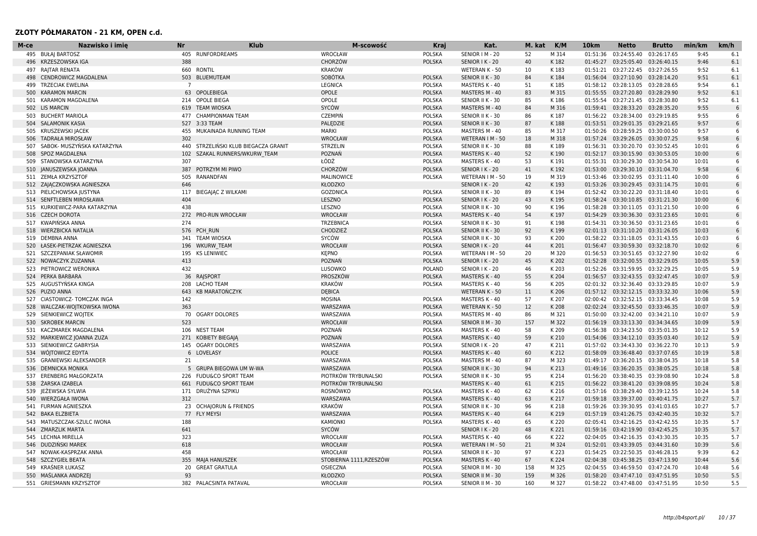## ZŁOTY PÓŁMARATON - 21 KM, OPEN c.d.

| M-ce | Nazwisko i imię | Nr | Klub | M-scowość | Kraj | Kat. | M. kat | K/M | 10km | Netto | Brutto | min/km | km/h |
|---|---|---|---|---|---|---|---|---|---|---|---|---|---|
| 495 | BUŁAJ BARTOSZ | 405 | RUNFORDREAMS | WROCŁAW | POLSKA | SENIOR I M - 20 | 52 | M 314 | 01:51:36 | 03:24:55.40 | 03:26:17.65 | 9:45 | 6.1 |
| 496 | KRZESZOWSKA IGA | 388 | | CHORZÓW | POLSKA | SENIOR I K - 20 | 40 | K 182 | 01:45:27 | 03:25:05.40 | 03:26:40.15 | 9:46 | 6.1 |
| 497 | RAJTAR RENATA | 660 | RONTIL | KRAKÓW | | WETERAN K - 50 | 10 | K 183 | 01:51:21 | 03:27:22.45 | 03:27:26.55 | 9:52 | 6.1 |
| 498 | CENDROWICZ MAGDALENA | 503 | BLUEMUTEAM | SOBÓTKA | POLSKA | SENIOR II K - 30 | 84 | K 184 | 01:56:04 | 03:27:10.90 | 03:28:14.20 | 9:51 | 6.1 |
| 499 | TRZECIAK EWELINA | 7 | | LEGNICA | POLSKA | MASTERS K - 40 | 51 | K 185 | 01:58:12 | 03:28:13.05 | 03:28:28.65 | 9:54 | 6.1 |
| 500 | KARAMON MARCIN | 63 | OPOLEBIEGA | OPOLE | POLSKA | MASTERS M - 40 | 83 | M 315 | 01:55:55 | 03:27:20.80 | 03:28:29.90 | 9:52 | 6.1 |
| 501 | KARAMON MAGDALENA | 214 | OPOLE BIEGA | OPOLE | POLSKA | SENIOR II K - 30 | 85 | K 186 | 01:55:54 | 03:27:21.45 | 03:28:30.80 | 9:52 | 6.1 |
| 502 | LIS MARCIN | 619 | TEAM WIOSKA | SYCÓW | POLSKA | MASTERS M - 40 | 84 | M 316 | 01:59:41 | 03:28:33.20 | 03:28:35.20 | 9:55 | 6 |
| 503 | BUCHERT MARIOLA | 477 | CHAMPIONMAN TEAM | CZEMPIŃ | POLSKA | SENIOR II K - 30 | 86 | K 187 | 01:56:22 | 03:28:34.00 | 03:29:19.85 | 9:55 | 6 |
| 504 | SALAMONIK KASIA | 527 | 3:33 TEAM | PALĘDZIE | POLSKA | SENIOR II K - 30 | 87 | K 188 | 01:53:51 | 03:29:01.35 | 03:29:21.65 | 9:57 | 6 |
| 505 | KRUSZEWSKI JACEK | 455 | MUKAINADA RUNNING TEAM | MARKI | POLSKA | MASTERS M - 40 | 85 | M 317 | 01:50:26 | 03:28:59.25 | 03:30:00.50 | 9:57 | 6 |
| 506 | TADRAŁA MIROSŁAW | 302 | | WROCŁAW | POLSKA | WETERAN I M - 50 | 18 | M 318 | 01:57:24 | 03:29:26.05 | 03:30:07.25 | 9:58 | 6 |
| 507 | SABOK- MUSZYŃSKA KATARZYNA | 440 | STRZELIŃSKI KLUB BIEGACZA GRANIT | STRZELIN | POLSKA | SENIOR II K - 30 | 88 | K 189 | 01:56:31 | 03:30:20.70 | 03:30:52.45 | 10:01 | 6 |
| 508 | SPOZ MAGDALENA | 102 | SZAKAL RUNNERS/WKURW_TEAM | POZNAŃ | POLSKA | MASTERS K - 40 | 52 | K 190 | 01:52:17 | 03:30:15.90 | 03:30:53.05 | 10:00 | 6 |
| 509 | STANOWSKA KATARZYNA | 307 | | ŁÓDŹ | POLSKA | MASTERS K - 40 | 53 | K 191 | 01:55:31 | 03:30:29.30 | 03:30:54.30 | 10:01 | 6 |
| 510 | JANUSZEWSKA JOANNA | 387 | POTRZYM MI PIWO | CHORZÓW | POLSKA | SENIOR I K - 20 | 41 | K 192 | 01:53:00 | 03:29:30.10 | 03:31:04.70 | 9:58 | 6 |
| 511 | ZEMŁA KRZYSZTOF | 505 | RANANDFAN | MALINOWICE | POLSKA | WETERAN I M - 50 | 19 | M 319 | 01:53:46 | 03:30:02.95 | 03:31:11.40 | 10:00 | 6 |
| 512 | ZAJĄCZKOWSKA AGNIESZKA | 646 | | KŁODZKO | | SENIOR I K - 20 | 42 | K 193 | 01:53:26 | 03:30:29.45 | 03:31:14.75 | 10:01 | 6 |
| 513 | PIELICHOWSKA JUSTYNA | 117 | BIEGAJĄC Z WILKAMI | GOZDNICA | POLSKA | SENIOR II K - 30 | 89 | K 194 | 01:52:42 | 03:30:22.20 | 03:31:18.40 | 10:01 | 6 |
| 514 | SENFTLEBEN MIROSŁAWA | 404 | | LESZNO | POLSKA | SENIOR I K - 20 | 43 | K 195 | 01:58:24 | 03:30:10.85 | 03:31:21.30 | 10:00 | 6 |
| 515 | KURKIEWICZ-PARA KATARZYNA | 438 | | LESZNO | POLSKA | SENIOR II K - 30 | 90 | K 196 | 01:58:28 | 03:30:11.05 | 03:31:21.50 | 10:00 | 6 |
| 516 | CZECH DOROTA | 272 | PRO-RUN WROCŁAW | WROCŁAW | POLSKA | MASTERS K - 40 | 54 | K 197 | 01:54:29 | 03:30:36.30 | 03:31:23.65 | 10:01 | 6 |
| 517 | KWAPIŃSKA ANNA | 274 | | TRZEBNICA | POLSKA | SENIOR II K - 30 | 91 | K 198 | 01:54:31 | 03:30:36.50 | 03:31:23.65 | 10:01 | 6 |
| 518 | WIERZBICKA NATALIA | 576 | PCH_RUN | CHODZIEŻ | POLSKA | SENIOR II K - 30 | 92 | K 199 | 02:01:13 | 03:31:10.20 | 03:31:26.05 | 10:03 | 6 |
| 519 | DEMBNA ANNA | 341 | TEAM WIOSKA | SYCÓW | POLSKA | SENIOR II K - 30 | 93 | K 200 | 01:58:22 | 03:31:18.05 | 03:31:43.55 | 10:03 | 6 |
| 520 | ŁASEK-PIETRZAK AGNIESZKA | 196 | WKURW_TEAM | WROCŁAW | POLSKA | SENIOR I K - 20 | 44 | K 201 | 01:56:47 | 03:30:59.30 | 03:32:18.70 | 10:02 | 6 |
| 521 | SZCZEPANIAK SŁAWOMIR | 195 | KS LENIWIEC | KĘPNO | POLSKA | WETERAN I M - 50 | 20 | M 320 | 01:56:53 | 03:30:51.65 | 03:32:27.90 | 10:02 | 6 |
| 522 | NOWACZYK ZUZANNA | 413 | | POZNAŃ | POLSKA | SENIOR I K - 20 | 45 | K 202 | 01:52:28 | 03:32:00.55 | 03:32:29.05 | 10:05 | 5.9 |
| 523 | PIETROWICZ WERONIKA | 432 | | LUSOWKO | POLAND | SENIOR I K - 20 | 46 | K 203 | 01:52:26 | 03:31:59.95 | 03:32:29.25 | 10:05 | 5.9 |
| 524 | PERKA BARBARA | 36 | RAJSPORT | PROSZKÓW | POLSKA | MASTERS K - 40 | 55 | K 204 | 01:56:57 | 03:32:43.55 | 03:32:47.45 | 10:07 | 5.9 |
| 525 | AUGUSTYŃSKA KINGA | 208 | LACHO TEAM | KRAKÓW | POLSKA | MASTERS K - 40 | 56 | K 205 | 02:01:32 | 03:32:36.40 | 03:33:29.85 | 10:07 | 5.9 |
| 526 | PUZIO ANNA | 643 | KB MARATOŃCZYK | DĘBICA | | WETERAN K - 50 | 11 | K 206 | 01:57:12 | 03:32:12.15 | 03:33:32.30 | 10:06 | 5.9 |
| 527 | CIASTOWICZ- TOMCZAK INGA | 142 | | MOSINA | POLSKA | MASTERS K - 40 | 57 | K 207 | 02:00:42 | 03:32:52.15 | 03:33:34.45 | 10:08 | 5.9 |
| 528 | WALCZAK-WOJTKOWSKA IWONA | 363 | | WARSZAWA | POLSKA | WETERAN K - 50 | 12 | K 208 | 02:02:24 | 03:32:45.50 | 03:33:46.35 | 10:07 | 5.9 |
| 529 | SIENKIEWICZ WOJTEK | 70 | OGARY DOLORES | WARSZAWA | POLSKA | MASTERS M - 40 | 86 | M 321 | 01:50:00 | 03:32:42.00 | 03:34:21.10 | 10:07 | 5.9 |
| 530 | SKROBEK MARCIN | 523 | | WROCŁAW | POLSKA | SENIOR II M - 30 | 157 | M 322 | 01:56:19 | 03:33:13.30 | 03:34:34.65 | 10:09 | 5.9 |
| 531 | KACZMAREK MAGDALENA | 106 | NEST TEAM | POZNAŃ | POLSKA | MASTERS K - 40 | 58 | K 209 | 01:56:38 | 03:34:23.50 | 03:35:01.35 | 10:12 | 5.9 |
| 532 | MARKIEWICZ JOANNA ZUZA | 271 | KOBIETY BIEGAJĄ | POZNAŃ | POLSKA | MASTERS K - 40 | 59 | K 210 | 01:54:06 | 03:34:12.10 | 03:35:03.40 | 10:12 | 5.9 |
| 533 | SIENKIEWICZ GABRYSIA | 145 | OGARY DOLORES | WARSZAWA | POLSKA | SENIOR I K - 20 | 47 | K 211 | 01:57:02 | 03:34:43.30 | 03:36:22.70 | 10:13 | 5.9 |
| 534 | WÓJTOWICZ EDYTA | 6 | LOVELASY | POLICE | POLSKA | MASTERS K - 40 | 60 | K 212 | 01:58:09 | 03:36:48.40 | 03:37:07.65 | 10:19 | 5.8 |
| 535 | GRANIEWSKI ALEKSANDER | 21 | | WARSZAWA | POLSKA | MASTERS M - 40 | 87 | M 323 | 01:49:17 | 03:36:20.15 | 03:38:04.35 | 10:18 | 5.8 |
| 536 | DEMNICKA MONIKA | 5 | GRUPA BIEGOWA UM W-WA | WARSZAWA | POLSKA | SENIOR II K - 30 | 94 | K 213 | 01:49:16 | 03:36:20.35 | 03:38:05.25 | 10:18 | 5.8 |
| 537 | ERENBERG MAŁGORZATA | 226 | FUDU&CO SPORT TEAM | PIOTRKÓW TRYBUNALSKI | POLSKA | SENIOR II K - 30 | 95 | K 214 | 01:56:20 | 03:38:40.35 | 03:39:08.90 | 10:24 | 5.8 |
| 538 | ŻARSKA IZABELA | 661 | FUDU&CO SPORT TEAM | PIOTRKÓW TRYBUNALSKI | | MASTERS K - 40 | 61 | K 215 | 01:56:22 | 03:38:41.20 | 03:39:08.95 | 10:24 | 5.8 |
| 539 | JEŻEWSKA SYLWIA | 171 | DRUŻYNA SZPIKU | ROSNÓWKO | POLSKA | MASTERS K - 40 | 62 | K 216 | 01:57:16 | 03:38:29.40 | 03:39:12.55 | 10:24 | 5.8 |
| 540 | WIERZGAŁA IWONA | 312 | | WARSZAWA | POLSKA | MASTERS K - 40 | 63 | K 217 | 01:59:18 | 03:39:37.00 | 03:40:41.75 | 10:27 | 5.7 |
| 541 | FURMAN AGNIESZKA | 23 | OCHAJORUN & FRIENDS | KRAKÓW | POLSKA | SENIOR II K - 30 | 96 | K 218 | 01:59:26 | 03:39:30.95 | 03:41:03.65 | 10:27 | 5.7 |
| 542 | BAKA ELZBIETA | 77 | FLY MEYSI | WARSZAWA | POLSKA | MASTERS K - 40 | 64 | K 219 | 01:57:19 | 03:41:26.75 | 03:42:40.35 | 10:32 | 5.7 |
| 543 | MATUSZCZAK-SZULC IWONA | 188 | | KAMIONKI | POLSKA | MASTERS K - 40 | 65 | K 220 | 02:05:41 | 03:42:16.25 | 03:42:42.55 | 10:35 | 5.7 |
| 544 | ZMARZLIK MARTA | 641 | | SYCÓW | | SENIOR I K - 20 | 48 | K 221 | 01:59:16 | 03:42:19.90 | 03:42:45.25 | 10:35 | 5.7 |
| 545 | LECHNA MIRELLA | 323 | | WROCŁAW | POLSKA | MASTERS K - 40 | 66 | K 222 | 02:04:05 | 03:42:16.35 | 03:43:30.35 | 10:35 | 5.7 |
| 546 | DUDZIŃSKI MAREK | 618 | | WROCŁAW | POLSKA | WETERAN I M - 50 | 21 | M 324 | 01:52:01 | 03:43:39.05 | 03:44:31.60 | 10:39 | 5.6 |
| 547 | NOWAK-KASPRZAK ANNA | 458 | | WROCŁAW | POLSKA | SENIOR II K - 30 | 97 | K 223 | 01:54:25 | 03:22:50.35 | 03:46:28.15 | 9:39 | 6.2 |
| 548 | SZCZYGIEŁ BEATA | 355 | MAJA HANUSZEK | STOBIERNA 1111,RZESZÓW | POLSKA | MASTERS K - 40 | 67 | K 224 | 02:04:38 | 03:45:38.25 | 03:47:13.90 | 10:44 | 5.6 |
| 549 | KRAŚNER ŁUKASZ | 20 | GREAT GRATULA | OSIECZNA | POLSKA | SENIOR II M - 30 | 158 | M 325 | 02:04:55 | 03:46:59.50 | 03:47:24.70 | 10:48 | 5.6 |
| 550 | MAŚLANKA ANDRZEJ | 93 | | KŁODZKO | POLSKA | SENIOR II M - 30 | 159 | M 326 | 01:58:20 | 03:47:47.10 | 03:47:51.95 | 10:50 | 5.5 |
| 551 | GRIESMANN KRZYSZTOF | 382 | PALACSINTA PATAVAL | WROCŁAW | POLSKA | SENIOR II M - 30 | 160 | M 327 | 01:58:22 | 03:47:48.00 | 03:47:51.95 | 10:50 | 5.5 |

http://b4sport.pl/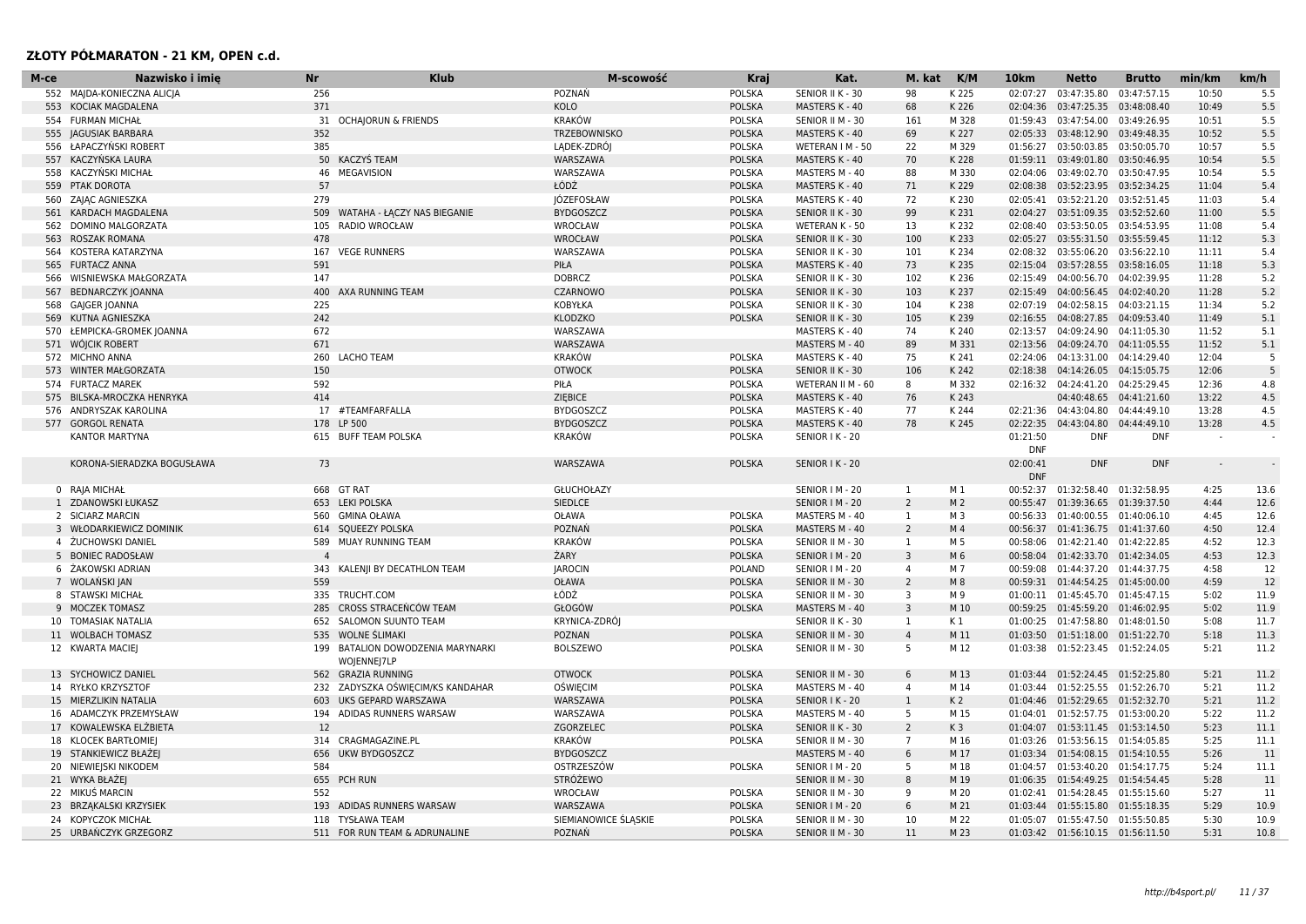## ZŁOTY PÓŁMARATON - 21 KM, OPEN c.d.

| M-ce | Nazwisko i imię | Nr | Klub | M-scowość | Kraj | Kat. | M. kat | K/M | 10km | Netto | Brutto | min/km | km/h |
|---|---|---|---|---|---|---|---|---|---|---|---|---|---|
| 552 | MAJDA-KONIECZNA ALICJA | 256 | | POZNAŃ | POLSKA | SENIOR II K - 30 | 98 | K 225 | 02:07:27 | 03:47:35.80 | 03:47:57.15 | 10:50 | 5.5 |
| 553 | KOCIAK MAGDALENA | 371 | | KOLO | POLSKA | MASTERS K - 40 | 68 | K 226 | 02:04:36 | 03:47:25.35 | 03:48:08.40 | 10:49 | 5.5 |
| 554 | FURMAN MICHAŁ | 31 | OCHAJORUN & FRIENDS | KRAKÓW | POLSKA | SENIOR II M - 30 | 161 | M 328 | 01:59:43 | 03:47:54.00 | 03:49:26.95 | 10:51 | 5.5 |
| 555 | JAGUSIAK BARBARA | 352 | | TRZEBOWNISKO | POLSKA | MASTERS K - 40 | 69 | K 227 | 02:05:33 | 03:48:12.90 | 03:49:48.35 | 10:52 | 5.5 |
| 556 | ŁAPACZYŃSKI ROBERT | 385 | | LĄDEK-ZDRÓJ | POLSKA | WETERAN I M - 50 | 22 | M 329 | 01:56:27 | 03:50:03.85 | 03:50:05.70 | 10:57 | 5.5 |
| 557 | KACZYŃSKA LAURA | 50 | KACZYŚ TEAM | WARSZAWA | POLSKA | MASTERS K - 40 | 70 | K 228 | 01:59:11 | 03:49:01.80 | 03:50:46.95 | 10:54 | 5.5 |
| 558 | KACZYŃSKI MICHAŁ | 46 | MEGAVISION | WARSZAWA | POLSKA | MASTERS M - 40 | 88 | M 330 | 02:04:06 | 03:49:02.70 | 03:50:47.95 | 10:54 | 5.5 |
| 559 | PTAK DOROTA | 57 | | ŁÓDŹ | POLSKA | MASTERS K - 40 | 71 | K 229 | 02:08:38 | 03:52:23.95 | 03:52:34.25 | 11:04 | 5.4 |
| 560 | ZAJĄC AGNIESZKA | 279 | | JÓZEFOSŁAW | POLSKA | MASTERS K - 40 | 72 | K 230 | 02:05:41 | 03:52:21.20 | 03:52:51.45 | 11:03 | 5.4 |
| 561 | KARDACH MAGDALENA | 509 | WATAHA - ŁĄCZY NAS BIEGANIE | BYDGOSZCZ | POLSKA | SENIOR II K - 30 | 99 | K 231 | 02:04:27 | 03:51:09.35 | 03:52:52.60 | 11:00 | 5.5 |
| 562 | DOMINO MALGORZATA | 105 | RADIO WROCŁAW | WROCŁAW | POLSKA | WETERAN K - 50 | 13 | K 232 | 02:08:40 | 03:53:50.05 | 03:54:53.95 | 11:08 | 5.4 |
| 563 | ROSZAK ROMANA | 478 | | WROCŁAW | POLSKA | SENIOR II K - 30 | 100 | K 233 | 02:05:27 | 03:55:31.50 | 03:55:59.45 | 11:12 | 5.3 |
| 564 | KOSTERA KATARZYNA | 167 | VEGE RUNNERS | WARSZAWA | POLSKA | SENIOR II K - 30 | 101 | K 234 | 02:08:32 | 03:55:06.20 | 03:56:22.10 | 11:11 | 5.4 |
| 565 | FURTACZ ANNA | 591 | | PIŁA | POLSKA | MASTERS K - 40 | 73 | K 235 | 02:15:04 | 03:57:28.55 | 03:58:16.05 | 11:18 | 5.3 |
| 566 | WISNIEWSKA MAŁGORZATA | 147 | | DOBRCZ | POLSKA | SENIOR II K - 30 | 102 | K 236 | 02:15:49 | 04:00:56.70 | 04:02:39.95 | 11:28 | 5.2 |
| 567 | BEDNARCZYK JOANNA | 400 | AXA RUNNING TEAM | CZARNOWO | POLSKA | SENIOR II K - 30 | 103 | K 237 | 02:15:49 | 04:00:56.45 | 04:02:40.20 | 11:28 | 5.2 |
| 568 | GAJGER JOANNA | 225 | | KOBYŁKA | POLSKA | SENIOR II K - 30 | 104 | K 238 | 02:07:19 | 04:02:58.15 | 04:03:21.15 | 11:34 | 5.2 |
| 569 | KUTNA AGNIESZKA | 242 | | KLODZKO | POLSKA | SENIOR II K - 30 | 105 | K 239 | 02:16:55 | 04:08:27.85 | 04:09:53.40 | 11:49 | 5.1 |
| 570 | ŁEMPICKA-GROMEK JOANNA | 672 | | WARSZAWA | | MASTERS K - 40 | 74 | K 240 | 02:13:57 | 04:09:24.90 | 04:11:05.30 | 11:52 | 5.1 |
| 571 | WÓJCIK ROBERT | 671 | | WARSZAWA | | MASTERS M - 40 | 89 | M 331 | 02:13:56 | 04:09:24.70 | 04:11:05.55 | 11:52 | 5.1 |
| 572 | MICHNO ANNA | 260 | LACHO TEAM | KRAKÓW | POLSKA | MASTERS K - 40 | 75 | K 241 | 02:24:06 | 04:13:31.00 | 04:14:29.40 | 12:04 | 5 |
| 573 | WINTER MAŁGORZATA | 150 | | OTWOCK | POLSKA | SENIOR II K - 30 | 106 | K 242 | 02:18:38 | 04:14:26.05 | 04:15:05.75 | 12:06 | 5 |
| 574 | FURTACZ MAREK | 592 | | PIŁA | POLSKA | WETERAN II M - 60 | 8 | M 332 | 02:16:32 | 04:24:41.20 | 04:25:29.45 | 12:36 | 4.8 |
| 575 | BILSKA-MROCZKA HENRYKA | 414 | | ZIĘBICE | POLSKA | MASTERS K - 40 | 76 | K 243 | | 04:40:48.65 | 04:41:21.60 | 13:22 | 4.5 |
| 576 | ANDRYSZAK KAROLINA | 17 | #TEAMFARFALLA | BYDGOSZCZ | POLSKA | MASTERS K - 40 | 77 | K 244 | 02:21:36 | 04:43:04.80 | 04:44:49.10 | 13:28 | 4.5 |
| 577 | GORGOL RENATA | 178 | LP 500 | BYDGOSZCZ | POLSKA | MASTERS K - 40 | 78 | K 245 | 02:22:35 | 04:43:04.80 | 04:44:49.10 | 13:28 | 4.5 |
| | KANTOR MARTYNA | 615 | BUFF TEAM POLSKA | KRAKÓW | POLSKA | SENIOR I K - 20 | | | 01:21:50 DNF | DNF | DNF | - | - |
| | KORONA-SIERADZKA BOGUSŁAWA | 73 | | WARSZAWA | POLSKA | SENIOR I K - 20 | | | 02:00:41 DNF | DNF | DNF | - | - |
| 0 | RAJA MICHAŁ | 668 | GT RAT | GŁUCHOŁAZY | | SENIOR I M - 20 | 1 | M 1 | 00:52:37 | 01:32:58.40 | 01:32:58.95 | 4:25 | 13.6 |
| 1 | ZDANOWSKI ŁUKASZ | 653 | LEKI POLSKA | SIEDLCE | | SENIOR I M - 20 | 2 | M 2 | 00:55:47 | 01:39:36.65 | 01:39:37.50 | 4:44 | 12.6 |
| 2 | SICIARZ MARCIN | 560 | GMINA OŁAWA | OŁAWA | POLSKA | MASTERS M - 40 | 1 | M 3 | 00:56:33 | 01:40:00.55 | 01:40:06.10 | 4:45 | 12.6 |
| 3 | WŁODARKIEWICZ DOMINIK | 614 | SQUEEZY POLSKA | POZNAŃ | POLSKA | MASTERS M - 40 | 2 | M 4 | 00:56:37 | 01:41:36.75 | 01:41:37.60 | 4:50 | 12.4 |
| 4 | ŻUCHOWSKI DANIEL | 589 | MUAY RUNNING TEAM | KRAKÓW | POLSKA | SENIOR II M - 30 | 1 | M 5 | 00:58:06 | 01:42:21.40 | 01:42:22.85 | 4:52 | 12.3 |
| 5 | BONIEC RADOSŁAW | 4 | | ŻARY | POLSKA | SENIOR I M - 20 | 3 | M 6 | 00:58:04 | 01:42:33.70 | 01:42:34.05 | 4:53 | 12.3 |
| 6 | ŻAKOWSKI ADRIAN | 343 | KALENJI BY DECATHLON TEAM | JAROCIN | POLAND | SENIOR I M - 20 | 4 | M 7 | 00:59:08 | 01:44:37.20 | 01:44:37.75 | 4:58 | 12 |
| 7 | WOLAŃSKI JAN | 559 | | OŁAWA | POLSKA | SENIOR II M - 30 | 2 | M 8 | 00:59:31 | 01:44:54.25 | 01:45:00.00 | 4:59 | 12 |
| 8 | STAWSKI MICHAŁ | 335 | TRUCHT.COM | ŁÓDŹ | POLSKA | SENIOR II M - 30 | 3 | M 9 | 01:00:11 | 01:45:45.70 | 01:45:47.15 | 5:02 | 11.9 |
| 9 | MOCZEK TOMASZ | 285 | CROSS STRACEŃCÓW TEAM | GŁOGÓW | POLSKA | MASTERS M - 40 | 3 | M 10 | 00:59:25 | 01:45:59.20 | 01:46:02.95 | 5:02 | 11.9 |
| 10 | TOMASIAK NATALIA | 652 | SALOMON SUUNTO TEAM | KRYNICA-ZDRÓJ | | SENIOR II K - 30 | 1 | K 1 | 01:00:25 | 01:47:58.80 | 01:48:01.50 | 5:08 | 11.7 |
| 11 | WOLBACH TOMASZ | 535 | WOLNE ŚLIMAKI | POZNAN | POLSKA | SENIOR II M - 30 | 4 | M 11 | 01:03:50 | 01:51:18.00 | 01:51:22.70 | 5:18 | 11.3 |
| 12 | KWARTA MACIEJ | 199 | BATALION DOWODZENIA MARYNARKI WOJENNEJ7LP | BOLSZEWO | POLSKA | SENIOR II M - 30 | 5 | M 12 | 01:03:38 | 01:52:23.45 | 01:52:24.05 | 5:21 | 11.2 |
| 13 | SYCHOWICZ DANIEL | 562 | GRAZIA RUNNING | OTWOCK | POLSKA | SENIOR II M - 30 | 6 | M 13 | 01:03:44 | 01:52:24.45 | 01:52:25.80 | 5:21 | 11.2 |
| 14 | RYŁKO KRZYSZTOF | 232 | ZADYSZKA OŚWIĘCIM/KS KANDAHAR | OŚWIĘCIM | POLSKA | MASTERS M - 40 | 4 | M 14 | 01:03:44 | 01:52:25.55 | 01:52:26.70 | 5:21 | 11.2 |
| 15 | MIERZLIKIN NATALIA | 603 | UKS GEPARD WARSZAWA | WARSZAWA | POLSKA | SENIOR I K - 20 | 1 | K 2 | 01:04:46 | 01:52:29.65 | 01:52:32.70 | 5:21 | 11.2 |
| 16 | ADAMCZYK PRZEMYSŁAW | 194 | ADIDAS RUNNERS WARSAW | WARSZAWA | POLSKA | MASTERS M - 40 | 5 | M 15 | 01:04:01 | 01:52:57.75 | 01:53:00.20 | 5:22 | 11.2 |
| 17 | KOWALEWSKA ELŻBIETA | 12 | | ZGORZELEC | POLSKA | SENIOR II K - 30 | 2 | K 3 | 01:04:07 | 01:53:11.45 | 01:53:14.50 | 5:23 | 11.1 |
| 18 | KLOCEK BARTŁOMIEJ | 314 | CRAGMAGAZINE.PL | KRAKÓW | POLSKA | SENIOR II M - 30 | 7 | M 16 | 01:03:26 | 01:53:56.15 | 01:54:05.85 | 5:25 | 11.1 |
| 19 | STANKIEWICZ BŁAŻEJ | 656 | UKW BYDGOSZCZ | BYDGOSZCZ | | MASTERS M - 40 | 6 | M 17 | 01:03:34 | 01:54:08.15 | 01:54:10.55 | 5:26 | 11 |
| 20 | NIEWIEJSKI NIKODEM | 584 | | OSTRZESZÓW | POLSKA | SENIOR I M - 20 | 5 | M 18 | 01:04:57 | 01:53:40.20 | 01:54:17.75 | 5:24 | 11.1 |
| 21 | WYKA BŁAŻEJ | 655 | PCH RUN | STRÓŻEWO | | SENIOR II M - 30 | 8 | M 19 | 01:06:35 | 01:54:49.25 | 01:54:54.45 | 5:28 | 11 |
| 22 | MIKUŚ MARCIN | 552 | | WROCŁAW | POLSKA | SENIOR II M - 30 | 9 | M 20 | 01:02:41 | 01:54:28.45 | 01:55:15.60 | 5:27 | 11 |
| 23 | BRZĄKALSKI KRZYSIEK | 193 | ADIDAS RUNNERS WARSAW | WARSZAWA | POLSKA | SENIOR I M - 20 | 6 | M 21 | 01:03:44 | 01:55:15.80 | 01:55:18.35 | 5:29 | 10.9 |
| 24 | KOPYCZOK MICHAŁ | 118 | TYSŁAWA TEAM | SIEMIANOWICE ŚLĄSKIE | POLSKA | SENIOR II M - 30 | 10 | M 22 | 01:05:07 | 01:55:47.50 | 01:55:50.85 | 5:30 | 10.9 |
| 25 | URBAŃCZYK GRZEGORZ | 511 | FOR RUN TEAM & ADRUNALINE | POZNAŃ | POLSKA | SENIOR II M - 30 | 11 | M 23 | 01:03:42 | 01:56:10.15 | 01:56:11.50 | 5:31 | 10.8 |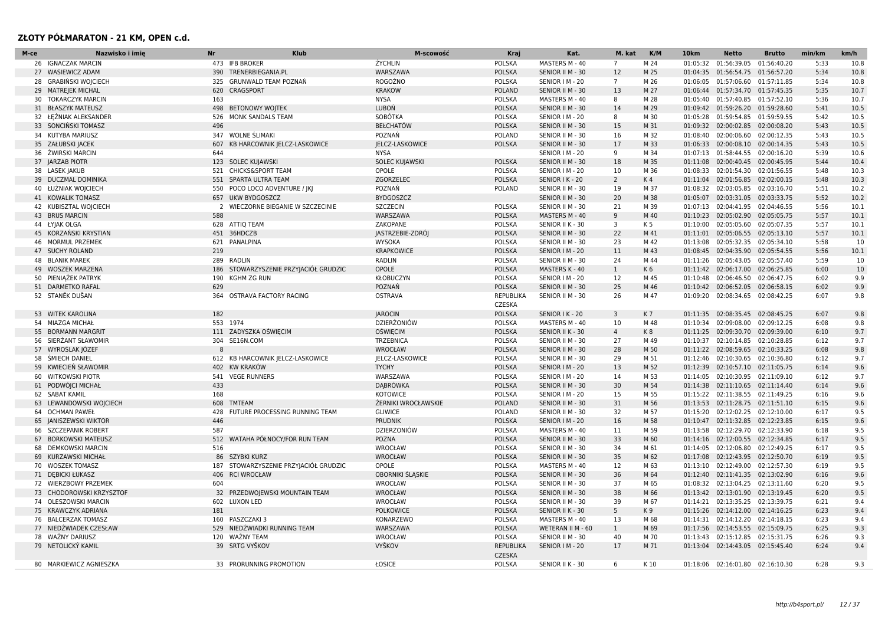## ZŁOTY PÓŁMARATON - 21 KM, OPEN c.d.

| M-ce | Nazwisko i imię | Nr | Klub | M-scowość | Kraj | Kat. | M. kat | K/M | 10km | Netto | Brutto | min/km | km/h |
|---|---|---|---|---|---|---|---|---|---|---|---|---|---|
| 26 | IGNACZAK MARCIN | 473 | IFB BROKER | ŻYCHLIN | POLSKA | MASTERS M - 40 | 7 | M 24 | 01:05:32 | 01:56:39.05 | 01:56:40.20 | 5:33 | 10.8 |
| 27 | WASIEWICZ ADAM | 390 | TRENERBIEGANIA.PL | WARSZAWA | POLSKA | SENIOR II M - 30 | 12 | M 25 | 01:04:35 | 01:56:54.75 | 01:56:57.20 | 5:34 | 10.8 |
| 28 | GRABIŃSKI WOJCIECH | 325 | GRUNWALD TEAM POZNAŃ | ROGOŹNO | POLSKA | SENIOR I M - 20 | 7 | M 26 | 01:06:05 | 01:57:06.60 | 01:57:11.85 | 5:34 | 10.8 |
| 29 | MATREJEK MICHAL | 620 | CRAGSPORT | KRAKOW | POLAND | SENIOR II M - 30 | 13 | M 27 | 01:06:44 | 01:57:34.70 | 01:57:45.35 | 5:35 | 10.7 |
| 30 | TOKARCZYK MARCIN | 163 | | NYSA | POLSKA | MASTERS M - 40 | 8 | M 28 | 01:05:40 | 01:57:40.85 | 01:57:52.10 | 5:36 | 10.7 |
| 31 | BŁASZYK MATEUSZ | 498 | BETONOWY WOJTEK | LUBOŃ | POLSKA | SENIOR II M - 30 | 14 | M 29 | 01:09:42 | 01:59:26.20 | 01:59:28.60 | 5:41 | 10.5 |
| 32 | ŁĘŻNIAK ALEKSANDER | 526 | MONK SANDALS TEAM | SOBÓTKA | POLSKA | SENIOR I M - 20 | 8 | M 30 | 01:05:28 | 01:59:54.75 | 01:59:59.55 | 5:42 | 10.5 |
| 33 | SONCIŃSKI TOMASZ | 496 | | BEŁCHATÓW | POLSKA | SENIOR II M - 30 | 15 | M 31 | 01:09:32 | 02:00:02.85 | 02:00:08.20 | 5:43 | 10.5 |
| 34 | KUTYBA MARIUSZ | 347 | WOLNE ŚLIMAKI | POZNAŃ | POLAND | SENIOR II M - 30 | 16 | M 32 | 01:08:40 | 02:00:06.60 | 02:00:12.35 | 5:43 | 10.5 |
| 35 | ZAŁUBSKI JACEK | 607 | KB HARCOWNIK JELCZ-LASKOWICE | JELCZ-LASKOWICE | POLSKA | SENIOR II M - 30 | 17 | M 33 | 01:06:33 | 02:00:08.10 | 02:00:14.35 | 5:43 | 10.5 |
| 36 | ŻWIRSKI MARCIN | 644 | | NYSA | | SENIOR I M - 20 | 9 | M 34 | 01:07:13 | 01:58:44.55 | 02:00:16.20 | 5:39 | 10.6 |
| 37 | JARZAB PIOTR | 123 | SOLEC KUJAWSKI | SOLEC KUJAWSKI | POLSKA | SENIOR II M - 30 | 18 | M 35 | 01:11:08 | 02:00:40.45 | 02:00:45.95 | 5:44 | 10.4 |
| 38 | LASEK JAKUB | 521 | CHICKS&SPORT TEAM | OPOLE | POLSKA | SENIOR I M - 20 | 10 | M 36 | 01:08:33 | 02:01:54.30 | 02:01:56.55 | 5:48 | 10.3 |
| 39 | DUCZMAL DOMINIKA | 551 | SPARTA ULTRA TEAM | ZGORZELEC | POLSKA | SENIOR I K - 20 | 2 | K 4 | 01:11:04 | 02:01:56.85 | 02:02:00.15 | 5:48 | 10.3 |
| 40 | ŁUŻNIAK WOJCIECH | 550 | POCO LOCO ADVENTURE / JKJ | POZNAŃ | POLAND | SENIOR II M - 30 | 19 | M 37 | 01:08:32 | 02:03:05.85 | 02:03:16.70 | 5:51 | 10.2 |
| 41 | KOWALIK TOMASZ | 657 | UKW BYDGOSZCZ | BYDGOSZCZ | | SENIOR II M - 30 | 20 | M 38 | 01:05:07 | 02:03:31.05 | 02:03:33.75 | 5:52 | 10.2 |
| 42 | KUBISZTAL WOJCIECH | 2 | WIECZORNE BIEGANIE W SZCZECINIE | SZCZECIN | POLSKA | SENIOR II M - 30 | 21 | M 39 | 01:07:13 | 02:04:41.95 | 02:04:46.55 | 5:56 | 10.1 |
| 43 | BRUS MARCIN | 588 | | WARSZAWA | POLSKA | MASTERS M - 40 | 9 | M 40 | 01:10:23 | 02:05:02.90 | 02:05:05.75 | 5:57 | 10.1 |
| 44 | ŁYJAK OLGA | 628 | ATTIQ TEAM | ZAKOPANE | POLSKA | SENIOR II K - 30 | 3 | K 5 | 01:10:00 | 02:05:05.60 | 02:05:07.35 | 5:57 | 10.1 |
| 45 | KORZAŃSKI KRYSTIAN | 451 | 36HDCZB | JASTRZEBIE-ZDRÓJ | POLSKA | SENIOR II M - 30 | 22 | M 41 | 01:11:01 | 02:05:06.55 | 02:05:13.10 | 5:57 | 10.1 |
| 46 | MORMUL PRZEMEK | 621 | PANALPINA | WYSOKA | POLSKA | SENIOR II M - 30 | 23 | M 42 | 01:13:08 | 02:05:32.35 | 02:05:34.10 | 5:58 | 10 |
| 47 | SUCHY ROLAND | 219 | | KRAPKOWICE | POLSKA | SENIOR I M - 20 | 11 | M 43 | 01:08:45 | 02:04:35.90 | 02:05:54.55 | 5:56 | 10.1 |
| 48 | BLANIK MAREK | 289 | RADLIN | RADLIN | POLSKA | SENIOR II M - 30 | 24 | M 44 | 01:11:26 | 02:05:43.05 | 02:05:57.40 | 5:59 | 10 |
| 49 | WOSZEK MARZENA | 186 | STOWARZYSZENIE PRZYJACIÓŁ GRUDZIC | OPOLE | POLSKA | MASTERS K - 40 | 1 | K 6 | 01:11:42 | 02:06:17.00 | 02:06:25.85 | 6:00 | 10 |
| 50 | PIENIĄŻEK PATRYK | 190 | KGHM ZG RUN | KŁOBUCZYN | POLSKA | SENIOR I M - 20 | 12 | M 45 | 01:10:48 | 02:06:46.50 | 02:06:47.75 | 6:02 | 9.9 |
| 51 | DARMETKO RAFAL | 629 | | POZNAŃ | POLSKA | SENIOR II M - 30 | 25 | M 46 | 01:10:42 | 02:06:52.05 | 02:06:58.15 | 6:02 | 9.9 |
| 52 | STANĚK DUŠAN | 364 | OSTRAVA FACTORY RACING | OSTRAVA | REPUBLIKA CZESKA | SENIOR II M - 30 | 26 | M 47 | 01:09:20 | 02:08:34.65 | 02:08:42.25 | 6:07 | 9.8 |
| 53 | WITEK KAROLINA | 182 | | JAROCIN | POLSKA | SENIOR I K - 20 | 3 | K 7 | 01:11:35 | 02:08:35.45 | 02:08:45.25 | 6:07 | 9.8 |
| 54 | MIAZGA MICHAŁ | 553 | 1974 | DZIERŻONIÓW | POLSKA | MASTERS M - 40 | 10 | M 48 | 01:10:34 | 02:09:08.00 | 02:09:12.25 | 6:08 | 9.8 |
| 55 | BORMANN MARGRIT | 111 | ZADYSZKA OŚWIĘCIM | OŚWIĘCIM | POLSKA | SENIOR II K - 30 | 4 | K 8 | 01:11:25 | 02:09:30.70 | 02:09:39.00 | 6:10 | 9.7 |
| 56 | SIERŻANT SŁAWOMIR | 304 | SE16N.COM | TRZEBNICA | POLSKA | SENIOR II M - 30 | 27 | M 49 | 01:10:37 | 02:10:14.85 | 02:10:28.85 | 6:12 | 9.7 |
| 57 | WYROŚLAK JÓZEF | 8 | | WROCŁAW | POLSKA | SENIOR II M - 30 | 28 | M 50 | 01:11:22 | 02:08:59.65 | 02:10:33.25 | 6:08 | 9.8 |
| 58 | ŚMIECH DANIEL | 612 | KB HARCOWNIK JELCZ-LASKOWICE | JELCZ-LASKOWICE | POLSKA | SENIOR II M - 30 | 29 | M 51 | 01:12:46 | 02:10:30.65 | 02:10:36.80 | 6:12 | 9.7 |
| 59 | KWIECIEŃ SŁAWOMIR | 402 | KW KRAKÓW | TYCHY | POLSKA | SENIOR I M - 20 | 13 | M 52 | 01:12:39 | 02:10:57.10 | 02:11:05.75 | 6:14 | 9.6 |
| 60 | WITKOWSKI PIOTR | 541 | VEGE RUNNERS | WARSZAWA | POLSKA | SENIOR I M - 20 | 14 | M 53 | 01:14:05 | 02:10:30.95 | 02:11:09.10 | 6:12 | 9.7 |
| 61 | PODWÓJCI MICHAŁ | 433 | | DĄBRÓWKA | POLSKA | SENIOR II M - 30 | 30 | M 54 | 01:14:38 | 02:11:10.65 | 02:11:14.40 | 6:14 | 9.6 |
| 62 | SABAT KAMIL | 168 | | KOTOWICE | POLSKA | SENIOR I M - 20 | 15 | M 55 | 01:15:22 | 02:11:38.55 | 02:11:49.25 | 6:16 | 9.6 |
| 63 | LEWANDOWSKI WOJCIECH | 608 | TMTEAM | ŻERNIKI WROCŁAWSKIE | POLAND | SENIOR II M - 30 | 31 | M 56 | 01:13:53 | 02:11:28.75 | 02:11:51.10 | 6:15 | 9.6 |
| 64 | OCHMAN PAWEŁ | 428 | FUTURE PROCESSING RUNNING TEAM | GLIWICE | POLAND | SENIOR II M - 30 | 32 | M 57 | 01:15:20 | 02:12:02.25 | 02:12:10.00 | 6:17 | 9.5 |
| 65 | JANISZEWSKI WIKTOR | 446 | | PRUDNIK | POLSKA | SENIOR I M - 20 | 16 | M 58 | 01:10:47 | 02:11:32.85 | 02:12:23.85 | 6:15 | 9.6 |
| 66 | SZCZEPANIK ROBERT | 587 | | DZIERZONIÓW | POLSKA | MASTERS M - 40 | 11 | M 59 | 01:13:58 | 02:12:29.70 | 02:12:33.90 | 6:18 | 9.5 |
| 67 | BORKOWSKI MATEUSZ | 512 | WATAHA PÓŁNOCY/FOR RUN TEAM | POZNA | POLSKA | SENIOR II M - 30 | 33 | M 60 | 01:14:16 | 02:12:00.55 | 02:12:34.85 | 6:17 | 9.5 |
| 68 | DEMKOWSKI MARCIN | 516 | | WROCŁAW | POLSKA | SENIOR II M - 30 | 34 | M 61 | 01:14:05 | 02:12:06.80 | 02:12:49.25 | 6:17 | 9.5 |
| 69 | KURZAWSKI MICHAŁ | 86 | SZYBKI KURZ | WROCŁAW | POLSKA | SENIOR II M - 30 | 35 | M 62 | 01:17:08 | 02:12:43.95 | 02:12:50.70 | 6:19 | 9.5 |
| 70 | WOSZEK TOMASZ | 187 | STOWARZYSZENIE PRZYJACIÓŁ GRUDZIC | OPOLE | POLSKA | MASTERS M - 40 | 12 | M 63 | 01:13:10 | 02:12:49.00 | 02:12:57.30 | 6:19 | 9.5 |
| 71 | DĘBICKI ŁUKASZ | 406 | RCI WROCŁAW | OBORNIKI ŚLĄSKIE | POLSKA | SENIOR II M - 30 | 36 | M 64 | 01:12:40 | 02:11:41.35 | 02:13:02.90 | 6:16 | 9.6 |
| 72 | WIERZBOWY PRZEMEK | 604 | | WROCŁAW | POLSKA | SENIOR II M - 30 | 37 | M 65 | 01:08:32 | 02:13:04.25 | 02:13:11.60 | 6:20 | 9.5 |
| 73 | CHODOROWSKI KRZYSZTOF | 32 | PRZEDWOJEWSKI MOUNTAIN TEAM | WROCŁAW | POLSKA | SENIOR II M - 30 | 38 | M 66 | 01:13:42 | 02:13:01.90 | 02:13:19.45 | 6:20 | 9.5 |
| 74 | OLESZOWSKI MARCIN | 602 | LUXON LED | WROCŁAW | POLSKA | SENIOR II M - 30 | 39 | M 67 | 01:14:21 | 02:13:35.25 | 02:13:39.75 | 6:21 | 9.4 |
| 75 | KRAWCZYK ADRIANA | 181 | | POLKOWICE | POLSKA | SENIOR II K - 30 | 5 | K 9 | 01:15:26 | 02:14:12.00 | 02:14:16.25 | 6:23 | 9.4 |
| 76 | BALCERZAK TOMASZ | 160 | PASZCZAKI 3 | KONARZEWO | POLSKA | MASTERS M - 40 | 13 | M 68 | 01:14:31 | 02:14:12.20 | 02:14:18.15 | 6:23 | 9.4 |
| 77 | NIEDŹWIADEK CZESŁAW | 529 | NIEDŹWIADKI RUNNING TEAM | WARSZAWA | POLSKA | WETERAN II M - 60 | 1 | M 69 | 01:17:56 | 02:14:53.55 | 02:15:09.75 | 6:25 | 9.3 |
| 78 | WAŻNY DARIUSZ | 120 | WAŻNY TEAM | WROCŁAW | POLSKA | SENIOR II M - 30 | 40 | M 70 | 01:13:43 | 02:15:12.85 | 02:15:31.75 | 6:26 | 9.3 |
| 79 | NETOLICKÝ KAMIL | 39 | SRTG VYŠKOV | VYŠKOV | REPUBLIKA CZESKA | SENIOR I M - 20 | 17 | M 71 | 01:13:04 | 02:14:43.05 | 02:15:45.40 | 6:24 | 9.4 |
| 80 | MARKIEWICZ AGNIESZKA | 33 | PRORUNNING PROMOTION | ŁOSICE | POLSKA | SENIOR II K - 30 | 6 | K 10 | 01:18:06 | 02:16:01.80 | 02:16:10.30 | 6:28 | 9.3 |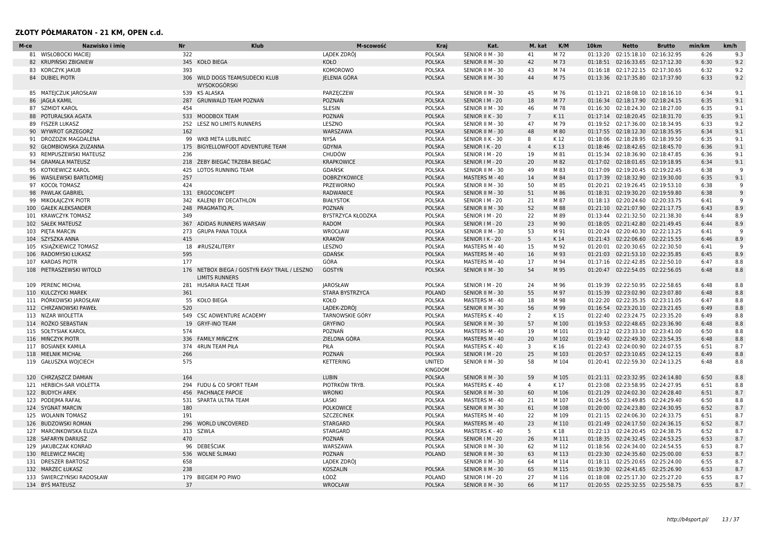## ZŁOTY PÓŁMARATON - 21 KM, OPEN c.d.

| M-ce | Nazwisko i imię | Nr | Klub | M-scowość | Kraj | Kat. | M. kat | K/M | 10km | Netto | Brutto | min/km | km/h |
|---|---|---|---|---|---|---|---|---|---|---|---|---|---|
| 81 | WISŁOBOCKI MACIEJ | 322 | | LĄDEK ZDRÓJ | POLSKA | SENIOR II M - 30 | 41 | M 72 | 01:13:20 | 02:15:18.10 | 02:16:32.95 | 6:26 | 9.3 |
| 82 | KRUPIŃSKI ZBIGNIEW | 345 | KOŁO BIEGA | KOŁO | POLSKA | SENIOR II M - 30 | 42 | M 73 | 01:18:51 | 02:16:33.65 | 02:17:12.30 | 6:30 | 9.2 |
| 83 | KORCZYK JAKUB | 393 | | KOMOROWO | POLSKA | SENIOR II M - 30 | 43 | M 74 | 01:16:18 | 02:17:22.15 | 02:17:30.65 | 6:32 | 9.2 |
| 84 | DUBIEL PIOTR | 306 | WILD DOGS TEAM/SUDECKI KLUB WYSOKOGÓRSKI | JELENIA GÓRA | POLSKA | SENIOR II M - 30 | 44 | M 75 | 01:13:36 | 02:17:35.80 | 02:17:37.90 | 6:33 | 9.2 |
| 85 | MATEJCZUK JAROSŁAW | 539 | KS ALASKA | PARZĘCZEW | POLSKA | SENIOR II M - 30 | 45 | M 76 | 01:13:21 | 02:18:08.10 | 02:18:16.10 | 6:34 | 9.1 |
| 86 | JAGŁA KAMIL | 287 | GRUNWALD TEAM POZNAŃ | POZNAŃ | POLSKA | SENIOR I M - 20 | 18 | M 77 | 01:16:34 | 02:18:17.90 | 02:18:24.15 | 6:35 | 9.1 |
| 87 | SZMIDT KAROL | 454 | | SLESIN | POLSKA | SENIOR II M - 30 | 46 | M 78 | 01:16:30 | 02:18:24.30 | 02:18:27.00 | 6:35 | 9.1 |
| 88 | POTURALSKA AGATA | 533 | MOODBOX TEAM | POZNAŃ | POLSKA | SENIOR II K - 30 | 7 | K 11 | 01:17:14 | 02:18:20.45 | 02:18:31.70 | 6:35 | 9.1 |
| 89 | FISZER LUKASZ | 252 | LESZ NO LIMITS RUNNERS | LESZNO | POLSKA | SENIOR II M - 30 | 47 | M 79 | 01:19:52 | 02:17:36.00 | 02:18:34.95 | 6:33 | 9.2 |
| 90 | WYWROT GRZEGORZ | 162 | | WARSZAWA | POLSKA | SENIOR II M - 30 | 48 | M 80 | 01:17:55 | 02:18:12.30 | 02:18:35.95 | 6:34 | 9.1 |
| 91 | DROZDZIK MAGDALENA | 99 | WKB META LUBLINIEC | NYSA | POLSKA | SENIOR II K - 30 | 8 | K 12 | 01:18:06 | 02:18:28.95 | 02:18:39.50 | 6:35 | 9.1 |
| 92 | GŁOMBIOWSKA ZUZANNA | 175 | BIGYELLOWFOOT ADVENTURE TEAM | GDYNIA | POLSKA | SENIOR I K - 20 | 4 | K 13 | 01:18:46 | 02:18:42.65 | 02:18:45.70 | 6:36 | 9.1 |
| 93 | REMPUSZEWSKI MATEUSZ | 236 | | CHUDÓW | POLSKA | SENIOR I M - 20 | 19 | M 81 | 01:15:34 | 02:18:36.90 | 02:18:47.85 | 6:36 | 9.1 |
| 94 | GRAMALA MATEUSZ | 218 | ŻEBY BIEGAĆ TRZEBA BIEGAĆ | KRAPKOWICE | POLSKA | SENIOR I M - 20 | 20 | M 82 | 01:17:02 | 02:18:01.65 | 02:19:18.95 | 6:34 | 9.1 |
| 95 | KOTKIEWICZ KAROL | 425 | LOTOS RUNNING TEAM | GDAŃSK | POLSKA | SENIOR II M - 30 | 49 | M 83 | 01:17:09 | 02:19:20.45 | 02:19:22.45 | 6:38 | 9 |
| 96 | WASILEWSKI BARTŁOMIEJ | 257 | | DOBRZYKOWICE | POLSKA | MASTERS M - 40 | 14 | M 84 | 01:17:39 | 02:18:32.90 | 02:19:30.00 | 6:35 | 9.1 |
| 97 | KOCOŁ TOMASZ | 424 | | PRZEWORNO | POLSKA | SENIOR II M - 30 | 50 | M 85 | 01:20:21 | 02:19:26.45 | 02:19:53.10 | 6:38 | 9 |
| 98 | PAWLAK GABRIEL | 131 | ERGOCONCEPT | RADWANICE | POLSKA | SENIOR II M - 30 | 51 | M 86 | 01:18:31 | 02:19:30.20 | 02:19:59.80 | 6:38 | 9 |
| 99 | MIKOŁAJCZYK PIOTR | 342 | KALENJI BY DECATHLON | BIAŁYSTOK | POLSKA | SENIOR I M - 20 | 21 | M 87 | 01:18:13 | 02:20:24.60 | 02:20:33.75 | 6:41 | 9 |
| 100 | GAŁEK ALEKSANDER | 248 | PRAGMATIQ.PL | POZNAŃ | POLSKA | SENIOR II M - 30 | 52 | M 88 | 01:21:10 | 02:21:07.90 | 02:21:17.75 | 6:43 | 8.9 |
| 101 | KRAWCZYK TOMASZ | 349 | | BYSTRZYCA KŁODZKA | POLSKA | SENIOR I M - 20 | 22 | M 89 | 01:13:44 | 02:21:32.50 | 02:21:38.30 | 6:44 | 8.9 |
| 102 | SAŁEK MATEUSZ | 367 | ADIDAS RUNNERS WARSAW | RADOM | POLSKA | SENIOR I M - 20 | 23 | M 90 | 01:18:05 | 02:21:42.80 | 02:21:49.45 | 6:44 | 8.9 |
| 103 | PIĘTA MARCIN | 273 | GRUPA PANA TOLKA | WROCŁAW | POLSKA | SENIOR II M - 30 | 53 | M 91 | 01:20:24 | 02:20:40.30 | 02:22:13.25 | 6:41 | 9 |
| 104 | SZYSZKA ANNA | 415 | | KRAKÓW | POLSKA | SENIOR I K - 20 | 5 | K 14 | 01:21:43 | 02:22:06.60 | 02:22:15.55 | 6:46 | 8.9 |
| 105 | KSIĄŻKIEWICZ TOMASZ | 18 | #RUSZ4LITERY | LESZNO | POLSKA | MASTERS M - 40 | 15 | M 92 | 01:20:01 | 02:20:30.65 | 02:22:30.50 | 6:41 | 9 |
| 106 | RADOMYSKI ŁUKASZ | 595 | | GDAŃSK | POLSKA | MASTERS M - 40 | 16 | M 93 | 01:21:03 | 02:21:53.10 | 02:22:35.85 | 6:45 | 8.9 |
| 107 | KARDAS PIOTR | 177 | | GÓRA | POLSKA | MASTERS M - 40 | 17 | M 94 | 01:17:16 | 02:22:42.85 | 02:22:50.10 | 6:47 | 8.8 |
| 108 | PIETRASZEWSKI WITOLD | 176 | NETBOX BIEGA / GOSTYŃ EASY TRAIL / LESZNO LIMITS RUNNERS | GOSTYŃ | POLSKA | SENIOR II M - 30 | 54 | M 95 | 01:20:47 | 02:22:54.05 | 02:22:56.05 | 6:48 | 8.8 |
| 109 | PERENC MICHAŁ | 281 | HUSARIA RACE TEAM | JAROSŁAW | POLSKA | SENIOR I M - 20 | 24 | M 96 | 01:19:39 | 02:22:50.95 | 02:22:58.65 | 6:48 | 8.8 |
| 110 | KULCZYCKI MAREK | 361 | | STARA BYSTRZYCA | POLAND | SENIOR II M - 30 | 55 | M 97 | 01:15:39 | 02:23:02.90 | 02:23:07.80 | 6:48 | 8.8 |
| 111 | PIÓRKOWSKI JAROSŁAW | 55 | KOŁO BIEGA | KOŁO | POLSKA | MASTERS M - 40 | 18 | M 98 | 01:22:20 | 02:22:35.35 | 02:23:11.05 | 6:47 | 8.8 |
| 112 | CHRZANOWSKI PAWEŁ | 520 | | LĄDEK-ZDRÓJ | POLSKA | SENIOR II M - 30 | 56 | M 99 | 01:16:54 | 02:23:20.10 | 02:23:21.65 | 6:49 | 8.8 |
| 113 | NIZAR WIOLETTA | 549 | CSC ADWENTURE ACADEMY | TARNOWSKIE GÓRY | POLSKA | MASTERS K - 40 | 2 | K 15 | 01:22:40 | 02:23:24.75 | 02:23:35.20 | 6:49 | 8.8 |
| 114 | ROŻKO SEBASTIAN | 19 | GRYF-INO TEAM | GRYFINO | POLSKA | SENIOR II M - 30 | 57 | M 100 | 01:19:53 | 02:22:48.65 | 02:23:36.90 | 6:48 | 8.8 |
| 115 | SOŁTYSIAK KAROL | 574 | | POZNAŃ | POLSKA | MASTERS M - 40 | 19 | M 101 | 01:23:12 | 02:23:33.10 | 02:23:41.00 | 6:50 | 8.8 |
| 116 | MIŃCZYK PIOTR | 336 | FAMILY MIŃCZYK | ZIELONA GÓRA | POLSKA | MASTERS M - 40 | 20 | M 102 | 01:19:40 | 02:22:49.30 | 02:23:54.35 | 6:48 | 8.8 |
| 117 | BOSIANEK KAMILA | 374 | 4RUN TEAM PIŁA | PIŁA | POLSKA | MASTERS K - 40 | 3 | K 16 | 01:22:43 | 02:24:00.90 | 02:24:07.55 | 6:51 | 8.7 |
| 118 | MIELNIK MICHAŁ | 266 | | POZNAŃ | POLSKA | SENIOR I M - 20 | 25 | M 103 | 01:20:57 | 02:23:10.65 | 02:24:12.15 | 6:49 | 8.8 |
| 119 | GAŁUSZKA WOJCIECH | 575 | | KETTERING | UNITED KINGDOM | SENIOR II M - 30 | 58 | M 104 | 01:20:41 | 02:22:59.30 | 02:24:13.25 | 6:48 | 8.8 |
| 120 | CHRZĄSZCZ DAMIAN | 164 | | LUBIN | POLSKA | SENIOR II M - 30 | 59 | M 105 | 01:21:11 | 02:23:32.95 | 02:24:14.80 | 6:50 | 8.8 |
| 121 | HERBICH-SAR VIOLETTA | 294 | FUDU & CO SPORT TEAM | PIOTRKÓW TRYB. | POLSKA | MASTERS K - 40 | 4 | K 17 | 01:23:08 | 02:23:58.95 | 02:24:27.95 | 6:51 | 8.8 |
| 122 | BUDYCH AREK | 456 | PACHNĄCE PAPCIE | WRONKI | POLSKA | SENIOR II M - 30 | 60 | M 106 | 01:21:29 | 02:24:02.30 | 02:24:28.40 | 6:51 | 8.7 |
| 123 | PODEJMA RAFAŁ | 531 | SPARTA ULTRA TEAM | LASKI | POLSKA | MASTERS M - 40 | 21 | M 107 | 01:24:55 | 02:23:49.85 | 02:24:29.40 | 6:50 | 8.8 |
| 124 | SYGNAT MARCIN | 180 | | POLKOWICE | POLSKA | SENIOR II M - 30 | 61 | M 108 | 01:20:00 | 02:24:23.80 | 02:24:30.95 | 6:52 | 8.7 |
| 125 | WOLANIN TOMASZ | 191 | | SZCZECINEK | POLSKA | MASTERS M - 40 | 22 | M 109 | 01:21:15 | 02:24:06.30 | 02:24:33.75 | 6:51 | 8.7 |
| 126 | BUDZOWSKI ROMAN | 296 | WORLD UNCOVERED | STARGARD | POLSKA | MASTERS M - 40 | 23 | M 110 | 01:21:49 | 02:24:17.50 | 02:24:36.15 | 6:52 | 8.7 |
| 127 | MARCINKOWSKA ELIZA | 313 | SZWLA | STARGARD | POLSKA | MASTERS K - 40 | 5 | K 18 | 01:22:13 | 02:24:20.45 | 02:24:38.75 | 6:52 | 8.7 |
| 128 | SAFARYN DARIUSZ | 470 | | POZNAŃ | POLSKA | SENIOR I M - 20 | 26 | M 111 | 01:18:35 | 02:24:32.45 | 02:24:53.25 | 6:53 | 8.7 |
| 129 | JAKUBCZAK KONRAD | 96 | DEBEŚCIAK | WARSZAWA | POLSKA | SENIOR II M - 30 | 62 | M 112 | 01:18:56 | 02:24:34.00 | 02:24:54.55 | 6:53 | 8.7 |
| 130 | RELEWICZ MACIEJ | 536 | WOLNE ŚLIMAKI | POZNAŃ | POLAND | SENIOR II M - 30 | 63 | M 113 | 01:23:30 | 02:24:35.60 | 02:25:00.00 | 6:53 | 8.7 |
| 131 | DRESZER BARTOSZ | 658 | | LĄDEK ZDRÓJ | | SENIOR II M - 30 | 64 | M 114 | 01:18:11 | 02:25:20.65 | 02:25:24.00 | 6:55 | 8.7 |
| 132 | MARZEC ŁUKASZ | 238 | | KOSZALIN | POLSKA | SENIOR II M - 30 | 65 | M 115 | 01:19:30 | 02:24:41.65 | 02:25:26.90 | 6:53 | 8.7 |
| 133 | ŚWIERCZYŃSKI RADOSŁAW | 179 | BIEGIEM PO PIWO | ŁÓDŹ | POLAND | SENIOR I M - 20 | 27 | M 116 | 01:18:08 | 02:25:17.30 | 02:25:27.20 | 6:55 | 8.7 |
| 134 | BYŚ MATEUSZ | 37 | | WROCŁAW | POLSKA | SENIOR II M - 30 | 66 | M 117 | 01:20:55 | 02:25:32.55 | 02:25:58.75 | 6:55 | 8.7 |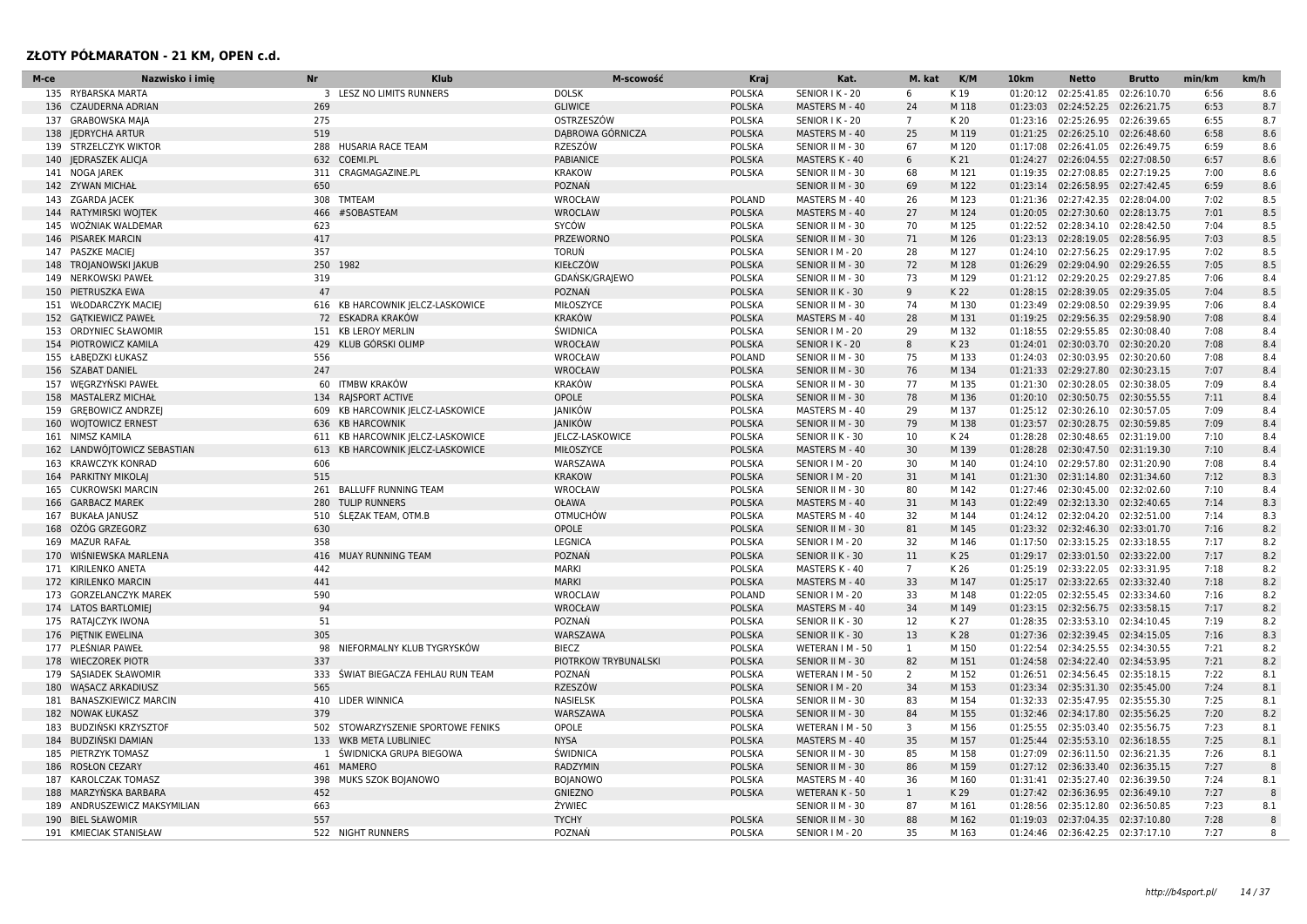## ZŁOTY PÓŁMARATON - 21 KM, OPEN c.d.

| M-ce | Nazwisko i imię | Nr | Klub | M-scowość | Kraj | Kat. | M. kat | K/M | 10km | Netto | Brutto | min/km | km/h |
|---|---|---|---|---|---|---|---|---|---|---|---|---|---|
| 135 | RYBARSKA MARTA | 3 | LESZ NO LIMITS RUNNERS | DOLSK | POLSKA | SENIOR I K - 20 | 6 | K 19 | 01:20:12 | 02:25:41.85 | 02:26:10.70 | 6:56 | 8.6 |
| 136 | CZAUDERNA ADRIAN | 269 | | GLIWICE | POLSKA | MASTERS M - 40 | 24 | M 118 | 01:23:03 | 02:24:52.25 | 02:26:21.75 | 6:53 | 8.7 |
| 137 | GRABOWSKA MAJA | 275 | | OSTRZESZÓW | POLSKA | SENIOR I K - 20 | 7 | K 20 | 01:23:16 | 02:25:26.95 | 02:26:39.65 | 6:55 | 8.7 |
| 138 | JĘDRYCHA ARTUR | 519 | | DĄBROWA GÓRNICZA | POLSKA | MASTERS M - 40 | 25 | M 119 | 01:21:25 | 02:26:25.10 | 02:26:48.60 | 6:58 | 8.6 |
| 139 | STRZELCZYK WIKTOR | 288 | HUSARIA RACE TEAM | RZESZÓW | POLSKA | SENIOR II M - 30 | 67 | M 120 | 01:17:08 | 02:26:41.05 | 02:26:49.75 | 6:59 | 8.6 |
| 140 | JĘDRASZEK ALICJA | 632 | COEMI.PL | PABIANICE | POLSKA | MASTERS K - 40 | 6 | K 21 | 01:24:27 | 02:26:04.55 | 02:27:08.50 | 6:57 | 8.6 |
| 141 | NOGA JAREK | 311 | CRAGMAGAZINE.PL | KRAKOW | POLSKA | SENIOR II M - 30 | 68 | M 121 | 01:19:35 | 02:27:08.85 | 02:27:19.25 | 7:00 | 8.6 |
| 142 | ZYWAN MICHAŁ | 650 | | POZNAŃ | | SENIOR II M - 30 | 69 | M 122 | 01:23:14 | 02:26:58.95 | 02:27:42.45 | 6:59 | 8.6 |
| 143 | ZGARDA JACEK | 308 | TMTEAM | WROCŁAW | POLAND | MASTERS M - 40 | 26 | M 123 | 01:21:36 | 02:27:42.35 | 02:28:04.00 | 7:02 | 8.5 |
| 144 | RATYMIRSKI WOJTEK | 466 | #SOBASTEAM | WROCLAW | POLSKA | MASTERS M - 40 | 27 | M 124 | 01:20:05 | 02:27:30.60 | 02:28:13.75 | 7:01 | 8.5 |
| 145 | WOŹNIAK WALDEMAR | 623 | | SYCÓW | POLSKA | SENIOR II M - 30 | 70 | M 125 | 01:22:52 | 02:28:34.10 | 02:28:42.50 | 7:04 | 8.5 |
| 146 | PISAREK MARCIN | 417 | | PRZEWORNO | POLSKA | SENIOR II M - 30 | 71 | M 126 | 01:23:13 | 02:28:19.05 | 02:28:56.95 | 7:03 | 8.5 |
| 147 | PASZKE MACIEJ | 357 | | TORUŃ | POLSKA | SENIOR I M - 20 | 28 | M 127 | 01:24:10 | 02:27:56.25 | 02:29:17.95 | 7:02 | 8.5 |
| 148 | TROJANOWSKI JAKUB | 250 | 1982 | KIEŁCZÓW | POLSKA | SENIOR II M - 30 | 72 | M 128 | 01:26:29 | 02:29:04.90 | 02:29:26.55 | 7:05 | 8.5 |
| 149 | NERKOWSKI PAWEŁ | 319 | | GDAŃSK/GRAJEWO | POLSKA | SENIOR II M - 30 | 73 | M 129 | 01:21:12 | 02:29:20.25 | 02:29:27.85 | 7:06 | 8.4 |
| 150 | PIETRUSZKA EWA | 47 | | POZNAŃ | POLSKA | SENIOR II K - 30 | 9 | K 22 | 01:28:15 | 02:28:39.05 | 02:29:35.05 | 7:04 | 8.5 |
| 151 | WŁODARCZYK MACIEJ | 616 | KB HARCOWNIK JELCZ-LASKOWICE | MIŁOSZYCE | POLSKA | SENIOR II M - 30 | 74 | M 130 | 01:23:49 | 02:29:08.50 | 02:29:39.95 | 7:06 | 8.4 |
| 152 | GĄTKIEWICZ PAWEŁ | 72 | ESKADRA KRAKÓW | KRAKÓW | POLSKA | MASTERS M - 40 | 28 | M 131 | 01:19:25 | 02:29:56.35 | 02:29:58.90 | 7:08 | 8.4 |
| 153 | ORDYNIEC SŁAWOMIR | 151 | KB LEROY MERLIN | ŚWIDNICA | POLSKA | SENIOR I M - 20 | 29 | M 132 | 01:18:55 | 02:29:55.85 | 02:30:08.40 | 7:08 | 8.4 |
| 154 | PIOTROWICZ KAMILA | 429 | KLUB GÓRSKI OLIMP | WROCŁAW | POLSKA | SENIOR I K - 20 | 8 | K 23 | 01:24:01 | 02:30:03.70 | 02:30:20.20 | 7:08 | 8.4 |
| 155 | ŁABĘDZKI ŁUKASZ | 556 | | WROCŁAW | POLAND | SENIOR II M - 30 | 75 | M 133 | 01:24:03 | 02:30:03.95 | 02:30:20.60 | 7:08 | 8.4 |
| 156 | SZABAT DANIEL | 247 | | WROCŁAW | POLSKA | SENIOR II M - 30 | 76 | M 134 | 01:21:33 | 02:29:27.80 | 02:30:23.15 | 7:07 | 8.4 |
| 157 | WĘGRZYŃSKI PAWEŁ | 60 | ITMBW KRAKÓW | KRAKÓW | POLSKA | SENIOR II M - 30 | 77 | M 135 | 01:21:30 | 02:30:28.05 | 02:30:38.05 | 7:09 | 8.4 |
| 158 | MASTALERZ MICHAŁ | 134 | RAJSPORT ACTIVE | OPOLE | POLSKA | SENIOR II M - 30 | 78 | M 136 | 01:20:10 | 02:30:50.75 | 02:30:55.55 | 7:11 | 8.4 |
| 159 | GRĘBOWICZ ANDRZEJ | 609 | KB HARCOWNIK JELCZE-LASKOWICE | JANIKÓW | POLSKA | MASTERS M - 40 | 29 | M 137 | 01:25:12 | 02:30:26.10 | 02:30:57.05 | 7:09 | 8.4 |
| 160 | WOJTOWICZ ERNEST | 636 | KB HARCOWNIK | JANIKÓW | POLSKA | SENIOR II M - 30 | 79 | M 138 | 01:23:57 | 02:30:28.75 | 02:30:59.85 | 7:09 | 8.4 |
| 161 | NIMSZ KAMILA | 611 | KB HARCOWNIK JELCZ-LASKOWICE | JELCZ-LASKOWICE | POLSKA | SENIOR II K - 30 | 10 | K 24 | 01:28:28 | 02:30:48.65 | 02:31:19.00 | 7:10 | 8.4 |
| 162 | LANDWÓJTOWICZ SEBASTIAN | 613 | KB HARCOWNIK JELCZ-LASKOWICE | MIŁOSZYCE | POLSKA | MASTERS M - 40 | 30 | M 139 | 01:28:28 | 02:30:47.50 | 02:31:19.30 | 7:10 | 8.4 |
| 163 | KRAWCZYK KONRAD | 606 | | WARSZAWA | POLSKA | SENIOR I M - 20 | 30 | M 140 | 01:24:10 | 02:29:57.80 | 02:31:20.90 | 7:08 | 8.4 |
| 164 | PARKITNY MIKOLAJ | 515 | | KRAKOW | POLSKA | SENIOR I M - 20 | 31 | M 141 | 01:21:30 | 02:31:14.80 | 02:31:34.60 | 7:12 | 8.3 |
| 165 | CUKROWSKI MARCIN | 261 | BALLUFF RUNNING TEAM | WROCŁAW | POLSKA | SENIOR II M - 30 | 80 | M 142 | 01:27:46 | 02:30:45.00 | 02:32:02.60 | 7:10 | 8.4 |
| 166 | GARBACZ MAREK | 280 | TULIP RUNNERS | OŁAWA | POLSKA | MASTERS M - 40 | 31 | M 143 | 01:22:49 | 02:32:13.30 | 02:32:40.65 | 7:14 | 8.3 |
| 167 | BUKAŁA JANUSZ | 510 | ŚLĘZAK TEAM, OTM.B | OTMUCHÓW | POLSKA | MASTERS M - 40 | 32 | M 144 | 01:24:12 | 02:32:04.20 | 02:32:51.00 | 7:14 | 8.3 |
| 168 | OŻÓG GRZEGORZ | 630 | | OPOLE | POLSKA | SENIOR II M - 30 | 81 | M 145 | 01:23:32 | 02:32:46.30 | 02:33:01.70 | 7:16 | 8.2 |
| 169 | MAZUR RAFAŁ | 358 | | LEGNICA | POLSKA | SENIOR I M - 20 | 32 | M 146 | 01:17:50 | 02:33:15.25 | 02:33:18.55 | 7:17 | 8.2 |
| 170 | WIŚNIEWSKA MARLENA | 416 | MUAY RUNNING TEAM | POZNAŃ | POLSKA | SENIOR II K - 30 | 11 | K 25 | 01:29:17 | 02:33:01.50 | 02:33:22.00 | 7:17 | 8.2 |
| 171 | KIRILENKO ANETA | 442 | | MARKI | POLSKA | MASTERS K - 40 | 7 | K 26 | 01:25:19 | 02:33:22.05 | 02:33:31.95 | 7:18 | 8.2 |
| 172 | KIRILENKO MARCIN | 441 | | MARKI | POLSKA | MASTERS M - 40 | 33 | M 147 | 01:25:17 | 02:33:22.65 | 02:33:32.40 | 7:18 | 8.2 |
| 173 | GORZELANCZYK MAREK | 590 | | WROCLAW | POLAND | SENIOR I M - 20 | 33 | M 148 | 01:22:05 | 02:32:55.45 | 02:33:34.60 | 7:16 | 8.2 |
| 174 | LATOS BARTLOMIEJ | 94 | | WROCŁAW | POLSKA | MASTERS M - 40 | 34 | M 149 | 01:23:15 | 02:32:56.75 | 02:33:58.15 | 7:17 | 8.2 |
| 175 | RATAJCZYK IWONA | 51 | | POZNAŃ | POLSKA | SENIOR II K - 30 | 12 | K 27 | 01:28:35 | 02:33:53.10 | 02:34:10.45 | 7:19 | 8.2 |
| 176 | PIĘTNIK EWELINA | 305 | | WARSZAWA | POLSKA | SENIOR II K - 30 | 13 | K 28 | 01:27:36 | 02:32:39.45 | 02:34:15.05 | 7:16 | 8.3 |
| 177 | PLEŚNIAR PAWEŁ | 98 | NIEFORMALNY KLUB TYGRYSKÓW | BIECZ | POLSKA | WETERAN I M - 50 | 1 | M 150 | 01:22:54 | 02:34:25.55 | 02:34:30.55 | 7:21 | 8.2 |
| 178 | WIECZOREK PIOTR | 337 | | PIOTRKOW TRYBUNALSKI | POLSKA | SENIOR II M - 30 | 82 | M 151 | 01:24:58 | 02:34:22.40 | 02:34:53.95 | 7:21 | 8.2 |
| 179 | SĄSIADEK SŁAWOMIR | 333 | ŚWIAT BIEGACZA FEHLAU RUN TEAM | POZNAŃ | POLSKA | WETERAN I M - 50 | 2 | M 152 | 01:26:51 | 02:34:56.45 | 02:35:18.15 | 7:22 | 8.1 |
| 180 | WĄSACZ ARKADIUSZ | 565 | | RZESZÓW | POLSKA | SENIOR I M - 20 | 34 | M 153 | 01:23:34 | 02:35:31.30 | 02:35:45.00 | 7:24 | 8.1 |
| 181 | BANASZKIEWICZ MARCIN | 410 | LIDER WINNICA | NASIELSK | POLSKA | SENIOR II M - 30 | 83 | M 154 | 01:32:33 | 02:35:47.95 | 02:35:55.30 | 7:25 | 8.1 |
| 182 | NOWAK ŁUKASZ | 379 | | WARSZAWA | POLSKA | SENIOR II M - 30 | 84 | M 155 | 01:32:46 | 02:34:17.80 | 02:35:56.25 | 7:20 | 8.2 |
| 183 | BUDZIŃSKI KRZYSZTOF | 502 | STOWARZYSZENIE SPORTOWE FENIKS | OPOLE | POLSKA | WETERAN I M - 50 | 3 | M 156 | 01:25:55 | 02:35:03.40 | 02:35:56.75 | 7:23 | 8.1 |
| 184 | BUDZIŃSKI DAMIAN | 133 | WKB META LUBLINIEC | NYSA | POLSKA | MASTERS M - 40 | 35 | M 157 | 01:25:44 | 02:35:53.10 | 02:36:18.55 | 7:25 | 8.1 |
| 185 | PIETRZYK TOMASZ | 1 | ŚWIDNICKA GRUPA BIEGOWA | ŚWIDNICA | POLSKA | SENIOR II M - 30 | 85 | M 158 | 01:27:09 | 02:36:11.50 | 02:36:21.35 | 7:26 | 8.1 |
| 186 | ROSŁON CEZARY | 461 | MAMERO | RADZYMIN | POLSKA | SENIOR II M - 30 | 86 | M 159 | 01:27:12 | 02:36:33.40 | 02:36:35.15 | 7:27 | 8 |
| 187 | KAROLCZAK TOMASZ | 398 | MUKS SZOK BOJANOWO | BOJANOWO | POLSKA | MASTERS M - 40 | 36 | M 160 | 01:31:41 | 02:35:27.40 | 02:36:39.50 | 7:24 | 8.1 |
| 188 | MARZYŃSKA BARBARA | 452 | | GNIEZNO | POLSKA | WETERAN K - 50 | 1 | K 29 | 01:27:42 | 02:36:36.95 | 02:36:49.10 | 7:27 | 8 |
| 189 | ANDRUSZEWICZ MAKSYMILIAN | 663 | | ŻYWIEC | | SENIOR II M - 30 | 87 | M 161 | 01:28:56 | 02:35:12.80 | 02:36:50.85 | 7:23 | 8.1 |
| 190 | BIEL SŁAWOMIR | 557 | | TYCHY | POLSKA | SENIOR II M - 30 | 88 | M 162 | 01:19:03 | 02:37:04.35 | 02:37:10.80 | 7:28 | 8 |
| 191 | KMIECIAK STANISŁAW | 522 | NIGHT RUNNERS | POZNAŃ | POLSKA | SENIOR I M - 20 | 35 | M 163 | 01:24:46 | 02:36:42.25 | 02:37:17.10 | 7:27 | 8 |

http://b4sport.pl/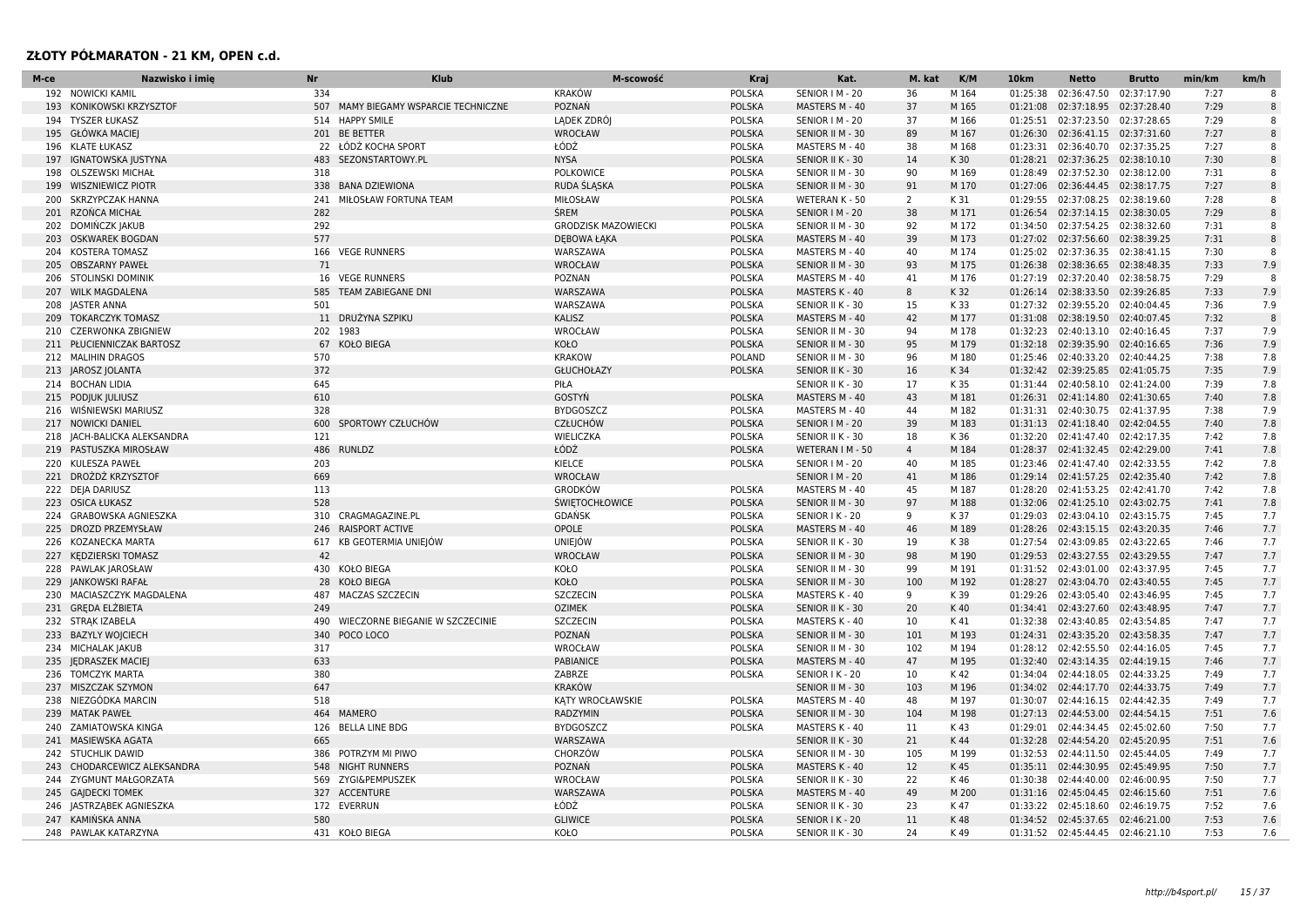## ZŁOTY PÓŁMARATON - 21 KM, OPEN c.d.

| M-ce | Nazwisko i imię | Nr | Klub | M-scowość | Kraj | Kat. | M. kat | K/M | 10km | Netto | Brutto | min/km | km/h |
|---|---|---|---|---|---|---|---|---|---|---|---|---|---|
| 192 | NOWICKI KAMIL | 334 | | KRAKÓW | POLSKA | SENIOR I M - 20 | 36 | M 164 | 01:25:38 | 02:36:47.50 | 02:37:17.90 | 7:27 | 8 |
| 193 | KONIKOWSKI KRZYSZTOF | 507 | MAMY BIEGAMY WSPARCIE TECHNICZNE | POZNAŃ | POLSKA | MASTERS M - 40 | 37 | M 165 | 01:21:08 | 02:37:18.95 | 02:37:28.40 | 7:29 | 8 |
| 194 | TYSZER ŁUKASZ | 514 | HAPPY SMILE | LĄDEK ZDRÓJ | POLSKA | SENIOR I M - 20 | 37 | M 166 | 01:25:51 | 02:37:23.50 | 02:37:28.65 | 7:29 | 8 |
| 195 | GŁÓWKA MACIEJ | 201 | BE BETTER | WROCŁAW | POLSKA | SENIOR II M - 30 | 89 | M 167 | 01:26:30 | 02:36:41.15 | 02:37:31.60 | 7:27 | 8 |
| 196 | KLATE ŁUKASZ | 22 | ŁÓDŹ KOCHA SPORT | ŁÓDŹ | POLSKA | MASTERS M - 40 | 38 | M 168 | 01:23:31 | 02:36:40.70 | 02:37:35.25 | 7:27 | 8 |
| 197 | IGNATOWSKA JUSTYNA | 483 | SEZONSTARTOWY.PL | NYSA | POLSKA | SENIOR II K - 30 | 14 | K 30 | 01:28:21 | 02:37:36.25 | 02:38:10.10 | 7:30 | 8 |
| 198 | OLSZEWSKI MICHAŁ | 318 | | POLKOWICE | POLSKA | SENIOR II M - 30 | 90 | M 169 | 01:28:49 | 02:37:52.30 | 02:38:12.00 | 7:31 | 8 |
| 199 | WISZNIEWICZ PIOTR | 338 | BANA DZIEWIONA | RUDA ŚLĄSKA | POLSKA | SENIOR II M - 30 | 91 | M 170 | 01:27:06 | 02:36:44.45 | 02:38:17.75 | 7:27 | 8 |
| 200 | SKRZYPCZAK HANNA | 241 | MIŁOSŁAW FORTUNA TEAM | MIŁOSŁAW | POLSKA | WETERAN K - 50 | 2 | K 31 | 01:29:55 | 02:37:08.25 | 02:38:19.60 | 7:28 | 8 |
| 201 | RZOŃCA MICHAŁ | 282 | | ŚREM | POLSKA | SENIOR I M - 20 | 38 | M 171 | 01:26:54 | 02:37:14.15 | 02:38:30.05 | 7:29 | 8 |
| 202 | DOMIŃCZK JAKUB | 292 | | GRODZISK MAZOWIECKI | POLSKA | SENIOR II M - 30 | 92 | M 172 | 01:34:50 | 02:37:54.25 | 02:38:32.60 | 7:31 | 8 |
| 203 | OSKWAREK BOGDAN | 577 | | DĘBOWA ŁĄKA | POLSKA | MASTERS M - 40 | 39 | M 173 | 01:27:02 | 02:37:56.60 | 02:38:39.25 | 7:31 | 8 |
| 204 | KOSTERA TOMASZ | 166 | VEGE RUNNERS | WARSZAWA | POLSKA | MASTERS M - 40 | 40 | M 174 | 01:25:02 | 02:37:36.35 | 02:38:41.15 | 7:30 | 8 |
| 205 | OBSZARNY PAWEŁ | 71 | | WROCŁAW | POLSKA | SENIOR II M - 30 | 93 | M 175 | 01:26:38 | 02:38:36.65 | 02:38:48.35 | 7:33 | 7.9 |
| 206 | STOLINSKI DOMINIK | 16 | VEGE RUNNERS | POZNAN | POLSKA | MASTERS M - 40 | 41 | M 176 | 01:27:19 | 02:37:20.40 | 02:38:58.75 | 7:29 | 8 |
| 207 | WILK MAGDALENA | 585 | TEAM ZABIEGANE DNI | WARSZAWA | POLSKA | MASTERS K - 40 | 8 | K 32 | 01:26:14 | 02:38:33.50 | 02:39:26.85 | 7:33 | 7.9 |
| 208 | JASTER ANNA | 501 | | WARSZAWA | POLSKA | SENIOR II K - 30 | 15 | K 33 | 01:27:32 | 02:39:55.20 | 02:40:04.45 | 7:36 | 7.9 |
| 209 | TOKARCZYK TOMASZ | 11 | DRUŻYNA SZPIKU | KALISZ | POLSKA | MASTERS M - 40 | 42 | M 177 | 01:31:08 | 02:38:19.50 | 02:40:07.45 | 7:32 | 8 |
| 210 | CZERWONKA ZBIGNIEW | 202 | 1983 | WROCŁAW | POLSKA | SENIOR II M - 30 | 94 | M 178 | 01:32:23 | 02:40:13.10 | 02:40:16.45 | 7:37 | 7.9 |
| 211 | PŁUCIENNICZAK BARTOSZ | 67 | KOŁO BIEGA | KOŁO | POLSKA | SENIOR II M - 30 | 95 | M 179 | 01:32:18 | 02:39:35.90 | 02:40:16.65 | 7:36 | 7.9 |
| 212 | MALIHIN DRAGOS | 570 | | KRAKOW | POLAND | SENIOR II M - 30 | 96 | M 180 | 01:25:46 | 02:40:33.20 | 02:40:44.25 | 7:38 | 7.8 |
| 213 | JAROSZ JOLANTA | 372 | | GŁUCHOŁAZY | POLSKA | SENIOR II K - 30 | 16 | K 34 | 01:32:42 | 02:39:25.85 | 02:41:05.75 | 7:35 | 7.9 |
| 214 | BOCHAN LIDIA | 645 | | PIŁA | | SENIOR II K - 30 | 17 | K 35 | 01:31:44 | 02:40:58.10 | 02:41:24.00 | 7:39 | 7.8 |
| 215 | PODJUK JULIUSZ | 610 | | GOSTYŃ | POLSKA | MASTERS M - 40 | 43 | M 181 | 01:26:31 | 02:41:14.80 | 02:41:30.65 | 7:40 | 7.8 |
| 216 | WIŚNIEWSKI MARIUSZ | 328 | | BYDGOSZCZ | POLSKA | MASTERS M - 40 | 44 | M 182 | 01:31:31 | 02:40:30.75 | 02:41:37.95 | 7:38 | 7.9 |
| 217 | NOWICKI DANIEL | 600 | SPORTOWY CZŁUCHÓW | CZŁUCHÓW | POLSKA | SENIOR I M - 20 | 39 | M 183 | 01:31:13 | 02:41:18.40 | 02:42:04.55 | 7:40 | 7.8 |
| 218 | JACH-BALICKA ALEKSANDRA | 121 | | WIELICZKA | POLSKA | SENIOR II K - 30 | 18 | K 36 | 01:32:20 | 02:41:47.40 | 02:42:17.35 | 7:42 | 7.8 |
| 219 | PASTUSZKA MIROSŁAW | 486 | RUNLDZ | ŁÓDŹ | POLSKA | WETERAN I M - 50 | 4 | M 184 | 01:28:37 | 02:41:32.45 | 02:42:29.00 | 7:41 | 7.8 |
| 220 | KULESZA PAWEŁ | 203 | | KIELCE | POLSKA | SENIOR I M - 20 | 40 | M 185 | 01:23:46 | 02:41:47.40 | 02:42:33.55 | 7:42 | 7.8 |
| 221 | DROŻDŻ KRZYSZTOF | 669 | | WROCŁAW | | SENIOR I M - 20 | 41 | M 186 | 01:29:14 | 02:41:57.25 | 02:42:35.40 | 7:42 | 7.8 |
| 222 | DEJA DARIUSZ | 113 | | GRODKÓW | POLSKA | MASTERS M - 40 | 45 | M 187 | 01:28:20 | 02:41:53.25 | 02:42:41.70 | 7:42 | 7.8 |
| 223 | OSICA ŁUKASZ | 528 | | ŚWIĘTOCHŁOWICE | POLSKA | SENIOR II M - 30 | 97 | M 188 | 01:32:06 | 02:41:25.10 | 02:43:02.75 | 7:41 | 7.8 |
| 224 | GRABOWSKA AGNIESZKA | 310 | CRAGMAGAZINE.PL | GDAŃSK | POLSKA | SENIOR I K - 20 | 9 | K 37 | 01:29:03 | 02:43:04.10 | 02:43:15.75 | 7:45 | 7.7 |
| 225 | DROZD PRZEMYSŁAW | 246 | RAISPORT ACTIVE | OPOLE | POLSKA | MASTERS M - 40 | 46 | M 189 | 01:28:26 | 02:43:15.15 | 02:43:20.35 | 7:46 | 7.7 |
| 226 | KOZANECKA MARTA | 617 | KB GEOTERMIA UNIEJÓW | UNIEJÓW | POLSKA | SENIOR II K - 30 | 19 | K 38 | 01:27:54 | 02:43:09.85 | 02:43:22.65 | 7:46 | 7.7 |
| 227 | KĘDZIERSKI TOMASZ | 42 | | WROCŁAW | POLSKA | SENIOR II M - 30 | 98 | M 190 | 01:29:53 | 02:43:27.55 | 02:43:29.55 | 7:47 | 7.7 |
| 228 | PAWLAK JAROSŁAW | 430 | KOŁO BIEGA | KOŁO | POLSKA | SENIOR II M - 30 | 99 | M 191 | 01:31:52 | 02:43:01.00 | 02:43:37.95 | 7:45 | 7.7 |
| 229 | JANKOWSKI RAFAŁ | 28 | KOŁO BIEGA | KOŁO | POLSKA | SENIOR II M - 30 | 100 | M 192 | 01:28:27 | 02:43:04.70 | 02:43:40.55 | 7:45 | 7.7 |
| 230 | MACIASZCZYK MAGDALENA | 487 | MACZAS SZCZECIN | SZCZECIN | POLSKA | MASTERS K - 40 | 9 | K 39 | 01:29:26 | 02:43:05.40 | 02:43:46.95 | 7:45 | 7.7 |
| 231 | GRĘDA ELŻBIETA | 249 | | OZIMEK | POLSKA | SENIOR II K - 30 | 20 | K 40 | 01:34:41 | 02:43:27.60 | 02:43:48.95 | 7:47 | 7.7 |
| 232 | STRĄK IZABELA | 490 | WIECZORNE BIEGANIE W SZCZECINIE | SZCZECIN | POLSKA | MASTERS K - 40 | 10 | K 41 | 01:32:38 | 02:43:40.85 | 02:43:54.85 | 7:47 | 7.7 |
| 233 | BAZYLY WOJCIECH | 340 | POCO LOCO | POZNAŃ | POLSKA | SENIOR II M - 30 | 101 | M 193 | 01:24:31 | 02:43:35.20 | 02:43:58.35 | 7:47 | 7.7 |
| 234 | MICHALAK JAKUB | 317 | | WROCŁAW | POLSKA | SENIOR II M - 30 | 102 | M 194 | 01:28:12 | 02:42:55.50 | 02:44:16.05 | 7:45 | 7.7 |
| 235 | JĘDRASZEK MACIEJ | 633 | | PABIANICE | POLSKA | MASTERS M - 40 | 47 | M 195 | 01:32:40 | 02:43:14.35 | 02:44:19.15 | 7:46 | 7.7 |
| 236 | TOMCZYK MARTA | 380 | | ZABRZE | POLSKA | SENIOR I K - 20 | 10 | K 42 | 01:34:04 | 02:44:18.05 | 02:44:33.25 | 7:49 | 7.7 |
| 237 | MISZCZAK SZYMON | 647 | | KRAKÓW | | SENIOR II M - 30 | 103 | M 196 | 01:34:02 | 02:44:17.70 | 02:44:33.75 | 7:49 | 7.7 |
| 238 | NIEZGÓDKA MARCIN | 518 | | KĄTY WROCŁAWSKIE | POLSKA | MASTERS M - 40 | 48 | M 197 | 01:30:07 | 02:44:16.15 | 02:44:42.35 | 7:49 | 7.7 |
| 239 | MATAK PAWEŁ | 464 | MAMERO | RADZYMIN | POLSKA | SENIOR II M - 30 | 104 | M 198 | 01:27:13 | 02:44:53.00 | 02:44:54.15 | 7:51 | 7.6 |
| 240 | ZAMIATOWSKA KINGA | 126 | BELLA LINE BDG | BYDGOSZCZ | POLSKA | MASTERS K - 40 | 11 | K 43 | 01:29:01 | 02:44:34.45 | 02:45:02.60 | 7:50 | 7.7 |
| 241 | MASIEWSKA AGATA | 665 | | WARSZAWA | | SENIOR II K - 30 | 21 | K 44 | 01:32:28 | 02:44:54.20 | 02:45:20.95 | 7:51 | 7.6 |
| 242 | STUCHLIK DAWID | 386 | POTRZYM MI PIWO | CHORZÓW | POLSKA | SENIOR II M - 30 | 105 | M 199 | 01:32:53 | 02:44:11.50 | 02:45:44.05 | 7:49 | 7.7 |
| 243 | CHODARCEWICZ ALEKSANDRA | 548 | NIGHT RUNNERS | POZNAŃ | POLSKA | MASTERS K - 40 | 12 | K 45 | 01:35:11 | 02:44:30.95 | 02:45:49.95 | 7:50 | 7.7 |
| 244 | ZYGMUNT MAŁGORZATA | 569 | ZYGI&PEMPUSZEK | WROCŁAW | POLSKA | SENIOR II K - 30 | 22 | K 46 | 01:30:38 | 02:44:40.00 | 02:46:00.95 | 7:50 | 7.7 |
| 245 | GAJDECKI TOMEK | 327 | ACCENTURE | WARSZAWA | POLSKA | MASTERS M - 40 | 49 | M 200 | 01:31:16 | 02:45:04.45 | 02:46:15.60 | 7:51 | 7.6 |
| 246 | JASTRZĄBEK AGNIESZKA | 172 | EVERRUN | ŁÓDŹ | POLSKA | SENIOR II K - 30 | 23 | K 47 | 01:33:22 | 02:45:18.60 | 02:46:19.75 | 7:52 | 7.6 |
| 247 | KAMIŃSKA ANNA | 580 | | GLIWICE | POLSKA | SENIOR I K - 20 | 11 | K 48 | 01:34:52 | 02:45:37.65 | 02:46:21.00 | 7:53 | 7.6 |
| 248 | PAWLAK KATARZYNA | 431 | KOŁO BIEGA | KOŁO | POLSKA | SENIOR II K - 30 | 24 | K 49 | 01:31:52 | 02:45:44.45 | 02:46:21.10 | 7:53 | 7.6 |

http://b4sport.pl/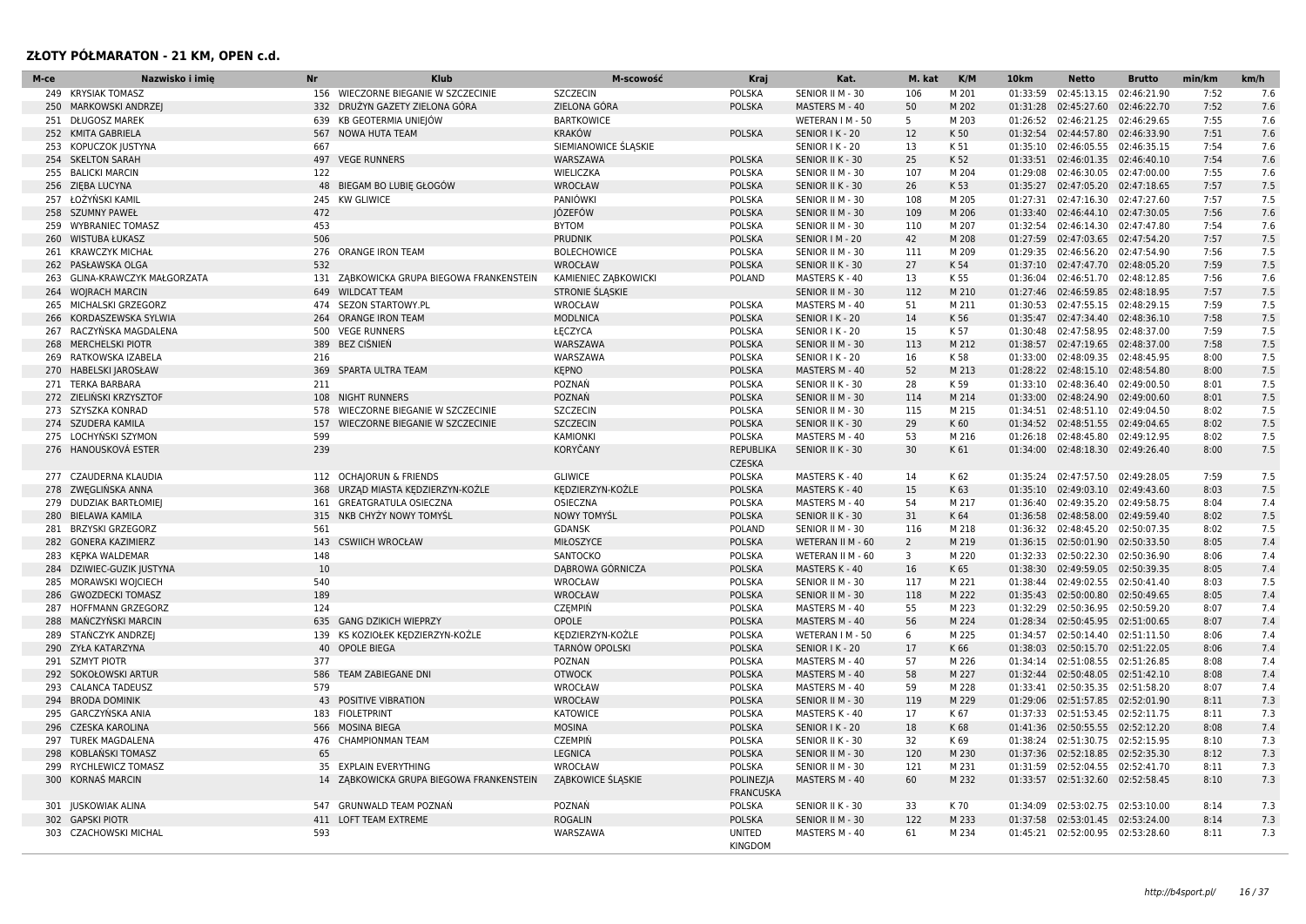## ZŁOTY PÓŁMARATON - 21 KM, OPEN c.d.

| M-ce | Nazwisko i imię | Nr | Klub | M-scowość | Kraj | Kat. | M. kat | K/M | 10km | Netto | Brutto | min/km | km/h |
|---|---|---|---|---|---|---|---|---|---|---|---|---|---|
| 249 | KRYSIAK TOMASZ | 156 | WIECZORNE BIEGANIE W SZCZECINIE | SZCZECIN | POLSKA | SENIOR II M - 30 | 106 | M 201 | 01:33:59 | 02:45:13.15 | 02:46:21.90 | 7:52 | 7.6 |
| 250 | MARKOWSKI ANDRZEJ | 332 | DRUŻYN GAZETY ZIELONA GÓRA | ZIELONA GÓRA | POLSKA | MASTERS M - 40 | 50 | M 202 | 01:31:28 | 02:45:27.60 | 02:46:22.70 | 7:52 | 7.6 |
| 251 | DŁUGOSZ MAREK | 639 | KB GEOTERMIA UNIEJÓW | BARTKOWICE | | WETERAN I M - 50 | 5 | M 203 | 01:26:52 | 02:46:21.25 | 02:46:29.65 | 7:55 | 7.6 |
| 252 | KMITA GABRIELA | 567 | NOWA HUTA TEAM | KRAKÓW | POLSKA | SENIOR I K - 20 | 12 | K 50 | 01:32:54 | 02:44:57.80 | 02:46:33.90 | 7:51 | 7.6 |
| 253 | KOPUCZOK JUSTYNA | 667 | | SIEMIANOWICE ŚLĄSKIE | | SENIOR I K - 20 | 13 | K 51 | 01:35:10 | 02:46:05.55 | 02:46:35.15 | 7:54 | 7.6 |
| 254 | SKELTON SARAH | 497 | VEGE RUNNERS | WARSZAWA | POLSKA | SENIOR II K - 30 | 25 | K 52 | 01:33:51 | 02:46:01.35 | 02:46:40.10 | 7:54 | 7.6 |
| 255 | BALICKI MARCIN | 122 | | WIELICZKA | POLSKA | SENIOR II M - 30 | 107 | M 204 | 01:29:08 | 02:46:30.05 | 02:47:00.00 | 7:55 | 7.6 |
| 256 | ZIĘBA LUCYNA | 48 | BIEGAM BO LUBIĘ GŁOGÓW | WROCŁAW | POLSKA | SENIOR II K - 30 | 26 | K 53 | 01:35:27 | 02:47:05.20 | 02:47:18.65 | 7:57 | 7.5 |
| 257 | ŁOŻYŃSKI KAMIL | 245 | KW GLIWICE | PANIÓWKI | POLSKA | SENIOR II M - 30 | 108 | M 205 | 01:27:31 | 02:47:16.30 | 02:47:27.60 | 7:57 | 7.5 |
| 258 | SZUMNY PAWEŁ | 472 | | JÓZEFÓW | POLSKA | SENIOR II M - 30 | 109 | M 206 | 01:33:40 | 02:46:44.10 | 02:47:30.05 | 7:56 | 7.6 |
| 259 | WYBRANIEC TOMASZ | 453 | | BYTOM | POLSKA | SENIOR II M - 30 | 110 | M 207 | 01:32:54 | 02:46:14.30 | 02:47:47.80 | 7:54 | 7.6 |
| 260 | WISTUBA ŁUKASZ | 506 | | PRUDNIK | POLSKA | SENIOR I M - 20 | 42 | M 208 | 01:27:59 | 02:47:03.65 | 02:47:54.20 | 7:57 | 7.5 |
| 261 | KRAWCZYK MICHAŁ | 276 | ORANGE IRON TEAM | BOLECHOWICE | POLSKA | SENIOR II M - 30 | 111 | M 209 | 01:29:35 | 02:46:56.20 | 02:47:54.90 | 7:56 | 7.5 |
| 262 | PASŁAWSKA OLGA | 532 | | WROCŁAW | POLSKA | SENIOR II K - 30 | 27 | K 54 | 01:37:10 | 02:47:47.70 | 02:48:05.20 | 7:59 | 7.5 |
| 263 | GLINA-KRAWCZYK MAŁGORZATA | 131 | ZĄBKOWICKA GRUPA BIEGOWA FRANKENSTEIN | KAMIENIEC ZĄBKOWICKI | POLAND | MASTERS K - 40 | 13 | K 55 | 01:36:04 | 02:46:51.70 | 02:48:12.85 | 7:56 | 7.6 |
| 264 | WOJRACH MARCIN | 649 | WILDCAT TEAM | STRONIE ŚLĄSKIE | | SENIOR II M - 30 | 112 | M 210 | 01:27:46 | 02:46:59.85 | 02:48:18.95 | 7:57 | 7.5 |
| 265 | MICHALSKI GRZEGORZ | 474 | SEZON STARTOWY.PL | WROCŁAW | POLSKA | MASTERS M - 40 | 51 | M 211 | 01:30:53 | 02:47:55.15 | 02:48:29.15 | 7:59 | 7.5 |
| 266 | KORDASZEWSKA SYLWIA | 264 | ORANGE IRON TEAM | MODLNICA | POLSKA | SENIOR I K - 20 | 14 | K 56 | 01:35:47 | 02:47:34.40 | 02:48:36.10 | 7:58 | 7.5 |
| 267 | RACZYŃSKA MAGDALENA | 500 | VEGE RUNNERS | ŁĘCZYCA | POLSKA | SENIOR I K - 20 | 15 | K 57 | 01:30:48 | 02:47:58.95 | 02:48:37.00 | 7:59 | 7.5 |
| 268 | MERCHELSKI PIOTR | 389 | BEZ CIŚNIEŃ | WARSZAWA | POLSKA | SENIOR II M - 30 | 113 | M 212 | 01:38:57 | 02:47:19.65 | 02:48:37.00 | 7:58 | 7.5 |
| 269 | RATKOWSKA IZABELA | 216 | | WARSZAWA | POLSKA | SENIOR I K - 20 | 16 | K 58 | 01:33:00 | 02:48:09.35 | 02:48:45.95 | 8:00 | 7.5 |
| 270 | HABELSKI JAROSŁAW | 369 | SPARTA ULTRA TEAM | KĘPNO | POLSKA | MASTERS M - 40 | 52 | M 213 | 01:28:22 | 02:48:15.10 | 02:48:54.80 | 8:00 | 7.5 |
| 271 | TERKA BARBARA | 211 | | POZNAŃ | POLSKA | SENIOR II K - 30 | 28 | K 59 | 01:33:10 | 02:48:36.40 | 02:49:00.50 | 8:01 | 7.5 |
| 272 | ZIELIŃSKI KRZYSZTOF | 108 | NIGHT RUNNERS | POZNAŃ | POLSKA | SENIOR II M - 30 | 114 | M 214 | 01:33:00 | 02:48:24.90 | 02:49:00.60 | 8:01 | 7.5 |
| 273 | SZYSZKA KONRAD | 578 | WIECZORNE BIEGANIE W SZCZECINIE | SZCZECIN | POLSKA | SENIOR II M - 30 | 115 | M 215 | 01:34:51 | 02:48:51.10 | 02:49:04.50 | 8:02 | 7.5 |
| 274 | SZUDERA KAMILA | 157 | WIECZORNE BIEGANIE W SZCZECINIE | SZCZECIN | POLSKA | SENIOR II K - 30 | 29 | K 60 | 01:34:52 | 02:48:51.55 | 02:49:04.65 | 8:02 | 7.5 |
| 275 | LOCHYŃSKI SZYMON | 599 | | KAMIONKI | POLSKA | MASTERS M - 40 | 53 | M 216 | 01:26:18 | 02:48:45.80 | 02:49:12.95 | 8:02 | 7.5 |
| 276 | HANOUSKOVÁ ESTER | 239 | | KORYČANY | REPUBLIKA CZESKA | SENIOR II K - 30 | 30 | K 61 | 01:34:00 | 02:48:18.30 | 02:49:26.40 | 8:00 | 7.5 |
| 277 | CZAUDERNA KLAUDIA | 112 | OCHAJORUN & FRIENDS | GLIWICE | POLSKA | MASTERS K - 40 | 14 | K 62 | 01:35:24 | 02:47:57.50 | 02:49:28.05 | 7:59 | 7.5 |
| 278 | ZWĘGLIŃSKA ANNA | 368 | URZĄD MIASTA KĘDZIERZYN-KOŹLE | KĘDZIERZYN-KOŹLE | POLSKA | MASTERS K - 40 | 15 | K 63 | 01:35:10 | 02:49:03.10 | 02:49:43.60 | 8:03 | 7.5 |
| 279 | DUDZIAK BARTŁOMIEJ | 161 | GREATGRATULA OSIECZNA | OSIECZNA | POLSKA | MASTERS M - 40 | 54 | M 217 | 01:36:40 | 02:49:35.20 | 02:49:58.75 | 8:04 | 7.4 |
| 280 | BIELAWA KAMILA | 315 | NKB CHYŻY NOWY TOMYŚL | NOWY TOMYŚL | POLSKA | SENIOR II K - 30 | 31 | K 64 | 01:36:58 | 02:48:58.00 | 02:49:59.40 | 8:02 | 7.5 |
| 281 | BRZYSKI GRZEGORZ | 561 | | GDANSK | POLAND | SENIOR II M - 30 | 116 | M 218 | 01:36:32 | 02:48:45.20 | 02:50:07.35 | 8:02 | 7.5 |
| 282 | GONERA KAZIMIERZ | 143 | CSWIICH WROCŁAW | MIŁOSZYCE | POLSKA | WETERAN II M - 60 | 2 | M 219 | 01:36:15 | 02:50:01.90 | 02:50:33.50 | 8:05 | 7.4 |
| 283 | KĘPKA WALDEMAR | 148 | | SANTOCKO | POLSKA | WETERAN II M - 60 | 3 | M 220 | 01:32:33 | 02:50:22.30 | 02:50:36.90 | 8:06 | 7.4 |
| 284 | DZIWIEC-GUZIK JUSTYNA | 10 | | DĄBROWA GÓRNICZA | POLSKA | MASTERS K - 40 | 16 | K 65 | 01:38:30 | 02:49:59.05 | 02:50:39.35 | 8:05 | 7.4 |
| 285 | MORAWSKI WOJCIECH | 540 | | WROCŁAW | POLSKA | SENIOR II M - 30 | 117 | M 221 | 01:38:44 | 02:49:02.55 | 02:50:41.40 | 8:03 | 7.5 |
| 286 | GWOZDECKI TOMASZ | 189 | | WROCŁAW | POLSKA | SENIOR II M - 30 | 118 | M 222 | 01:35:43 | 02:50:00.80 | 02:50:49.65 | 8:05 | 7.4 |
| 287 | HOFFMANN GRZEGORZ | 124 | | CZEMPIŃ | POLSKA | MASTERS M - 40 | 55 | M 223 | 01:32:29 | 02:50:36.95 | 02:50:59.20 | 8:07 | 7.4 |
| 288 | MAŃCZYŃSKI MARCIN | 635 | GANG DZIKICH WIEPRZY | OPOLE | POLSKA | MASTERS M - 40 | 56 | M 224 | 01:28:34 | 02:50:45.95 | 02:51:00.65 | 8:07 | 7.4 |
| 289 | STAŃCZYK ANDRZEJ | 139 | KS KOZIOŁEK KĘDZIERZYN-KOŹLE | KĘDZIERZYN-KOŹLE | POLSKA | WETERAN I M - 50 | 6 | M 225 | 01:34:57 | 02:50:14.40 | 02:51:11.50 | 8:06 | 7.4 |
| 290 | ZYŁA KATARZYNA | 40 | OPOLE BIEGA | TARNÓW OPOLSKI | POLSKA | SENIOR I K - 20 | 17 | K 66 | 01:38:03 | 02:50:15.70 | 02:51:22.05 | 8:06 | 7.4 |
| 291 | SZMYT PIOTR | 377 | | POZNAN | POLSKA | MASTERS M - 40 | 57 | M 226 | 01:34:14 | 02:51:08.55 | 02:51:26.85 | 8:08 | 7.4 |
| 292 | SOKOŁOWSKI ARTUR | 586 | TEAM ZABIEGANE DNI | OTWOCK | POLSKA | MASTERS M - 40 | 58 | M 227 | 01:32:44 | 02:50:48.05 | 02:51:42.10 | 8:08 | 7.4 |
| 293 | CALANCA TADEUSZ | 579 | | WROCŁAW | POLSKA | MASTERS M - 40 | 59 | M 228 | 01:33:41 | 02:50:35.35 | 02:51:58.20 | 8:07 | 7.4 |
| 294 | BRODA DOMINIK | 43 | POSITIVE VIBRATION | WROCŁAW | POLSKA | SENIOR II M - 30 | 119 | M 229 | 01:29:06 | 02:51:57.85 | 02:52:01.90 | 8:11 | 7.3 |
| 295 | GARCZYŃSKA ANIA | 183 | FIOLETPRINT | KATOWICE | POLSKA | MASTERS K - 40 | 17 | K 67 | 01:37:33 | 02:51:53.45 | 02:52:11.75 | 8:11 | 7.3 |
| 296 | CZESKA KAROLINA | 566 | MOSINA BIEGA | MOSINA | POLSKA | SENIOR I K - 20 | 18 | K 68 | 01:41:36 | 02:50:55.55 | 02:52:12.20 | 8:08 | 7.4 |
| 297 | TUREK MAGDALENA | 476 | CHAMPIONMAN TEAM | CZEMPIŃ | POLSKA | SENIOR II K - 30 | 32 | K 69 | 01:38:24 | 02:51:30.75 | 02:52:15.95 | 8:10 | 7.3 |
| 298 | KOBLAŃSKI TOMASZ | 65 | | LEGNICA | POLSKA | SENIOR II M - 30 | 120 | M 230 | 01:37:36 | 02:52:18.85 | 02:52:35.30 | 8:12 | 7.3 |
| 299 | RYCHLEWICZ TOMASZ | 35 | EXPLAIN EVERYTHING | WROCŁAW | POLSKA | SENIOR II M - 30 | 121 | M 231 | 01:31:59 | 02:52:04.55 | 02:52:41.70 | 8:11 | 7.3 |
| 300 | KORNAŚ MARCIN | 14 | ZĄBKOWICKA GRUPA BIEGOWA FRANKENSTEIN | ZĄBKOWICE ŚLĄSKIE | POLINEZJA FRANCUSKA | MASTERS M - 40 | 60 | M 232 | 01:33:57 | 02:51:32.60 | 02:52:58.45 | 8:10 | 7.3 |
| 301 | JUSKOWIAK ALINA | 547 | GRUNWALD TEAM POZNAŃ | POZNAŃ | POLSKA | SENIOR II K - 30 | 33 | K 70 | 01:34:09 | 02:53:02.75 | 02:53:10.00 | 8:14 | 7.3 |
| 302 | GAPSKI PIOTR | 411 | LOFT TEAM EXTREME | ROGALIN | POLSKA | SENIOR II M - 30 | 122 | M 233 | 01:37:58 | 02:53:01.45 | 02:53:24.00 | 8:14 | 7.3 |
| 303 | CZACHOWSKI MICHAL | 593 | | WARSZAWA | UNITED KINGDOM | MASTERS M - 40 | 61 | M 234 | 01:45:21 | 02:52:00.95 | 02:53:28.60 | 8:11 | 7.3 |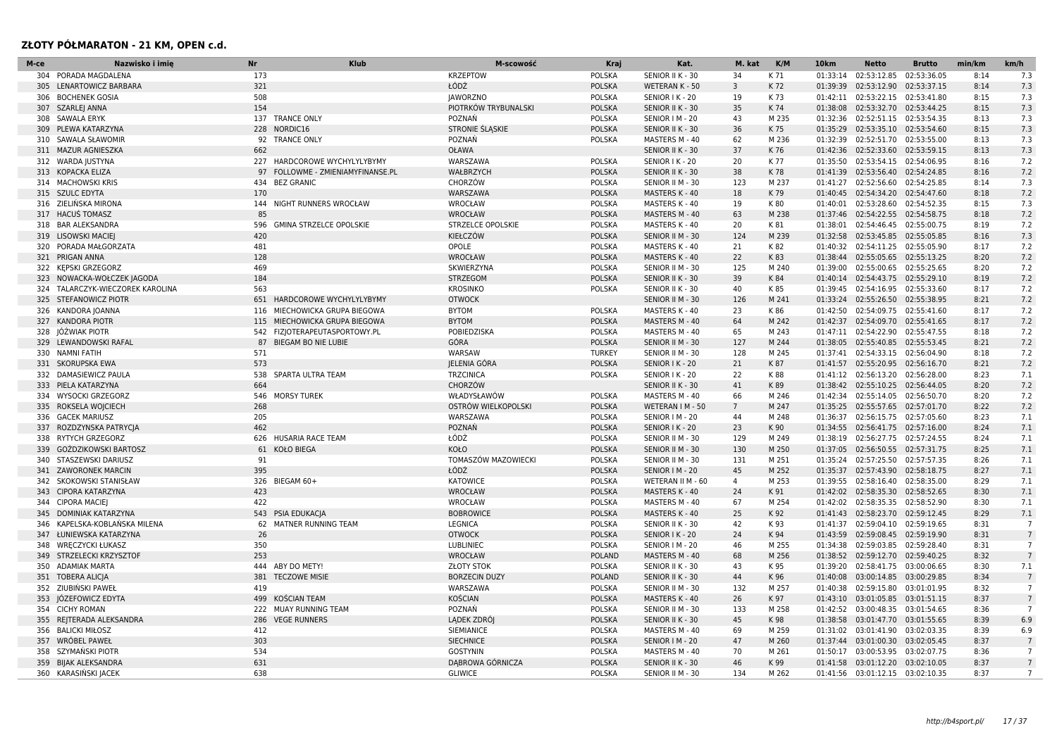## ZŁOTY PÓŁMARATON - 21 KM, OPEN c.d.

| M-ce | Nazwisko i imię | Nr | Klub | M-scowość | Kraj | Kat. | M. kat | K/M | 10km | Netto | Brutto | min/km | km/h |
|---|---|---|---|---|---|---|---|---|---|---|---|---|---|
| 304 | PORADA MAGDALENA | 173 | | KRZEPTOW | POLSKA | SENIOR II K - 30 | 34 | K 71 | 01:33:14 | 02:53:12.85 | 02:53:36.05 | 8:14 | 7.3 |
| 305 | LENARTOWICZ BARBARA | 321 | | ŁÓDŹ | POLSKA | WETERAN K - 50 | 3 | K 72 | 01:39:39 | 02:53:12.90 | 02:53:37.15 | 8:14 | 7.3 |
| 306 | BOCHENEK GOSIA | 508 | | JAWORZNO | POLSKA | SENIOR I K - 20 | 19 | K 73 | 01:42:11 | 02:53:22.15 | 02:53:41.80 | 8:15 | 7.3 |
| 307 | SZARLEJ ANNA | 154 | | PIOTRKÓW TRYBUNALSKI | POLSKA | SENIOR II K - 30 | 35 | K 74 | 01:38:08 | 02:53:32.70 | 02:53:44.25 | 8:15 | 7.3 |
| 308 | SAWALA ERYK | 137 | TRANCE ONLY | POZNAŃ | POLSKA | SENIOR I M - 20 | 43 | M 235 | 01:32:36 | 02:52:51.15 | 02:53:54.35 | 8:13 | 7.3 |
| 309 | PLEWA KATARZYNA | 228 | NORDIC16 | STRONIE ŚLĄSKIE | POLSKA | SENIOR II K - 30 | 36 | K 75 | 01:35:29 | 02:53:35.10 | 02:53:54.60 | 8:15 | 7.3 |
| 310 | SAWALA SŁAWOMIR | 92 | TRANCE ONLY | POZNAŃ | POLSKA | MASTERS M - 40 | 62 | M 236 | 01:32:39 | 02:52:51.70 | 02:53:55.00 | 8:13 | 7.3 |
| 311 | MAZUR AGNIESZKA | 662 | | OŁAWA | | SENIOR II K - 30 | 37 | K 76 | 01:42:36 | 02:52:33.60 | 02:53:59.15 | 8:13 | 7.3 |
| 312 | WARDA JUSTYNA | 227 | HARDCOROWE WYCHYLYLYBYMY | WARSZAWA | POLSKA | SENIOR I K - 20 | 20 | K 77 | 01:35:50 | 02:53:54.15 | 02:54:06.95 | 8:16 | 7.2 |
| 313 | KOPACKA ELIZA | 97 | FOLLOWME - ZMIENIAMYFINANSE.PL | WAŁBRZYCH | POLSKA | SENIOR II K - 30 | 38 | K 78 | 01:41:39 | 02:53:56.40 | 02:54:24.85 | 8:16 | 7.2 |
| 314 | MACHOWSKI KRIS | 434 | BEZ GRANIC | CHORZÓW | POLSKA | SENIOR II M - 30 | 123 | M 237 | 01:41:27 | 02:52:56.60 | 02:54:25.85 | 8:14 | 7.3 |
| 315 | SZULC EDYTA | 170 | | WARSZAWA | POLSKA | MASTERS K - 40 | 18 | K 79 | 01:40:45 | 02:54:34.20 | 02:54:47.60 | 8:18 | 7.2 |
| 316 | ZIELIŃSKA MIRONA | 144 | NIGHT RUNNERS WROCŁAW | WROCŁAW | POLSKA | MASTERS K - 40 | 19 | K 80 | 01:40:01 | 02:53:28.60 | 02:54:52.35 | 8:15 | 7.3 |
| 317 | HACUŚ TOMASZ | 85 | | WROCŁAW | POLSKA | MASTERS M - 40 | 63 | M 238 | 01:37:46 | 02:54:22.55 | 02:54:58.75 | 8:18 | 7.2 |
| 318 | BAR ALEKSANDRA | 596 | GMINA STRZELCE OPOLSKIE | STRZELCE OPOLSKIE | POLSKA | MASTERS K - 40 | 20 | K 81 | 01:38:01 | 02:54:46.45 | 02:55:00.75 | 8:19 | 7.2 |
| 319 | LISOWSKI MACIEJ | 420 | | KIEŁCZÓW | POLSKA | SENIOR II M - 30 | 124 | M 239 | 01:32:58 | 02:53:45.85 | 02:55:05.85 | 8:16 | 7.3 |
| 320 | PORADA MAŁGORZATA | 481 | | OPOLE | POLSKA | MASTERS K - 40 | 21 | K 82 | 01:40:32 | 02:54:11.25 | 02:55:05.90 | 8:17 | 7.2 |
| 321 | PRIGAN ANNA | 128 | | WROCŁAW | POLSKA | MASTERS K - 40 | 22 | K 83 | 01:38:44 | 02:55:05.65 | 02:55:13.25 | 8:20 | 7.2 |
| 322 | KĘPSKI GRZEGORZ | 469 | | SKWIERZYNA | POLSKA | SENIOR II M - 30 | 125 | M 240 | 01:39:00 | 02:55:00.65 | 02:55:25.65 | 8:20 | 7.2 |
| 323 | NOWACKA-WOŁCZEK JAGODA | 184 | | STRZEGOM | POLSKA | SENIOR II K - 30 | 39 | K 84 | 01:40:14 | 02:54:43.75 | 02:55:29.10 | 8:19 | 7.2 |
| 324 | TALARCZYK-WIECZOREK KAROLINA | 563 | | KROSINKO | POLSKA | SENIOR II K - 30 | 40 | K 85 | 01:39:45 | 02:54:16.95 | 02:55:33.60 | 8:17 | 7.2 |
| 325 | STEFANOWICZ PIOTR | 651 | HARDCOROWE WYCHYLYLYBYMY | OTWOCK | | SENIOR II M - 30 | 126 | M 241 | 01:33:24 | 02:55:26.50 | 02:55:38.95 | 8:21 | 7.2 |
| 326 | KANDORA JOANNA | 116 | MIECHOWICKA GRUPA BIEGOWA | BYTOM | POLSKA | MASTERS K - 40 | 23 | K 86 | 01:42:50 | 02:54:09.75 | 02:55:41.60 | 8:17 | 7.2 |
| 327 | KANDORA PIOTR | 115 | MIECHOWICKA GRUPA BIEGOWA | BYTOM | POLSKA | MASTERS M - 40 | 64 | M 242 | 01:42:37 | 02:54:09.70 | 02:55:41.65 | 8:17 | 7.2 |
| 328 | JÓŹWIAK PIOTR | 542 | FIZJOTERAPEUTASPORTOWY.PL | POBIEDZISKA | POLSKA | MASTERS M - 40 | 65 | M 243 | 01:47:11 | 02:54:22.90 | 02:55:47.55 | 8:18 | 7.2 |
| 329 | LEWANDOWSKI RAFAL | 87 | BIEGAM BO NIE LUBIE | GÓRA | POLSKA | SENIOR II M - 30 | 127 | M 244 | 01:38:05 | 02:55:40.85 | 02:55:53.45 | 8:21 | 7.2 |
| 330 | NAMNI FATIH | 571 | | WARSAW | TURKEY | SENIOR II M - 30 | 128 | M 245 | 01:37:41 | 02:54:33.15 | 02:56:04.90 | 8:18 | 7.2 |
| 331 | SKORUPSKA EWA | 573 | | JELENIA GÓRA | POLSKA | SENIOR I K - 20 | 21 | K 87 | 01:41:57 | 02:55:20.95 | 02:56:16.70 | 8:21 | 7.2 |
| 332 | DAMASIEWICZ PAULA | 538 | SPARTA ULTRA TEAM | TRZCINICA | POLSKA | SENIOR I K - 20 | 22 | K 88 | 01:41:12 | 02:56:13.20 | 02:56:28.00 | 8:23 | 7.1 |
| 333 | PIELA KATARZYNA | 664 | | CHORZÓW | | SENIOR II K - 30 | 41 | K 89 | 01:38:42 | 02:55:10.25 | 02:56:44.05 | 8:20 | 7.2 |
| 334 | WYSOCKI GRZEGORZ | 546 | MORSY TUREK | WŁADYSŁAWÓW | POLSKA | MASTERS M - 40 | 66 | M 246 | 01:42:34 | 02:55:14.05 | 02:56:50.70 | 8:20 | 7.2 |
| 335 | ROKSELA WOJCIECH | 268 | | OSTRÓW WIELKOPOLSKI | POLSKA | WETERAN I M - 50 | 7 | M 247 | 01:35:25 | 02:55:57.65 | 02:57:01.70 | 8:22 | 7.2 |
| 336 | GACEK MARIUSZ | 205 | | WARSZAWA | POLSKA | SENIOR I M - 20 | 44 | M 248 | 01:36:37 | 02:56:15.75 | 02:57:05.60 | 8:23 | 7.1 |
| 337 | ROZDZYNSKA PATRYCJA | 462 | | POZNAŃ | POLSKA | SENIOR I K - 20 | 23 | K 90 | 01:34:55 | 02:56:41.75 | 02:57:16.00 | 8:24 | 7.1 |
| 338 | RYTYCH GRZEGORZ | 626 | HUSARIA RACE TEAM | ŁÓDŹ | POLSKA | SENIOR II M - 30 | 129 | M 249 | 01:38:19 | 02:56:27.75 | 02:57:24.55 | 8:24 | 7.1 |
| 339 | GOŹDZIKOWSKI BARTOSZ | 61 | KOŁO BIEGA | KOŁO | POLSKA | SENIOR II M - 30 | 130 | M 250 | 01:37:05 | 02:56:50.55 | 02:57:31.75 | 8:25 | 7.1 |
| 340 | STASZEWSKI DARIUSZ | 91 | | TOMASZÓW MAZOWIECKI | POLSKA | SENIOR II M - 30 | 131 | M 251 | 01:35:24 | 02:57:25.50 | 02:57:57.35 | 8:26 | 7.1 |
| 341 | ZAWORONEK MARCIN | 395 | | ŁÓDŹ | POLSKA | SENIOR I M - 20 | 45 | M 252 | 01:35:37 | 02:57:43.90 | 02:58:18.75 | 8:27 | 7.1 |
| 342 | SKOKOWSKI STANISŁAW | 326 | BIEGAM 60+ | KATOWICE | POLSKA | WETERAN II M - 60 | 4 | M 253 | 01:39:55 | 02:58:16.40 | 02:58:35.00 | 8:29 | 7.1 |
| 343 | CIPORA KATARZYNA | 423 | | WROCŁAW | POLSKA | MASTERS K - 40 | 24 | K 91 | 01:42:02 | 02:58:35.30 | 02:58:52.65 | 8:30 | 7.1 |
| 344 | CIPORA MACIEJ | 422 | | WROCŁAW | POLSKA | MASTERS M - 40 | 67 | M 254 | 01:42:02 | 02:58:35.35 | 02:58:52.90 | 8:30 | 7.1 |
| 345 | DOMINIAK KATARZYNA | 543 | PSIA EDUKACJA | BOBROWICE | POLSKA | MASTERS K - 40 | 25 | K 92 | 01:41:43 | 02:58:23.70 | 02:59:12.45 | 8:29 | 7.1 |
| 346 | KAPELSKA-KOBLAŃSKA MILENA | 62 | MATNER RUNNING TEAM | LEGNICA | POLSKA | SENIOR II K - 30 | 42 | K 93 | 01:41:37 | 02:59:04.10 | 02:59:19.65 | 8:31 | 7 |
| 347 | ŁUNIEWSKA KATARZYNA | 26 | | OTWOCK | POLSKA | SENIOR I K - 20 | 24 | K 94 | 01:43:59 | 02:59:08.45 | 02:59:19.90 | 8:31 | 7 |
| 348 | WRĘCZYCKI ŁUKASZ | 350 | | LUBLINIEC | POLSKA | SENIOR I M - 20 | 46 | M 255 | 01:34:38 | 02:59:03.85 | 02:59:28.40 | 8:31 | 7 |
| 349 | STRZELECKI KRZYSZTOF | 253 | | WROCŁAW | POLAND | MASTERS M - 40 | 68 | M 256 | 01:38:52 | 02:59:12.70 | 02:59:40.25 | 8:32 | 7 |
| 350 | ADAMIAK MARTA | 444 | ABY DO METY! | ZŁOTY STOK | POLSKA | SENIOR II K - 30 | 43 | K 95 | 01:39:20 | 02:58:41.75 | 03:00:06.65 | 8:30 | 7.1 |
| 351 | TOBERA ALICJA | 381 | TECZOWE MISIE | BORZECIN DUZY | POLAND | SENIOR II K - 30 | 44 | K 96 | 01:40:08 | 03:00:14.85 | 03:00:29.85 | 8:34 | 7 |
| 352 | ZIUBIŃSKI PAWEŁ | 419 | | WARSZAWA | POLSKA | SENIOR II M - 30 | 132 | M 257 | 01:40:38 | 02:59:15.80 | 03:01:01.95 | 8:32 | 7 |
| 353 | JÓZEFOWICZ EDYTA | 499 | KOŚCIAN TEAM | KOŚCIAN | POLSKA | MASTERS K - 40 | 26 | K 97 | 01:43:10 | 03:01:05.85 | 03:01:51.15 | 8:37 | 7 |
| 354 | CICHY ROMAN | 222 | MUAY RUNNING TEAM | POZNAŃ | POLSKA | SENIOR II M - 30 | 133 | M 258 | 01:42:52 | 03:00:48.35 | 03:01:54.65 | 8:36 | 7 |
| 355 | REJTERADA ALEKSANDRA | 286 | VEGE RUNNERS | LĄDEK ZDRÓJ | POLSKA | SENIOR II K - 30 | 45 | K 98 | 01:38:58 | 03:01:47.70 | 03:01:55.65 | 8:39 | 6.9 |
| 356 | BALICKI MIŁOSZ | 412 | | SIEMIANICE | POLSKA | MASTERS M - 40 | 69 | M 259 | 01:31:02 | 03:01:41.90 | 03:02:03.35 | 8:39 | 6.9 |
| 357 | WRÓBEL PAWEŁ | 303 | | SIECHNICE | POLSKA | SENIOR I M - 20 | 47 | M 260 | 01:37:44 | 03:01:00.30 | 03:02:05.45 | 8:37 | 7 |
| 358 | SZYMAŃSKI PIOTR | 534 | | GOSTYNIN | POLSKA | MASTERS M - 40 | 70 | M 261 | 01:50:17 | 03:00:53.95 | 03:02:07.75 | 8:36 | 7 |
| 359 | BIJAK ALEKSANDRA | 631 | | DĄBROWA GÓRNICZA | POLSKA | SENIOR II K - 30 | 46 | K 99 | 01:41:58 | 03:01:12.20 | 03:02:10.05 | 8:37 | 7 |
| 360 | KARASIŃSKI JACEK | 638 | | GLIWICE | POLSKA | SENIOR II M - 30 | 134 | M 262 | 01:41:56 | 03:01:12.15 | 03:02:10.35 | 8:37 | 7 |

http://b4sport.pl/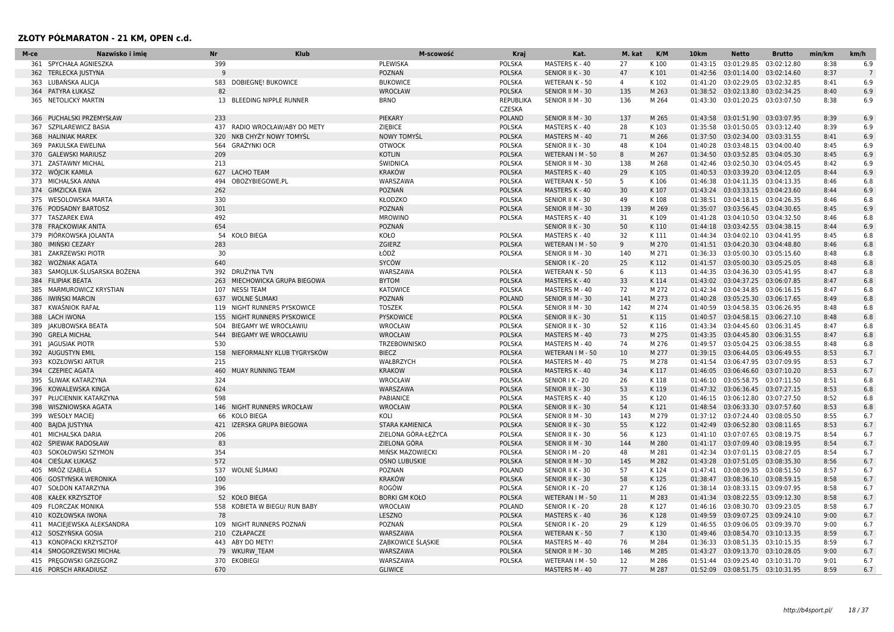## ZŁOTY PÓŁMARATON - 21 KM, OPEN c.d.

| M-ce | Nazwisko i imię | Nr | Klub | M-scowość | Kraj | Kat. | M. kat | K/M | 10km | Netto | Brutto | min/km | km/h |
|---|---|---|---|---|---|---|---|---|---|---|---|---|---|
| 361 | SPYCHAŁA AGNIESZKA | 399 | | PLEWISKA | POLSKA | MASTERS K - 40 | 27 | K 100 | 01:43:15 | 03:01:29.85 | 03:02:12.80 | 8:38 | 6.9 |
| 362 | TERLECKA JUSTYNA | 9 | | POZNAŃ | POLSKA | SENIOR II K - 30 | 47 | K 101 | 01:42:56 | 03:01:14.00 | 03:02:14.60 | 8:37 | 7 |
| 363 | LUBAŃSKA ALICJA | 583 | DOBIEGNĘ! BUKOWICE | BUKOWICE | POLSKA | WETERAN K - 50 | 4 | K 102 | 01:41:20 | 03:02:29.05 | 03:02:32.85 | 8:41 | 6.9 |
| 364 | PATYRA ŁUKASZ | 82 | | WROCŁAW | POLSKA | SENIOR II M - 30 | 135 | M 263 | 01:38:52 | 03:02:13.80 | 03:02:34.25 | 8:40 | 6.9 |
| 365 | NETOLICKÝ MARTIN | 13 | BLEEDING NIPPLE RUNNER | BRNO | REPUBLIKA CZESKA | SENIOR II M - 30 | 136 | M 264 | 01:43:30 | 03:01:20.25 | 03:03:07.50 | 8:38 | 6.9 |
| 366 | PUCHALSKI PRZEMYSŁAW | 233 | | PIEKARY | POLAND | SENIOR II M - 30 | 137 | M 265 | 01:43:58 | 03:01:51.90 | 03:03:07.95 | 8:39 | 6.9 |
| 367 | SZPILAREWICZ BASIA | 437 | RADIO WROCŁAW/ABY DO METY | ZIĘBICE | POLSKA | MASTERS K - 40 | 28 | K 103 | 01:35:58 | 03:01:50.05 | 03:03:12.40 | 8:39 | 6.9 |
| 368 | HALINIAK MAREK | 320 | NKB CHYŻY NOWY TOMYŚL | NOWY TOMYŚL | POLSKA | MASTERS M - 40 | 71 | M 266 | 01:37:50 | 03:02:34.00 | 03:03:31.55 | 8:41 | 6.9 |
| 369 | PAKULSKA EWELINA | 564 | GRAŻYNKI OCR | OTWOCK | POLSKA | SENIOR II K - 30 | 48 | K 104 | 01:40:28 | 03:03:48.15 | 03:04:00.40 | 8:45 | 6.9 |
| 370 | GALEWSKI MARIUSZ | 209 | | KOTLIN | POLSKA | WETERAN I M - 50 | 8 | M 267 | 01:34:50 | 03:03:52.85 | 03:04:05.30 | 8:45 | 6.9 |
| 371 | ZASTAWNY MICHAL | 213 | | ŚWIDNICA | POLSKA | SENIOR II M - 30 | 138 | M 268 | 01:42:46 | 03:02:50.30 | 03:04:05.45 | 8:42 | 6.9 |
| 372 | WÓJCIK KAMILA | 627 | LACHO TEAM | KRAKÓW | POLSKA | MASTERS K - 40 | 29 | K 105 | 01:40:53 | 03:03:39.20 | 03:04:12.05 | 8:44 | 6.9 |
| 373 | MICHALSKA ANNA | 494 | OBOZYBIEGOWE.PL | WARSZAWA | POLSKA | WETERAN K - 50 | 5 | K 106 | 01:46:38 | 03:04:11.35 | 03:04:13.35 | 8:46 | 6.8 |
| 374 | GIMZICKA EWA | 262 | | POZNAŃ | POLSKA | MASTERS K - 40 | 30 | K 107 | 01:43:24 | 03:03:33.15 | 03:04:23.60 | 8:44 | 6.9 |
| 375 | WESOLOWSKA MARTA | 330 | | KŁODZKO | POLSKA | SENIOR II K - 30 | 49 | K 108 | 01:38:51 | 03:04:18.15 | 03:04:26.35 | 8:46 | 6.8 |
| 376 | PODSADNY BARTOSZ | 301 | | POZNAŃ | POLSKA | SENIOR II M - 30 | 139 | M 269 | 01:35:07 | 03:03:56.45 | 03:04:30.65 | 8:45 | 6.9 |
| 377 | TASZAREK EWA | 492 | | MROWINO | POLSKA | MASTERS K - 40 | 31 | K 109 | 01:41:28 | 03:04:10.50 | 03:04:32.50 | 8:46 | 6.8 |
| 378 | FRĄCKOWIAK ANITA | 654 | | POZNAŃ | | SENIOR II K - 30 | 50 | K 110 | 01:44:18 | 03:03:42.55 | 03:04:38.15 | 8:44 | 6.9 |
| 379 | PIÓRKOWSKA JOLANTA | 54 | KOŁO BIEGA | KOŁO | POLSKA | MASTERS K - 40 | 32 | K 111 | 01:44:34 | 03:04:02.10 | 03:04:41.95 | 8:45 | 6.8 |
| 380 | IMIŃSKI CEZARY | 283 | | ZGIERZ | POLSKA | WETERAN I M - 50 | 9 | M 270 | 01:41:51 | 03:04:20.30 | 03:04:48.80 | 8:46 | 6.8 |
| 381 | ZAKRZEWSKI PIOTR | 30 | | ŁÓDŹ | POLSKA | SENIOR II M - 30 | 140 | M 271 | 01:36:33 | 03:05:00.30 | 03:05:15.60 | 8:48 | 6.8 |
| 382 | WOŹNIAK AGATA | 640 | | SYCÓW | | SENIOR I K - 20 | 25 | K 112 | 01:41:57 | 03:05:00.30 | 03:05:25.05 | 8:48 | 6.8 |
| 383 | SAMOJLUK-ŚLUSARSKA BOŻENA | 392 | DRUŻYNA TVN | WARSZAWA | POLSKA | WETERAN K - 50 | 6 | K 113 | 01:44:35 | 03:04:36.30 | 03:05:41.95 | 8:47 | 6.8 |
| 384 | FILIPIAK BEATA | 263 | MIECHOWICKA GRUPA BIEGOWA | BYTOM | POLSKA | MASTERS K - 40 | 33 | K 114 | 01:43:02 | 03:04:37.25 | 03:06:07.85 | 8:47 | 6.8 |
| 385 | MARMUROWICZ KRYSTIAN | 107 | NESSI TEAM | KATOWICE | POLSKA | MASTERS M - 40 | 72 | M 272 | 01:42:34 | 03:04:34.85 | 03:06:16.15 | 8:47 | 6.8 |
| 386 | IWIŃSKI MARCIN | 637 | WOLNE ŚLIMAKI | POZNAŃ | POLAND | SENIOR II M - 30 | 141 | M 273 | 01:40:28 | 03:05:25.30 | 03:06:17.65 | 8:49 | 6.8 |
| 387 | KWAŚNIOK RAFAŁ | 119 | NIGHT RUNNERS PYSKOWICE | TOSZEK | POLSKA | SENIOR II M - 30 | 142 | M 274 | 01:40:59 | 03:04:58.35 | 03:06:26.95 | 8:48 | 6.8 |
| 388 | LACH IWONA | 155 | NIGHT RUNNERS PYSKOWICE | PYSKOWICE | POLSKA | SENIOR II K - 30 | 51 | K 115 | 01:40:57 | 03:04:58.15 | 03:06:27.10 | 8:48 | 6.8 |
| 389 | JAKUBOWSKA BEATA | 504 | BIEGAMY WE WROCŁAWIU | WROCŁAW | POLSKA | SENIOR II K - 30 | 52 | K 116 | 01:43:34 | 03:04:45.60 | 03:06:31.45 | 8:47 | 6.8 |
| 390 | GRELA MICHAŁ | 544 | BIEGAMY WE WROCŁAWIU | WROCŁAW | POLSKA | MASTERS M - 40 | 73 | M 275 | 01:43:35 | 03:04:45.80 | 03:06:31.55 | 8:47 | 6.8 |
| 391 | JAGUSIAK PIOTR | 530 | | TRZEBOWNISKO | POLSKA | MASTERS M - 40 | 74 | M 276 | 01:49:57 | 03:05:04.25 | 03:06:38.55 | 8:48 | 6.8 |
| 392 | AUGUSTYN EMIL | 158 | NIEFORMALNY KLUB TYGRYSKÓW | BIECZ | POLSKA | WETERAN I M - 50 | 10 | M 277 | 01:39:15 | 03:06:44.05 | 03:06:49.55 | 8:53 | 6.7 |
| 393 | KOZŁOWSKI ARTUR | 215 | | WAŁBRZYCH | POLSKA | MASTERS M - 40 | 75 | M 278 | 01:41:54 | 03:06:47.95 | 03:07:09.95 | 8:53 | 6.7 |
| 394 | CZEPIEC AGATA | 460 | MUAY RUNNING TEAM | KRAKOW | POLSKA | MASTERS K - 40 | 34 | K 117 | 01:46:05 | 03:06:46.60 | 03:07:10.20 | 8:53 | 6.7 |
| 395 | ŚLIWAK KATARZYNA | 324 | | WROCŁAW | POLSKA | SENIOR I K - 20 | 26 | K 118 | 01:46:10 | 03:05:58.75 | 03:07:11.50 | 8:51 | 6.8 |
| 396 | KOWALEWSKA KINGA | 624 | | WARSZAWA | POLSKA | SENIOR II K - 30 | 53 | K 119 | 01:47:32 | 03:06:36.45 | 03:07:27.15 | 8:53 | 6.8 |
| 397 | PŁUCIENNIK KATARZYNA | 598 | | PABIANICE | POLSKA | MASTERS K - 40 | 35 | K 120 | 01:46:15 | 03:06:12.80 | 03:07:27.50 | 8:52 | 6.8 |
| 398 | WISZNIOWSKA AGATA | 146 | NIGHT RUNNERS WROCŁAW | WROCŁAW | POLSKA | SENIOR II K - 30 | 54 | K 121 | 01:48:54 | 03:06:33.30 | 03:07:57.60 | 8:53 | 6.8 |
| 399 | WESOŁY MACIEJ | 66 | KOLO BIEGA | KOLI | POLSKA | SENIOR II M - 30 | 143 | M 279 | 01:37:12 | 03:07:24.40 | 03:08:05.50 | 8:55 | 6.7 |
| 400 | BAJDA JUSTYNA | 421 | IZERSKA GRUPA BIEGOWA | STARA KAMIENICA | POLSKA | SENIOR II K - 30 | 55 | K 122 | 01:42:49 | 03:06:52.80 | 03:08:11.65 | 8:53 | 6.7 |
| 401 | MICHALSKA DARIA | 206 | | ZIELONA GÓRA-ŁĘŻYCA | POLSKA | SENIOR II K - 30 | 56 | K 123 | 01:41:10 | 03:07:07.65 | 03:08:19.75 | 8:54 | 6.7 |
| 402 | ŚPIEWAK RADOSŁAW | 83 | | ZIELONA GÓRA | POLSKA | SENIOR II M - 30 | 144 | M 280 | 01:41:17 | 03:07:09.40 | 03:08:19.95 | 8:54 | 6.7 |
| 403 | SOKOŁOWSKI SZYMON | 354 | | MIŃSK MAZOWIECKI | POLSKA | SENIOR I M - 20 | 48 | M 281 | 01:42:34 | 03:07:01.15 | 03:08:27.05 | 8:54 | 6.7 |
| 404 | CIEŚLAK ŁUKASZ | 572 | | OŚNO LUBUSKIE | POLSKA | SENIOR II M - 30 | 145 | M 282 | 01:43:28 | 03:07:51.05 | 03:08:35.30 | 8:56 | 6.7 |
| 405 | MRÓZ IZABELA | 537 | WOLNE ŚLIMAKI | POZNAN | POLAND | SENIOR II K - 30 | 57 | K 124 | 01:47:41 | 03:08:09.35 | 03:08:51.50 | 8:57 | 6.7 |
| 406 | GOSTYŃSKA WERONIKA | 100 | | KRAKÓW | POLSKA | SENIOR II K - 30 | 58 | K 125 | 01:38:47 | 03:08:36.10 | 03:08:59.15 | 8:58 | 6.7 |
| 407 | SOŁDON KATARZYNA | 396 | | ROGÓW | POLSKA | SENIOR I K - 20 | 27 | K 126 | 01:38:14 | 03:08:33.15 | 03:09:07.95 | 8:58 | 6.7 |
| 408 | KAŁEK KRZYSZTOF | 52 | KOŁO BIEGA | BORKI GM KOŁO | POLSKA | WETERAN I M - 50 | 11 | M 283 | 01:41:34 | 03:08:22.55 | 03:09:12.30 | 8:58 | 6.7 |
| 409 | FLORCZAK MONIKA | 558 | KOBIETA W BIEGU/ RUN BABY | WROCŁAW | POLAND | SENIOR I K - 20 | 28 | K 127 | 01:46:16 | 03:08:30.70 | 03:09:23.05 | 8:58 | 6.7 |
| 410 | KOZŁOWSKA IWONA | 78 | | LESZNO | POLSKA | MASTERS K - 40 | 36 | K 128 | 01:49:59 | 03:09:07.25 | 03:09:24.10 | 9:00 | 6.7 |
| 411 | MACIEJEWSKA ALEKSANDRA | 109 | NIGHT RUNNERS POZNAŃ | POZNAŃ | POLSKA | SENIOR I K - 20 | 29 | K 129 | 01:46:55 | 03:09:06.05 | 03:09:39.70 | 9:00 | 6.7 |
| 412 | SOSZYŃSKA GOSIA | 210 | CZŁAPACZE | WARSZAWA | POLSKA | WETERAN K - 50 | 7 | K 130 | 01:49:46 | 03:08:54.70 | 03:10:13.35 | 8:59 | 6.7 |
| 413 | KONOPACKI KRZYSZTOF | 443 | ABY DO METY! | ZĄBKOWICE ŚLĄSKIE | POLSKA | MASTERS M - 40 | 76 | M 284 | 01:36:33 | 03:08:51.35 | 03:10:15.35 | 8:59 | 6.7 |
| 414 | SMOGORZEWSKI MICHAŁ | 79 | WKURW_TEAM | WARSZAWA | POLSKA | SENIOR II M - 30 | 146 | M 285 | 01:43:27 | 03:09:13.70 | 03:10:28.05 | 9:00 | 6.7 |
| 415 | PRĘGOWSKI GRZEGORZ | 370 | EKOBIEGI | WARSZAWA | POLSKA | WETERAN I M - 50 | 12 | M 286 | 01:51:44 | 03:09:25.40 | 03:10:31.70 | 9:01 | 6.7 |
| 416 | PORSCH ARKADIUSZ | 670 | | GLIWICE | | MASTERS M - 40 | 77 | M 287 | 01:52:09 | 03:08:51.75 | 03:10:31.95 | 8:59 | 6.7 |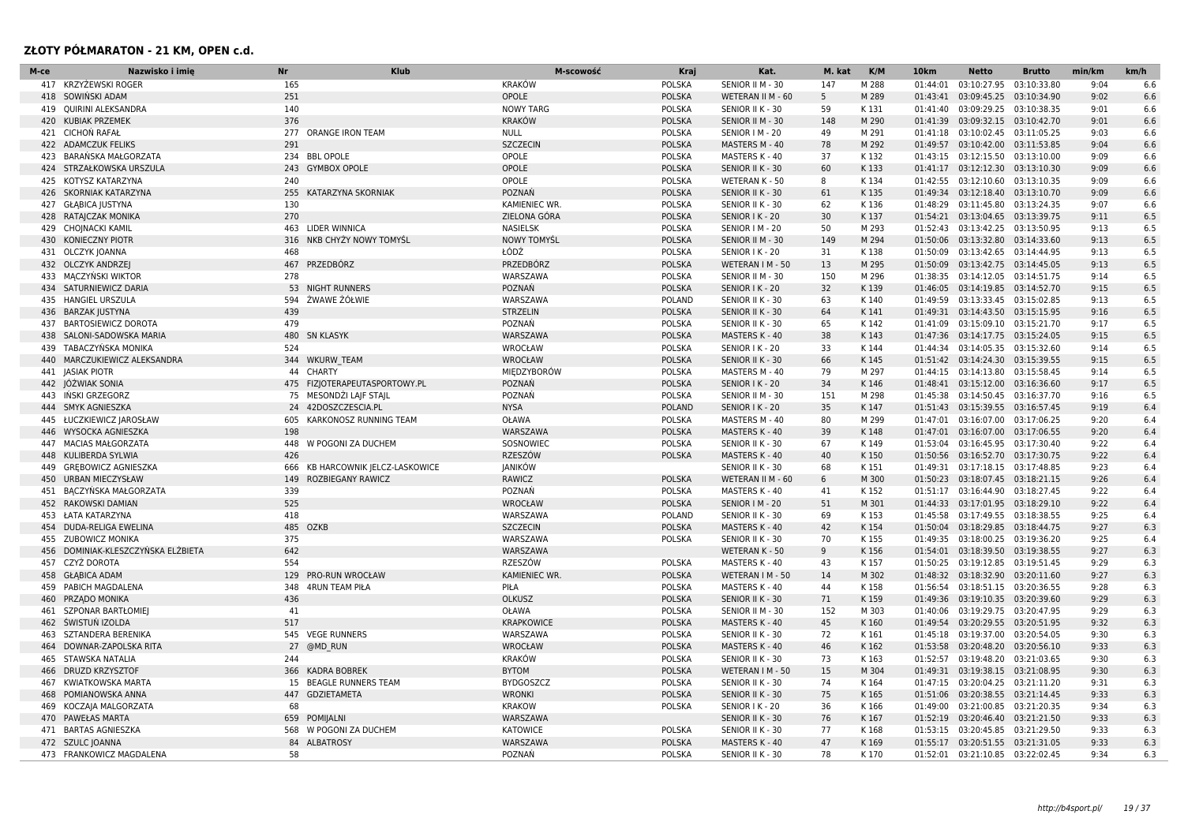## ZŁOTY PÓŁMARATON - 21 KM, OPEN c.d.

| M-ce | Nazwisko i imię | Nr | Klub | M-scowość | Kraj | Kat. | M. kat | K/M | 10km | Netto | Brutto | min/km | km/h |
|---|---|---|---|---|---|---|---|---|---|---|---|---|---|
| 417 | KRZYŻEWSKI ROGER | 165 | | KRAKÓW | POLSKA | SENIOR II M - 30 | 147 | M 288 | 01:44:01 | 03:10:27.95 | 03:10:33.80 | 9:04 | 6.6 |
| 418 | SOWIŃSKI ADAM | 251 | | OPOLE | POLSKA | WETERAN II M - 60 | 5 | M 289 | 01:43:41 | 03:09:45.25 | 03:10:34.90 | 9:02 | 6.6 |
| 419 | QUIRINI ALEKSANDRA | 140 | | NOWY TARG | POLSKA | SENIOR II K - 30 | 59 | K 131 | 01:41:40 | 03:09:29.25 | 03:10:38.35 | 9:01 | 6.6 |
| 420 | KUBIAK PRZEMEK | 376 | | KRAKÓW | POLSKA | SENIOR II M - 30 | 148 | M 290 | 01:41:39 | 03:09:32.15 | 03:10:42.70 | 9:01 | 6.6 |
| 421 | CICHOŃ RAFAŁ | 277 | ORANGE IRON TEAM | NULL | POLSKA | SENIOR I M - 20 | 49 | M 291 | 01:41:18 | 03:10:02.45 | 03:11:05.25 | 9:03 | 6.6 |
| 422 | ADAMCZUK FELIKS | 291 | | SZCZECIN | POLSKA | MASTERS M - 40 | 78 | M 292 | 01:49:57 | 03:10:42.00 | 03:11:53.85 | 9:04 | 6.6 |
| 423 | BARAŃSKA MAŁGORZATA | 234 | BBL OPOLE | OPOLE | POLSKA | MASTERS K - 40 | 37 | K 132 | 01:43:15 | 03:12:15.50 | 03:13:10.00 | 9:09 | 6.6 |
| 424 | STRZAŁKOWSKA URSZULA | 243 | GYMBOX OPOLE | OPOLE | POLSKA | SENIOR II K - 30 | 60 | K 133 | 01:41:17 | 03:12:12.30 | 03:13:10.30 | 9:09 | 6.6 |
| 425 | KOTYSZ KATARZYNA | 240 | | OPOLE | POLSKA | WETERAN K - 50 | 8 | K 134 | 01:42:55 | 03:12:10.60 | 03:13:10.35 | 9:09 | 6.6 |
| 426 | SKORNIAK KATARZYNA | 255 | KATARZYNA SKORNIAK | POZNAŃ | POLSKA | SENIOR II K - 30 | 61 | K 135 | 01:49:34 | 03:12:18.40 | 03:13:10.70 | 9:09 | 6.6 |
| 427 | GŁĄBICA JUSTYNA | 130 | | KAMIENIEC WR. | POLSKA | SENIOR II K - 30 | 62 | K 136 | 01:48:29 | 03:11:45.80 | 03:13:24.35 | 9:07 | 6.6 |
| 428 | RATAJCZAK MONIKA | 270 | | ZIELONA GÓRA | POLSKA | SENIOR I K - 20 | 30 | K 137 | 01:54:21 | 03:13:04.65 | 03:13:39.75 | 9:11 | 6.5 |
| 429 | CHOJNACKI KAMIL | 463 | LIDER WINNICA | NASIELSK | POLSKA | SENIOR I M - 20 | 50 | M 293 | 01:52:43 | 03:13:42.25 | 03:13:50.95 | 9:13 | 6.5 |
| 430 | KONIECZNY PIOTR | 316 | NKB CHYŻY NOWY TOMYŚL | NOWY TOMYŚL | POLSKA | SENIOR II M - 30 | 149 | M 294 | 01:50:06 | 03:13:32.80 | 03:14:33.60 | 9:13 | 6.5 |
| 431 | OLCZYK JOANNA | 468 | | ŁÓDŹ | POLSKA | SENIOR I K - 20 | 31 | K 138 | 01:50:09 | 03:13:42.65 | 03:14:44.95 | 9:13 | 6.5 |
| 432 | OLCZYK ANDRZEJ | 467 | PRZEDBÓRZ | PRZEDBÓRZ | POLSKA | WETERAN I M - 50 | 13 | M 295 | 01:50:09 | 03:13:42.75 | 03:14:45.05 | 9:13 | 6.5 |
| 433 | MĄCZYŃSKI WIKTOR | 278 | | WARSZAWA | POLSKA | SENIOR II M - 30 | 150 | M 296 | 01:38:35 | 03:14:12.05 | 03:14:51.75 | 9:14 | 6.5 |
| 434 | SATURNIEWICZ DARIA | 53 | NIGHT RUNNERS | POZNAŃ | POLSKA | SENIOR I K - 20 | 32 | K 139 | 01:46:05 | 03:14:19.85 | 03:14:52.70 | 9:15 | 6.5 |
| 435 | HANGIEL URSZULA | 594 | ŻWAWE ŻÓŁWIE | WARSZAWA | POLAND | SENIOR II K - 30 | 63 | K 140 | 01:49:59 | 03:13:33.45 | 03:15:02.85 | 9:13 | 6.5 |
| 436 | BARZAK JUSTYNA | 439 | | STRZELIN | POLSKA | SENIOR II K - 30 | 64 | K 141 | 01:49:31 | 03:14:43.50 | 03:15:15.95 | 9:16 | 6.5 |
| 437 | BARTOSIEWICZ DOROTA | 479 | | POZNAŃ | POLSKA | SENIOR II K - 30 | 65 | K 142 | 01:41:09 | 03:15:09.10 | 03:15:21.70 | 9:17 | 6.5 |
| 438 | SALONI-SADOWSKA MARIA | 480 | SN KLASYK | WARSZAWA | POLSKA | MASTERS K - 40 | 38 | K 143 | 01:47:36 | 03:14:17.75 | 03:15:24.05 | 9:15 | 6.5 |
| 439 | TABACZYŃSKA MONIKA | 524 | | WROCŁAW | POLSKA | SENIOR I K - 20 | 33 | K 144 | 01:44:34 | 03:14:05.35 | 03:15:32.60 | 9:14 | 6.5 |
| 440 | MARCZUKIEWICZ ALEKSANDRA | 344 | WKURW_TEAM | WROCŁAW | POLSKA | SENIOR II K - 30 | 66 | K 145 | 01:51:42 | 03:14:24.30 | 03:15:39.55 | 9:15 | 6.5 |
| 441 | JASIAK PIOTR | 44 | CHARTY | MIĘDZYBORÓW | POLSKA | MASTERS M - 40 | 79 | M 297 | 01:44:15 | 03:14:13.80 | 03:15:58.45 | 9:14 | 6.5 |
| 442 | JÓŹWIAK SONIA | 475 | FIZJOTERAPEUTASPORTOWY.PL | POZNAŃ | POLSKA | SENIOR I K - 20 | 34 | K 146 | 01:48:41 | 03:15:12.00 | 03:16:36.60 | 9:17 | 6.5 |
| 443 | IŃSKI GRZEGORZ | 75 | MESONDŻI LAJF STAJL | POZNAŃ | POLSKA | SENIOR II M - 30 | 151 | M 298 | 01:45:38 | 03:14:50.45 | 03:16:37.70 | 9:16 | 6.5 |
| 444 | SMYK AGNIESZKA | 24 | 42DOSZCZESCIA.PL | NYSA | POLAND | SENIOR I K - 20 | 35 | K 147 | 01:51:43 | 03:15:39.55 | 03:16:57.45 | 9:19 | 6.4 |
| 445 | ŁUCZKIEWICZ JAROSŁAW | 605 | KARKONOSZ RUNNING TEAM | OŁAWA | POLSKA | MASTERS M - 40 | 80 | M 299 | 01:47:01 | 03:16:07.00 | 03:17:06.25 | 9:20 | 6.4 |
| 446 | WYSOCKA AGNIESZKA | 198 | | WARSZAWA | POLSKA | MASTERS K - 40 | 39 | K 148 | 01:47:01 | 03:16:07.00 | 03:17:06.55 | 9:20 | 6.4 |
| 447 | MACIAS MAŁGORZATA | 448 | W POGONI ZA DUCHEM | SOSNOWIEC | POLSKA | SENIOR II K - 30 | 67 | K 149 | 01:53:04 | 03:16:45.95 | 03:17:30.40 | 9:22 | 6.4 |
| 448 | KULIBERDA SYLWIA | 426 | | RZESZÓW | POLSKA | MASTERS K - 40 | 40 | K 150 | 01:50:56 | 03:16:52.70 | 03:17:30.75 | 9:22 | 6.4 |
| 449 | GRĘBOWICZ AGNIESZKA | 666 | KB HARCOWNIK JELCZ-LASKOWICE | JANIKÓW | | SENIOR II K - 30 | 68 | K 151 | 01:49:31 | 03:17:18.15 | 03:17:48.85 | 9:23 | 6.4 |
| 450 | URBAN MIECZYSŁAW | 149 | ROZBIEGANY RAWICZ | RAWICZ | POLSKA | WETERAN II M - 60 | 6 | M 300 | 01:50:23 | 03:18:07.45 | 03:18:21.15 | 9:26 | 6.4 |
| 451 | BĄCZYŃSKA MAŁGORZATA | 339 | | POZNAŃ | POLSKA | MASTERS K - 40 | 41 | K 152 | 01:51:17 | 03:16:44.90 | 03:18:27.45 | 9:22 | 6.4 |
| 452 | RAKOWSKI DAMIAN | 525 | | WROCŁAW | POLSKA | SENIOR I M - 20 | 51 | M 301 | 01:44:33 | 03:17:01.95 | 03:18:29.10 | 9:22 | 6.4 |
| 453 | ŁATA KATARZYNA | 418 | | WARSZAWA | POLAND | SENIOR II K - 30 | 69 | K 153 | 01:45:58 | 03:17:49.55 | 03:18:38.55 | 9:25 | 6.4 |
| 454 | DUDA-RELIGA EWELINA | 485 | OZKB | SZCZECIN | POLSKA | MASTERS K - 40 | 42 | K 154 | 01:50:04 | 03:18:29.85 | 03:18:44.75 | 9:27 | 6.3 |
| 455 | ZUBOWICZ MONIKA | 375 | | WARSZAWA | POLSKA | SENIOR II K - 30 | 70 | K 155 | 01:49:35 | 03:18:00.25 | 03:19:36.20 | 9:25 | 6.4 |
| 456 | DOMINIAK-KLESZCZYŃSKA ELŻBIETA | 642 | | WARSZAWA | | WETERAN K - 50 | 9 | K 156 | 01:54:01 | 03:18:39.50 | 03:19:38.55 | 9:27 | 6.3 |
| 457 | CZYŻ DOROTA | 554 | | RZESZÓW | POLSKA | MASTERS K - 40 | 43 | K 157 | 01:50:25 | 03:19:12.85 | 03:19:51.45 | 9:29 | 6.3 |
| 458 | GŁĄBICA ADAM | 129 | PRO-RUN WROCŁAW | KAMIENIEC WR. | POLSKA | WETERAN I M - 50 | 14 | M 302 | 01:48:32 | 03:18:32.90 | 03:20:11.60 | 9:27 | 6.3 |
| 459 | PABICH MAGDALENA | 348 | 4RUN TEAM PIŁA | PIŁA | POLSKA | MASTERS K - 40 | 44 | K 158 | 01:56:54 | 03:18:51.15 | 03:20:36.55 | 9:28 | 6.3 |
| 460 | PRZĄDO MONIKA | 436 | | OLKUSZ | POLSKA | SENIOR II K - 30 | 71 | K 159 | 01:49:36 | 03:19:10.35 | 03:20:39.60 | 9:29 | 6.3 |
| 461 | SZPONAR BARTŁOMIEJ | 41 | | OŁAWA | POLSKA | SENIOR II M - 30 | 152 | M 303 | 01:40:06 | 03:19:29.75 | 03:20:47.95 | 9:29 | 6.3 |
| 462 | ŚWISTUŃ IZOLDA | 517 | | KRAPKOWICE | POLSKA | MASTERS K - 40 | 45 | K 160 | 01:49:54 | 03:20:29.55 | 03:20:51.95 | 9:32 | 6.3 |
| 463 | SZTANDERA BERENIKA | 545 | VEGE RUNNERS | WARSZAWA | POLSKA | SENIOR II K - 30 | 72 | K 161 | 01:45:18 | 03:19:37.00 | 03:20:54.05 | 9:30 | 6.3 |
| 464 | DOWNAR-ZAPOLSKA RITA | 27 | @MD_RUN | WROCŁAW | POLSKA | MASTERS K - 40 | 46 | K 162 | 01:53:58 | 03:20:48.20 | 03:20:56.10 | 9:33 | 6.3 |
| 465 | STAWSKA NATALIA | 244 | | KRAKÓW | POLSKA | SENIOR II K - 30 | 73 | K 163 | 01:52:57 | 03:19:48.20 | 03:21:03.65 | 9:30 | 6.3 |
| 466 | DRUZD KRZYSZTOF | 366 | KADRA BOBREK | BYTOM | POLSKA | WETERAN I M - 50 | 15 | M 304 | 01:49:31 | 03:19:38.15 | 03:21:08.95 | 9:30 | 6.3 |
| 467 | KWIATKOWSKA MARTA | 15 | BEAGLE RUNNERS TEAM | BYDGOSZCZ | POLSKA | SENIOR II K - 30 | 74 | K 164 | 01:47:15 | 03:20:04.25 | 03:21:11.20 | 9:31 | 6.3 |
| 468 | POMIANOWSKA ANNA | 447 | GDZIETAMETA | WRONKI | POLSKA | SENIOR II K - 30 | 75 | K 165 | 01:51:06 | 03:20:38.55 | 03:21:14.45 | 9:33 | 6.3 |
| 469 | KOCZAJA MALGORZATA | 68 | | KRAKOW | POLSKA | SENIOR I K - 20 | 36 | K 166 | 01:49:00 | 03:21:00.85 | 03:21:20.35 | 9:34 | 6.3 |
| 470 | PAWEŁAS MARTA | 659 | POMIJALNI | WARSZAWA | | SENIOR II K - 30 | 76 | K 167 | 01:52:19 | 03:20:46.40 | 03:21:21.50 | 9:33 | 6.3 |
| 471 | BARTAS AGNIESZKA | 568 | W POGONI ZA DUCHEM | KATOWICE | POLSKA | SENIOR II K - 30 | 77 | K 168 | 01:53:15 | 03:20:45.85 | 03:21:29.50 | 9:33 | 6.3 |
| 472 | SZULC JOANNA | 84 | ALBATROSY | WARSZAWA | POLSKA | MASTERS K - 40 | 47 | K 169 | 01:55:17 | 03:20:51.55 | 03:21:31.05 | 9:33 | 6.3 |
| 473 | FRANKOWICZ MAGDALENA | 58 | | POZNAŃ | POLSKA | SENIOR II K - 30 | 78 | K 170 | 01:52:01 | 03:21:10.85 | 03:22:02.45 | 9:34 | 6.3 |

http://b4sport.pl/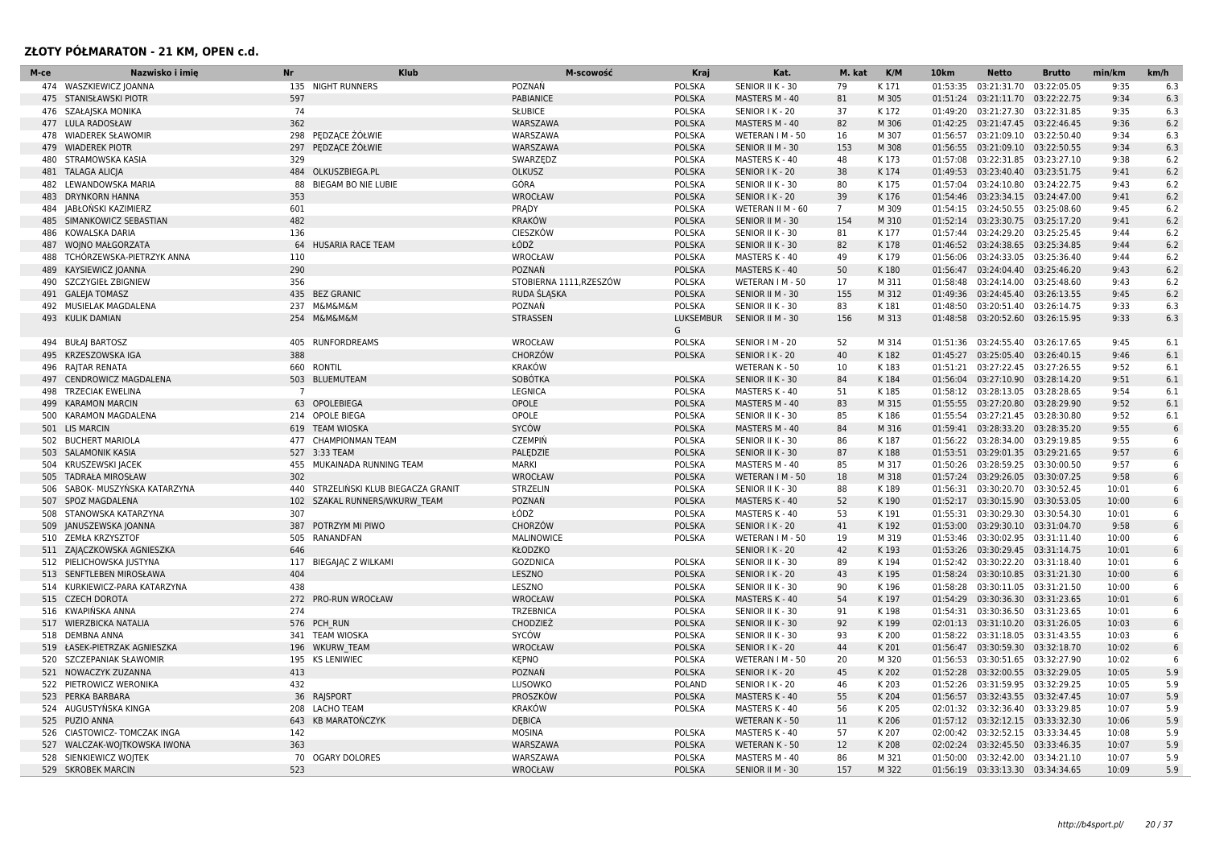## ZŁOTY PÓŁMARATON - 21 KM, OPEN c.d.

| M-ce | Nazwisko i imię | Nr | Klub | M-scowość | Kraj | Kat. | M. kat | K/M | 10km | Netto | Brutto | min/km | km/h |
|---|---|---|---|---|---|---|---|---|---|---|---|---|---|
| 474 | WASZKIEWICZ JOANNA | 135 | NIGHT RUNNERS | POZNAŃ | POLSKA | SENIOR II K - 30 | 79 | K 171 | 01:53:35 | 03:21:31.70 | 03:22:05.05 | 9:35 | 6.3 |
| 475 | STANISŁAWSKI PIOTR | 597 | | PABIANICE | POLSKA | MASTERS M - 40 | 81 | M 305 | 01:51:24 | 03:21:11.70 | 03:22:22.75 | 9:34 | 6.3 |
| 476 | SZAŁAJSKA MONIKA | 74 | | SŁUBICE | POLSKA | SENIOR I K - 20 | 37 | K 172 | 01:49:20 | 03:21:27.30 | 03:22:31.85 | 9:35 | 6.3 |
| 477 | LULA RADOSŁAW | 362 | | WARSZAWA | POLSKA | MASTERS M - 40 | 82 | M 306 | 01:42:25 | 03:21:47.45 | 03:22:46.45 | 9:36 | 6.2 |
| 478 | WIADEREK SŁAWOMIR | 298 | PĘDZĄCE ŻÓŁWIE | WARSZAWA | POLSKA | WETERAN I M - 50 | 16 | M 307 | 01:56:57 | 03:21:09.10 | 03:22:50.40 | 9:34 | 6.3 |
| 479 | WIADEREK PIOTR | 297 | PĘDZĄCE ŻÓŁWIE | WARSZAWA | POLSKA | SENIOR II M - 30 | 153 | M 308 | 01:56:55 | 03:21:09.10 | 03:22:50.55 | 9:34 | 6.3 |
| 480 | STRAMOWSKA KASIA | 329 | | SWARZĘDZ | POLSKA | MASTERS K - 40 | 48 | K 173 | 01:57:08 | 03:22:31.85 | 03:23:27.10 | 9:38 | 6.2 |
| 481 | TALAGA ALICJA | 484 | OLKUSZBIEGA.PL | OLKUSZ | POLSKA | SENIOR I K - 20 | 38 | K 174 | 01:49:53 | 03:23:40.40 | 03:23:51.75 | 9:41 | 6.2 |
| 482 | LEWANDOWSKA MARIA | 88 | BIEGAM BO NIE LUBIE | GÓRA | POLSKA | SENIOR II K - 30 | 80 | K 175 | 01:57:04 | 03:24:10.80 | 03:24:22.75 | 9:43 | 6.2 |
| 483 | DRYNKORN HANNA | 353 | | WROCŁAW | POLSKA | SENIOR I K - 20 | 39 | K 176 | 01:54:46 | 03:23:34.15 | 03:24:47.00 | 9:41 | 6.2 |
| 484 | JABŁOŃSKI KAZIMIERZ | 601 | | PRĄDY | POLSKA | WETERAN II M - 60 | 7 | M 309 | 01:54:15 | 03:24:50.55 | 03:25:08.60 | 9:45 | 6.2 |
| 485 | SIMANKOWICZ SEBASTIAN | 482 | | KRAKÓW | POLSKA | SENIOR II M - 30 | 154 | M 310 | 01:52:14 | 03:23:30.75 | 03:25:17.20 | 9:41 | 6.2 |
| 486 | KOWALSKA DARIA | 136 | | CIESZKÓW | POLSKA | SENIOR II K - 30 | 81 | K 177 | 01:57:44 | 03:24:29.20 | 03:25:25.45 | 9:44 | 6.2 |
| 487 | WOJNO MAŁGORZATA | 64 | HUSARIA RACE TEAM | ŁÓDŹ | POLSKA | SENIOR II K - 30 | 82 | K 178 | 01:46:52 | 03:24:38.65 | 03:25:34.85 | 9:44 | 6.2 |
| 488 | TCHÓRZEWSKA-PIETRZYK ANNA | 110 | | WROCŁAW | POLSKA | MASTERS K - 40 | 49 | K 179 | 01:56:06 | 03:24:33.05 | 03:25:36.40 | 9:44 | 6.2 |
| 489 | KAYSIEWICZ JOANNA | 290 | | POZNAŃ | POLSKA | MASTERS K - 40 | 50 | K 180 | 01:56:47 | 03:24:04.40 | 03:25:46.20 | 9:43 | 6.2 |
| 490 | SZCZYGIEŁ ZBIGNIEW | 356 | | STOBIERNA 1111,RZESZÓW | POLSKA | WETERAN I M - 50 | 17 | M 311 | 01:58:48 | 03:24:14.00 | 03:25:48.60 | 9:43 | 6.2 |
| 491 | GALEJA TOMASZ | 435 | BEZ GRANIC | RUDA ŚLĄSKA | POLSKA | SENIOR II M - 30 | 155 | M 312 | 01:49:36 | 03:24:45.40 | 03:26:13.55 | 9:45 | 6.2 |
| 492 | MUSIELAK MAGDALENA | 237 | M&M&M&M | POZNAŃ | POLSKA | SENIOR II K - 30 | 83 | K 181 | 01:48:50 | 03:20:51.40 | 03:26:14.75 | 9:33 | 6.3 |
| 493 | KULIK DAMIAN | 254 | M&M&M&M | STRASSEN | LUKSEMBURG | SENIOR II M - 30 | 156 | M 313 | 01:48:58 | 03:20:52.60 | 03:26:15.95 | 9:33 | 6.3 |
| 494 | BUŁAJ BARTOSZ | 405 | RUNFORDREAMS | WROCŁAW | POLSKA | SENIOR I M - 20 | 52 | M 314 | 01:51:36 | 03:24:55.40 | 03:26:17.65 | 9:45 | 6.1 |
| 495 | KRZESZOWSKA IGA | 388 | | CHORZÓW | POLSKA | SENIOR I K - 20 | 40 | K 182 | 01:45:27 | 03:25:05.40 | 03:26:40.15 | 9:46 | 6.1 |
| 496 | RAJTAR RENATA | 660 | RONTIL | KRAKÓW | | WETERAN K - 50 | 10 | K 183 | 01:51:21 | 03:27:22.45 | 03:27:26.55 | 9:52 | 6.1 |
| 497 | CENDROWICZ MAGDALENA | 503 | BLUEMUTEAM | SOBÓTKA | POLSKA | SENIOR II K - 30 | 84 | K 184 | 01:56:04 | 03:27:10.90 | 03:28:14.20 | 9:51 | 6.1 |
| 498 | TRZECIAK EWELINA | 7 | | LEGNICA | POLSKA | MASTERS K - 40 | 51 | K 185 | 01:58:12 | 03:28:13.05 | 03:28:28.65 | 9:54 | 6.1 |
| 499 | KARAMON MARCIN | 63 | OPOLEBIEGA | OPOLE | POLSKA | MASTERS M - 40 | 83 | M 315 | 01:55:55 | 03:27:20.80 | 03:28:29.90 | 9:52 | 6.1 |
| 500 | KARAMON MAGDALENA | 214 | OPOLE BIEGA | OPOLE | POLSKA | SENIOR II K - 30 | 85 | K 186 | 01:55:54 | 03:27:21.45 | 03:28:30.80 | 9:52 | 6.1 |
| 501 | LIS MARCIN | 619 | TEAM WIOSKA | SYCÓW | POLSKA | MASTERS M - 40 | 84 | M 316 | 01:59:41 | 03:28:33.20 | 03:28:35.20 | 9:55 | 6 |
| 502 | BUCHERT MARIOLA | 477 | CHAMPIONMAN TEAM | CZEMPIŃ | POLSKA | SENIOR II K - 30 | 86 | K 187 | 01:56:22 | 03:28:34.00 | 03:29:19.85 | 9:55 | 6 |
| 503 | SALAMONIK KASIA | 527 | 3:33 TEAM | PALĘDZIE | POLSKA | SENIOR II K - 30 | 87 | K 188 | 01:53:51 | 03:29:01.35 | 03:29:21.65 | 9:57 | 6 |
| 504 | KRUSZEWSKI JACEK | 455 | MUKAINADA RUNNING TEAM | MARKI | POLSKA | MASTERS M - 40 | 85 | M 317 | 01:50:26 | 03:28:59.25 | 03:30:00.50 | 9:57 | 6 |
| 505 | TADRAŁA MIROSŁAW | 302 | | WROCŁAW | POLSKA | WETERAN I M - 50 | 18 | M 318 | 01:57:24 | 03:29:26.05 | 03:30:07.25 | 9:58 | 6 |
| 506 | SABOK- MUSZYŃSKA KATARZYNA | 440 | STRZELIŃSKI KLUB BIEGACZA GRANIT | STRZELIN | POLSKA | SENIOR II K - 30 | 88 | K 189 | 01:56:31 | 03:30:20.70 | 03:30:52.45 | 10:01 | 6 |
| 507 | SPOZ MAGDALENA | 102 | SZAKAL RUNNERS/WKURW_TEAM | POZNAŃ | POLSKA | MASTERS K - 40 | 52 | K 190 | 01:52:17 | 03:30:15.90 | 03:30:53.05 | 10:00 | 6 |
| 508 | STANOWSKA KATARZYNA | 307 | | ŁÓDŹ | POLSKA | MASTERS K - 40 | 53 | K 191 | 01:55:31 | 03:30:29.30 | 03:30:54.30 | 10:01 | 6 |
| 509 | JANUSZEWSKA JOANNA | 387 | POTRZYM MI PIWO | CHORZÓW | POLSKA | SENIOR I K - 20 | 41 | K 192 | 01:53:00 | 03:29:30.10 | 03:31:04.70 | 9:58 | 6 |
| 510 | ZEMŁA KRZYSZTOF | 505 | RANANDFAN | MALINOWICE | POLSKA | WETERAN I M - 50 | 19 | M 319 | 01:53:46 | 03:30:02.95 | 03:31:11.40 | 10:00 | 6 |
| 511 | ZAJĄCZKOWSKA AGNIESZKA | 646 | | KŁODZKO | | SENIOR I K - 20 | 42 | K 193 | 01:53:26 | 03:30:29.45 | 03:31:14.75 | 10:01 | 6 |
| 512 | PIELICHOWSKA JUSTYNA | 117 | BIEGAJĄC Z WILKAMI | GOZDNICA | POLSKA | SENIOR II K - 30 | 89 | K 194 | 01:52:42 | 03:30:22.20 | 03:31:18.40 | 10:01 | 6 |
| 513 | SENFTLEBEN MIROSŁAWA | 404 | | LESZNO | POLSKA | SENIOR I K - 20 | 43 | K 195 | 01:58:24 | 03:30:10.85 | 03:31:21.30 | 10:00 | 6 |
| 514 | KURKIEWICZ-PARA KATARZYNA | 438 | | LESZNO | POLSKA | SENIOR II K - 30 | 90 | K 196 | 01:58:28 | 03:30:11.05 | 03:31:21.50 | 10:00 | 6 |
| 515 | CZECH DOROTA | 272 | PRO-RUN WROCŁAW | WROCŁAW | POLSKA | MASTERS K - 40 | 54 | K 197 | 01:54:29 | 03:30:36.30 | 03:31:23.65 | 10:01 | 6 |
| 516 | KWAPIŃSKA ANNA | 274 | | TRZEBNICA | POLSKA | SENIOR II K - 30 | 91 | K 198 | 01:54:31 | 03:30:36.50 | 03:31:23.65 | 10:01 | 6 |
| 517 | WIERZBICKA NATALIA | 576 | PCH_RUN | CHODZIEŻ | POLSKA | SENIOR II K - 30 | 92 | K 199 | 02:01:13 | 03:31:10.20 | 03:31:26.05 | 10:03 | 6 |
| 518 | DEMBNA ANNA | 341 | TEAM WIOSKA | SYCÓW | POLSKA | SENIOR II K - 30 | 93 | K 200 | 01:58:22 | 03:31:18.05 | 03:31:43.55 | 10:03 | 6 |
| 519 | ŁASEK-PIETRZAK AGNIESZKA | 196 | WKURW_TEAM | WROCŁAW | POLSKA | SENIOR I K - 20 | 44 | K 201 | 01:56:47 | 03:30:59.30 | 03:32:18.70 | 10:02 | 6 |
| 520 | SZCZEPANIAK SŁAWOMIR | 195 | KS LENIWIEC | KĘPNO | POLSKA | WETERAN I M - 50 | 20 | M 320 | 01:56:53 | 03:30:51.65 | 03:32:27.90 | 10:02 | 6 |
| 521 | NOWACZYK ZUZANNA | 413 | | POZNAŃ | POLSKA | SENIOR I K - 20 | 45 | K 202 | 01:52:28 | 03:32:00.55 | 03:32:29.05 | 10:05 | 5.9 |
| 522 | PIETROWICZ WERONIKA | 432 | | LUSOWKO | POLAND | SENIOR I K - 20 | 46 | K 203 | 01:52:26 | 03:31:59.95 | 03:32:29.25 | 10:05 | 5.9 |
| 523 | PERKA BARBARA | 36 | RAJSPORT | PROSZKÓW | POLSKA | MASTERS K - 40 | 55 | K 204 | 01:56:57 | 03:32:43.55 | 03:32:47.45 | 10:07 | 5.9 |
| 524 | AUGUSTYŃSKA KINGA | 208 | LACHO TEAM | KRAKÓW | POLSKA | MASTERS K - 40 | 56 | K 205 | 02:01:32 | 03:32:36.40 | 03:33:29.85 | 10:07 | 5.9 |
| 525 | PUZIO ANNA | 643 | KB MARATOŃCZYK | DĘBICA | | WETERAN K - 50 | 11 | K 206 | 01:57:12 | 03:32:12.15 | 03:33:32.30 | 10:06 | 5.9 |
| 526 | CIASTOWICZ- TOMCZAK INGA | 142 | | MOSINA | POLSKA | MASTERS K - 40 | 57 | K 207 | 02:00:42 | 03:32:52.15 | 03:33:34.45 | 10:08 | 5.9 |
| 527 | WALCZAK-WOJTKOWSKA IWONA | 363 | | WARSZAWA | POLSKA | WETERAN K - 50 | 12 | K 208 | 02:02:24 | 03:32:45.50 | 03:33:46.35 | 10:07 | 5.9 |
| 528 | SIENKIEWICZ WOJTEK | 70 | OGARY DOLORES | WARSZAWA | POLSKA | MASTERS M - 40 | 86 | M 321 | 01:50:00 | 03:32:42.00 | 03:34:21.10 | 10:07 | 5.9 |
| 529 | SKROBEK MARCIN | 523 | | WROCŁAW | POLSKA | SENIOR II M - 30 | 157 | M 322 | 01:56:19 | 03:33:13.30 | 03:34:34.65 | 10:09 | 5.9 |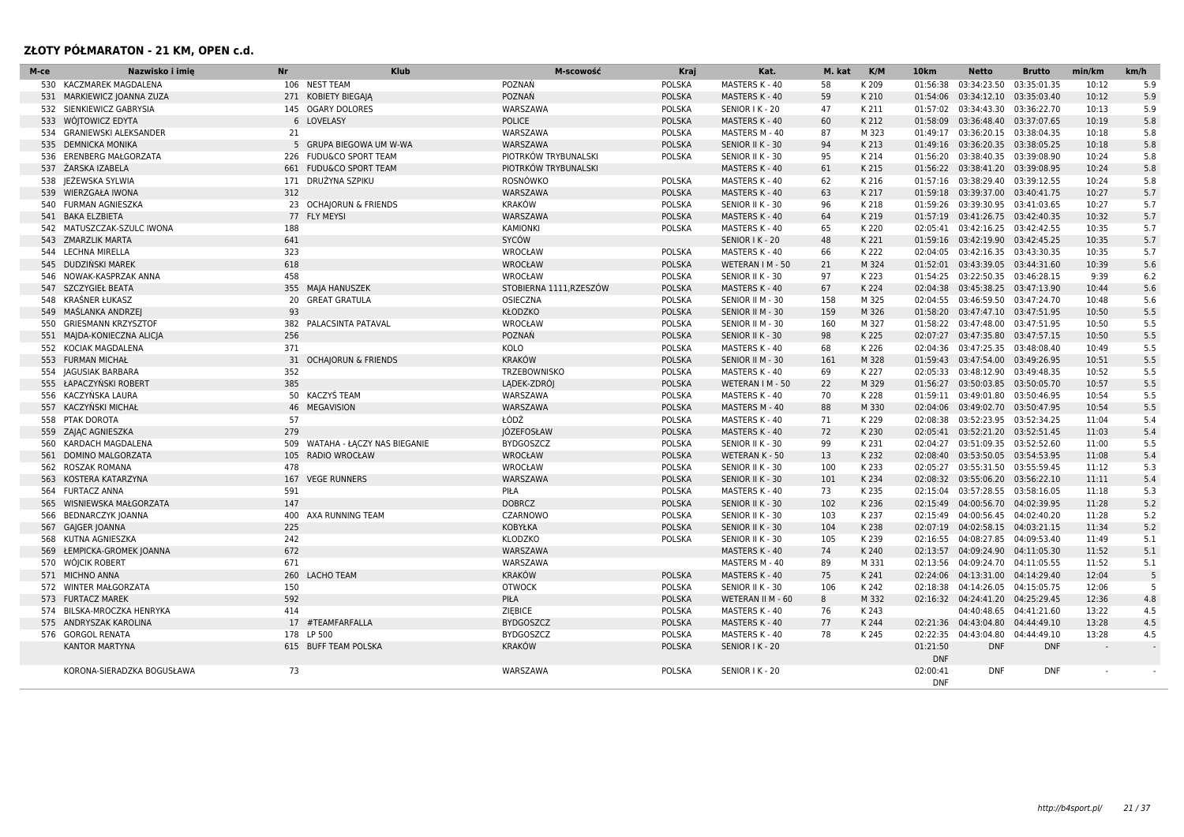## ZŁOTY PÓŁMARATON - 21 KM, OPEN c.d.

| M-ce | Nazwisko i imię | Nr | Klub | M-scowość | Kraj | Kat. | M. kat | K/M | 10km | Netto | Brutto | min/km | km/h |
|---|---|---|---|---|---|---|---|---|---|---|---|---|---|
| 530 | KACZMAREK MAGDALENA | 106 | NEST TEAM | POZNAŃ | POLSKA | MASTERS K - 40 | 58 | K 209 | 01:56:38 | 03:34:23.50 | 03:35:01.35 | 10:12 | 5.9 |
| 531 | MARKIEWICZ JOANNA ZUZA | 271 | KOBIETY BIEGAJĄ | POZNAŃ | POLSKA | MASTERS K - 40 | 59 | K 210 | 01:54:06 | 03:34:12.10 | 03:35:03.40 | 10:12 | 5.9 |
| 532 | SIENKIEWICZ GABRYSIA | 145 | OGARY DOLORES | WARSZAWA | POLSKA | SENIOR I K - 20 | 47 | K 211 | 01:57:02 | 03:34:43.30 | 03:36:22.70 | 10:13 | 5.9 |
| 533 | WÓJTOWICZ EDYTA | 6 | LOVELASY | POLICE | POLSKA | MASTERS K - 40 | 60 | K 212 | 01:58:09 | 03:36:48.40 | 03:37:07.65 | 10:19 | 5.8 |
| 534 | GRANIEWSKI ALEKSANDER | 21 | | WARSZAWA | POLSKA | MASTERS M - 40 | 87 | M 323 | 01:49:17 | 03:36:20.15 | 03:38:04.35 | 10:18 | 5.8 |
| 535 | DEMNICKA MONIKA | 5 | GRUPA BIEGOWA UM W-WA | WARSZAWA | POLSKA | SENIOR II K - 30 | 94 | K 213 | 01:49:16 | 03:36:20.35 | 03:38:05.25 | 10:18 | 5.8 |
| 536 | ERENBERG MAŁGORZATA | 226 | FUDU&CO SPORT TEAM | PIOTRKÓW TRYBUNALSKI | POLSKA | SENIOR II K - 30 | 95 | K 214 | 01:56:20 | 03:38:40.35 | 03:39:08.90 | 10:24 | 5.8 |
| 537 | ŻARSKA IZABELA | 661 | FUDU&CO SPORT TEAM | PIOTRKÓW TRYBUNALSKI | | MASTERS K - 40 | 61 | K 215 | 01:56:22 | 03:38:41.20 | 03:39:08.95 | 10:24 | 5.8 |
| 538 | JEŻEWSKA SYLWIA | 171 | DRUŻYNA SZPIKU | ROSNÓWKO | POLSKA | MASTERS K - 40 | 62 | K 216 | 01:57:16 | 03:38:29.40 | 03:39:12.55 | 10:24 | 5.8 |
| 539 | WIERZGAŁA IWONA | 312 | | WARSZAWA | POLSKA | MASTERS K - 40 | 63 | K 217 | 01:59:18 | 03:39:37.00 | 03:40:41.75 | 10:27 | 5.7 |
| 540 | FURMAN AGNIESZKA | 23 | OCHAJORUN & FRIENDS | KRAKÓW | POLSKA | SENIOR II K - 30 | 96 | K 218 | 01:59:26 | 03:39:30.95 | 03:41:03.65 | 10:27 | 5.7 |
| 541 | BAKA ELZBIETA | 77 | FLY MEYSI | WARSZAWA | POLSKA | MASTERS K - 40 | 64 | K 219 | 01:57:19 | 03:41:26.75 | 03:42:40.35 | 10:32 | 5.7 |
| 542 | MATUSZCZAK-SZULC IWONA | 188 | | KAMIONKI | POLSKA | MASTERS K - 40 | 65 | K 220 | 02:05:41 | 03:42:16.25 | 03:42:42.55 | 10:35 | 5.7 |
| 543 | ZMARZLIK MARTA | 641 | | SYCÓW | | SENIOR I K - 20 | 48 | K 221 | 01:59:16 | 03:42:19.90 | 03:42:45.25 | 10:35 | 5.7 |
| 544 | LECHNA MIRELLA | 323 | | WROCŁAW | POLSKA | MASTERS K - 40 | 66 | K 222 | 02:04:05 | 03:42:16.35 | 03:43:30.35 | 10:35 | 5.7 |
| 545 | DUDZIŃSKI MAREK | 618 | | WROCŁAW | POLSKA | WETERAN I M - 50 | 21 | M 324 | 01:52:01 | 03:43:39.05 | 03:44:31.60 | 10:39 | 5.6 |
| 546 | NOWAK-KASPRZAK ANNA | 458 | | WROCŁAW | POLSKA | SENIOR II K - 30 | 97 | K 223 | 01:54:25 | 03:22:50.35 | 03:46:28.15 | 9:39 | 6.2 |
| 547 | SZCZYGIEŁ BEATA | 355 | MAJA HANUSZEK | STOBIERNA 1111,RZESZÓW | POLSKA | MASTERS K - 40 | 67 | K 224 | 02:04:38 | 03:45:38.25 | 03:47:13.90 | 10:44 | 5.6 |
| 548 | KRAŚNER ŁUKASZ | 20 | GREAT GRATULA | OSIECZNA | POLSKA | SENIOR II M - 30 | 158 | M 325 | 02:04:55 | 03:46:59.50 | 03:47:24.70 | 10:48 | 5.6 |
| 549 | MAŚLANKA ANDRZEJ | 93 | | KŁODZKO | POLSKA | SENIOR II M - 30 | 159 | M 326 | 01:58:20 | 03:47:47.10 | 03:47:51.95 | 10:50 | 5.5 |
| 550 | GRIESMANN KRZYSZTOF | 382 | PALACSINTA PATAVAL | WROCŁAW | POLSKA | SENIOR II M - 30 | 160 | M 327 | 01:58:22 | 03:47:48.00 | 03:47:51.95 | 10:50 | 5.5 |
| 551 | MAJDA-KONIECZNA ALICJA | 256 | | POZNAŃ | POLSKA | SENIOR II K - 30 | 98 | K 225 | 02:07:27 | 03:47:35.80 | 03:47:57.15 | 10:50 | 5.5 |
| 552 | KOCIAK MAGDALENA | 371 | | KOLO | POLSKA | MASTERS K - 40 | 68 | K 226 | 02:04:36 | 03:47:25.35 | 03:48:08.40 | 10:49 | 5.5 |
| 553 | FURMAN MICHAŁ | 31 | OCHAJORUN & FRIENDS | KRAKÓW | POLSKA | SENIOR II M - 30 | 161 | M 328 | 01:59:43 | 03:47:54.00 | 03:49:26.95 | 10:51 | 5.5 |
| 554 | JAGUSIAK BARBARA | 352 | | TRZEBOWNISKO | POLSKA | MASTERS K - 40 | 69 | K 227 | 02:05:33 | 03:48:12.90 | 03:49:48.35 | 10:52 | 5.5 |
| 555 | ŁAPACZYŃSKI ROBERT | 385 | | LĄDEK-ZDRÓJ | POLSKA | WETERAN I M - 50 | 22 | M 329 | 01:56:27 | 03:50:03.85 | 03:50:05.70 | 10:57 | 5.5 |
| 556 | KACZYŃSKA LAURA | 50 | KACZYŚ TEAM | WARSZAWA | POLSKA | MASTERS K - 40 | 70 | K 228 | 01:59:11 | 03:49:01.80 | 03:50:46.95 | 10:54 | 5.5 |
| 557 | KACZYŃSKI MICHAŁ | 46 | MEGAVISION | WARSZAWA | POLSKA | MASTERS M - 40 | 88 | M 330 | 02:04:06 | 03:49:02.70 | 03:50:47.95 | 10:54 | 5.5 |
| 558 | PTAK DOROTA | 57 | | ŁÓDŹ | POLSKA | MASTERS K - 40 | 71 | K 229 | 02:08:38 | 03:52:23.95 | 03:52:34.25 | 11:04 | 5.4 |
| 559 | ZAJĄC AGNIESZKA | 279 | | JÓZEFOSŁAW | POLSKA | MASTERS K - 40 | 72 | K 230 | 02:05:41 | 03:52:21.20 | 03:52:51.45 | 11:03 | 5.4 |
| 560 | KARDACH MAGDALENA | 509 | WATAHA - ŁĄCZY NAS BIEGANIE | BYDGOSZCZ | POLSKA | SENIOR II K - 30 | 99 | K 231 | 02:04:27 | 03:51:09.35 | 03:52:52.60 | 11:00 | 5.5 |
| 561 | DOMINO MALGORZATA | 105 | RADIO WROCŁAW | WROCŁAW | POLSKA | WETERAN K - 50 | 13 | K 232 | 02:08:40 | 03:53:50.05 | 03:54:53.95 | 11:08 | 5.4 |
| 562 | ROSZAK ROMANA | 478 | | WROCŁAW | POLSKA | SENIOR II K - 30 | 100 | K 233 | 02:05:27 | 03:55:31.50 | 03:55:59.45 | 11:12 | 5.3 |
| 563 | KOSTERA KATARZYNA | 167 | VEGE RUNNERS | WARSZAWA | POLSKA | SENIOR II K - 30 | 101 | K 234 | 02:08:32 | 03:55:06.20 | 03:56:22.10 | 11:11 | 5.4 |
| 564 | FURTACZ ANNA | 591 | | PIŁA | POLSKA | MASTERS K - 40 | 73 | K 235 | 02:15:04 | 03:57:28.55 | 03:58:16.05 | 11:18 | 5.3 |
| 565 | WISNIEWSKA MAŁGORZATA | 147 | | DOBRCZ | POLSKA | SENIOR II K - 30 | 102 | K 236 | 02:15:49 | 04:00:56.70 | 04:02:39.95 | 11:28 | 5.2 |
| 566 | BEDNARCZYK JOANNA | 400 | AXA RUNNING TEAM | CZARNOWO | POLSKA | SENIOR II K - 30 | 103 | K 237 | 02:15:49 | 04:00:56.45 | 04:02:40.20 | 11:28 | 5.2 |
| 567 | GAJGER JOANNA | 225 | | KOBYŁKA | POLSKA | SENIOR II K - 30 | 104 | K 238 | 02:07:19 | 04:02:58.15 | 04:03:21.15 | 11:34 | 5.2 |
| 568 | KUTNA AGNIESZKA | 242 | | KLODZKO | POLSKA | SENIOR II K - 30 | 105 | K 239 | 02:16:55 | 04:08:27.85 | 04:09:53.40 | 11:49 | 5.1 |
| 569 | ŁEMPICKA-GROMEK JOANNA | 672 | | WARSZAWA | | MASTERS K - 40 | 74 | K 240 | 02:13:57 | 04:09:24.90 | 04:11:05.30 | 11:52 | 5.1 |
| 570 | WÓJCIK ROBERT | 671 | | WARSZAWA | | MASTERS M - 40 | 89 | M 331 | 02:13:56 | 04:09:24.70 | 04:11:05.55 | 11:52 | 5.1 |
| 571 | MICHNO ANNA | 260 | LACHO TEAM | KRAKÓW | POLSKA | MASTERS K - 40 | 75 | K 241 | 02:24:06 | 04:13:31.00 | 04:14:29.40 | 12:04 | 5 |
| 572 | WINTER MAŁGORZATA | 150 | | OTWOCK | POLSKA | SENIOR II K - 30 | 106 | K 242 | 02:18:38 | 04:14:26.05 | 04:15:05.75 | 12:06 | 5 |
| 573 | FURTACZ MAREK | 592 | | PIŁA | POLSKA | WETERAN II M - 60 | 8 | M 332 | 02:16:32 | 04:24:41.20 | 04:25:29.45 | 12:36 | 4.8 |
| 574 | BILSKA-MROCZKA HENRYKA | 414 | | ZIĘBICE | POLSKA | MASTERS K - 40 | 76 | K 243 | | 04:40:48.65 | 04:41:21.60 | 13:22 | 4.5 |
| 575 | ANDRYSZAK KAROLINA | 17 | #TEAMFARFALLA | BYDGOSZCZ | POLSKA | MASTERS K - 40 | 77 | K 244 | 02:21:36 | 04:43:04.80 | 04:44:49.10 | 13:28 | 4.5 |
| 576 | GORGOL RENATA | 178 | LP 500 | BYDGOSZCZ | POLSKA | MASTERS K - 40 | 78 | K 245 | 02:22:35 | 04:43:04.80 | 04:44:49.10 | 13:28 | 4.5 |
| | KANTOR MARTYNA | 615 | BUFF TEAM POLSKA | KRAKÓW | POLSKA | SENIOR I K - 20 | | | 01:21:50 DNF | DNF | DNF | - | - |
| | KORONA-SIERADZKA BOGUSŁAWA | 73 | | WARSZAWA | POLSKA | SENIOR I K - 20 | | | 02:00:41 DNF | DNF | DNF | - | - |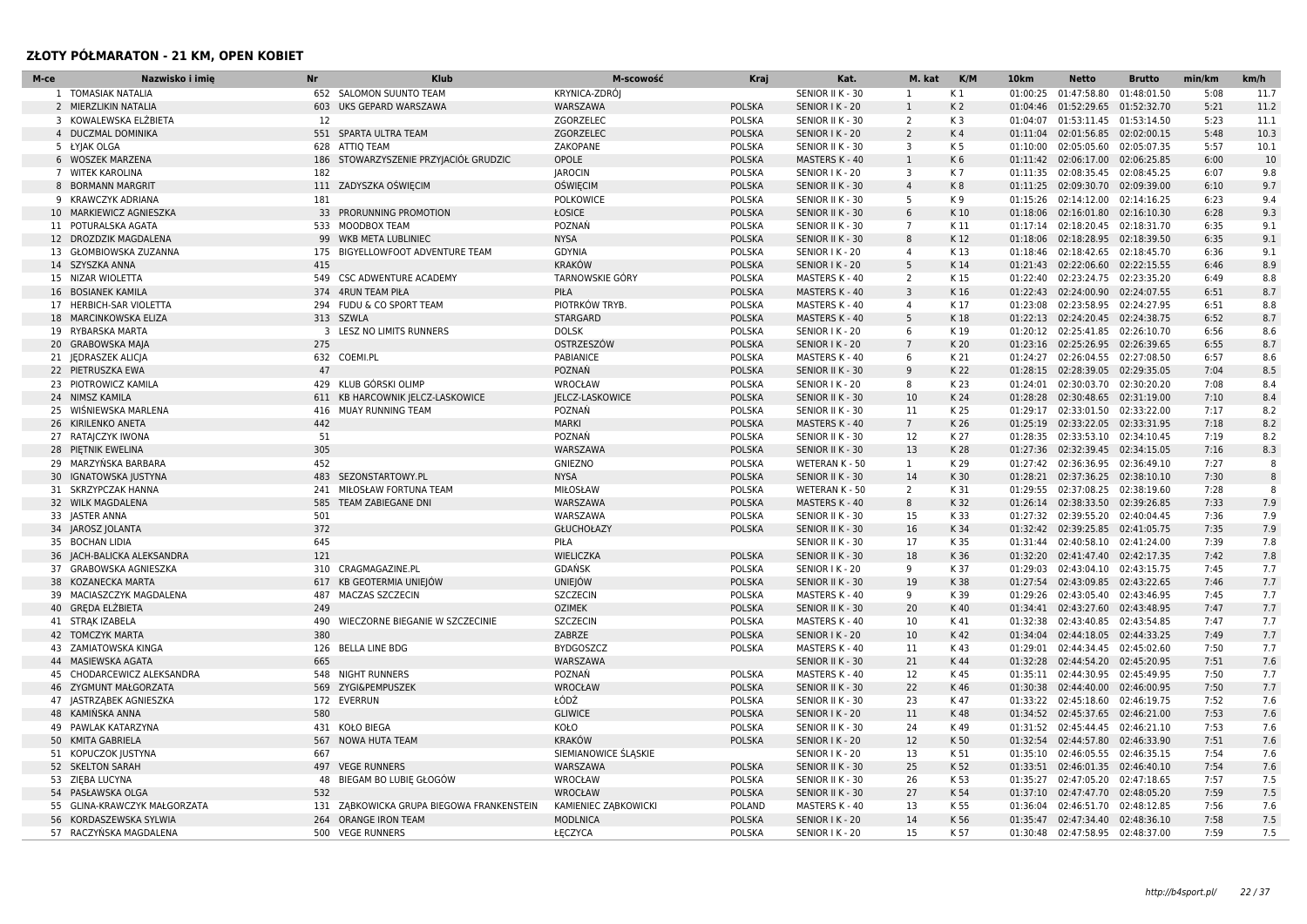## ZŁOTY PÓŁMARATON - 21 KM, OPEN KOBIET

| M-ce | Nazwisko i imię | Nr | Klub | M-scowość | Kraj | Kat. | M. kat | K/M | 10km | Netto | Brutto | min/km | km/h |
|---|---|---|---|---|---|---|---|---|---|---|---|---|---|
| 1 | TOMASIAK NATALIA | 652 | SALOMON SUUNTO TEAM | KRYNICA-ZDRÓJ | | SENIOR II K - 30 | 1 | K 1 | 01:00:25 | 01:47:58.80 | 01:48:01.50 | 5:08 | 11.7 |
| 2 | MIERZLIKIN NATALIA | 603 | UKS GEPARD WARSZAWA | WARSZAWA | POLSKA | SENIOR I K - 20 | 1 | K 2 | 01:04:46 | 01:52:29.65 | 01:52:32.70 | 5:21 | 11.2 |
| 3 | KOWALEWSKA ELŻBIETA | 12 | | ZGORZELEC | POLSKA | SENIOR II K - 30 | 2 | K 3 | 01:04:07 | 01:53:11.45 | 01:53:14.50 | 5:23 | 11.1 |
| 4 | DUCZMAL DOMINIKA | 551 | SPARTA ULTRA TEAM | ZGORZELEC | POLSKA | SENIOR I K - 20 | 2 | K 4 | 01:11:04 | 02:01:56.85 | 02:02:00.15 | 5:48 | 10.3 |
| 5 | ŁYJAK OLGA | 628 | ATTIQ TEAM | ZAKOPANE | POLSKA | SENIOR II K - 30 | 3 | K 5 | 01:10:00 | 02:05:05.60 | 02:05:07.35 | 5:57 | 10.1 |
| 6 | WOSZEK MARZENA | 186 | STOWARZYSZENIE PRZYJACIÓŁ GRUDZIC | OPOLE | POLSKA | MASTERS K - 40 | 1 | K 6 | 01:11:42 | 02:06:17.00 | 02:06:25.85 | 6:00 | 10 |
| 7 | WITEK KAROLINA | 182 | | JAROCIN | POLSKA | SENIOR I K - 20 | 3 | K 7 | 01:11:35 | 02:08:35.45 | 02:08:45.25 | 6:07 | 9.8 |
| 8 | BORMANN MARGRIT | 111 | ZADYSZKA OŚWIĘCIM | OŚWIĘCIM | POLSKA | SENIOR II K - 30 | 4 | K 8 | 01:11:25 | 02:09:30.70 | 02:09:39.00 | 6:10 | 9.7 |
| 9 | KRAWCZYK ADRIANA | 181 | | POLKOWICE | POLSKA | SENIOR II K - 30 | 5 | K 9 | 01:15:26 | 02:14:12.00 | 02:14:16.25 | 6:23 | 9.4 |
| 10 | MARKIEWICZ AGNIESZKA | 33 | PRORUNNING PROMOTION | ŁOSICE | POLSKA | SENIOR II K - 30 | 6 | K 10 | 01:18:06 | 02:16:01.80 | 02:16:10.30 | 6:28 | 9.3 |
| 11 | POTURALSKA AGATA | 533 | MOODBOX TEAM | POZNAŃ | POLSKA | SENIOR II K - 30 | 7 | K 11 | 01:17:14 | 02:18:20.45 | 02:18:31.70 | 6:35 | 9.1 |
| 12 | DROZDZIK MAGDALENA | 99 | WKB META LUBLINIEC | NYSA | POLSKA | SENIOR II K - 30 | 8 | K 12 | 01:18:06 | 02:18:28.95 | 02:18:39.50 | 6:35 | 9.1 |
| 13 | GŁOMBIOWSKA ZUZANNA | 175 | BIGYELLOWFOOT ADVENTURE TEAM | GDYNIA | POLSKA | SENIOR I K - 20 | 4 | K 13 | 01:18:46 | 02:18:42.65 | 02:18:45.70 | 6:36 | 9.1 |
| 14 | SZYSZKA ANNA | 415 | | KRAKÓW | POLSKA | SENIOR I K - 20 | 5 | K 14 | 01:21:43 | 02:22:06.60 | 02:22:15.55 | 6:46 | 8.9 |
| 15 | NIZAR WIOLETTA | 549 | CSC ADWENTURE ACADEMY | TARNOWSKIE GÓRY | POLSKA | MASTERS K - 40 | 2 | K 15 | 01:22:40 | 02:23:24.75 | 02:23:35.20 | 6:49 | 8.8 |
| 16 | BOSIANEK KAMILA | 374 | 4RUN TEAM PIŁA | PIŁA | POLSKA | MASTERS K - 40 | 3 | K 16 | 01:22:43 | 02:24:00.90 | 02:24:07.55 | 6:51 | 8.7 |
| 17 | HERBICH-SAR VIOLETTA | 294 | FUDU & CO SPORT TEAM | PIOTRKÓW TRYB. | POLSKA | MASTERS K - 40 | 4 | K 17 | 01:23:08 | 02:23:58.95 | 02:24:27.95 | 6:51 | 8.8 |
| 18 | MARCINKOWSKA ELIZA | 313 | SZWLA | STARGARD | POLSKA | MASTERS K - 40 | 5 | K 18 | 01:22:13 | 02:24:20.45 | 02:24:38.75 | 6:52 | 8.7 |
| 19 | RYBARSKA MARTA | 3 | LESZ NO LIMITS RUNNERS | DOLSK | POLSKA | SENIOR I K - 20 | 6 | K 19 | 01:20:12 | 02:25:41.85 | 02:26:10.70 | 6:56 | 8.6 |
| 20 | GRABOWSKA MAJA | 275 | | OSTRZESZÓW | POLSKA | SENIOR I K - 20 | 7 | K 20 | 01:23:16 | 02:25:26.95 | 02:26:39.65 | 6:55 | 8.7 |
| 21 | JĘDRASZEK ALICJA | 632 | COEMI.PL | PABIANICE | POLSKA | MASTERS K - 40 | 6 | K 21 | 01:24:27 | 02:26:04.55 | 02:27:08.50 | 6:57 | 8.6 |
| 22 | PIETRUSZKA EWA | 47 | | POZNAŃ | POLSKA | SENIOR II K - 30 | 9 | K 22 | 01:28:15 | 02:28:39.05 | 02:29:35.05 | 7:04 | 8.5 |
| 23 | PIOTROWICZ KAMILA | 429 | KLUB GÓRSKI OLIMP | WROCŁAW | POLSKA | SENIOR I K - 20 | 8 | K 23 | 01:24:01 | 02:30:03.70 | 02:30:20.20 | 7:08 | 8.4 |
| 24 | NIMSZ KAMILA | 611 | KB HARCOWNIK JELCZ-LASKOWICE | JELCZ-LASKOWICE | POLSKA | SENIOR II K - 30 | 10 | K 24 | 01:28:28 | 02:30:48.65 | 02:31:19.00 | 7:10 | 8.4 |
| 25 | WIŚNIEWSKA MARLENA | 416 | MUAY RUNNING TEAM | POZNAŃ | POLSKA | SENIOR II K - 30 | 11 | K 25 | 01:29:17 | 02:33:01.50 | 02:33:22.00 | 7:17 | 8.2 |
| 26 | KIRILENKO ANETA | 442 | | MARKI | POLSKA | MASTERS K - 40 | 7 | K 26 | 01:25:19 | 02:33:22.05 | 02:33:31.95 | 7:18 | 8.2 |
| 27 | RATAJCZYK IWONA | 51 | | POZNAŃ | POLSKA | SENIOR II K - 30 | 12 | K 27 | 01:28:35 | 02:33:53.10 | 02:34:10.45 | 7:19 | 8.2 |
| 28 | PIĘTNIK EWELINA | 305 | | WARSZAWA | POLSKA | SENIOR II K - 30 | 13 | K 28 | 01:27:36 | 02:32:39.45 | 02:34:15.05 | 7:16 | 8.3 |
| 29 | MARZYŃSKA BARBARA | 452 | | GNIEZNO | POLSKA | WETERAN K - 50 | 1 | K 29 | 01:27:42 | 02:36:36.95 | 02:36:49.10 | 7:27 | 8 |
| 30 | IGNATOWSKA JUSTYNA | 483 | SEZONSTARTOWY.PL | NYSA | POLSKA | SENIOR II K - 30 | 14 | K 30 | 01:28:21 | 02:37:36.25 | 02:38:10.10 | 7:30 | 8 |
| 31 | SKRZYPCZAK HANNA | 241 | MIŁOSŁAW FORTUNA TEAM | MIŁOSŁAW | POLSKA | WETERAN K - 50 | 2 | K 31 | 01:29:55 | 02:37:08.25 | 02:38:19.60 | 7:28 | 8 |
| 32 | WILK MAGDALENA | 585 | TEAM ZABIEGANE DNI | WARSZAWA | POLSKA | MASTERS K - 40 | 8 | K 32 | 01:26:14 | 02:38:33.50 | 02:39:26.85 | 7:33 | 7.9 |
| 33 | JASTER ANNA | 501 | | WARSZAWA | POLSKA | SENIOR II K - 30 | 15 | K 33 | 01:27:32 | 02:39:55.20 | 02:40:04.45 | 7:36 | 7.9 |
| 34 | JAROSZ JOLANTA | 372 | | GŁUCHOŁAZY | POLSKA | SENIOR II K - 30 | 16 | K 34 | 01:32:42 | 02:39:25.85 | 02:41:05.75 | 7:35 | 7.9 |
| 35 | BOCHAN LIDIA | 645 | | PIŁA | | SENIOR II K - 30 | 17 | K 35 | 01:31:44 | 02:40:58.10 | 02:41:24.00 | 7:39 | 7.8 |
| 36 | JACH-BALICKA ALEKSANDRA | 121 | | WIELICZKA | POLSKA | SENIOR II K - 30 | 18 | K 36 | 01:32:20 | 02:41:47.40 | 02:42:17.35 | 7:42 | 7.8 |
| 37 | GRABOWSKA AGNIESZKA | 310 | CRAGMAGAZINE.PL | GDAŃSK | POLSKA | SENIOR I K - 20 | 9 | K 37 | 01:29:03 | 02:43:04.10 | 02:43:15.75 | 7:45 | 7.7 |
| 38 | KOZANECKA MARTA | 617 | KB GEOTERMIA UNIEJÓW | UNIEJÓW | POLSKA | SENIOR II K - 30 | 19 | K 38 | 01:27:54 | 02:43:09.85 | 02:43:22.65 | 7:46 | 7.7 |
| 39 | MACIASZCZYK MAGDALENA | 487 | MACZAS SZCZECIN | SZCZECIN | POLSKA | MASTERS K - 40 | 9 | K 39 | 01:29:26 | 02:43:05.40 | 02:43:46.95 | 7:45 | 7.7 |
| 40 | GRĘDA ELŻBIETA | 249 | | OZIMEK | POLSKA | SENIOR II K - 30 | 20 | K 40 | 01:34:41 | 02:43:27.60 | 02:43:48.95 | 7:47 | 7.7 |
| 41 | STRĄK IZABELA | 490 | WIECZORNE BIEGANIE W SZCZECINIE | SZCZECIN | POLSKA | MASTERS K - 40 | 10 | K 41 | 01:32:38 | 02:43:40.85 | 02:43:54.85 | 7:47 | 7.7 |
| 42 | TOMCZYK MARTA | 380 | | ZABRZE | POLSKA | SENIOR I K - 20 | 10 | K 42 | 01:34:04 | 02:44:18.05 | 02:44:33.25 | 7:49 | 7.7 |
| 43 | ZAMIATOWSKA KINGA | 126 | BELLA LINE BDG | BYDGOSZCZ | POLSKA | MASTERS K - 40 | 11 | K 43 | 01:29:01 | 02:44:34.45 | 02:45:02.60 | 7:50 | 7.7 |
| 44 | MASIEWSKA AGATA | 665 | | WARSZAWA | | SENIOR II K - 30 | 21 | K 44 | 01:32:28 | 02:44:54.20 | 02:45:20.95 | 7:51 | 7.6 |
| 45 | CHODARCEWICZ ALEKSANDRA | 548 | NIGHT RUNNERS | POZNAŃ | POLSKA | MASTERS K - 40 | 12 | K 45 | 01:35:11 | 02:44:30.95 | 02:45:49.95 | 7:50 | 7.7 |
| 46 | ZYGMUNT MAŁGORZATA | 569 | ZYGI&PEMPUSZEK | WROCŁAW | POLSKA | SENIOR II K - 30 | 22 | K 46 | 01:30:38 | 02:44:00.40 | 02:46:00.95 | 7:50 | 7.7 |
| 47 | JASTRZĄBEK AGNIESZKA | 172 | EVERRUN | ŁÓDŹ | POLSKA | SENIOR II K - 30 | 23 | K 47 | 01:33:22 | 02:45:18.60 | 02:46:19.75 | 7:52 | 7.6 |
| 48 | KAMIŃSKA ANNA | 580 | | GLIWICE | POLSKA | SENIOR I K - 20 | 11 | K 48 | 01:34:52 | 02:45:37.65 | 02:46:21.00 | 7:53 | 7.6 |
| 49 | PAWLAK KATARZYNA | 431 | KOŁO BIEGA | KOŁO | POLSKA | SENIOR II K - 30 | 24 | K 49 | 01:31:52 | 02:45:44.45 | 02:46:21.10 | 7:53 | 7.6 |
| 50 | KMITA GABRIELA | 567 | NOWA HUTA TEAM | KRAKÓW | POLSKA | SENIOR I K - 20 | 12 | K 50 | 01:32:54 | 02:44:57.80 | 02:46:33.90 | 7:51 | 7.6 |
| 51 | KOPUCZOK JUSTYNA | 667 | | SIEMIANOWICE ŚLĄSKIE | | SENIOR I K - 20 | 13 | K 51 | 01:35:10 | 02:46:05.55 | 02:46:35.15 | 7:54 | 7.6 |
| 52 | SKELTON SARAH | 497 | VEGE RUNNERS | WARSZAWA | POLSKA | SENIOR II K - 30 | 25 | K 52 | 01:33:51 | 02:46:01.35 | 02:46:40.10 | 7:54 | 7.6 |
| 53 | ZIĘBA LUCYNA | 48 | BIEGAM BO LUBIĘ GŁOGÓW | WROCŁAW | POLSKA | SENIOR II K - 30 | 26 | K 53 | 01:35:27 | 02:47:05.20 | 02:47:18.65 | 7:57 | 7.5 |
| 54 | PASŁAWSKA OLGA | 532 | | WROCŁAW | POLSKA | SENIOR II K - 30 | 27 | K 54 | 01:37:10 | 02:47:47.70 | 02:48:05.20 | 7:59 | 7.5 |
| 55 | GLINA-KRAWCZYK MAŁGORZATA | 131 | ZĄBKOWICKA GRUPA BIEGOWA FRANKENSTEIN | KAMIENIEC ZĄBKOWICKI | POLAND | MASTERS K - 40 | 13 | K 55 | 01:36:04 | 02:46:51.70 | 02:48:12.85 | 7:56 | 7.6 |
| 56 | KORDASZEWSKA SYLWIA | 264 | ORANGE IRON TEAM | MODLNICA | POLSKA | SENIOR I K - 20 | 14 | K 56 | 01:35:47 | 02:47:34.40 | 02:48:36.10 | 7:58 | 7.5 |
| 57 | RACZYŃSKA MAGDALENA | 500 | VEGE RUNNERS | ŁĘCZYCA | POLSKA | SENIOR I K - 20 | 15 | K 57 | 01:30:48 | 02:47:58.95 | 02:48:37.00 | 7:59 | 7.5 |

http://b4sport.pl/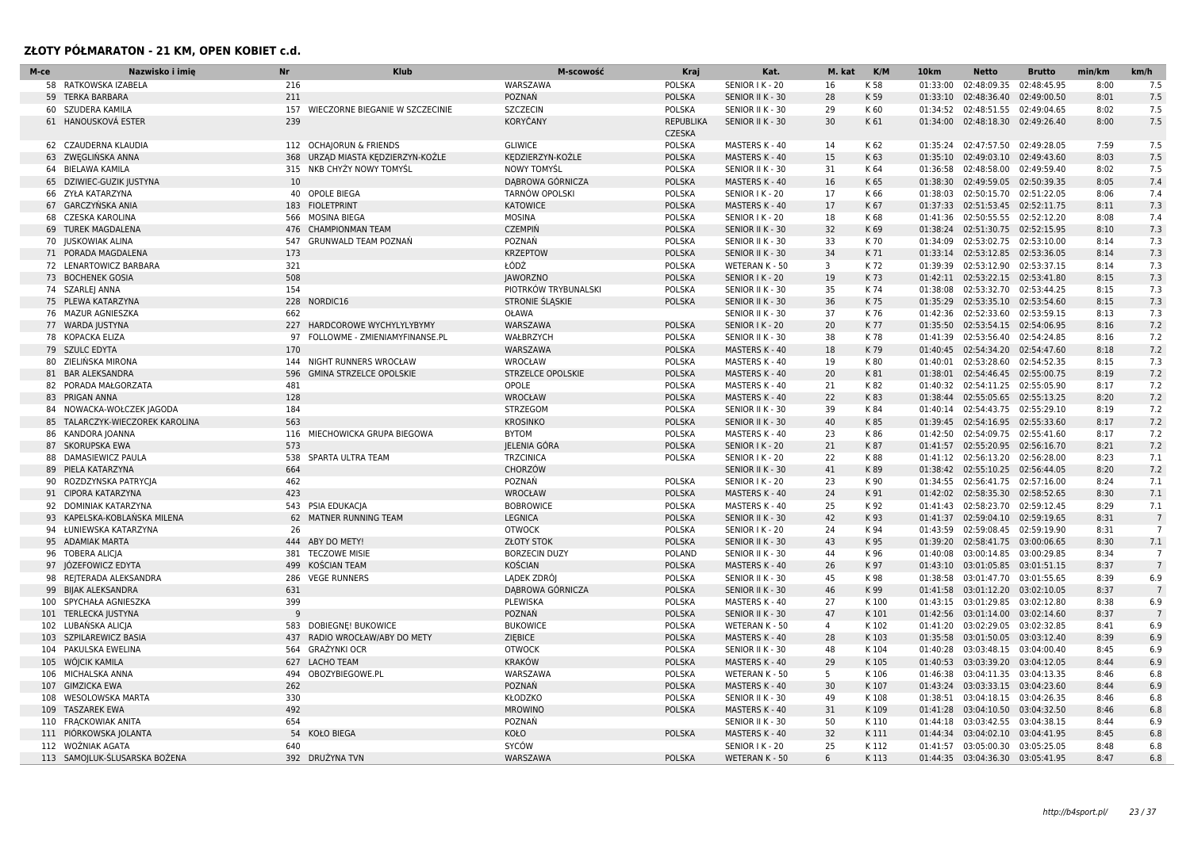## ZŁOTY PÓŁMARATON - 21 KM, OPEN KOBIET c.d.

| M-ce | Nazwisko i imię | Nr | Klub | M-scowość | Kraj | Kat. | M. kat | K/M | 10km | Netto | Brutto | min/km | km/h |
|---|---|---|---|---|---|---|---|---|---|---|---|---|---|
| 58 | RATKOWSKA IZABELA | 216 | | WARSZAWA | POLSKA | SENIOR I K - 20 | 16 | K 58 | 01:33:00 | 02:48:09.35 | 02:48:45.95 | 8:00 | 7.5 |
| 59 | TERKA BARBARA | 211 | | POZNAŃ | POLSKA | SENIOR II K - 30 | 28 | K 59 | 01:33:10 | 02:48:36.40 | 02:49:00.50 | 8:01 | 7.5 |
| 60 | SZUDERA KAMILA | 157 | WIECZORNE BIEGANIE W SZCZECINIE | SZCZECIN | POLSKA | SENIOR II K - 30 | 29 | K 60 | 01:34:52 | 02:48:51.55 | 02:49:04.65 | 8:02 | 7.5 |
| 61 | HANOUSKOVÁ ESTER | 239 | | KORYČANY | REPUBLIKA CZESKA | SENIOR II K - 30 | 30 | K 61 | 01:34:00 | 02:48:18.30 | 02:49:26.40 | 8:00 | 7.5 |
| 62 | CZAUDERNA KLAUDIA | 112 | OCHAJORUN & FRIENDS | GLIWICE | POLSKA | MASTERS K - 40 | 14 | K 62 | 01:35:24 | 02:47:57.50 | 02:49:28.05 | 7:59 | 7.5 |
| 63 | ZWĘGLIŃSKA ANNA | 368 | URZĄD MIASTA KĘDZIERZYN-KOŹLE | KĘDZIERZYN-KOŹLE | POLSKA | MASTERS K - 40 | 15 | K 63 | 01:35:10 | 02:49:03.10 | 02:49:43.60 | 8:03 | 7.5 |
| 64 | BIELAWA KAMILA | 315 | NKB CHYŻY NOWY TOMYŚL | NOWY TOMYŚL | POLSKA | SENIOR II K - 30 | 31 | K 64 | 01:36:58 | 02:48:58.00 | 02:49:59.40 | 8:02 | 7.5 |
| 65 | DZIWIEC-GUZIK JUSTYNA | 10 | | DĄBROWA GÓRNICZA | POLSKA | MASTERS K - 40 | 16 | K 65 | 01:38:30 | 02:49:59.05 | 02:50:39.35 | 8:05 | 7.4 |
| 66 | ZYŁA KATARZYNA | 40 | OPOLE BIEGA | TARNÓW OPOLSKI | POLSKA | SENIOR I K - 20 | 17 | K 66 | 01:38:03 | 02:50:15.70 | 02:51:22.05 | 8:06 | 7.4 |
| 67 | GARCZYŃSKA ANIA | 183 | FIOLETPRINT | KATOWICE | POLSKA | MASTERS K - 40 | 17 | K 67 | 01:37:33 | 02:51:53.45 | 02:52:11.75 | 8:11 | 7.3 |
| 68 | CZESKA KAROLINA | 566 | MOSINA BIEGA | MOSINA | POLSKA | SENIOR I K - 20 | 18 | K 68 | 01:41:36 | 02:50:55.55 | 02:52:12.20 | 8:08 | 7.4 |
| 69 | TUREK MAGDALENA | 476 | CHAMPIONMAN TEAM | CZEMPIŃ | POLSKA | SENIOR II K - 30 | 32 | K 69 | 01:38:24 | 02:51:30.75 | 02:52:15.95 | 8:10 | 7.3 |
| 70 | JUSKOWIAK ALINA | 547 | GRUNWALD TEAM POZNAŃ | POZNAŃ | POLSKA | SENIOR II K - 30 | 33 | K 70 | 01:34:09 | 02:53:02.75 | 02:53:10.00 | 8:14 | 7.3 |
| 71 | PORADA MAGDALENA | 173 | | KRZEPTOW | POLSKA | SENIOR II K - 30 | 34 | K 71 | 01:33:14 | 02:53:12.85 | 02:53:36.05 | 8:14 | 7.3 |
| 72 | LENARTOWICZ BARBARA | 321 | | ŁÓDŹ | POLSKA | WETERAN K - 50 | 3 | K 72 | 01:39:39 | 02:53:12.90 | 02:53:37.15 | 8:14 | 7.3 |
| 73 | BOCHENEK GOSIA | 508 | | JAWORZNO | POLSKA | SENIOR I K - 20 | 19 | K 73 | 01:42:11 | 02:53:22.15 | 02:53:41.80 | 8:15 | 7.3 |
| 74 | SZARLEJ ANNA | 154 | | PIOTRKÓW TRYBUNALSKI | POLSKA | SENIOR II K - 30 | 35 | K 74 | 01:38:08 | 02:53:32.70 | 02:53:44.25 | 8:15 | 7.3 |
| 75 | PLEWA KATARZYNA | 228 | NORDIC16 | STRONIE ŚLĄSKIE | POLSKA | SENIOR II K - 30 | 36 | K 75 | 01:35:29 | 02:53:35.10 | 02:53:54.60 | 8:15 | 7.3 |
| 76 | MAZUR AGNIESZKA | 662 | | OŁAWA | | SENIOR II K - 30 | 37 | K 76 | 01:42:36 | 02:52:33.60 | 02:53:59.15 | 8:13 | 7.3 |
| 77 | WARDA JUSTYNA | 227 | HARDCOROWE WYCHYLYLYBYMY | WARSZAWA | POLSKA | SENIOR I K - 20 | 20 | K 77 | 01:35:50 | 02:53:54.15 | 02:54:06.95 | 8:16 | 7.2 |
| 78 | KOPACKA ELIZA | 97 | FOLLOWME - ZMIENIAMYFINANSE.PL | WAŁBRZYCH | POLSKA | SENIOR II K - 30 | 38 | K 78 | 01:41:39 | 02:53:56.40 | 02:54:24.85 | 8:16 | 7.2 |
| 79 | SZULC EDYTA | 170 | | WARSZAWA | POLSKA | MASTERS K - 40 | 18 | K 79 | 01:40:45 | 02:54:34.20 | 02:54:47.60 | 8:18 | 7.2 |
| 80 | ZIELIŃSKA MIRONA | 144 | NIGHT RUNNERS WROCŁAW | WROCŁAW | POLSKA | MASTERS K - 40 | 19 | K 80 | 01:40:01 | 02:53:28.60 | 02:54:52.35 | 8:15 | 7.3 |
| 81 | BAR ALEKSANDRA | 596 | GMINA STRZELCE OPOLSKIE | STRZELCE OPOLSKIE | POLSKA | MASTERS K - 40 | 20 | K 81 | 01:38:01 | 02:54:46.45 | 02:55:00.75 | 8:19 | 7.2 |
| 82 | PORADA MAŁGORZATA | 481 | | OPOLE | POLSKA | MASTERS K - 40 | 21 | K 82 | 01:40:32 | 02:54:11.25 | 02:55:05.90 | 8:17 | 7.2 |
| 83 | PRIGAN ANNA | 128 | | WROCŁAW | POLSKA | MASTERS K - 40 | 22 | K 83 | 01:38:44 | 02:55:05.65 | 02:55:13.25 | 8:20 | 7.2 |
| 84 | NOWACKA-WOŁCZEK JAGODA | 184 | | STRZEGOM | POLSKA | SENIOR II K - 30 | 39 | K 84 | 01:40:14 | 02:54:43.75 | 02:55:29.10 | 8:19 | 7.2 |
| 85 | TALARCZYK-WIECZOREK KAROLINA | 563 | | KROSINKO | POLSKA | SENIOR II K - 30 | 40 | K 85 | 01:39:45 | 02:54:16.95 | 02:55:33.60 | 8:17 | 7.2 |
| 86 | KANDORA JOANNA | 116 | MIECHOWICKA GRUPA BIEGOWA | BYTOM | POLSKA | MASTERS K - 40 | 23 | K 86 | 01:42:50 | 02:54:09.75 | 02:55:41.60 | 8:17 | 7.2 |
| 87 | SKORUPSKA EWA | 573 | | JELENIA GÓRA | POLSKA | SENIOR I K - 20 | 21 | K 87 | 01:41:57 | 02:55:20.95 | 02:56:16.70 | 8:21 | 7.2 |
| 88 | DAMASIEWICZ PAULA | 538 | SPARTA ULTRA TEAM | TRZCINICA | POLSKA | SENIOR I K - 20 | 22 | K 88 | 01:41:12 | 02:56:13.20 | 02:56:28.00 | 8:23 | 7.1 |
| 89 | PIELA KATARZYNA | 664 | | CHORZÓW | | SENIOR II K - 30 | 41 | K 89 | 01:38:42 | 02:55:10.25 | 02:56:44.05 | 8:20 | 7.2 |
| 90 | ROZDZYNSKA PATRYCJA | 462 | | POZNAŃ | POLSKA | SENIOR I K - 20 | 23 | K 90 | 01:34:55 | 02:56:41.75 | 02:57:16.00 | 8:24 | 7.1 |
| 91 | CIPORA KATARZYNA | 423 | | WROCŁAW | POLSKA | MASTERS K - 40 | 24 | K 91 | 01:42:02 | 02:58:35.30 | 02:58:52.65 | 8:30 | 7.1 |
| 92 | DOMINIAK KATARZYNA | 543 | PSIA EDUKACJA | BOBROWICE | POLSKA | MASTERS K - 40 | 25 | K 92 | 01:41:43 | 02:58:23.70 | 02:59:12.45 | 8:29 | 7.1 |
| 93 | KAPELSKA-KOBLAŃSKA MILENA | 62 | MATNER RUNNING TEAM | LEGNICA | POLSKA | SENIOR II K - 30 | 42 | K 93 | 01:41:37 | 02:59:04.10 | 02:59:19.65 | 8:31 | 7 |
| 94 | ŁUNIEWSKA KATARZYNA | 26 | | OTWOCK | POLSKA | SENIOR I K - 20 | 24 | K 94 | 01:43:59 | 02:59:08.45 | 02:59:19.90 | 8:31 | 7 |
| 95 | ADAMIAK MARTA | 444 | ABY DO METY! | ZŁOTY STOK | POLSKA | SENIOR II K - 30 | 43 | K 95 | 01:39:20 | 02:58:41.75 | 03:00:06.65 | 8:30 | 7.1 |
| 96 | TOBERA ALICJA | 381 | TECZOWE MISIE | BORZECIN DUZY | POLAND | SENIOR II K - 30 | 44 | K 96 | 01:40:08 | 03:00:14.85 | 03:00:29.85 | 8:34 | 7 |
| 97 | JÓZEFOWICZ EDYTA | 499 | KOŚCIAN TEAM | KOŚCIAN | POLSKA | MASTERS K - 40 | 26 | K 97 | 01:43:10 | 03:01:05.85 | 03:01:51.15 | 8:37 | 7 |
| 98 | REJTERADA ALEKSANDRA | 286 | VEGE RUNNERS | LĄDEK ZDRÓJ | POLSKA | SENIOR II K - 30 | 45 | K 98 | 01:38:58 | 03:01:47.70 | 03:01:55.65 | 8:39 | 6.9 |
| 99 | BIJAK ALEKSANDRA | 631 | | DĄBROWA GÓRNICZA | POLSKA | SENIOR II K - 30 | 46 | K 99 | 01:41:58 | 03:01:12.20 | 03:02:10.05 | 8:37 | 7 |
| 100 | SPYCHAŁA AGNIESZKA | 399 | | PLEWISKA | POLSKA | MASTERS K - 40 | 27 | K 100 | 01:43:15 | 03:01:29.85 | 03:02:12.80 | 8:38 | 6.9 |
| 101 | TERLECKA JUSTYNA | 9 | | POZNAŃ | POLSKA | SENIOR II K - 30 | 47 | K 101 | 01:42:56 | 03:01:14.00 | 03:02:14.60 | 8:37 | 7 |
| 102 | LUBAŃSKA ALICJA | 583 | DOBIEGNĘ! BUKOWICE | BUKOWICE | POLSKA | WETERAN K - 50 | 4 | K 102 | 01:41:20 | 03:02:29.05 | 03:02:32.85 | 8:41 | 6.9 |
| 103 | SZPILAREWICZ BASIA | 437 | RADIO WROCŁAW/ABY DO METY | ZIĘBICE | POLSKA | MASTERS K - 40 | 28 | K 103 | 01:35:58 | 03:01:50.05 | 03:03:12.40 | 8:39 | 6.9 |
| 104 | PAKULSKA EWELINA | 564 | GRAŻYNKI OCR | OTWOCK | POLSKA | SENIOR II K - 30 | 48 | K 104 | 01:40:28 | 03:03:48.15 | 03:04:00.40 | 8:45 | 6.9 |
| 105 | WÓJCIK KAMILA | 627 | LACHO TEAM | KRAKÓW | POLSKA | MASTERS K - 40 | 29 | K 105 | 01:40:53 | 03:03:39.20 | 03:04:12.05 | 8:44 | 6.9 |
| 106 | MICHALSKA ANNA | 494 | OBOZYBIEGOWE.PL | WARSZAWA | POLSKA | WETERAN K - 50 | 5 | K 106 | 01:46:38 | 03:04:11.35 | 03:04:13.35 | 8:46 | 6.8 |
| 107 | GIMZICKA EWA | 262 | | POZNAŃ | POLSKA | MASTERS K - 40 | 30 | K 107 | 01:43:24 | 03:03:33.15 | 03:04:23.60 | 8:44 | 6.9 |
| 108 | WESOLOWSKA MARTA | 330 | | KŁODZKO | POLSKA | SENIOR II K - 30 | 49 | K 108 | 01:38:51 | 03:04:18.15 | 03:04:26.35 | 8:46 | 6.8 |
| 109 | TASZAREK EWA | 492 | | MROWINO | POLSKA | MASTERS K - 40 | 31 | K 109 | 01:41:28 | 03:04:10.50 | 03:04:32.50 | 8:46 | 6.8 |
| 110 | FRĄCKOWIAK ANITA | 654 | | POZNAŃ | | SENIOR II K - 30 | 50 | K 110 | 01:44:18 | 03:03:42.55 | 03:04:38.15 | 8:44 | 6.9 |
| 111 | PIÓRKOWSKA JOLANTA | 54 | KOŁO BIEGA | KOŁO | POLSKA | MASTERS K - 40 | 32 | K 111 | 01:44:34 | 03:04:02.10 | 03:04:41.95 | 8:45 | 6.8 |
| 112 | WOŹNIAK AGATA | 640 | | SYCÓW | | SENIOR I K - 20 | 25 | K 112 | 01:41:57 | 03:05:00.30 | 03:05:25.05 | 8:48 | 6.8 |
| 113 | SAMOJLUK-ŚLUSARSKA BOŻENA | 392 | DRUŻYNA TVN | WARSZAWA | POLSKA | WETERAN K - 50 | 6 | K 113 | 01:44:35 | 03:04:36.30 | 03:05:41.95 | 8:47 | 6.8 |

http://b4sport.pl/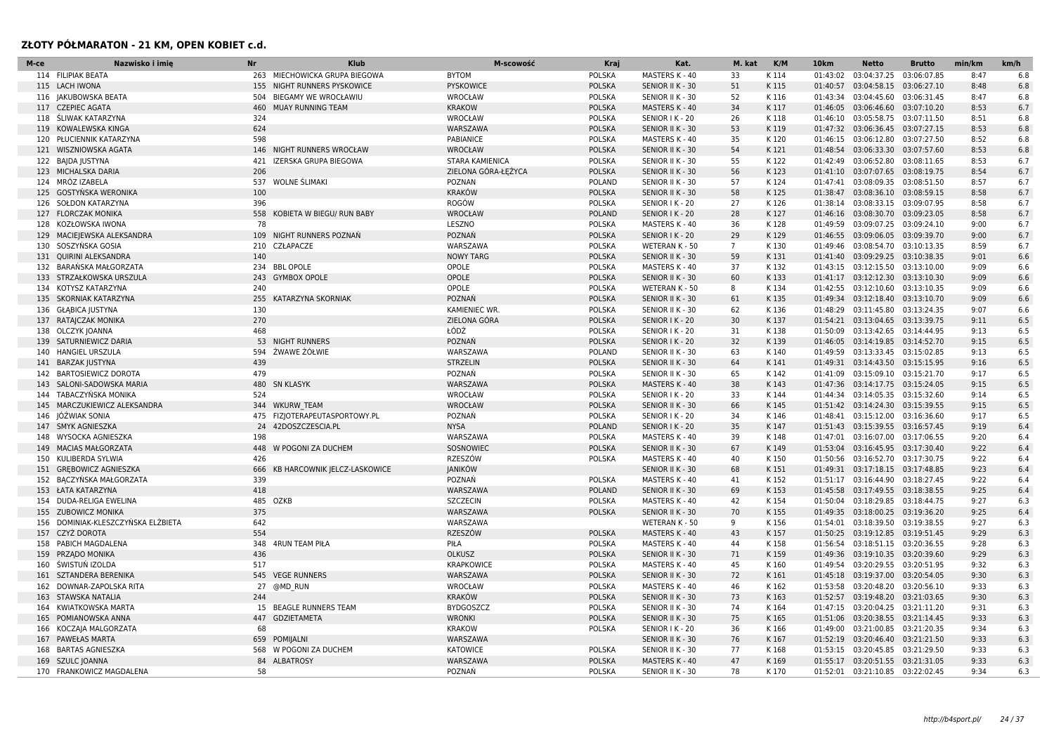## ZŁOTY PÓŁMARATON - 21 KM, OPEN KOBIET c.d.

| M-ce | Nazwisko i imię | Nr | Klub | M-scowość | Kraj | Kat. | M. kat | K/M | 10km | Netto | Brutto | min/km | km/h |
|---|---|---|---|---|---|---|---|---|---|---|---|---|---|
| 114 | FILIPIAK BEATA | 263 | MIECHOWICKA GRUPA BIEGOWA | BYTOM | POLSKA | MASTERS K - 40 | 33 | K 114 | 01:43:02 | 03:04:37.25 | 03:06:07.85 | 8:47 | 6.8 |
| 115 | LACH IWONA | 155 | NIGHT RUNNERS PYSKOWICE | PYSKOWICE | POLSKA | SENIOR II K - 30 | 51 | K 115 | 01:40:57 | 03:04:58.15 | 03:06:27.10 | 8:48 | 6.8 |
| 116 | JAKUBOWSKA BEATA | 504 | BIEGAMY WE WROCŁAWIU | WROCŁAW | POLSKA | SENIOR II K - 30 | 52 | K 116 | 01:43:34 | 03:04:45.60 | 03:06:31.45 | 8:47 | 6.8 |
| 117 | CZEPIEC AGATA | 460 | MUAY RUNNING TEAM | KRAKOW | POLSKA | MASTERS K - 40 | 34 | K 117 | 01:46:05 | 03:06:46.60 | 03:07:10.20 | 8:53 | 6.7 |
| 118 | ŚLIWAK KATARZYNA | 324 | | WROCŁAW | POLSKA | SENIOR I K - 20 | 26 | K 118 | 01:46:10 | 03:05:58.75 | 03:07:11.50 | 8:51 | 6.8 |
| 119 | KOWALEWSKA KINGA | 624 | | WARSZAWA | POLSKA | SENIOR II K - 30 | 53 | K 119 | 01:47:32 | 03:06:36.45 | 03:07:27.15 | 8:53 | 6.8 |
| 120 | PŁUCIENNIK KATARZYNA | 598 | | PABIANICE | POLSKA | MASTERS K - 40 | 35 | K 120 | 01:46:15 | 03:06:12.80 | 03:07:27.50 | 8:52 | 6.8 |
| 121 | WISZNIOWSKA AGATA | 146 | NIGHT RUNNERS WROCŁAW | WROCŁAW | POLSKA | SENIOR II K - 30 | 54 | K 121 | 01:48:54 | 03:06:33.30 | 03:07:57.60 | 8:53 | 6.8 |
| 122 | BAJDA JUSTYNA | 421 | IZERSKA GRUPA BIEGOWA | STARA KAMIENICA | POLSKA | SENIOR II K - 30 | 55 | K 122 | 01:42:49 | 03:06:52.80 | 03:08:11.65 | 8:53 | 6.7 |
| 123 | MICHALSKA DARIA | 206 | | ZIELONA GÓRA-ŁĘŻYCA | POLSKA | SENIOR II K - 30 | 56 | K 123 | 01:41:10 | 03:07:07.65 | 03:08:19.75 | 8:54 | 6.7 |
| 124 | MRÓZ IZABELA | 537 | WOLNE ŚLIMAKI | POZNAN | POLAND | SENIOR II K - 30 | 57 | K 124 | 01:47:41 | 03:08:09.35 | 03:08:51.50 | 8:57 | 6.7 |
| 125 | GOSTYŃSKA WERONIKA | 100 | | KRAKÓW | POLSKA | SENIOR II K - 30 | 58 | K 125 | 01:38:47 | 03:08:36.10 | 03:08:59.15 | 8:58 | 6.7 |
| 126 | SOŁDON KATARZYNA | 396 | | ROGÓW | POLSKA | SENIOR I K - 20 | 27 | K 126 | 01:38:14 | 03:08:33.15 | 03:09:07.95 | 8:58 | 6.7 |
| 127 | FLORCZAK MONIKA | 558 | KOBIETA W BIEGU/ RUN BABY | WROCŁAW | POLAND | SENIOR I K - 20 | 28 | K 127 | 01:46:16 | 03:08:30.70 | 03:09:23.05 | 8:58 | 6.7 |
| 128 | KOZŁOWSKA IWONA | 78 | | LESZNO | POLSKA | MASTERS K - 40 | 36 | K 128 | 01:49:59 | 03:09:07.25 | 03:09:24.10 | 9:00 | 6.7 |
| 129 | MACIEJEWSKA ALEKSANDRA | 109 | NIGHT RUNNERS POZNAŃ | POZNAŃ | POLSKA | SENIOR I K - 20 | 29 | K 129 | 01:46:55 | 03:09:06.05 | 03:09:39.70 | 9:00 | 6.7 |
| 130 | SOSZYŃSKA GOSIA | 210 | CZŁAPACZE | WARSZAWA | POLSKA | WETERAN K - 50 | 7 | K 130 | 01:49:46 | 03:08:54.70 | 03:10:13.35 | 8:59 | 6.7 |
| 131 | QUIRINI ALEKSANDRA | 140 | | NOWY TARG | POLSKA | SENIOR II K - 30 | 59 | K 131 | 01:41:40 | 03:09:29.25 | 03:10:38.35 | 9:01 | 6.6 |
| 132 | BARAŃSKA MAŁGORZATA | 234 | BBL OPOLE | OPOLE | POLSKA | MASTERS K - 40 | 37 | K 132 | 01:43:15 | 03:12:15.50 | 03:13:10.00 | 9:09 | 6.6 |
| 133 | STRZAŁKOWSKA URSZULA | 243 | GYMBOX OPOLE | OPOLE | POLSKA | SENIOR II K - 30 | 60 | K 133 | 01:41:17 | 03:12:12.30 | 03:13:10.30 | 9:09 | 6.6 |
| 134 | KOTYSZ KATARZYNA | 240 | | OPOLE | POLSKA | WETERAN K - 50 | 8 | K 134 | 01:42:55 | 03:12:10.60 | 03:13:10.35 | 9:09 | 6.6 |
| 135 | SKORNIAK KATARZYNA | 255 | KATARZYNA SKORNIAK | POZNAŃ | POLSKA | SENIOR II K - 30 | 61 | K 135 | 01:49:34 | 03:12:18.40 | 03:13:10.70 | 9:09 | 6.6 |
| 136 | GŁĄBICA JUSTYNA | 130 | | KAMIENIEC WR. | POLSKA | SENIOR II K - 30 | 62 | K 136 | 01:48:29 | 03:11:45.80 | 03:13:24.35 | 9:07 | 6.6 |
| 137 | RATAJCZAK MONIKA | 270 | | ZIELONA GÓRA | POLSKA | SENIOR I K - 20 | 30 | K 137 | 01:54:21 | 03:13:04.65 | 03:13:39.75 | 9:11 | 6.5 |
| 138 | OLCZYK JOANNA | 468 | | ŁÓDŹ | POLSKA | SENIOR I K - 20 | 31 | K 138 | 01:50:09 | 03:13:42.65 | 03:14:44.95 | 9:13 | 6.5 |
| 139 | SATURNIEWICZ DARIA | 53 | NIGHT RUNNERS | POZNAŃ | POLSKA | SENIOR I K - 20 | 32 | K 139 | 01:46:05 | 03:14:19.85 | 03:14:52.70 | 9:15 | 6.5 |
| 140 | HANGIEL URSZULA | 594 | ŻWAWE ŻÓŁWIE | WARSZAWA | POLAND | SENIOR II K - 30 | 63 | K 140 | 01:49:59 | 03:13:33.45 | 03:15:02.85 | 9:13 | 6.5 |
| 141 | BARZAK JUSTYNA | 439 | | STRZELIN | POLSKA | SENIOR II K - 30 | 64 | K 141 | 01:49:31 | 03:14:43.50 | 03:15:15.95 | 9:16 | 6.5 |
| 142 | BARTOSIEWICZ DOROTA | 479 | | POZNAŃ | POLSKA | SENIOR II K - 30 | 65 | K 142 | 01:41:09 | 03:15:09.10 | 03:15:21.70 | 9:17 | 6.5 |
| 143 | SALONI-SADOWSKA MARIA | 480 | SN KLASYK | WARSZAWA | POLSKA | MASTERS K - 40 | 38 | K 143 | 01:47:36 | 03:14:17.75 | 03:15:24.05 | 9:15 | 6.5 |
| 144 | TABACZYŃSKA MONIKA | 524 | | WROCŁAW | POLSKA | SENIOR I K - 20 | 33 | K 144 | 01:44:34 | 03:14:05.35 | 03:15:32.60 | 9:14 | 6.5 |
| 145 | MARCZUKIEWICZ ALEKSANDRA | 344 | WKURW_TEAM | WROCŁAW | POLSKA | SENIOR II K - 30 | 66 | K 145 | 01:51:42 | 03:14:24.30 | 03:15:39.55 | 9:15 | 6.5 |
| 146 | JÓŹWIAK SONIA | 475 | FIZJOTERAPEUTASPORTOWY.PL | POZNAŃ | POLSKA | SENIOR I K - 20 | 34 | K 146 | 01:48:41 | 03:15:12.00 | 03:16:36.60 | 9:17 | 6.5 |
| 147 | SMYK AGNIESZKA | 24 | 42DOSZCZESCIA.PL | NYSA | POLAND | SENIOR I K - 20 | 35 | K 147 | 01:51:43 | 03:15:39.55 | 03:16:57.45 | 9:19 | 6.4 |
| 148 | WYSOCKA AGNIESZKA | 198 | | WARSZAWA | POLSKA | MASTERS K - 40 | 39 | K 148 | 01:47:01 | 03:16:07.00 | 03:17:06.55 | 9:20 | 6.4 |
| 149 | MACIAS MAŁGORZATA | 448 | W POGONI ZA DUCHEM | SOSNOWIEC | POLSKA | SENIOR II K - 30 | 67 | K 149 | 01:53:04 | 03:16:45.95 | 03:17:30.40 | 9:22 | 6.4 |
| 150 | KULIBERDA SYLWIA | 426 | | RZESZÓW | POLSKA | MASTERS K - 40 | 40 | K 150 | 01:50:56 | 03:16:52.70 | 03:17:30.75 | 9:22 | 6.4 |
| 151 | GRĘBOWICZ AGNIESZKA | 666 | KB HARCOWNIK JELCZ-LASKOWICE | JANIKÓW | | SENIOR II K - 30 | 68 | K 151 | 01:49:31 | 03:17:18.15 | 03:17:48.85 | 9:23 | 6.4 |
| 152 | BĄCZYŃSKA MAŁGORZATA | 339 | | POZNAŃ | POLSKA | MASTERS K - 40 | 41 | K 152 | 01:51:17 | 03:16:44.90 | 03:18:27.45 | 9:22 | 6.4 |
| 153 | ŁATA KATARZYNA | 418 | | WARSZAWA | POLAND | SENIOR II K - 30 | 69 | K 153 | 01:45:58 | 03:17:49.55 | 03:18:38.55 | 9:25 | 6.4 |
| 154 | DUDA-RELIGA EWELINA | 485 | OZKB | SZCZECIN | POLSKA | MASTERS K - 40 | 42 | K 154 | 01:50:04 | 03:18:29.85 | 03:18:44.75 | 9:27 | 6.3 |
| 155 | ZUBOWICZ MONIKA | 375 | | WARSZAWA | POLSKA | SENIOR II K - 30 | 70 | K 155 | 01:49:35 | 03:18:00.25 | 03:19:36.20 | 9:25 | 6.4 |
| 156 | DOMINIAK-KLESZCZYŃSKA ELŻBIETA | 642 | | WARSZAWA | | WETERAN K - 50 | 9 | K 156 | 01:54:01 | 03:18:39.50 | 03:19:38.55 | 9:27 | 6.3 |
| 157 | CZYŻ DOROTA | 554 | | RZESZÓW | POLSKA | MASTERS K - 40 | 43 | K 157 | 01:50:25 | 03:19:12.85 | 03:19:51.45 | 9:29 | 6.3 |
| 158 | PABICH MAGDALENA | 348 | 4RUN TEAM PIŁA | PIŁA | POLSKA | MASTERS K - 40 | 44 | K 158 | 01:56:54 | 03:18:51.15 | 03:20:36.55 | 9:28 | 6.3 |
| 159 | PRZĄDO MONIKA | 436 | | OLKUSZ | POLSKA | SENIOR II K - 30 | 71 | K 159 | 01:49:36 | 03:19:10.35 | 03:20:39.60 | 9:29 | 6.3 |
| 160 | ŚWISTUŃ IZOLDA | 517 | | KRAPKOWICE | POLSKA | MASTERS K - 40 | 45 | K 160 | 01:49:54 | 03:20:29.55 | 03:20:51.95 | 9:32 | 6.3 |
| 161 | SZTANDERA BERENIKA | 545 | VEGE RUNNERS | WARSZAWA | POLSKA | SENIOR II K - 30 | 72 | K 161 | 01:45:18 | 03:19:37.00 | 03:20:54.05 | 9:30 | 6.3 |
| 162 | DOWNAR-ZAPOLSKA RITA | 27 | @MD_RUN | WROCŁAW | POLSKA | MASTERS K - 40 | 46 | K 162 | 01:53:58 | 03:20:48.20 | 03:20:56.10 | 9:33 | 6.3 |
| 163 | STAWSKA NATALIA | 244 | | KRAKÓW | POLSKA | SENIOR II K - 30 | 73 | K 163 | 01:52:57 | 03:19:48.20 | 03:21:03.65 | 9:30 | 6.3 |
| 164 | KWIATKOWSKA MARTA | 15 | BEAGLE RUNNERS TEAM | BYDGOSZCZ | POLSKA | SENIOR II K - 30 | 74 | K 164 | 01:47:15 | 03:20:04.25 | 03:21:11.20 | 9:31 | 6.3 |
| 165 | POMIANOWSKA ANNA | 447 | GDZIETAMETA | WRONKI | POLSKA | SENIOR II K - 30 | 75 | K 165 | 01:51:06 | 03:20:38.55 | 03:21:14.45 | 9:33 | 6.3 |
| 166 | KOCZAJA MALGORZATA | 68 | | KRAKOW | POLSKA | SENIOR I K - 20 | 36 | K 166 | 01:49:00 | 03:21:00.85 | 03:21:20.35 | 9:34 | 6.3 |
| 167 | PAWEŁAS MARTA | 659 | POMIJALNI | WARSZAWA | | SENIOR II K - 30 | 76 | K 167 | 01:52:19 | 03:20:46.40 | 03:21:21.50 | 9:33 | 6.3 |
| 168 | BARTAS AGNIESZKA | 568 | W POGONI ZA DUCHEM | KATOWICE | POLSKA | SENIOR II K - 30 | 77 | K 168 | 01:53:15 | 03:20:45.85 | 03:21:29.50 | 9:33 | 6.3 |
| 169 | SZULC JOANNA | 84 | ALBATROSY | WARSZAWA | POLSKA | MASTERS K - 40 | 47 | K 169 | 01:55:17 | 03:20:51.55 | 03:21:31.05 | 9:33 | 6.3 |
| 170 | FRANKOWICZ MAGDALENA | 58 | | POZNAŃ | POLSKA | SENIOR II K - 30 | 78 | K 170 | 01:52:01 | 03:21:10.85 | 03:22:02.45 | 9:34 | 6.3 |

http://b4sport.pl/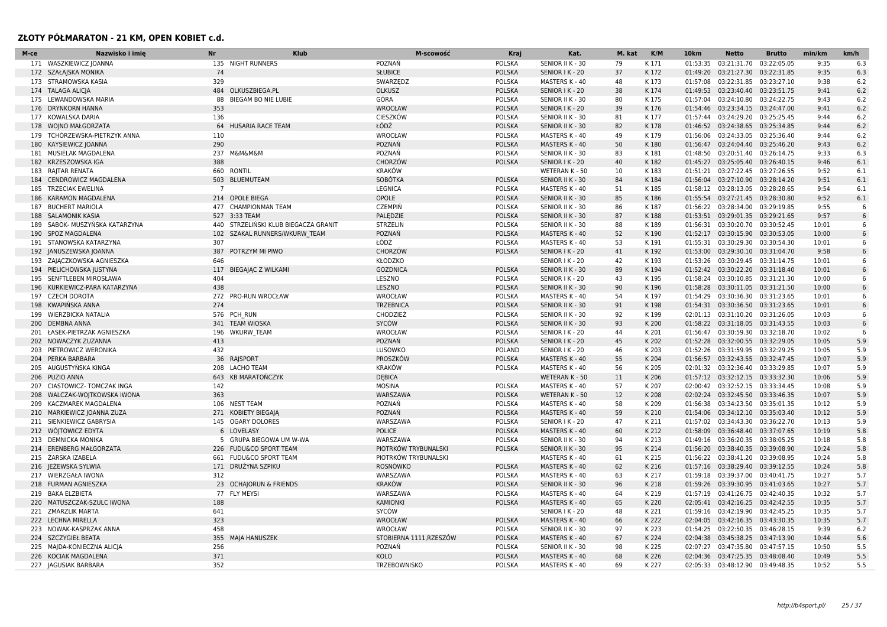## ZŁOTY PÓŁMARATON - 21 KM, OPEN KOBIET c.d.

| M-ce | Nazwisko i imię | Nr | Klub | M-scowość | Kraj | Kat. | M. kat | K/M | 10km | Netto | Brutto | min/km | km/h |
|---|---|---|---|---|---|---|---|---|---|---|---|---|---|
| 171 | WASZKIEWICZ JOANNA | 135 | NIGHT RUNNERS | POZNAŃ | POLSKA | SENIOR II K - 30 | 79 | K 171 | 01:53:35 | 03:21:31.70 | 03:22:05.05 | 9:35 | 6.3 |
| 172 | SZAŁAJSKA MONIKA | 74 | | SŁUBICE | POLSKA | SENIOR I K - 20 | 37 | K 172 | 01:49:20 | 03:21:27.30 | 03:22:31.85 | 9:35 | 6.3 |
| 173 | STRAMOWSKA KASIA | 329 | | SWARZĘDZ | POLSKA | MASTERS K - 40 | 48 | K 173 | 01:57:08 | 03:22:31.85 | 03:23:27.10 | 9:38 | 6.2 |
| 174 | TALAGA ALICJA | 484 | OLKUSZBIEGA.PL | OLKUSZ | POLSKA | SENIOR I K - 20 | 38 | K 174 | 01:49:53 | 03:23:40.40 | 03:23:51.75 | 9:41 | 6.2 |
| 175 | LEWANDOWSKA MARIA | 88 | BIEGAM BO NIE LUBIE | GÓRA | POLSKA | SENIOR II K - 30 | 80 | K 175 | 01:57:04 | 03:24:10.80 | 03:24:22.75 | 9:43 | 6.2 |
| 176 | DRYNKORN HANNA | 353 | | WROCŁAW | POLSKA | SENIOR I K - 20 | 39 | K 176 | 01:54:46 | 03:23:34.15 | 03:24:47.00 | 9:41 | 6.2 |
| 177 | KOWALSKA DARIA | 136 | | CIESZKÓW | POLSKA | SENIOR II K - 30 | 81 | K 177 | 01:57:44 | 03:24:29.20 | 03:25:25.45 | 9:44 | 6.2 |
| 178 | WOJNO MAŁGORZATA | 64 | HUSARIA RACE TEAM | ŁÓDŹ | POLSKA | SENIOR II K - 30 | 82 | K 178 | 01:46:52 | 03:24:38.65 | 03:25:34.85 | 9:44 | 6.2 |
| 179 | TCHÓRZEWSKA-PIETRZYK ANNA | 110 | | WROCŁAW | POLSKA | MASTERS K - 40 | 49 | K 179 | 01:56:06 | 03:24:33.05 | 03:25:36.40 | 9:44 | 6.2 |
| 180 | KAYSIEWICZ JOANNA | 290 | | POZNAŃ | POLSKA | MASTERS K - 40 | 50 | K 180 | 01:56:47 | 03:24:04.40 | 03:25:46.20 | 9:43 | 6.2 |
| 181 | MUSIELAK MAGDALENA | 237 | M&M&M&M | POZNAŃ | POLSKA | SENIOR II K - 30 | 83 | K 181 | 01:48:50 | 03:20:51.40 | 03:26:14.75 | 9:33 | 6.3 |
| 182 | KRZESZOWSKA IGA | 388 | | CHORZÓW | POLSKA | SENIOR I K - 20 | 40 | K 182 | 01:45:27 | 03:25:05.40 | 03:26:40.15 | 9:46 | 6.1 |
| 183 | RAJTAR RENATA | 660 | RONTIL | KRAKÓW | | WETERAN K - 50 | 10 | K 183 | 01:51:21 | 03:27:22.45 | 03:27:26.55 | 9:52 | 6.1 |
| 184 | CENDROWICZ MAGDALENA | 503 | BLUEMUTEAM | SOBÓTKA | POLSKA | SENIOR II K - 30 | 84 | K 184 | 01:56:04 | 03:27:10.90 | 03:28:14.20 | 9:51 | 6.1 |
| 185 | TRZECIAK EWELINA | 7 | | LEGNICA | POLSKA | MASTERS K - 40 | 51 | K 185 | 01:58:12 | 03:28:13.05 | 03:28:28.65 | 9:54 | 6.1 |
| 186 | KARAMON MAGDALENA | 214 | OPOLE BIEGA | OPOLE | POLSKA | SENIOR II K - 30 | 85 | K 186 | 01:55:54 | 03:27:21.45 | 03:28:30.80 | 9:52 | 6.1 |
| 187 | BUCHERT MARIOLA | 477 | CHAMPIONMAN TEAM | CZEMPIŃ | POLSKA | SENIOR II K - 30 | 86 | K 187 | 01:56:22 | 03:28:34.00 | 03:29:19.85 | 9:55 | 6 |
| 188 | SALAMONIK KASIA | 527 | 3:33 TEAM | PALĘDZIE | POLSKA | SENIOR II K - 30 | 87 | K 188 | 01:53:51 | 03:29:01.35 | 03:29:21.65 | 9:57 | 6 |
| 189 | SABOK- MUSZYŃSKA KATARZYNA | 440 | STRZELIŃSKI KLUB BIEGACZA GRANIT | STRZELIN | POLSKA | SENIOR II K - 30 | 88 | K 189 | 01:56:31 | 03:30:20.70 | 03:30:52.45 | 10:01 | 6 |
| 190 | SPOZ MAGDALENA | 102 | SZAKAL RUNNERS/WKURW_TEAM | POZNAŃ | POLSKA | MASTERS K - 40 | 52 | K 190 | 01:52:17 | 03:30:15.90 | 03:30:53.05 | 10:00 | 6 |
| 191 | STANOWSKA KATARZYNA | 307 | | ŁÓDŹ | POLSKA | MASTERS K - 40 | 53 | K 191 | 01:55:31 | 03:30:29.30 | 03:30:54.30 | 10:01 | 6 |
| 192 | JANUSZEWSKA JOANNA | 387 | POTRZYM MI PIWO | CHORZÓW | POLSKA | SENIOR I K - 20 | 41 | K 192 | 01:53:00 | 03:29:30.10 | 03:31:04.70 | 9:58 | 6 |
| 193 | ZAJĄCZKOWSKA AGNIESZKA | 646 | | KŁODZKO | | SENIOR I K - 20 | 42 | K 193 | 01:53:26 | 03:30:29.45 | 03:31:14.75 | 10:01 | 6 |
| 194 | PIELICHOWSKA JUSTYNA | 117 | BIEGAJĄC Z WILKAMI | GOZDNICA | POLSKA | SENIOR II K - 30 | 89 | K 194 | 01:52:42 | 03:30:22.20 | 03:31:18.40 | 10:01 | 6 |
| 195 | SENFTLEBEN MIROSŁAWA | 404 | | LESZNO | POLSKA | SENIOR I K - 20 | 43 | K 195 | 01:58:24 | 03:30:10.85 | 03:31:21.30 | 10:00 | 6 |
| 196 | KURKIEWICZ-PARA KATARZYNA | 438 | | LESZNO | POLSKA | SENIOR II K - 30 | 90 | K 196 | 01:58:28 | 03:30:11.05 | 03:31:21.50 | 10:00 | 6 |
| 197 | CZECH DOROTA | 272 | PRO-RUN WROCŁAW | WROCŁAW | POLSKA | MASTERS K - 40 | 54 | K 197 | 01:54:29 | 03:30:36.30 | 03:31:23.65 | 10:01 | 6 |
| 198 | KWAPIŃSKA ANNA | 274 | | TRZEBNICA | POLSKA | SENIOR II K - 30 | 91 | K 198 | 01:54:31 | 03:30:36.50 | 03:31:23.65 | 10:01 | 6 |
| 199 | WIERZBICKA NATALIA | 576 | PCH_RUN | CHODZIEŻ | POLSKA | SENIOR II K - 30 | 92 | K 199 | 02:01:13 | 03:31:10.20 | 03:31:26.05 | 10:03 | 6 |
| 200 | DEMBNA ANNA | 341 | TEAM WIOSKA | SYCÓW | POLSKA | SENIOR II K - 30 | 93 | K 200 | 01:58:22 | 03:31:18.05 | 03:31:43.55 | 10:03 | 6 |
| 201 | ŁASEK-PIETRZAK AGNIESZKA | 196 | WKURW_TEAM | WROCŁAW | POLSKA | SENIOR I K - 20 | 44 | K 201 | 01:56:47 | 03:30:59.30 | 03:32:18.70 | 10:02 | 6 |
| 202 | NOWACZYK ZUZANNA | 413 | | POZNAŃ | POLSKA | SENIOR I K - 20 | 45 | K 202 | 01:52:28 | 03:32:00.55 | 03:32:29.05 | 10:05 | 5.9 |
| 203 | PIETROWICZ WERONIKA | 432 | | LUSOWKO | POLAND | SENIOR I K - 20 | 46 | K 203 | 01:52:26 | 03:31:59.95 | 03:32:29.25 | 10:05 | 5.9 |
| 204 | PERKA BARBARA | 36 | RAJSPORT | PROSZKÓW | POLSKA | MASTERS K - 40 | 55 | K 204 | 01:56:57 | 03:32:43.55 | 03:32:47.45 | 10:07 | 5.9 |
| 205 | AUGUSTYŃSKA KINGA | 208 | LACHO TEAM | KRAKÓW | POLSKA | MASTERS K - 40 | 56 | K 205 | 02:01:32 | 03:32:36.40 | 03:33:29.85 | 10:07 | 5.9 |
| 206 | PUZIO ANNA | 643 | KB MARATOŃCZYK | DĘBICA | | WETERAN K - 50 | 11 | K 206 | 01:57:12 | 03:32:12.15 | 03:33:32.30 | 10:06 | 5.9 |
| 207 | CIASTOWICZ- TOMCZAK INGA | 142 | | MOSINA | POLSKA | MASTERS K - 40 | 57 | K 207 | 02:00:42 | 03:32:52.15 | 03:33:34.45 | 10:08 | 5.9 |
| 208 | WALCZAK-WOJTKOWSKA IWONA | 363 | | WARSZAWA | POLSKA | WETERAN K - 50 | 12 | K 208 | 02:02:24 | 03:32:45.50 | 03:33:46.35 | 10:07 | 5.9 |
| 209 | KACZMAREK MAGDALENA | 106 | NEST TEAM | POZNAŃ | POLSKA | MASTERS K - 40 | 58 | K 209 | 01:56:38 | 03:34:23.50 | 03:35:01.35 | 10:12 | 5.9 |
| 210 | MARKIEWICZ JOANNA ZUZA | 271 | KOBIETY BIEGAJĄ | POZNAŃ | POLSKA | MASTERS K - 40 | 59 | K 210 | 01:54:06 | 03:34:12.10 | 03:35:03.40 | 10:12 | 5.9 |
| 211 | SIENKIEWICZ GABRYSIA | 145 | OGARY DOLORES | WARSZAWA | POLSKA | SENIOR I K - 20 | 47 | K 211 | 01:57:02 | 03:34:43.30 | 03:36:22.70 | 10:13 | 5.9 |
| 212 | WÓJTOWICZ EDYTA | 6 | LOVELASY | POLICE | POLSKA | MASTERS K - 40 | 60 | K 212 | 01:58:09 | 03:36:48.40 | 03:37:07.65 | 10:19 | 5.8 |
| 213 | DEMNICKA MONIKA | 5 | GRUPA BIEGOWA UM W-WA | WARSZAWA | POLSKA | SENIOR II K - 30 | 94 | K 213 | 01:49:16 | 03:36:20.35 | 03:38:05.25 | 10:18 | 5.8 |
| 214 | ERENBERG MAŁGORZATA | 226 | FUDU&CO SPORT TEAM | PIOTRKÓW TRYBUNALSKI | POLSKA | SENIOR II K - 30 | 95 | K 214 | 01:56:20 | 03:38:40.35 | 03:39:08.90 | 10:24 | 5.8 |
| 215 | ŻARSKA IZABELA | 661 | FUDU&CO SPORT TEAM | PIOTRKÓW TRYBUNALSKI | | MASTERS K - 40 | 61 | K 215 | 01:56:22 | 03:38:41.20 | 03:39:08.95 | 10:24 | 5.8 |
| 216 | JEŻEWSKA SYLWIA | 171 | DRUŻYNA SZPIKU | ROSNÓWKO | POLSKA | MASTERS K - 40 | 62 | K 216 | 01:57:16 | 03:38:29.40 | 03:39:12.55 | 10:24 | 5.8 |
| 217 | WIERZGAŁA IWONA | 312 | | WARSZAWA | POLSKA | MASTERS K - 40 | 63 | K 217 | 01:59:18 | 03:39:37.00 | 03:40:41.75 | 10:27 | 5.7 |
| 218 | FURMAN AGNIESZKA | 23 | OCHAJORUN & FRIENDS | KRAKÓW | POLSKA | SENIOR II K - 30 | 96 | K 218 | 01:59:26 | 03:39:30.95 | 03:41:03.65 | 10:27 | 5.7 |
| 219 | BAKA ELZBIETA | 77 | FLY MEYSI | WARSZAWA | POLSKA | MASTERS K - 40 | 64 | K 219 | 01:57:19 | 03:41:26.75 | 03:42:40.35 | 10:32 | 5.7 |
| 220 | MATUSZCZAK-SZULC IWONA | 188 | | KAMIONKI | POLSKA | MASTERS K - 40 | 65 | K 220 | 02:05:41 | 03:42:16.25 | 03:42:42.55 | 10:35 | 5.7 |
| 221 | ZMARZLIK MARTA | 641 | | SYCÓW | | SENIOR I K - 20 | 48 | K 221 | 01:59:16 | 03:42:19.90 | 03:42:45.25 | 10:35 | 5.7 |
| 222 | LECHNA MIRELLA | 323 | | WROCŁAW | POLSKA | MASTERS K - 40 | 66 | K 222 | 02:04:05 | 03:42:16.35 | 03:43:30.35 | 10:35 | 5.7 |
| 223 | NOWAK-KASPRZAK ANNA | 458 | | WROCŁAW | POLSKA | SENIOR II K - 30 | 97 | K 223 | 01:54:25 | 03:22:50.35 | 03:46:28.15 | 9:39 | 6.2 |
| 224 | SZCZYGIEŁ BEATA | 355 | MAJA HANUSZEK | STOBIERNA 1111,RZESZÓW | POLSKA | MASTERS K - 40 | 67 | K 224 | 02:04:38 | 03:45:38.25 | 03:47:13.90 | 10:44 | 5.6 |
| 225 | MAJDA-KONIECZNA ALICJA | 256 | | POZNAŃ | POLSKA | SENIOR II K - 30 | 98 | K 225 | 02:07:27 | 03:47:35.80 | 03:47:57.15 | 10:50 | 5.5 |
| 226 | KOCIAK MAGDALENA | 371 | | KOLO | POLSKA | MASTERS K - 40 | 68 | K 226 | 02:04:36 | 03:47:25.35 | 03:48:08.40 | 10:49 | 5.5 |
| 227 | JAGUSIAK BARBARA | 352 | | TRZEBOWNISKO | POLSKA | MASTERS K - 40 | 69 | K 227 | 02:05:33 | 03:48:12.90 | 03:49:48.35 | 10:52 | 5.5 |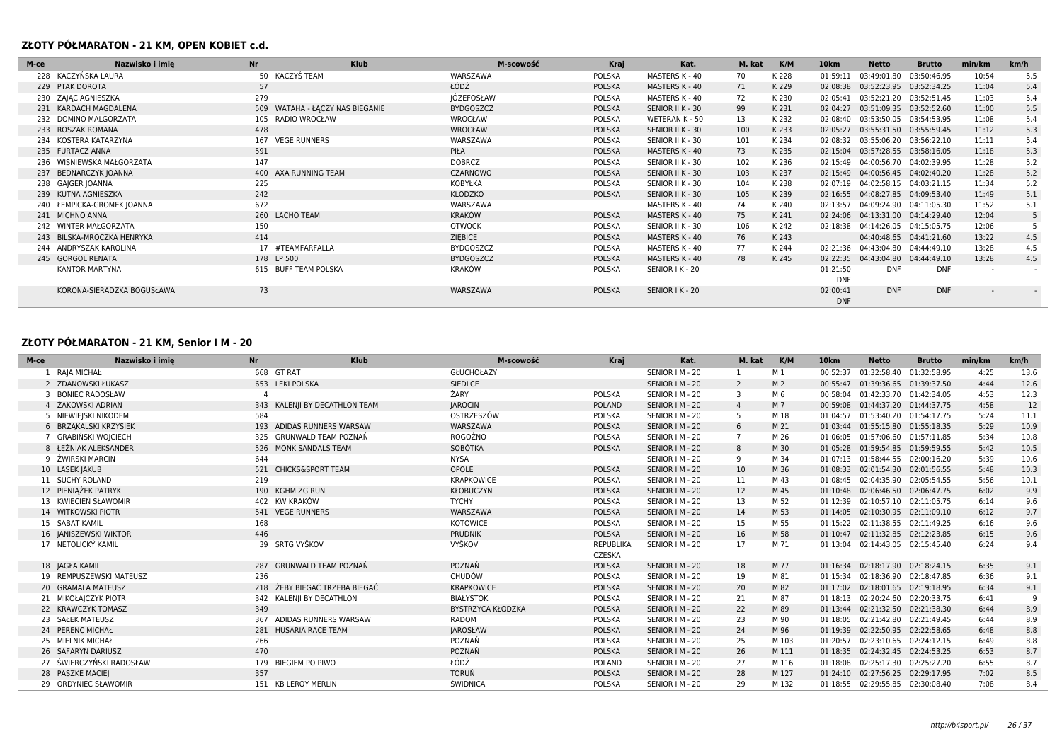## ZŁOTY PÓŁMARATON - 21 KM, OPEN KOBIET c.d.

| M-ce | Nazwisko i imię | Nr | Klub | M-scowość | Kraj | Kat. | M. kat | K/M | 10km | Netto | Brutto | min/km | km/h |
|---|---|---|---|---|---|---|---|---|---|---|---|---|---|
| 228 | KACZYŃSKA LAURA | 50 | KACZYŚ TEAM | WARSZAWA | POLSKA | MASTERS K - 40 | 70 | K 228 | 01:59:11 | 03:49:01.80 | 03:50:46.95 | 10:54 | 5.5 |
| 229 | PTAK DOROTA | 57 | | ŁÓDŹ | POLSKA | MASTERS K - 40 | 71 | K 229 | 02:08:38 | 03:52:23.95 | 03:52:34.25 | 11:04 | 5.4 |
| 230 | ZAJĄC AGNIESZKA | 279 | | JÓZEFOSŁAW | POLSKA | MASTERS K - 40 | 72 | K 230 | 02:05:41 | 03:52:21.20 | 03:52:51.45 | 11:03 | 5.4 |
| 231 | KARDACH MAGDALENA | 509 | WATAHA - ŁĄCZY NAS BIEGANIE | BYDGOSZCZ | POLSKA | SENIOR II K - 30 | 99 | K 231 | 02:04:27 | 03:51:09.35 | 03:52:52.60 | 11:00 | 5.5 |
| 232 | DOMINO MALGORZATA | 105 | RADIO WROCŁAW | WROCŁAW | POLSKA | WETERAN K - 50 | 13 | K 232 | 02:08:40 | 03:53:50.05 | 03:54:53.95 | 11:08 | 5.4 |
| 233 | ROSZAK ROMANA | 478 | | WROCŁAW | POLSKA | SENIOR II K - 30 | 100 | K 233 | 02:05:27 | 03:55:31.50 | 03:55:59.45 | 11:12 | 5.3 |
| 234 | KOSTERA KATARZYNA | 167 | VEGE RUNNERS | WARSZAWA | POLSKA | SENIOR II K - 30 | 101 | K 234 | 02:08:32 | 03:55:06.20 | 03:56:22.10 | 11:11 | 5.4 |
| 235 | FURTACZ ANNA | 591 | | PIŁA | POLSKA | MASTERS K - 40 | 73 | K 235 | 02:15:04 | 03:57:28.55 | 03:58:16.05 | 11:18 | 5.3 |
| 236 | WISNIEWSKA MAŁGORZATA | 147 | | DOBRCZ | POLSKA | SENIOR II K - 30 | 102 | K 236 | 02:15:49 | 04:00:56.70 | 04:02:39.95 | 11:28 | 5.2 |
| 237 | BEDNARCZYK JOANNA | 400 | AXA RUNNING TEAM | CZARNOWO | POLSKA | SENIOR II K - 30 | 103 | K 237 | 02:15:49 | 04:00:56.45 | 04:02:40.20 | 11:28 | 5.2 |
| 238 | GAJGER JOANNA | 225 | | KOBYŁKA | POLSKA | SENIOR II K - 30 | 104 | K 238 | 02:07:19 | 04:02:58.15 | 04:03:21.15 | 11:34 | 5.2 |
| 239 | KUTNA AGNIESZKA | 242 | | KLODZKO | POLSKA | SENIOR II K - 30 | 105 | K 239 | 02:16:55 | 04:08:27.85 | 04:09:53.40 | 11:49 | 5.1 |
| 240 | ŁEMPICKA-GROMEK JOANNA | 672 | | WARSZAWA | | MASTERS K - 40 | 74 | K 240 | 02:13:57 | 04:09:24.90 | 04:11:05.30 | 11:52 | 5.1 |
| 241 | MICHNO ANNA | 260 | LACHO TEAM | KRAKÓW | POLSKA | MASTERS K - 40 | 75 | K 241 | 02:24:06 | 04:13:31.00 | 04:14:29.40 | 12:04 | 5 |
| 242 | WINTER MAŁGORZATA | 150 | | OTWOCK | POLSKA | SENIOR II K - 30 | 106 | K 242 | 02:18:38 | 04:14:26.05 | 04:15:05.75 | 12:06 | 5 |
| 243 | BILSKA-MROCZKA HENRYKA | 414 | | ZIĘBICE | POLSKA | MASTERS K - 40 | 76 | K 243 | | 04:40:48.65 | 04:41:21.60 | 13:22 | 4.5 |
| 244 | ANDRYSZAK KAROLINA | 17 | #TEAMFARFALLA | BYDGOSZCZ | POLSKA | MASTERS K - 40 | 77 | K 244 | 02:21:36 | 04:43:04.80 | 04:44:49.10 | 13:28 | 4.5 |
| 245 | GORGOL RENATA | 178 | LP 500 | BYDGOSZCZ | POLSKA | MASTERS K - 40 | 78 | K 245 | 02:22:35 | 04:43:04.80 | 04:44:49.10 | 13:28 | 4.5 |
| | KANTOR MARTYNA | 615 | BUFF TEAM POLSKA | KRAKÓW | POLSKA | SENIOR I K - 20 | | | 01:21:50 DNF | DNF | DNF | - | - |
| | KORONA-SIERADZKA BOGUSŁAWA | 73 | | WARSZAWA | POLSKA | SENIOR I K - 20 | | | 02:00:41 DNF | DNF | DNF | - | - |

## ZŁOTY PÓŁMARATON - 21 KM, Senior I M - 20

| M-ce | Nazwisko i imię | Nr | Klub | M-scowość | Kraj | Kat. | M. kat | K/M | 10km | Netto | Brutto | min/km | km/h |
|---|---|---|---|---|---|---|---|---|---|---|---|---|---|
| 1 | RAJA MICHAŁ | 668 | GT RAT | GŁUCHOŁAZY | | SENIOR I M - 20 | 1 | M 1 | 00:52:37 | 01:32:58.40 | 01:32:58.95 | 4:25 | 13.6 |
| 2 | ZDANOWSKI ŁUKASZ | 653 | LEKI POLSKA | SIEDLCE | | SENIOR I M - 20 | 2 | M 2 | 00:55:47 | 01:39:36.65 | 01:39:37.50 | 4:44 | 12.6 |
| 3 | BONIEC RADOSŁAW | 4 | | ŻARY | POLSKA | SENIOR I M - 20 | 3 | M 6 | 00:58:04 | 01:42:33.70 | 01:42:34.05 | 4:53 | 12.3 |
| 4 | ŻAKOWSKI ADRIAN | 343 | KALENJI BY DECATHLON TEAM | JAROCIN | POLAND | SENIOR I M - 20 | 4 | M 7 | 00:59:08 | 01:44:37.20 | 01:44:37.75 | 4:58 | 12 |
| 5 | NIEWIEJSKI NIKODEM | 584 | | OSTRZESZÓW | POLSKA | SENIOR I M - 20 | 5 | M 18 | 01:04:57 | 01:53:40.20 | 01:54:17.75 | 5:24 | 11.1 |
| 6 | BRZĄKALSKI KRZYSIEK | 193 | ADIDAS RUNNERS WARSAW | WARSZAWA | POLSKA | SENIOR I M - 20 | 6 | M 21 | 01:03:44 | 01:55:15.80 | 01:55:18.35 | 5:29 | 10.9 |
| 7 | GRABIŃSKI WOJCIECH | 325 | GRUNWALD TEAM POZNAŃ | ROGOŹNO | POLSKA | SENIOR I M - 20 | 7 | M 26 | 01:06:05 | 01:57:06.60 | 01:57:11.85 | 5:34 | 10.8 |
| 8 | ŁĘŻNIAK ALEKSANDER | 526 | MONK SANDALS TEAM | SOBÓTKA | POLSKA | SENIOR I M - 20 | 8 | M 30 | 01:05:28 | 01:59:54.85 | 01:59:59.55 | 5:42 | 10.5 |
| 9 | ŻWIRSKI MARCIN | 644 | | NYSA | | SENIOR I M - 20 | 9 | M 34 | 01:07:13 | 01:58:44.55 | 02:00:16.20 | 5:39 | 10.6 |
| 10 | LASEK JAKUB | 521 | CHICKS&SPORT TEAM | OPOLE | POLSKA | SENIOR I M - 20 | 10 | M 36 | 01:08:33 | 02:01:54.30 | 02:01:56.55 | 5:48 | 10.3 |
| 11 | SUCHY ROLAND | 219 | | KRAPKOWICE | POLSKA | SENIOR I M - 20 | 11 | M 43 | 01:08:45 | 02:04:35.90 | 02:05:54.55 | 5:56 | 10.1 |
| 12 | PIENIĄŻEK PATRYK | 190 | KGHM ZG RUN | KŁOBUCZYN | POLSKA | SENIOR I M - 20 | 12 | M 45 | 01:10:48 | 02:06:46.50 | 02:06:47.75 | 6:02 | 9.9 |
| 13 | KWIECIEŃ SŁAWOMIR | 402 | KW KRAKÓW | TYCHY | POLSKA | SENIOR I M - 20 | 13 | M 52 | 01:12:39 | 02:10:57.10 | 02:11:05.75 | 6:14 | 9.6 |
| 14 | WITKOWSKI PIOTR | 541 | VEGE RUNNERS | WARSZAWA | POLSKA | SENIOR I M - 20 | 14 | M 53 | 01:14:05 | 02:10:30.95 | 02:11:09.10 | 6:12 | 9.7 |
| 15 | SABAT KAMIL | 168 | | KOTOWICE | POLSKA | SENIOR I M - 20 | 15 | M 55 | 01:15:22 | 02:11:38.55 | 02:11:49.25 | 6:16 | 9.6 |
| 16 | JANISZEWSKI WIKTOR | 446 | | PRUDNIK | POLSKA | SENIOR I M - 20 | 16 | M 58 | 01:10:47 | 02:11:32.85 | 02:12:23.85 | 6:15 | 9.6 |
| 17 | NETOLICKÝ KAMIL | 39 | SRTG VYŠKOV | VYŠKOV | REPUBLIKA CZESKA | SENIOR I M - 20 | 17 | M 71 | 01:13:04 | 02:14:43.05 | 02:15:45.40 | 6:24 | 9.4 |
| 18 | JAGŁA KAMIL | 287 | GRUNWALD TEAM POZNAŃ | POZNAŃ | POLSKA | SENIOR I M - 20 | 18 | M 77 | 01:16:34 | 02:18:17.90 | 02:18:24.15 | 6:35 | 9.1 |
| 19 | REMPUSZEWSKI MATEUSZ | 236 | | CHUDÓW | POLSKA | SENIOR I M - 20 | 19 | M 81 | 01:15:34 | 02:18:36.90 | 02:18:47.85 | 6:36 | 9.1 |
| 20 | GRAMALA MATEUSZ | 218 | ŻEBY BIEGAĆ TRZEBA BIEGAĆ | KRAPKOWICE | POLSKA | SENIOR I M - 20 | 20 | M 82 | 01:17:02 | 02:18:01.65 | 02:19:18.95 | 6:34 | 9.1 |
| 21 | MIKOŁAJCZYK PIOTR | 342 | KALENJI BY DECATHLON | BIAŁYSTOK | POLSKA | SENIOR I M - 20 | 21 | M 87 | 01:18:13 | 02:20:24.60 | 02:20:33.75 | 6:41 | 9 |
| 22 | KRAWCZYK TOMASZ | 349 | | BYSTRZYCA KŁODZKA | POLSKA | SENIOR I M - 20 | 22 | M 89 | 01:13:44 | 02:21:32.50 | 02:21:38.30 | 6:44 | 8.9 |
| 23 | SAŁEK MATEUSZ | 367 | ADIDAS RUNNERS WARSAW | RADOM | POLSKA | SENIOR I M - 20 | 23 | M 90 | 01:18:05 | 02:21:42.80 | 02:21:49.45 | 6:44 | 8.9 |
| 24 | PERENC MICHAŁ | 281 | HUSARIA RACE TEAM | JAROSŁAW | POLSKA | SENIOR I M - 20 | 24 | M 96 | 01:19:39 | 02:22:50.95 | 02:22:58.65 | 6:48 | 8.8 |
| 25 | MIELNIK MICHAŁ | 266 | | POZNAŃ | POLSKA | SENIOR I M - 20 | 25 | M 103 | 01:20:57 | 02:23:10.65 | 02:24:12.15 | 6:49 | 8.8 |
| 26 | SAFARYN DARIUSZ | 470 | | POZNAŃ | POLSKA | SENIOR I M - 20 | 26 | M 111 | 01:18:35 | 02:24:32.45 | 02:24:53.25 | 6:53 | 8.7 |
| 27 | ŚWIERCZYŃSKI RADOSŁAW | 179 | BIEGIEM PO PIWO | ŁÓDŹ | POLAND | SENIOR I M - 20 | 27 | M 116 | 01:18:08 | 02:25:17.30 | 02:25:27.20 | 6:55 | 8.7 |
| 28 | PASZKE MACIEJ | 357 | | TORUŃ | POLSKA | SENIOR I M - 20 | 28 | M 127 | 01:24:10 | 02:27:56.25 | 02:29:17.95 | 7:02 | 8.5 |
| 29 | ORDYNIEC SŁAWOMIR | 151 | KB LEROY MERLIN | ŚWIDNICA | POLSKA | SENIOR I M - 20 | 29 | M 132 | 01:18:55 | 02:29:55.85 | 02:30:08.40 | 7:08 | 8.4 |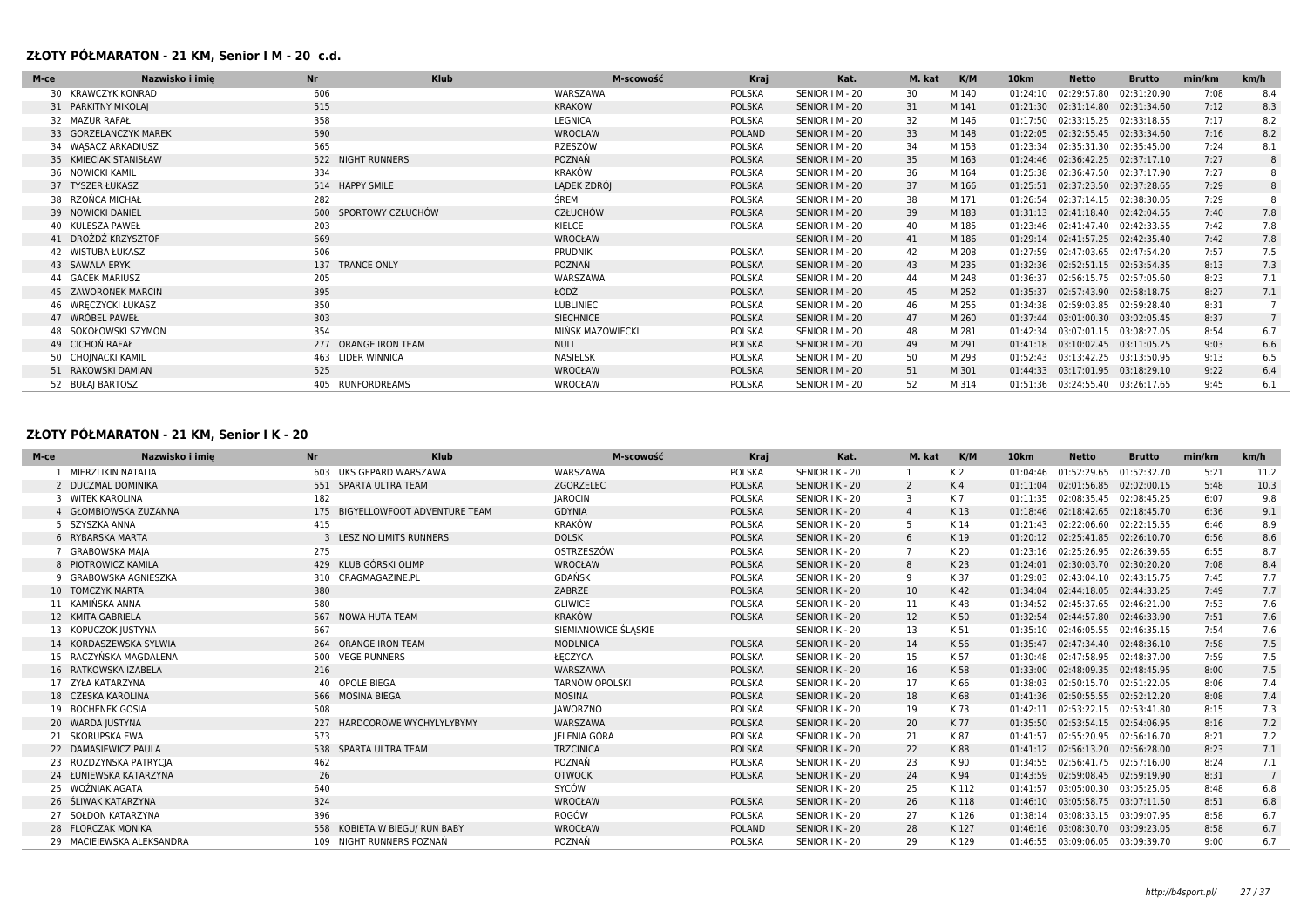## ZŁOTY PÓŁMARATON - 21 KM, Senior I M - 20 c.d.

| M-ce | Nazwisko i imię | Nr | Klub | M-scowość | Kraj | Kat. | M. kat | K/M | 10km | Netto | Brutto | min/km | km/h |
|---|---|---|---|---|---|---|---|---|---|---|---|---|---|
| 30 | KRAWCZYK KONRAD | 606 | | WARSZAWA | POLSKA | SENIOR I M - 20 | 30 | M 140 | 01:24:10 | 02:29:57.80 | 02:31:20.90 | 7:08 | 8.4 |
| 31 | PARKITNY MIKOLAJ | 515 | | KRAKOW | POLSKA | SENIOR I M - 20 | 31 | M 141 | 01:21:30 | 02:31:14.80 | 02:31:34.60 | 7:12 | 8.3 |
| 32 | MAZUR RAFAŁ | 358 | | LEGNICA | POLSKA | SENIOR I M - 20 | 32 | M 146 | 01:17:50 | 02:33:15.25 | 02:33:18.55 | 7:17 | 8.2 |
| 33 | GORZELANCZYK MAREK | 590 | | WROCLAW | POLAND | SENIOR I M - 20 | 33 | M 148 | 01:22:05 | 02:32:55.45 | 02:33:34.60 | 7:16 | 8.2 |
| 34 | WĄSACZ ARKADIUSZ | 565 | | RZESZÓW | POLSKA | SENIOR I M - 20 | 34 | M 153 | 01:23:34 | 02:35:31.30 | 02:35:45.00 | 7:24 | 8.1 |
| 35 | KMIECIAK STANISŁAW | 522 | NIGHT RUNNERS | POZNAŃ | POLSKA | SENIOR I M - 20 | 35 | M 163 | 01:24:46 | 02:36:42.25 | 02:37:17.10 | 7:27 | 8 |
| 36 | NOWICKI KAMIL | 334 | | KRAKÓW | POLSKA | SENIOR I M - 20 | 36 | M 164 | 01:25:38 | 02:36:47.50 | 02:37:17.90 | 7:27 | 8 |
| 37 | TYSZER ŁUKASZ | 514 | HAPPY SMILE | LĄDEK ZDRÓJ | POLSKA | SENIOR I M - 20 | 37 | M 166 | 01:25:51 | 02:37:23.50 | 02:37:28.65 | 7:29 | 8 |
| 38 | RZOŃCA MICHAŁ | 282 | | ŚREM | POLSKA | SENIOR I M - 20 | 38 | M 171 | 01:26:54 | 02:37:14.15 | 02:38:30.05 | 7:29 | 8 |
| 39 | NOWICKI DANIEL | 600 | SPORTOWY CZŁUCHÓW | CZŁUCHÓW | POLSKA | SENIOR I M - 20 | 39 | M 183 | 01:31:13 | 02:41:18.40 | 02:42:04.55 | 7:40 | 7.8 |
| 40 | KULESZA PAWEŁ | 203 | | KIELCE | POLSKA | SENIOR I M - 20 | 40 | M 185 | 01:23:46 | 02:41:47.40 | 02:42:33.55 | 7:42 | 7.8 |
| 41 | DROŻDŻ KRZYSZTOF | 669 | | WROCŁAW | | SENIOR I M - 20 | 41 | M 186 | 01:29:14 | 02:41:57.25 | 02:42:35.40 | 7:42 | 7.8 |
| 42 | WISTUBA ŁUKASZ | 506 | | PRUDNIK | POLSKA | SENIOR I M - 20 | 42 | M 208 | 01:27:59 | 02:47:03.65 | 02:47:54.20 | 7:57 | 7.5 |
| 43 | SAWALA ERYK | 137 | TRANCE ONLY | POZNAŃ | POLSKA | SENIOR I M - 20 | 43 | M 235 | 01:32:36 | 02:52:51.15 | 02:53:54.35 | 8:13 | 7.3 |
| 44 | GACEK MARIUSZ | 205 | | WARSZAWA | POLSKA | SENIOR I M - 20 | 44 | M 248 | 01:36:37 | 02:56:15.75 | 02:57:05.60 | 8:23 | 7.1 |
| 45 | ZAWORONEK MARCIN | 395 | | ŁÓDŹ | POLSKA | SENIOR I M - 20 | 45 | M 252 | 01:35:37 | 02:57:43.90 | 02:58:18.75 | 8:27 | 7.1 |
| 46 | WRĘCZYCKI ŁUKASZ | 350 | | LUBLINIEC | POLSKA | SENIOR I M - 20 | 46 | M 255 | 01:34:38 | 02:59:03.85 | 02:59:28.40 | 8:31 | 7 |
| 47 | WRÓBEL PAWEŁ | 303 | | SIECHNICE | POLSKA | SENIOR I M - 20 | 47 | M 260 | 01:37:44 | 03:01:00.30 | 03:02:05.45 | 8:37 | 7 |
| 48 | SOKOŁOWSKI SZYMON | 354 | | MIŃSK MAZOWIECKI | POLSKA | SENIOR I M - 20 | 48 | M 281 | 01:42:34 | 03:07:01.15 | 03:08:27.05 | 8:54 | 6.7 |
| 49 | CICHOŃ RAFAŁ | 277 | ORANGE IRON TEAM | NULL | POLSKA | SENIOR I M - 20 | 49 | M 291 | 01:41:18 | 03:10:02.45 | 03:11:05.25 | 9:03 | 6.6 |
| 50 | CHOJNACKI KAMIL | 463 | LIDER WINNICA | NASIELSK | POLSKA | SENIOR I M - 20 | 50 | M 293 | 01:52:43 | 03:13:42.25 | 03:13:50.95 | 9:13 | 6.5 |
| 51 | RAKOWSKI DAMIAN | 525 | | WROCŁAW | POLSKA | SENIOR I M - 20 | 51 | M 301 | 01:44:33 | 03:17:01.95 | 03:18:29.10 | 9:22 | 6.4 |
| 52 | BUŁAJ BARTOSZ | 405 | RUNFORDREAMS | WROCŁAW | POLSKA | SENIOR I M - 20 | 52 | M 314 | 01:51:36 | 03:24:55.40 | 03:26:17.65 | 9:45 | 6.1 |

## ZŁOTY PÓŁMARATON - 21 KM, Senior I K - 20

| M-ce | Nazwisko i imię | Nr | Klub | M-scowość | Kraj | Kat. | M. kat | K/M | 10km | Netto | Brutto | min/km | km/h |
|---|---|---|---|---|---|---|---|---|---|---|---|---|---|
| 1 | MIERZLIKIN NATALIA | 603 | UKS GEPARD WARSZAWA | WARSZAWA | POLSKA | SENIOR I K - 20 | 1 | K 2 | 01:04:46 | 01:52:29.65 | 01:52:32.70 | 5:21 | 11.2 |
| 2 | DUCZMAL DOMINIKA | 551 | SPARTA ULTRA TEAM | ZGORZELEC | POLSKA | SENIOR I K - 20 | 2 | K 4 | 01:11:04 | 02:01:56.85 | 02:02:00.15 | 5:48 | 10.3 |
| 3 | WITEK KAROLINA | 182 | | JAROCIN | POLSKA | SENIOR I K - 20 | 3 | K 7 | 01:11:35 | 02:08:35.45 | 02:08:45.25 | 6:07 | 9.8 |
| 4 | GŁOMBIOWSKA ZUZANNA | 175 | BIGYELLOWFOOT ADVENTURE TEAM | GDYNIA | POLSKA | SENIOR I K - 20 | 4 | K 13 | 01:18:46 | 02:18:42.65 | 02:18:45.70 | 6:36 | 9.1 |
| 5 | SZYSZKA ANNA | 415 | | KRAKÓW | POLSKA | SENIOR I K - 20 | 5 | K 14 | 01:21:43 | 02:22:06.60 | 02:22:15.55 | 6:46 | 8.9 |
| 6 | RYBARSKA MARTA | 3 | LESZ NO LIMITS RUNNERS | DOLSK | POLSKA | SENIOR I K - 20 | 6 | K 19 | 01:20:12 | 02:25:41.85 | 02:26:10.70 | 6:56 | 8.6 |
| 7 | GRABOWSKA MAJA | 275 | | OSTRZESZÓW | POLSKA | SENIOR I K - 20 | 7 | K 20 | 01:23:16 | 02:25:26.95 | 02:26:39.65 | 6:55 | 8.7 |
| 8 | PIOTROWICZ KAMILA | 429 | KLUB GÓRSKI OLIMP | WROCŁAW | POLSKA | SENIOR I K - 20 | 8 | K 23 | 01:24:01 | 02:30:03.70 | 02:30:20.20 | 7:08 | 8.4 |
| 9 | GRABOWSKA AGNIESZKA | 310 | CRAGMAGAZINE.PL | GDAŃSK | POLSKA | SENIOR I K - 20 | 9 | K 37 | 01:29:03 | 02:43:04.10 | 02:43:15.75 | 7:45 | 7.7 |
| 10 | TOMCZYK MARTA | 380 | | ZABRZE | POLSKA | SENIOR I K - 20 | 10 | K 42 | 01:34:04 | 02:44:18.05 | 02:44:33.25 | 7:49 | 7.7 |
| 11 | KAMIŃSKA ANNA | 580 | | GLIWICE | POLSKA | SENIOR I K - 20 | 11 | K 48 | 01:34:52 | 02:45:37.65 | 02:46:21.00 | 7:53 | 7.6 |
| 12 | KMITA GABRIELA | 567 | NOWA HUTA TEAM | KRAKÓW | POLSKA | SENIOR I K - 20 | 12 | K 50 | 01:32:54 | 02:44:57.80 | 02:46:33.90 | 7:51 | 7.6 |
| 13 | KOPUCZOK JUSTYNA | 667 | | SIEMIANOWICE ŚLĄSKIE | | SENIOR I K - 20 | 13 | K 51 | 01:35:10 | 02:46:05.55 | 02:46:35.15 | 7:54 | 7.6 |
| 14 | KORDASZEWSKA SYLWIA | 264 | ORANGE IRON TEAM | MODLNICA | POLSKA | SENIOR I K - 20 | 14 | K 56 | 01:35:47 | 02:47:34.40 | 02:48:36.10 | 7:58 | 7.5 |
| 15 | RACZYŃSKA MAGDALENA | 500 | VEGE RUNNERS | ŁĘCZYCA | POLSKA | SENIOR I K - 20 | 15 | K 57 | 01:30:48 | 02:47:58.95 | 02:48:37.00 | 7:59 | 7.5 |
| 16 | RATKOWSKA IZABELA | 216 | | WARSZAWA | POLSKA | SENIOR I K - 20 | 16 | K 58 | 01:33:00 | 02:48:09.35 | 02:48:45.95 | 8:00 | 7.5 |
| 17 | ZYŁA KATARZYNA | 40 | OPOLE BIEGA | TARNÓW OPOLSKI | POLSKA | SENIOR I K - 20 | 17 | K 66 | 01:38:03 | 02:50:15.70 | 02:51:22.05 | 8:06 | 7.4 |
| 18 | CZESKA KAROLINA | 566 | MOSINA BIEGA | MOSINA | POLSKA | SENIOR I K - 20 | 18 | K 68 | 01:41:36 | 02:50:55.55 | 02:52:12.20 | 8:08 | 7.4 |
| 19 | BOCHENEK GOSIA | 508 | | JAWORZNO | POLSKA | SENIOR I K - 20 | 19 | K 73 | 01:42:11 | 02:53:22.15 | 02:53:41.80 | 8:15 | 7.3 |
| 20 | WARDA JUSTYNA | 227 | HARDCOROWE WYCHYLYLYBYMY | WARSZAWA | POLSKA | SENIOR I K - 20 | 20 | K 77 | 01:35:50 | 02:53:54.15 | 02:54:06.95 | 8:16 | 7.2 |
| 21 | SKORUPSKA EWA | 573 | | JELENIA GÓRA | POLSKA | SENIOR I K - 20 | 21 | K 87 | 01:41:57 | 02:55:20.95 | 02:56:16.70 | 8:21 | 7.2 |
| 22 | DAMASIEWICZ PAULA | 538 | SPARTA ULTRA TEAM | TRZCINICA | POLSKA | SENIOR I K - 20 | 22 | K 88 | 01:41:12 | 02:56:13.20 | 02:56:28.00 | 8:23 | 7.1 |
| 23 | ROZDZYNSKA PATRYCJA | 462 | | POZNAŃ | POLSKA | SENIOR I K - 20 | 23 | K 90 | 01:34:55 | 02:56:41.75 | 02:57:16.00 | 8:24 | 7.1 |
| 24 | ŁUNIEWSKA KATARZYNA | 26 | | OTWOCK | POLSKA | SENIOR I K - 20 | 24 | K 94 | 01:43:59 | 02:59:08.45 | 02:59:19.90 | 8:31 | 7 |
| 25 | WOŹNIAK AGATA | 640 | | SYCÓW | | SENIOR I K - 20 | 25 | K 112 | 01:41:57 | 03:05:00.30 | 03:05:25.05 | 8:48 | 6.8 |
| 26 | ŚLIWAK KATARZYNA | 324 | | WROCŁAW | POLSKA | SENIOR I K - 20 | 26 | K 118 | 01:46:10 | 03:05:58.75 | 03:07:11.50 | 8:51 | 6.8 |
| 27 | SOŁDON KATARZYNA | 396 | | ROGÓW | POLSKA | SENIOR I K - 20 | 27 | K 126 | 01:38:14 | 03:08:33.15 | 03:09:07.95 | 8:58 | 6.7 |
| 28 | FLORCZAK MONIKA | 558 | KOBIETA W BIEGU/ RUN BABY | WROCŁAW | POLAND | SENIOR I K - 20 | 28 | K 127 | 01:46:16 | 03:08:30.70 | 03:09:23.05 | 8:58 | 6.7 |
| 29 | MACIEJEWSKA ALEKSANDRA | 109 | NIGHT RUNNERS POZNAŃ | POZNAŃ | POLSKA | SENIOR I K - 20 | 29 | K 129 | 01:46:55 | 03:09:06.05 | 03:09:39.70 | 9:00 | 6.7 |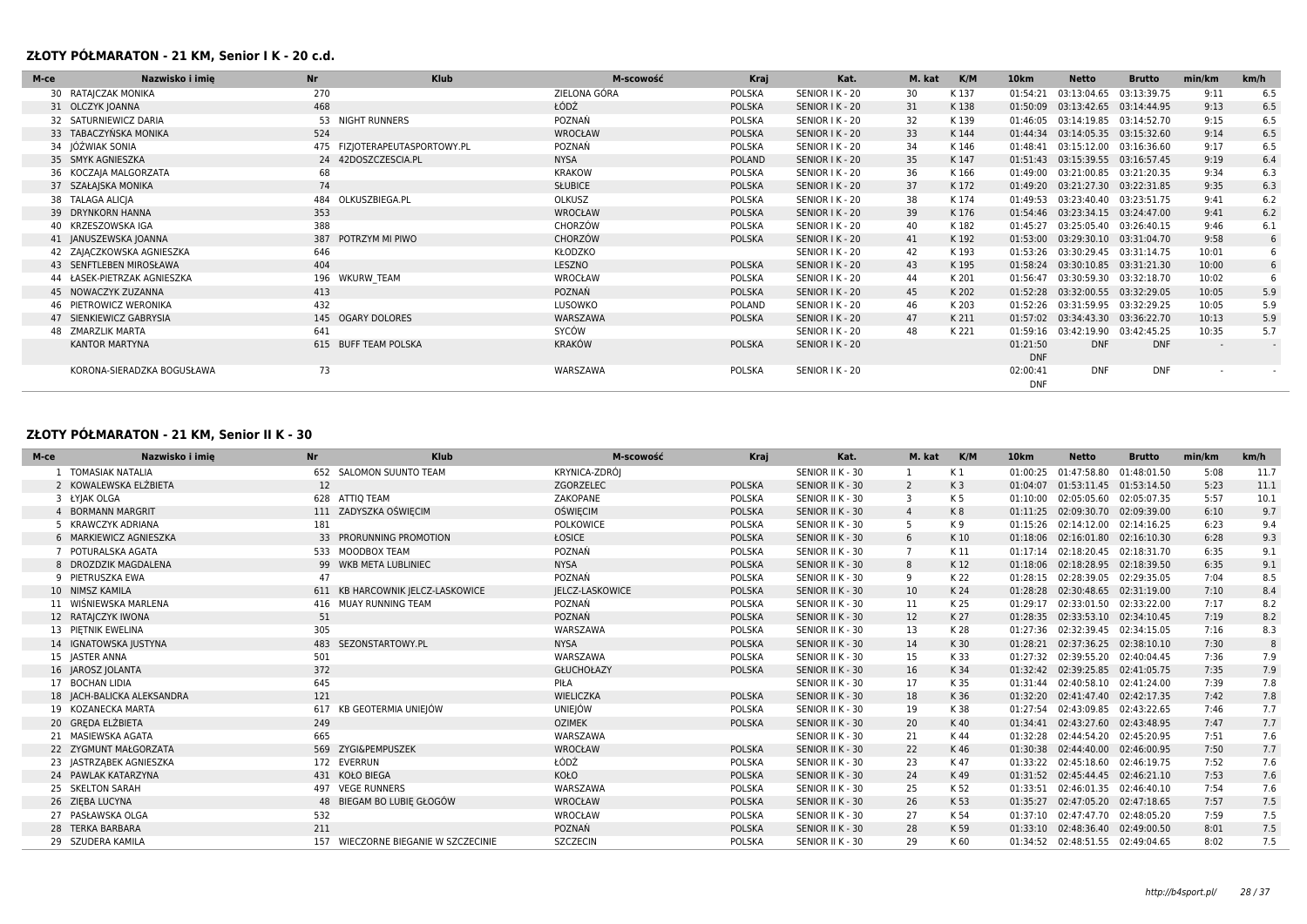## ZŁOTY PÓŁMARATON - 21 KM, Senior I K - 20 c.d.

| M-ce | Nazwisko i imię | Nr | Klub | M-scowość | Kraj | Kat. | M. kat | K/M | 10km | Netto | Brutto | min/km | km/h |
|---|---|---|---|---|---|---|---|---|---|---|---|---|---|
| 30 | RATAJCZAK MONIKA | 270 | | ZIELONA GÓRA | POLSKA | SENIOR I K - 20 | 30 | K 137 | 01:54:21 | 03:13:04.65 | 03:13:39.75 | 9:11 | 6.5 |
| 31 | OLCZYK JOANNA | 468 | | ŁÓDŹ | POLSKA | SENIOR I K - 20 | 31 | K 138 | 01:50:09 | 03:13:42.65 | 03:14:44.95 | 9:13 | 6.5 |
| 32 | SATURNIEWICZ DARIA | 53 | NIGHT RUNNERS | POZNAŃ | POLSKA | SENIOR I K - 20 | 32 | K 139 | 01:46:05 | 03:14:19.85 | 03:14:52.70 | 9:15 | 6.5 |
| 33 | TABACZYŃSKA MONIKA | 524 | | WROCŁAW | POLSKA | SENIOR I K - 20 | 33 | K 144 | 01:44:34 | 03:14:05.35 | 03:15:32.60 | 9:14 | 6.5 |
| 34 | JÓŹWIAK SONIA | 475 | FIZJOTERAPEUTASPORTOWY.PL | POZNAŃ | POLSKA | SENIOR I K - 20 | 34 | K 146 | 01:48:41 | 03:15:12.00 | 03:16:36.60 | 9:17 | 6.5 |
| 35 | SMYK AGNIESZKA | 24 | 42DOSZCZESCIA.PL | NYSA | POLAND | SENIOR I K - 20 | 35 | K 147 | 01:51:43 | 03:15:39.55 | 03:16:57.45 | 9:19 | 6.4 |
| 36 | KOCZAJA MALGORZATA | 68 | | KRAKOW | POLSKA | SENIOR I K - 20 | 36 | K 166 | 01:49:00 | 03:21:00.85 | 03:21:20.35 | 9:34 | 6.3 |
| 37 | SZAŁAJSKA MONIKA | 74 | | SŁUBICE | POLSKA | SENIOR I K - 20 | 37 | K 172 | 01:49:20 | 03:21:27.30 | 03:22:31.85 | 9:35 | 6.3 |
| 38 | TALAGA ALICJA | 484 | OLKUSZBIEGA.PL | OLKUSZ | POLSKA | SENIOR I K - 20 | 38 | K 174 | 01:49:53 | 03:23:40.40 | 03:23:51.75 | 9:41 | 6.2 |
| 39 | DRYNKORN HANNA | 353 | | WROCŁAW | POLSKA | SENIOR I K - 20 | 39 | K 176 | 01:54:46 | 03:23:34.15 | 03:24:47.00 | 9:41 | 6.2 |
| 40 | KRZESZOWSKA IGA | 388 | | CHORZÓW | POLSKA | SENIOR I K - 20 | 40 | K 182 | 01:45:27 | 03:25:05.40 | 03:26:40.15 | 9:46 | 6.1 |
| 41 | JANUSZEWSKA JOANNA | 387 | POTRZYM MI PIWO | CHORZÓW | POLSKA | SENIOR I K - 20 | 41 | K 192 | 01:53:00 | 03:29:30.10 | 03:31:04.70 | 9:58 | 6 |
| 42 | ZAJĄCZKOWSKA AGNIESZKA | 646 | | KŁODZKO | | SENIOR I K - 20 | 42 | K 193 | 01:53:26 | 03:30:29.45 | 03:31:14.75 | 10:01 | 6 |
| 43 | SENFTLEBEN MIROSŁAWA | 404 | | LESZNO | POLSKA | SENIOR I K - 20 | 43 | K 195 | 01:58:24 | 03:30:10.85 | 03:31:21.30 | 10:00 | 6 |
| 44 | ŁASEK-PIETRZAK AGNIESZKA | 196 | WKURW_TEAM | WROCŁAW | POLSKA | SENIOR I K - 20 | 44 | K 201 | 01:56:47 | 03:30:59.30 | 03:32:18.70 | 10:02 | 6 |
| 45 | NOWACZYK ZUZANNA | 413 | | POZNAŃ | POLSKA | SENIOR I K - 20 | 45 | K 202 | 01:52:28 | 03:32:00.55 | 03:32:29.05 | 10:05 | 5.9 |
| 46 | PIETROWICZ WERONIKA | 432 | | LUSOWKO | POLAND | SENIOR I K - 20 | 46 | K 203 | 01:52:26 | 03:31:59.95 | 03:32:29.25 | 10:05 | 5.9 |
| 47 | SIENKIEWICZ GABRYSIA | 145 | OGARY DOLORES | WARSZAWA | POLSKA | SENIOR I K - 20 | 47 | K 211 | 01:57:02 | 03:34:43.30 | 03:36:22.70 | 10:13 | 5.9 |
| 48 | ZMARZLIK MARTA | 641 | | SYCÓW | | SENIOR I K - 20 | 48 | K 221 | 01:59:16 | 03:42:19.90 | 03:42:45.25 | 10:35 | 5.7 |
| | KANTOR MARTYNA | 615 | BUFF TEAM POLSKA | KRAKÓW | POLSKA | SENIOR I K - 20 | | | 01:21:50 DNF | DNF | DNF | - | - |
| | KORONA-SIERADZKA BOGUSŁAWA | 73 | | WARSZAWA | POLSKA | SENIOR I K - 20 | | | 02:00:41 DNF | DNF | DNF | - | - |

## ZŁOTY PÓŁMARATON - 21 KM, Senior II K - 30

| M-ce | Nazwisko i imię | Nr | Klub | M-scowość | Kraj | Kat. | M. kat | K/M | 10km | Netto | Brutto | min/km | km/h |
|---|---|---|---|---|---|---|---|---|---|---|---|---|---|
| 1 | TOMASIAK NATALIA | 652 | SALOMON SUUNTO TEAM | KRYNICA-ZDRÓJ | | SENIOR II K - 30 | 1 | K 1 | 01:00:25 | 01:47:58.80 | 01:48:01.50 | 5:08 | 11.7 |
| 2 | KOWALEWSKA ELŻBIETA | 12 | | ZGORZELEC | POLSKA | SENIOR II K - 30 | 2 | K 3 | 01:04:07 | 01:53:11.45 | 01:53:14.50 | 5:23 | 11.1 |
| 3 | ŁYJAK OLGA | 628 | ATTIQ TEAM | ZAKOPANE | POLSKA | SENIOR II K - 30 | 3 | K 5 | 01:10:00 | 02:05:05.60 | 02:05:07.35 | 5:57 | 10.1 |
| 4 | BORMANN MARGRIT | 111 | ZADYSZKA OŚWIĘCIM | OŚWIĘCIM | POLSKA | SENIOR II K - 30 | 4 | K 8 | 01:11:25 | 02:09:30.70 | 02:09:39.00 | 6:10 | 9.7 |
| 5 | KRAWCZYK ADRIANA | 181 | | POLKOWICE | POLSKA | SENIOR II K - 30 | 5 | K 9 | 01:15:26 | 02:14:12.00 | 02:14:16.25 | 6:23 | 9.4 |
| 6 | MARKIEWICZ AGNIESZKA | 33 | PRORUNNING PROMOTION | ŁOSICE | POLSKA | SENIOR II K - 30 | 6 | K 10 | 01:18:06 | 02:16:01.80 | 02:16:10.30 | 6:28 | 9.3 |
| 7 | POTURALSKA AGATA | 533 | MOODBOX TEAM | POZNAŃ | POLSKA | SENIOR II K - 30 | 7 | K 11 | 01:17:14 | 02:18:20.45 | 02:18:31.70 | 6:35 | 9.1 |
| 8 | DROZDZIK MAGDALENA | 99 | WKB META LUBLINIEC | NYSA | POLSKA | SENIOR II K - 30 | 8 | K 12 | 01:18:06 | 02:18:28.95 | 02:18:39.50 | 6:35 | 9.1 |
| 9 | PIETRUSZKA EWA | 47 | | POZNAŃ | POLSKA | SENIOR II K - 30 | 9 | K 22 | 01:28:15 | 02:28:39.05 | 02:29:35.05 | 7:04 | 8.5 |
| 10 | NIMSZ KAMILA | 611 | KB HARCOWNIK JELCZ-LASKOWICE | JELCZ-LASKOWICE | POLSKA | SENIOR II K - 30 | 10 | K 24 | 01:28:28 | 02:30:48.65 | 02:31:19.00 | 7:10 | 8.4 |
| 11 | WIŚNIEWSKA MARLENA | 416 | MUAY RUNNING TEAM | POZNAŃ | POLSKA | SENIOR II K - 30 | 11 | K 25 | 01:29:17 | 02:33:01.50 | 02:33:22.00 | 7:17 | 8.2 |
| 12 | RATAJCZYK IWONA | 51 | | POZNAŃ | POLSKA | SENIOR II K - 30 | 12 | K 27 | 01:28:35 | 02:33:53.10 | 02:34:10.45 | 7:19 | 8.2 |
| 13 | PIĘTNIK EWELINA | 305 | | WARSZAWA | POLSKA | SENIOR II K - 30 | 13 | K 28 | 01:27:36 | 02:32:39.45 | 02:34:15.05 | 7:16 | 8.3 |
| 14 | IGNATOWSKA JUSTYNA | 483 | SEZONSTARTOWY.PL | NYSA | POLSKA | SENIOR II K - 30 | 14 | K 30 | 01:28:21 | 02:37:36.25 | 02:38:10.10 | 7:30 | 8 |
| 15 | JASTER ANNA | 501 | | WARSZAWA | POLSKA | SENIOR II K - 30 | 15 | K 33 | 01:27:32 | 02:39:55.20 | 02:40:04.45 | 7:36 | 7.9 |
| 16 | JAROSZ JOLANTA | 372 | | GŁUCHOŁAZY | POLSKA | SENIOR II K - 30 | 16 | K 34 | 01:32:42 | 02:39:25.80 | 02:41:05.75 | 7:35 | 7.9 |
| 17 | BOCHAN LIDIA | 645 | | PIŁA | | SENIOR II K - 30 | 17 | K 35 | 01:31:44 | 02:40:58.10 | 02:41:24.00 | 7:39 | 7.8 |
| 18 | JACH-BALICKA ALEKSANDRA | 121 | | WIELICZKA | POLSKA | SENIOR II K - 30 | 18 | K 36 | 01:32:20 | 02:41:47.40 | 02:42:17.35 | 7:42 | 7.8 |
| 19 | KOZANECKA MARTA | 617 | KB GEOTERMIA UNIEJÓW | UNIEJÓW | POLSKA | SENIOR II K - 30 | 19 | K 38 | 01:27:54 | 02:43:09.85 | 02:43:22.65 | 7:46 | 7.7 |
| 20 | GRĘDA ELŻBIETA | 249 | | OZIMEK | POLSKA | SENIOR II K - 30 | 20 | K 40 | 01:34:41 | 02:43:27.60 | 02:43:48.95 | 7:47 | 7.7 |
| 21 | MASIEWSKA AGATA | 665 | | WARSZAWA | | SENIOR II K - 30 | 21 | K 44 | 01:32:28 | 02:44:54.20 | 02:45:20.95 | 7:51 | 7.6 |
| 22 | ZYGMUNT MAŁGORZATA | 569 | ZYGI&PEMPUSZEK | WROCŁAW | POLSKA | SENIOR II K - 30 | 22 | K 46 | 01:30:38 | 02:44:00.20 | 02:46:00.95 | 7:50 | 7.7 |
| 23 | JASTRZĄBEK AGNIESZKA | 172 | EVERRUN | ŁÓDŹ | POLSKA | SENIOR II K - 30 | 23 | K 47 | 01:33:22 | 02:45:18.60 | 02:46:19.75 | 7:52 | 7.6 |
| 24 | PAWLAK KATARZYNA | 431 | KOŁO BIEGA | KOŁO | POLSKA | SENIOR II K - 30 | 24 | K 49 | 01:31:52 | 02:45:44.45 | 02:46:21.10 | 7:53 | 7.6 |
| 25 | SKELTON SARAH | 497 | VEGE RUNNERS | WARSZAWA | POLSKA | SENIOR II K - 30 | 25 | K 52 | 01:33:51 | 02:46:01.35 | 02:46:40.10 | 7:54 | 7.6 |
| 26 | ZIĘBA LUCYNA | 48 | BIEGAM BO LUBIĘ GŁOGÓW | WROCŁAW | POLSKA | SENIOR II K - 30 | 26 | K 53 | 01:35:27 | 02:47:05.20 | 02:47:18.65 | 7:57 | 7.5 |
| 27 | PASŁAWSKA OLGA | 532 | | WROCŁAW | POLSKA | SENIOR II K - 30 | 27 | K 54 | 01:37:10 | 02:47:47.70 | 02:48:05.20 | 7:59 | 7.5 |
| 28 | TERKA BARBARA | 211 | | POZNAŃ | POLSKA | SENIOR II K - 30 | 28 | K 59 | 01:33:10 | 02:48:36.40 | 02:49:00.50 | 8:01 | 7.5 |
| 29 | SZUDERA KAMILA | 157 | WIECZORNE BIEGANIE W SZCZECINIE | SZCZECIN | POLSKA | SENIOR II K - 30 | 29 | K 60 | 01:34:52 | 02:48:51.55 | 02:49:04.65 | 8:02 | 7.5 |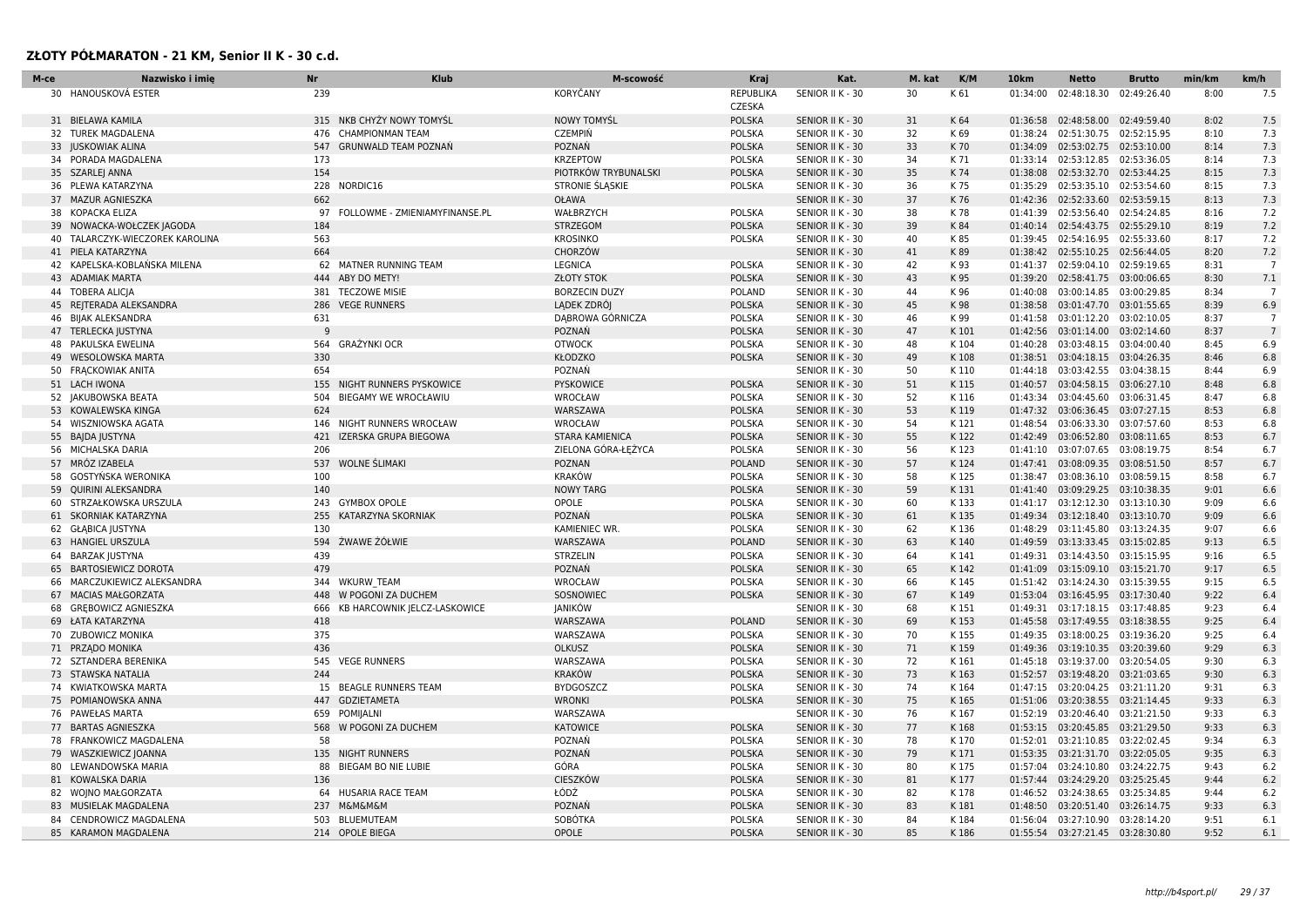## ZŁOTY PÓŁMARATON - 21 KM, Senior II K - 30 c.d.

| M-ce | Nazwisko i imię | Nr | Klub | M-scowość | Kraj | Kat. | M. kat | K/M | 10km | Netto | Brutto | min/km | km/h |
|---|---|---|---|---|---|---|---|---|---|---|---|---|---|
| 30 | HANOUSKOVÁ ESTER | 239 | | KORYČANY | REPUBLIKA CZESKA | SENIOR II K - 30 | 30 | K 61 | 01:34:00 | 02:48:18.30 | 02:49:26.40 | 8:00 | 7.5 |
| 31 | BIELAWA KAMILA | 315 | NKB CHYŻY NOWY TOMYŚL | NOWY TOMYŚL | POLSKA | SENIOR II K - 30 | 31 | K 64 | 01:36:58 | 02:48:58.00 | 02:49:59.40 | 8:02 | 7.5 |
| 32 | TUREK MAGDALENA | 476 | CHAMPIONMAN TEAM | CZEMPIŃ | POLSKA | SENIOR II K - 30 | 32 | K 69 | 01:38:24 | 02:51:30.75 | 02:52:15.95 | 8:10 | 7.3 |
| 33 | JUSKOWIAK ALINA | 547 | GRUNWALD TEAM POZNAŃ | POZNAŃ | POLSKA | SENIOR II K - 30 | 33 | K 70 | 01:34:09 | 02:53:02.75 | 02:53:10.00 | 8:14 | 7.3 |
| 34 | PORADA MAGDALENA | 173 | | KRZEPTOW | POLSKA | SENIOR II K - 30 | 34 | K 71 | 01:33:14 | 02:53:12.85 | 02:53:36.05 | 8:14 | 7.3 |
| 35 | SZARLEJ ANNA | 154 | | PIOTRKÓW TRYBUNALSKI | POLSKA | SENIOR II K - 30 | 35 | K 74 | 01:38:08 | 02:53:32.70 | 02:53:44.25 | 8:15 | 7.3 |
| 36 | PLEWA KATARZYNA | 228 | NORDIC16 | STRONIE ŚLĄSKIE | POLSKA | SENIOR II K - 30 | 36 | K 75 | 01:35:29 | 02:53:35.10 | 02:53:54.60 | 8:15 | 7.3 |
| 37 | MAZUR AGNIESZKA | 662 | | OŁAWA | | SENIOR II K - 30 | 37 | K 76 | 01:42:36 | 02:52:33.60 | 02:53:59.15 | 8:13 | 7.3 |
| 38 | KOPACKA ELIZA | 97 | FOLLOWME - ZMIENIAMYFINANSE.PL | WAŁBRZYCH | POLSKA | SENIOR II K - 30 | 38 | K 78 | 01:41:39 | 02:53:56.40 | 02:54:24.85 | 8:16 | 7.2 |
| 39 | NOWACKA-WOŁCZEK JAGODA | 184 | | STRZEGOM | POLSKA | SENIOR II K - 30 | 39 | K 84 | 01:40:14 | 02:54:43.75 | 02:55:29.10 | 8:19 | 7.2 |
| 40 | TALARCZYK-WIECZOREK KAROLINA | 563 | | KROSINKO | POLSKA | SENIOR II K - 30 | 40 | K 85 | 01:39:45 | 02:54:16.95 | 02:55:33.60 | 8:17 | 7.2 |
| 41 | PIELA KATARZYNA | 664 | | CHORZÓW | | SENIOR II K - 30 | 41 | K 89 | 01:38:42 | 02:55:10.25 | 02:56:44.05 | 8:20 | 7.2 |
| 42 | KAPELSKA-KOBLAŃSKA MILENA | 62 | MATNER RUNNING TEAM | LEGNICA | POLSKA | SENIOR II K - 30 | 42 | K 93 | 01:41:37 | 02:59:04.10 | 02:59:19.65 | 8:31 | 7 |
| 43 | ADAMIAK MARTA | 444 | ABY DO METY! | ZŁOTY STOK | POLSKA | SENIOR II K - 30 | 43 | K 95 | 01:39:20 | 02:58:41.75 | 03:00:06.65 | 8:30 | 7.1 |
| 44 | TOBERA ALICJA | 381 | TECZOWE MISIE | BORZECIN DUZY | POLAND | SENIOR II K - 30 | 44 | K 96 | 01:40:08 | 03:00:14.85 | 03:00:29.85 | 8:34 | 7 |
| 45 | REJTERADA ALEKSANDRA | 286 | VEGE RUNNERS | LĄDEK ZDRÓJ | POLSKA | SENIOR II K - 30 | 45 | K 98 | 01:38:58 | 03:01:47.70 | 03:01:55.65 | 8:39 | 6.9 |
| 46 | BIJAK ALEKSANDRA | 631 | | DĄBROWA GÓRNICZA | POLSKA | SENIOR II K - 30 | 46 | K 99 | 01:41:58 | 03:01:12.20 | 03:02:10.05 | 8:37 | 7 |
| 47 | TERLECKA JUSTYNA | 9 | | POZNAŃ | POLSKA | SENIOR II K - 30 | 47 | K 101 | 01:42:56 | 03:01:14.00 | 03:02:14.60 | 8:37 | 7 |
| 48 | PAKULSKA EWELINA | 564 | GRAŻYNKI OCR | OTWOCK | POLSKA | SENIOR II K - 30 | 48 | K 104 | 01:40:28 | 03:03:48.15 | 03:04:00.40 | 8:45 | 6.9 |
| 49 | WESOLOWSKA MARTA | 330 | | KŁODZKO | POLSKA | SENIOR II K - 30 | 49 | K 108 | 01:38:51 | 03:04:18.15 | 03:04:26.35 | 8:46 | 6.8 |
| 50 | FRĄCKOWIAK ANITA | 654 | | POZNAŃ | | SENIOR II K - 30 | 50 | K 110 | 01:44:18 | 03:03:42.55 | 03:04:38.15 | 8:44 | 6.9 |
| 51 | LACH IWONA | 155 | NIGHT RUNNERS PYSKOWICE | PYSKOWICE | POLSKA | SENIOR II K - 30 | 51 | K 115 | 01:40:57 | 03:04:58.15 | 03:06:27.10 | 8:48 | 6.8 |
| 52 | JAKUBOWSKA BEATA | 504 | BIEGAMY WE WROCŁAWIU | WROCŁAW | POLSKA | SENIOR II K - 30 | 52 | K 116 | 01:43:34 | 03:04:45.60 | 03:06:31.45 | 8:47 | 6.8 |
| 53 | KOWALEWSKA KINGA | 624 | | WARSZAWA | POLSKA | SENIOR II K - 30 | 53 | K 119 | 01:47:32 | 03:06:36.45 | 03:07:27.15 | 8:53 | 6.8 |
| 54 | WISZNIOWSKA AGATA | 146 | NIGHT RUNNERS WROCŁAW | WROCŁAW | POLSKA | SENIOR II K - 30 | 54 | K 121 | 01:48:54 | 03:06:33.30 | 03:07:57.60 | 8:53 | 6.8 |
| 55 | BAJDA JUSTYNA | 421 | IZERSKA GRUPA BIEGOWA | STARA KAMIENICA | POLSKA | SENIOR II K - 30 | 55 | K 122 | 01:42:49 | 03:06:52.80 | 03:08:11.65 | 8:53 | 6.7 |
| 56 | MICHALSKA DARIA | 206 | | ZIELONA GÓRA-ŁĘŻYCA | POLSKA | SENIOR II K - 30 | 56 | K 123 | 01:41:10 | 03:07:07.65 | 03:08:19.75 | 8:54 | 6.7 |
| 57 | MRÓZ IZABELA | 537 | WOLNE ŚLIMAKI | POZNAN | POLAND | SENIOR II K - 30 | 57 | K 124 | 01:47:41 | 03:08:09.35 | 03:08:51.50 | 8:57 | 6.7 |
| 58 | GOSTYŃSKA WERONIKA | 100 | | KRAKÓW | POLSKA | SENIOR II K - 30 | 58 | K 125 | 01:38:47 | 03:08:36.10 | 03:08:59.15 | 8:58 | 6.7 |
| 59 | QUIRINI ALEKSANDRA | 140 | | NOWY TARG | POLSKA | SENIOR II K - 30 | 59 | K 131 | 01:41:40 | 03:09:29.25 | 03:10:38.35 | 9:01 | 6.6 |
| 60 | STRZAŁKOWSKA URSZULA | 243 | GYMBOX OPOLE | OPOLE | POLSKA | SENIOR II K - 30 | 60 | K 133 | 01:41:17 | 03:12:12.30 | 03:13:10.30 | 9:09 | 6.6 |
| 61 | SKORNIAK KATARZYNA | 255 | KATARZYNA SKORNIAK | POZNAŃ | POLSKA | SENIOR II K - 30 | 61 | K 135 | 01:49:34 | 03:12:18.40 | 03:13:10.70 | 9:09 | 6.6 |
| 62 | GŁĄBICA JUSTYNA | 130 | | KAMIENIEC WR. | POLSKA | SENIOR II K - 30 | 62 | K 136 | 01:48:29 | 03:11:45.80 | 03:13:24.35 | 9:07 | 6.6 |
| 63 | HANGIEL URSZULA | 594 | ŻWAWE ŻÓŁWIE | WARSZAWA | POLAND | SENIOR II K - 30 | 63 | K 140 | 01:49:59 | 03:13:33.45 | 03:15:02.85 | 9:13 | 6.5 |
| 64 | BARZAK JUSTYNA | 439 | | STRZELIN | POLSKA | SENIOR II K - 30 | 64 | K 141 | 01:49:31 | 03:14:43.50 | 03:15:15.95 | 9:16 | 6.5 |
| 65 | BARTOSIEWICZ DOROTA | 479 | | POZNAŃ | POLSKA | SENIOR II K - 30 | 65 | K 142 | 01:41:09 | 03:15:09.10 | 03:15:21.70 | 9:17 | 6.5 |
| 66 | MARCZUKIEWICZ ALEKSANDRA | 344 | WKURW_TEAM | WROCŁAW | POLSKA | SENIOR II K - 30 | 66 | K 145 | 01:51:42 | 03:14:24.30 | 03:15:39.55 | 9:15 | 6.5 |
| 67 | MACIAS MAŁGORZATA | 448 | W POGONI ZA DUCHEM | SOSNOWIEC | POLSKA | SENIOR II K - 30 | 67 | K 149 | 01:53:04 | 03:16:45.95 | 03:17:30.40 | 9:22 | 6.4 |
| 68 | GRĘBOWICZ AGNIESZKA | 666 | KB HARCOWNIK JELCZ-LASKOWICE | JANIKÓW | | SENIOR II K - 30 | 68 | K 151 | 01:49:31 | 03:17:18.15 | 03:17:48.85 | 9:23 | 6.4 |
| 69 | ŁATA KATARZYNA | 418 | | WARSZAWA | POLAND | SENIOR II K - 30 | 69 | K 153 | 01:45:58 | 03:17:49.55 | 03:18:38.55 | 9:25 | 6.4 |
| 70 | ZUBOWICZ MONIKA | 375 | | WARSZAWA | POLSKA | SENIOR II K - 30 | 70 | K 155 | 01:49:35 | 03:18:00.25 | 03:19:36.20 | 9:25 | 6.4 |
| 71 | PRZĄDO MONIKA | 436 | | OLKUSZ | POLSKA | SENIOR II K - 30 | 71 | K 159 | 01:49:36 | 03:19:10.35 | 03:20:39.60 | 9:29 | 6.3 |
| 72 | SZTANDERA BERENIKA | 545 | VEGE RUNNERS | WARSZAWA | POLSKA | SENIOR II K - 30 | 72 | K 161 | 01:45:18 | 03:19:37.00 | 03:20:54.05 | 9:30 | 6.3 |
| 73 | STAWSKA NATALIA | 244 | | KRAKÓW | POLSKA | SENIOR II K - 30 | 73 | K 163 | 01:52:57 | 03:19:48.20 | 03:21:03.65 | 9:30 | 6.3 |
| 74 | KWIATKOWSKA MARTA | 15 | BEAGLE RUNNERS TEAM | BYDGOSZCZ | POLSKA | SENIOR II K - 30 | 74 | K 164 | 01:47:15 | 03:20:04.25 | 03:21:11.20 | 9:31 | 6.3 |
| 75 | POMIANOWSKA ANNA | 447 | GDZIETAMETA | WRONKI | POLSKA | SENIOR II K - 30 | 75 | K 165 | 01:51:06 | 03:20:38.55 | 03:21:14.45 | 9:33 | 6.3 |
| 76 | PAWEŁAS MARTA | 659 | POMIJALNI | WARSZAWA | | SENIOR II K - 30 | 76 | K 167 | 01:52:19 | 03:20:46.40 | 03:21:21.50 | 9:33 | 6.3 |
| 77 | BARTAS AGNIESZKA | 568 | W POGONI ZA DUCHEM | KATOWICE | POLSKA | SENIOR II K - 30 | 77 | K 168 | 01:53:15 | 03:20:45.85 | 03:21:29.50 | 9:33 | 6.3 |
| 78 | FRANKOWICZ MAGDALENA | 58 | | POZNAŃ | POLSKA | SENIOR II K - 30 | 78 | K 170 | 01:52:01 | 03:21:10.85 | 03:22:02.45 | 9:34 | 6.3 |
| 79 | WASZKIEWICZ JOANNA | 135 | NIGHT RUNNERS | POZNAŃ | POLSKA | SENIOR II K - 30 | 79 | K 171 | 01:53:35 | 03:21:31.70 | 03:22:05.05 | 9:35 | 6.3 |
| 80 | LEWANDOWSKA MARIA | 88 | BIEGAM BO NIE LUBIE | GÓRA | POLSKA | SENIOR II K - 30 | 80 | K 175 | 01:57:04 | 03:24:10.80 | 03:24:22.75 | 9:43 | 6.2 |
| 81 | KOWALSKA DARIA | 136 | | CIESZKÓW | POLSKA | SENIOR II K - 30 | 81 | K 177 | 01:57:44 | 03:24:29.20 | 03:25:25.45 | 9:44 | 6.2 |
| 82 | WOJNO MAŁGORZATA | 64 | HUSARIA RACE TEAM | ŁÓDŹ | POLSKA | SENIOR II K - 30 | 82 | K 178 | 01:46:52 | 03:24:38.65 | 03:25:34.85 | 9:44 | 6.2 |
| 83 | MUSIELAK MAGDALENA | 237 | M&M&M&M | POZNAŃ | POLSKA | SENIOR II K - 30 | 83 | K 181 | 01:48:50 | 03:20:51.40 | 03:26:14.75 | 9:33 | 6.3 |
| 84 | CENDROWICZ MAGDALENA | 503 | BLUEMUTEAM | SOBÓTKA | POLSKA | SENIOR II K - 30 | 84 | K 184 | 01:56:04 | 03:27:10.90 | 03:28:14.20 | 9:51 | 6.1 |
| 85 | KARAMON MAGDALENA | 214 | OPOLE BIEGA | OPOLE | POLSKA | SENIOR II K - 30 | 85 | K 186 | 01:55:54 | 03:27:21.45 | 03:28:30.80 | 9:52 | 6.1 |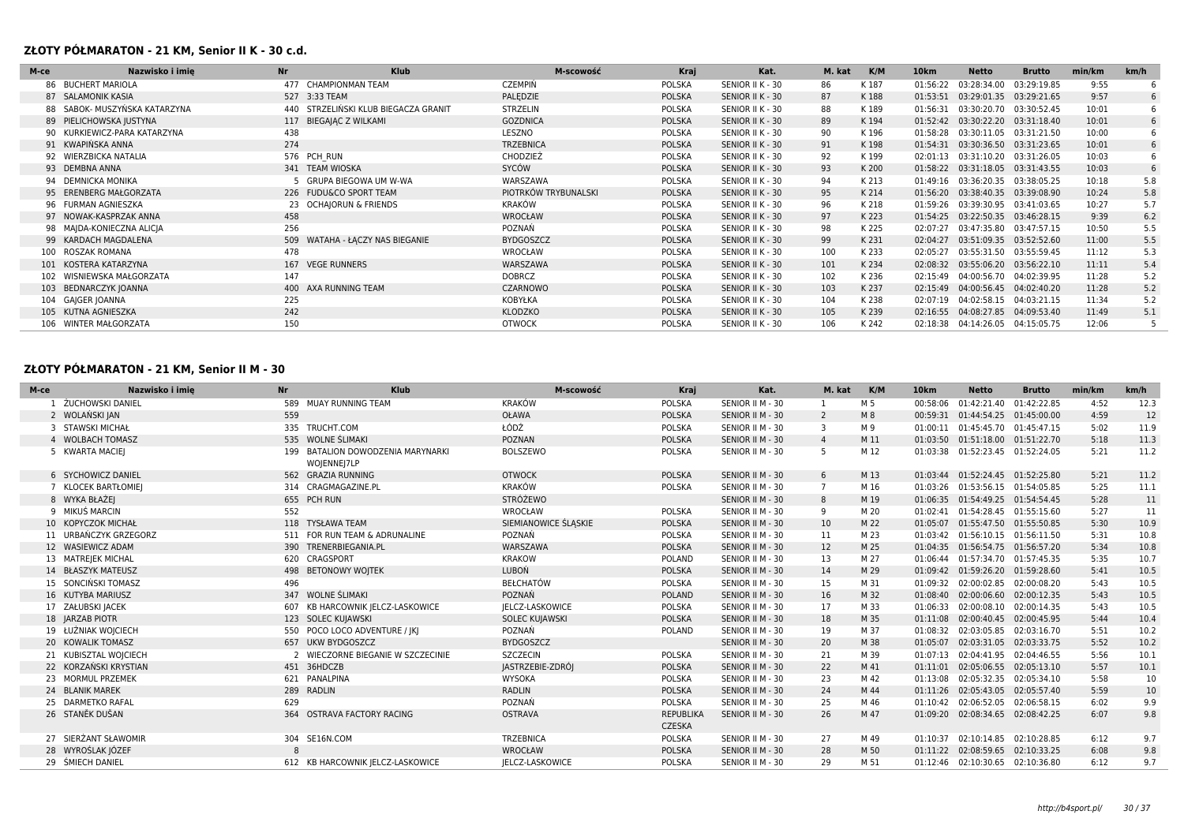## ZŁOTY PÓŁMARATON - 21 KM, Senior II K - 30 c.d.

| M-ce | Nazwisko i imię | Nr | Klub | M-scowość | Kraj | Kat. | M. kat | K/M | 10km | Netto | Brutto | min/km | km/h |
|---|---|---|---|---|---|---|---|---|---|---|---|---|---|
| 86 | BUCHERT MARIOLA | 477 | CHAMPIONMAN TEAM | CZEMPIŃ | POLSKA | SENIOR II K - 30 | 86 | K 187 | 01:56:22 | 03:28:34.00 | 03:29:19.85 | 9:55 | 6 |
| 87 | SALAMONIK KASIA | 527 | 3:33 TEAM | PALĘDZIE | POLSKA | SENIOR II K - 30 | 87 | K 188 | 01:53:51 | 03:29:01.35 | 03:29:21.65 | 9:57 | 6 |
| 88 | SABOK- MUSZYŃSKA KATARZYNA | 440 | STRZELIŃSKI KLUB BIEGACZA GRANIT | STRZELIN | POLSKA | SENIOR II K - 30 | 88 | K 189 | 01:56:31 | 03:30:20.70 | 03:30:52.45 | 10:01 | 6 |
| 89 | PIELICHOWSKA JUSTYNA | 117 | BIEGAJĄC Z WILKAMI | GOZDNICA | POLSKA | SENIOR II K - 30 | 89 | K 194 | 01:52:42 | 03:30:22.20 | 03:31:18.40 | 10:01 | 6 |
| 90 | KURKIEWICZ-PARA KATARZYNA | 438 | | LESZNO | POLSKA | SENIOR II K - 30 | 90 | K 196 | 01:58:28 | 03:30:11.05 | 03:31:21.50 | 10:00 | 6 |
| 91 | KWAPIŃSKA ANNA | 274 | | TRZEBNICA | POLSKA | SENIOR II K - 30 | 91 | K 198 | 01:54:31 | 03:30:36.50 | 03:31:23.65 | 10:01 | 6 |
| 92 | WIERZBICKA NATALIA | 576 | PCH_RUN | CHODZIEŻ | POLSKA | SENIOR II K - 30 | 92 | K 199 | 02:01:13 | 03:31:10.20 | 03:31:26.05 | 10:03 | 6 |
| 93 | DEMBNA ANNA | 341 | TEAM WIOSKA | SYCÓW | POLSKA | SENIOR II K - 30 | 93 | K 200 | 01:58:22 | 03:31:18.05 | 03:31:43.55 | 10:03 | 6 |
| 94 | DEMNICKA MONIKA | 5 | GRUPA BIEGOWA UM W-WA | WARSZAWA | POLSKA | SENIOR II K - 30 | 94 | K 213 | 01:49:16 | 03:36:20.35 | 03:38:05.25 | 10:18 | 5.8 |
| 95 | ERENBERG MAŁGORZATA | 226 | FUDU&CO SPORT TEAM | PIOTRKÓW TRYBUNALSKI | POLSKA | SENIOR II K - 30 | 95 | K 214 | 01:56:20 | 03:38:40.35 | 03:39:08.90 | 10:24 | 5.8 |
| 96 | FURMAN AGNIESZKA | 23 | OCHAJORUN & FRIENDS | KRAKÓW | POLSKA | SENIOR II K - 30 | 96 | K 218 | 01:59:26 | 03:39:30.95 | 03:41:03.65 | 10:27 | 5.7 |
| 97 | NOWAK-KASPRZAK ANNA | 458 | | WROCŁAW | POLSKA | SENIOR II K - 30 | 97 | K 223 | 01:54:25 | 03:22:50.35 | 03:46:28.15 | 9:39 | 6.2 |
| 98 | MAJDA-KONIECZNA ALICJA | 256 | | POZNAŃ | POLSKA | SENIOR II K - 30 | 98 | K 225 | 02:07:27 | 03:47:35.80 | 03:47:57.15 | 10:50 | 5.5 |
| 99 | KARDACH MAGDALENA | 509 | WATAHA - ŁĄCZY NAS BIEGANIE | BYDGOSZCZ | POLSKA | SENIOR II K - 30 | 99 | K 231 | 02:04:27 | 03:51:09.35 | 03:52:52.60 | 11:00 | 5.5 |
| 100 | ROSZAK ROMANA | 478 | | WROCŁAW | POLSKA | SENIOR II K - 30 | 100 | K 233 | 02:05:27 | 03:55:31.50 | 03:55:59.45 | 11:12 | 5.3 |
| 101 | KOSTERA KATARZYNA | 167 | VEGE RUNNERS | WARSZAWA | POLSKA | SENIOR II K - 30 | 101 | K 234 | 02:08:32 | 03:55:06.20 | 03:56:22.10 | 11:11 | 5.4 |
| 102 | WISNIEWSKA MAŁGORZATA | 147 | | DOBRCZ | POLSKA | SENIOR II K - 30 | 102 | K 236 | 02:15:49 | 04:00:56.70 | 04:02:39.95 | 11:28 | 5.2 |
| 103 | BEDNARCZYK JOANNA | 400 | AXA RUNNING TEAM | CZARNOWO | POLSKA | SENIOR II K - 30 | 103 | K 237 | 02:15:49 | 04:00:56.45 | 04:02:40.20 | 11:28 | 5.2 |
| 104 | GAJGER JOANNA | 225 | | KOBYŁKA | POLSKA | SENIOR II K - 30 | 104 | K 238 | 02:07:19 | 04:02:58.15 | 04:03:21.15 | 11:34 | 5.2 |
| 105 | KUTNA AGNIESZKA | 242 | | KLODZKO | POLSKA | SENIOR II K - 30 | 105 | K 239 | 02:16:55 | 04:08:27.85 | 04:09:53.40 | 11:49 | 5.1 |
| 106 | WINTER MAŁGORZATA | 150 | | OTWOCK | POLSKA | SENIOR II K - 30 | 106 | K 242 | 02:18:38 | 04:14:26.05 | 04:15:05.75 | 12:06 | 5 |

## ZŁOTY PÓŁMARATON - 21 KM, Senior II M - 30

| M-ce | Nazwisko i imię | Nr | Klub | M-scowość | Kraj | Kat. | M. kat | K/M | 10km | Netto | Brutto | min/km | km/h |
|---|---|---|---|---|---|---|---|---|---|---|---|---|---|
| 1 | ŻUCHOWSKI DANIEL | 589 | MUAY RUNNING TEAM | KRAKÓW | POLSKA | SENIOR II M - 30 | 1 | M 5 | 00:58:06 | 01:42:21.40 | 01:42:22.85 | 4:52 | 12.3 |
| 2 | WOLAŃSKI JAN | 559 | | OŁAWA | POLSKA | SENIOR II M - 30 | 2 | M 8 | 00:59:31 | 01:44:54.25 | 01:45:00.00 | 4:59 | 12 |
| 3 | STAWSKI MICHAŁ | 335 | TRUCHT.COM | ŁÓDŹ | POLSKA | SENIOR II M - 30 | 3 | M 9 | 01:00:11 | 01:45:45.70 | 01:45:47.15 | 5:02 | 11.9 |
| 4 | WOLBACH TOMASZ | 535 | WOLNE ŚLIMAKI | POZNAN | POLSKA | SENIOR II M - 30 | 4 | M 11 | 01:03:50 | 01:51:18.00 | 01:51:22.70 | 5:18 | 11.3 |
| 5 | KWARTA MACIEJ | 199 | BATALION DOWODZENIA MARYNARKI WOJENNEJ7LP | BOLSZEWO | POLSKA | SENIOR II M - 30 | 5 | M 12 | 01:03:38 | 01:52:23.45 | 01:52:24.05 | 5:21 | 11.2 |
| 6 | SYCHOWICZ DANIEL | 562 | GRAZIA RUNNING | OTWOCK | POLSKA | SENIOR II M - 30 | 6 | M 13 | 01:03:44 | 01:52:24.45 | 01:52:25.80 | 5:21 | 11.2 |
| 7 | KLOCEK BARTŁOMIEJ | 314 | CRAGMAGAZINE.PL | KRAKÓW | POLSKA | SENIOR II M - 30 | 7 | M 16 | 01:03:26 | 01:53:56.15 | 01:54:05.85 | 5:25 | 11.1 |
| 8 | WYKA BŁAŻEJ | 655 | PCH RUN | STRÓŻEWO | | SENIOR II M - 30 | 8 | M 19 | 01:06:35 | 01:54:49.25 | 01:54:54.45 | 5:28 | 11 |
| 9 | MIKUŚ MARCIN | 552 | | WROCŁAW | POLSKA | SENIOR II M - 30 | 9 | M 20 | 01:02:41 | 01:54:28.45 | 01:55:15.60 | 5:27 | 11 |
| 10 | KOPYCZOK MICHAŁ | 118 | TYSŁAWA TEAM | SIEMIANOWICE ŚLĄSKIE | POLSKA | SENIOR II M - 30 | 10 | M 22 | 01:05:07 | 01:55:47.50 | 01:55:50.85 | 5:30 | 10.9 |
| 11 | URBAŃCZYK GRZEGORZ | 511 | FOR RUN TEAM & ADRUNALINE | POZNAŃ | POLSKA | SENIOR II M - 30 | 11 | M 23 | 01:03:42 | 01:56:10.15 | 01:56:11.50 | 5:31 | 10.8 |
| 12 | WASIEWICZ ADAM | 390 | TRENERBIEGANIA.PL | WARSZAWA | POLSKA | SENIOR II M - 30 | 12 | M 25 | 01:04:35 | 01:56:54.75 | 01:56:57.20 | 5:34 | 10.8 |
| 13 | MATREJEK MICHAL | 620 | CRAGSPORT | KRAKOW | POLAND | SENIOR II M - 30 | 13 | M 27 | 01:06:44 | 01:57:34.70 | 01:57:45.35 | 5:35 | 10.7 |
| 14 | BŁASZYK MATEUSZ | 498 | BETONOWY WOJTEK | LUBOŃ | POLSKA | SENIOR II M - 30 | 14 | M 29 | 01:09:42 | 01:59:26.20 | 01:59:28.60 | 5:41 | 10.5 |
| 15 | SONCIŃSKI TOMASZ | 496 | | BEŁCHATÓW | POLSKA | SENIOR II M - 30 | 15 | M 31 | 01:09:32 | 02:00:02.85 | 02:00:08.20 | 5:43 | 10.5 |
| 16 | KUTYBA MARIUSZ | 347 | WOLNE ŚLIMAKI | POZNAŃ | POLAND | SENIOR II M - 30 | 16 | M 32 | 01:08:40 | 02:00:06.60 | 02:00:12.35 | 5:43 | 10.5 |
| 17 | ZAŁUBSKI JACEK | 607 | KB HARCOWNIK JELCZ-LASKOWICE | JELCZ-LASKOWICE | POLSKA | SENIOR II M - 30 | 17 | M 33 | 01:06:33 | 02:00:08.10 | 02:00:14.35 | 5:43 | 10.5 |
| 18 | JARZAB PIOTR | 123 | SOLEC KUJAWSKI | SOLEC KUJAWSKI | POLSKA | SENIOR II M - 30 | 18 | M 35 | 01:11:08 | 02:00:40.45 | 02:00:45.95 | 5:44 | 10.4 |
| 19 | ŁUŹNIAK WOJCIECH | 550 | POCO LOCO ADVENTURE / JKJ | POZNAŃ | POLAND | SENIOR II M - 30 | 19 | M 37 | 01:08:32 | 02:03:05.85 | 02:03:16.70 | 5:51 | 10.2 |
| 20 | KOWALIK TOMASZ | 657 | UKW BYDGOSZCZ | BYDGOSZCZ | | SENIOR II M - 30 | 20 | M 38 | 01:05:07 | 02:03:31.05 | 02:03:33.75 | 5:52 | 10.2 |
| 21 | KUBISZTAL WOJCIECH | 2 | WIECZORNE BIEGANIE W SZCZECINIE | SZCZECIN | POLSKA | SENIOR II M - 30 | 21 | M 39 | 01:07:13 | 02:04:41.95 | 02:04:46.55 | 5:56 | 10.1 |
| 22 | KORZAŃSKI KRYSTIAN | 451 | 36HDCZB | JASTRZEBIE-ZDRÓJ | POLSKA | SENIOR II M - 30 | 22 | M 41 | 01:11:01 | 02:05:06.55 | 02:05:13.10 | 5:57 | 10.1 |
| 23 | MORMUL PRZEMEK | 621 | PANALPINA | WYSOKA | POLSKA | SENIOR II M - 30 | 23 | M 42 | 01:13:08 | 02:05:32.35 | 02:05:34.10 | 5:58 | 10 |
| 24 | BLANIK MAREK | 289 | RADLIN | RADLIN | POLSKA | SENIOR II M - 30 | 24 | M 44 | 01:11:26 | 02:05:43.05 | 02:05:57.40 | 5:59 | 10 |
| 25 | DARMETKO RAFAL | 629 | | POZNAŃ | POLSKA | SENIOR II M - 30 | 25 | M 46 | 01:10:42 | 02:06:52.05 | 02:06:58.15 | 6:02 | 9.9 |
| 26 | STANĚK DUŠAN | 364 | OSTRAVA FACTORY RACING | OSTRAVA | REPUBLIKA CZESKA | SENIOR II M - 30 | 26 | M 47 | 01:09:20 | 02:08:34.65 | 02:08:42.25 | 6:07 | 9.8 |
| 27 | SIERŻANT SŁAWOMIR | 304 | SE16N.COM | TRZEBNICA | POLSKA | SENIOR II M - 30 | 27 | M 49 | 01:10:37 | 02:10:14.85 | 02:10:28.85 | 6:12 | 9.7 |
| 28 | WYROŚLAK JÓZEF | 8 | | WROCŁAW | POLSKA | SENIOR II M - 30 | 28 | M 50 | 01:11:22 | 02:08:59.65 | 02:10:33.25 | 6:08 | 9.8 |
| 29 | ŚMIECH DANIEL | 612 | KB HARCOWNIK JELCZ-LASKOWICE | JELCZ-LASKOWICE | POLSKA | SENIOR II M - 30 | 29 | M 51 | 01:12:46 | 02:10:30.65 | 02:10:36.80 | 6:12 | 9.7 |

http://b4sport.pl/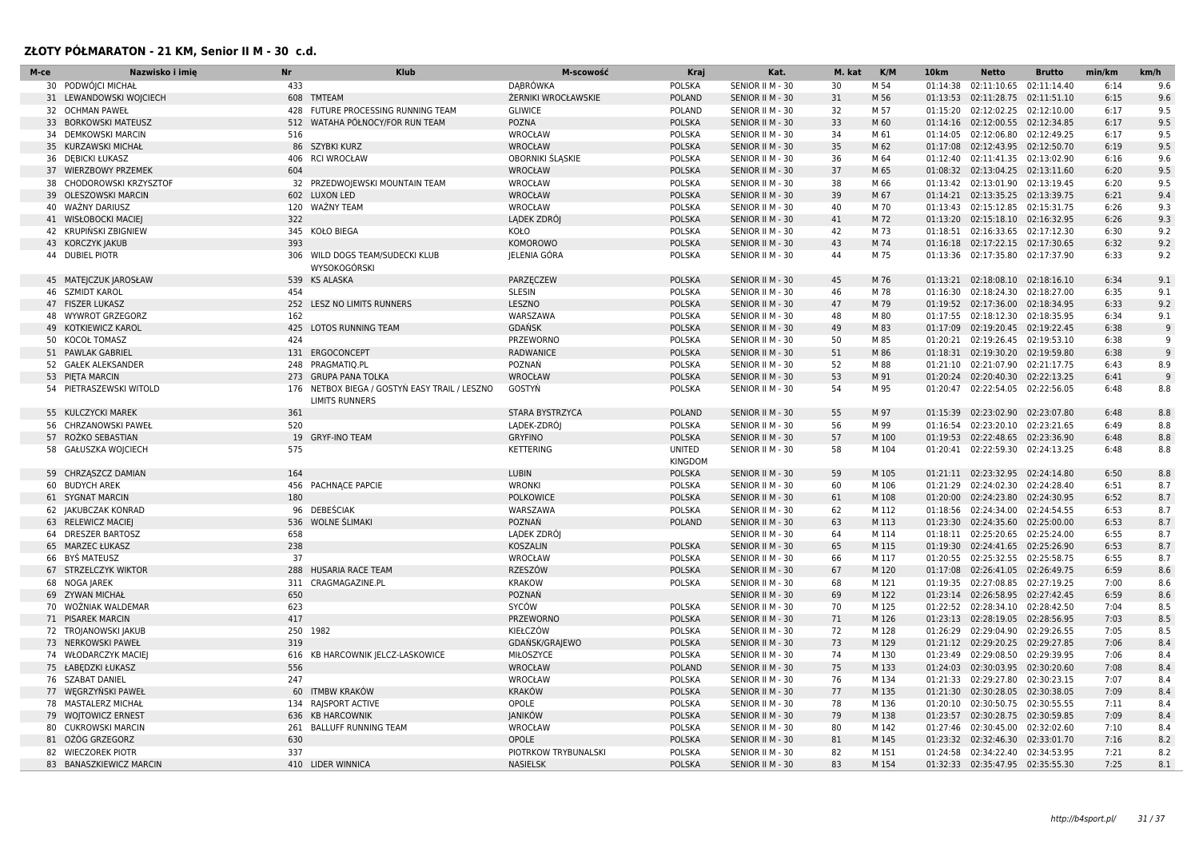## ZŁOTY PÓŁMARATON - 21 KM, Senior II M - 30 c.d.

| M-ce | Nazwisko i imię | Nr | Klub | M-scowość | Kraj | Kat. | M. kat | K/M | 10km | Netto | Brutto | min/km | km/h |
|---|---|---|---|---|---|---|---|---|---|---|---|---|---|
| 30 | PODWÓJCI MICHAŁ | 433 | | DĄBRÓWKA | POLSKA | SENIOR II M - 30 | 30 | M 54 | 01:14:38 | 02:11:10.65 | 02:11:14.40 | 6:14 | 9.6 |
| 31 | LEWANDOWSKI WOJCIECH | 608 | TMTEAM | ŻERNIKI WROCŁAWSKIE | POLAND | SENIOR II M - 30 | 31 | M 56 | 01:13:53 | 02:11:28.75 | 02:11:51.10 | 6:15 | 9.6 |
| 32 | OCHMAN PAWEŁ | 428 | FUTURE PROCESSING RUNNING TEAM | GLIWICE | POLAND | SENIOR II M - 30 | 32 | M 57 | 01:15:20 | 02:12:02.25 | 02:12:10.00 | 6:17 | 9.5 |
| 33 | BORKOWSKI MATEUSZ | 512 | WATAHA PÓŁNOCY/FOR RUN TEAM | POZNA | POLSKA | SENIOR II M - 30 | 33 | M 60 | 01:14:16 | 02:12:00.55 | 02:12:34.85 | 6:17 | 9.5 |
| 34 | DEMKOWSKI MARCIN | 516 | | WROCŁAW | POLSKA | SENIOR II M - 30 | 34 | M 61 | 01:14:05 | 02:12:06.80 | 02:12:49.25 | 6:17 | 9.5 |
| 35 | KURZAWSKI MICHAŁ | 86 | SZYBKI KURZ | WROCŁAW | POLSKA | SENIOR II M - 30 | 35 | M 62 | 01:17:08 | 02:12:43.95 | 02:12:50.70 | 6:19 | 9.5 |
| 36 | DĘBICKI ŁUKASZ | 406 | RCI WROCŁAW | OBORNIKI ŚLĄSKIE | POLSKA | SENIOR II M - 30 | 36 | M 64 | 01:12:40 | 02:11:41.35 | 02:13:02.90 | 6:16 | 9.6 |
| 37 | WIERZBOWY PRZEMEK | 604 | | WROCŁAW | POLSKA | SENIOR II M - 30 | 37 | M 65 | 01:08:32 | 02:13:04.25 | 02:13:11.60 | 6:20 | 9.5 |
| 38 | CHODOROWSKI KRZYSZTOF | 32 | PRZEDWOJEWSKI MOUNTAIN TEAM | WROCŁAW | POLSKA | SENIOR II M - 30 | 38 | M 66 | 01:13:42 | 02:13:01.90 | 02:13:19.45 | 6:20 | 9.5 |
| 39 | OLESZOWSKI MARCIN | 602 | LUXON LED | WROCŁAW | POLSKA | SENIOR II M - 30 | 39 | M 67 | 01:14:21 | 02:13:35.25 | 02:13:39.75 | 6:21 | 9.4 |
| 40 | WAŻNY DARIUSZ | 120 | WAŻNY TEAM | WROCŁAW | POLSKA | SENIOR II M - 30 | 40 | M 70 | 01:13:43 | 02:15:12.85 | 02:15:31.75 | 6:26 | 9.3 |
| 41 | WISŁOBOCKI MACIEJ | 322 | | LĄDEK ZDRÓJ | POLSKA | SENIOR II M - 30 | 41 | M 72 | 01:13:20 | 02:15:18.10 | 02:16:32.95 | 6:26 | 9.3 |
| 42 | KRUPIŃSKI ZBIGNIEW | 345 | KOŁO BIEGA | KOŁO | POLSKA | SENIOR II M - 30 | 42 | M 73 | 01:18:51 | 02:16:33.65 | 02:17:12.30 | 6:30 | 9.2 |
| 43 | KORCZYK JAKUB | 393 | | KOMOROWO | POLSKA | SENIOR II M - 30 | 43 | M 74 | 01:16:18 | 02:17:22.15 | 02:17:30.65 | 6:32 | 9.2 |
| 44 | DUBIEL PIOTR | 306 | WILD DOGS TEAM/SUDECKI KLUB WYSOKOGÓRSKI | JELENIA GÓRA | POLSKA | SENIOR II M - 30 | 44 | M 75 | 01:13:36 | 02:17:35.80 | 02:17:37.90 | 6:33 | 9.2 |
| 45 | MATEJCZUK JAROSŁAW | 539 | KS ALASKA | PARZĘCZEW | POLSKA | SENIOR II M - 30 | 45 | M 76 | 01:13:21 | 02:18:08.10 | 02:18:16.10 | 6:34 | 9.1 |
| 46 | SZMIDT KAROL | 454 | | SLESIN | POLSKA | SENIOR II M - 30 | 46 | M 78 | 01:16:30 | 02:18:24.30 | 02:18:27.00 | 6:35 | 9.1 |
| 47 | FISZER LUKASZ | 252 | LESZ NO LIMITS RUNNERS | LESZNO | POLSKA | SENIOR II M - 30 | 47 | M 79 | 01:19:52 | 02:17:36.00 | 02:18:34.95 | 6:33 | 9.2 |
| 48 | WYWROT GRZEGORZ | 162 | | WARSZAWA | POLSKA | SENIOR II M - 30 | 48 | M 80 | 01:17:55 | 02:18:12.30 | 02:18:35.95 | 6:34 | 9.1 |
| 49 | KOTKIEWICZ KAROL | 425 | LOTOS RUNNING TEAM | GDAŃSK | POLSKA | SENIOR II M - 30 | 49 | M 83 | 01:17:09 | 02:19:20.45 | 02:19:22.45 | 6:38 | 9 |
| 50 | KOCOŁ TOMASZ | 424 | | PRZEWORNO | POLSKA | SENIOR II M - 30 | 50 | M 85 | 01:20:21 | 02:19:26.45 | 02:19:53.10 | 6:38 | 9 |
| 51 | PAWLAK GABRIEL | 131 | ERGOCONCEPT | RADWANICE | POLSKA | SENIOR II M - 30 | 51 | M 86 | 01:18:31 | 02:19:30.20 | 02:19:59.80 | 6:38 | 9 |
| 52 | GAŁEK ALEKSANDER | 248 | PRAGMATIQ.PL | POZNAŃ | POLSKA | SENIOR II M - 30 | 52 | M 88 | 01:21:10 | 02:21:07.90 | 02:21:17.75 | 6:43 | 8.9 |
| 53 | PIĘTA MARCIN | 273 | GRUPA PANA TOLKA | WROCŁAW | POLSKA | SENIOR II M - 30 | 53 | M 91 | 01:20:24 | 02:20:40.30 | 02:22:13.25 | 6:41 | 9 |
| 54 | PIETRASZEWSKI WITOLD | 176 | NETBOX BIEGA / GOSTYŃ EASY TRAIL / LESZNO LIMITS RUNNERS | GOSTYŃ | POLSKA | SENIOR II M - 30 | 54 | M 95 | 01:20:47 | 02:22:54.05 | 02:22:56.05 | 6:48 | 8.8 |
| 55 | KULCZYCKI MAREK | 361 | | STARA BYSTRZYCA | POLAND | SENIOR II M - 30 | 55 | M 97 | 01:15:39 | 02:23:02.90 | 02:23:07.80 | 6:48 | 8.8 |
| 56 | CHRZANOWSKI PAWEŁ | 520 | | LĄDEK-ZDRÓJ | POLSKA | SENIOR II M - 30 | 56 | M 99 | 01:16:54 | 02:23:20.10 | 02:23:21.65 | 6:49 | 8.8 |
| 57 | ROŻKO SEBASTIAN | 19 | GRYF-INO TEAM | GRYFINO | POLSKA | SENIOR II M - 30 | 57 | M 100 | 01:19:53 | 02:22:48.65 | 02:23:36.90 | 6:48 | 8.8 |
| 58 | GAŁUSZKA WOJCIECH | 575 | | KETTERING | UNITED KINGDOM | SENIOR II M - 30 | 58 | M 104 | 01:20:41 | 02:22:59.30 | 02:24:13.25 | 6:48 | 8.8 |
| 59 | CHRZĄSZCZ DAMIAN | 164 | | LUBIN | POLSKA | SENIOR II M - 30 | 59 | M 105 | 01:21:11 | 02:23:32.95 | 02:24:14.80 | 6:50 | 8.8 |
| 60 | BUDYCH AREK | 456 | PACHNĄCE PAPCIE | WRONKI | POLSKA | SENIOR II M - 30 | 60 | M 106 | 01:21:29 | 02:24:02.30 | 02:24:28.40 | 6:51 | 8.7 |
| 61 | SYGNAT MARCIN | 180 | | POLKOWICE | POLSKA | SENIOR II M - 30 | 61 | M 108 | 01:20:00 | 02:24:23.80 | 02:24:30.95 | 6:52 | 8.7 |
| 62 | JAKUBCZAK KONRAD | 96 | DEBEŚCIAK | WARSZAWA | POLSKA | SENIOR II M - 30 | 62 | M 112 | 01:18:56 | 02:24:34.00 | 02:24:54.55 | 6:53 | 8.7 |
| 63 | RELEWICZ MACIEJ | 536 | WOLNE ŚLIMAKI | POZNAŃ | POLAND | SENIOR II M - 30 | 63 | M 113 | 01:23:30 | 02:24:35.60 | 02:25:00.00 | 6:53 | 8.7 |
| 64 | DRESZER BARTOSZ | 658 | | LĄDEK ZDRÓJ | | SENIOR II M - 30 | 64 | M 114 | 01:18:11 | 02:25:20.65 | 02:25:24.00 | 6:55 | 8.7 |
| 65 | MARZEC ŁUKASZ | 238 | | KOSZALIN | POLSKA | SENIOR II M - 30 | 65 | M 115 | 01:19:30 | 02:24:41.65 | 02:25:26.90 | 6:53 | 8.7 |
| 66 | BYŚ MATEUSZ | 37 | | WROCŁAW | POLSKA | SENIOR II M - 30 | 66 | M 117 | 01:20:55 | 02:25:32.55 | 02:25:58.75 | 6:55 | 8.7 |
| 67 | STRZELCZYK WIKTOR | 288 | HUSARIA RACE TEAM | RZESZÓW | POLSKA | SENIOR II M - 30 | 67 | M 120 | 01:17:08 | 02:26:41.05 | 02:26:49.75 | 6:59 | 8.6 |
| 68 | NOGA JAREK | 311 | CRAGMAGAZINE.PL | KRAKOW | POLSKA | SENIOR II M - 30 | 68 | M 121 | 01:19:35 | 02:27:08.85 | 02:27:19.25 | 7:00 | 8.6 |
| 69 | ZYWAN MICHAŁ | 650 | | POZNAŃ | | SENIOR II M - 30 | 69 | M 122 | 01:23:14 | 02:26:58.95 | 02:27:42.45 | 6:59 | 8.6 |
| 70 | WOŹNIAK WALDEMAR | 623 | | SYCÓW | POLSKA | SENIOR II M - 30 | 70 | M 125 | 01:22:52 | 02:28:34.10 | 02:28:42.50 | 7:04 | 8.5 |
| 71 | PISAREK MARCIN | 417 | | PRZEWORNO | POLSKA | SENIOR II M - 30 | 71 | M 126 | 01:23:13 | 02:28:19.05 | 02:28:56.95 | 7:03 | 8.5 |
| 72 | TROJANOWSKI JAKUB | 250 | 1982 | KIEŁCZÓW | POLSKA | SENIOR II M - 30 | 72 | M 128 | 01:26:29 | 02:29:04.90 | 02:29:26.55 | 7:05 | 8.5 |
| 73 | NERKOWSKI PAWEŁ | 319 | | GDAŃSK/GRAJEWO | POLSKA | SENIOR II M - 30 | 73 | M 129 | 01:21:12 | 02:29:20.25 | 02:29:27.85 | 7:06 | 8.4 |
| 74 | WŁODARCZYK MACIEJ | 616 | KB HARCOWNIK JELCZ-LASKOWICE | MIŁOSZYCE | POLSKA | SENIOR II M - 30 | 74 | M 130 | 01:23:49 | 02:29:08.50 | 02:29:39.95 | 7:06 | 8.4 |
| 75 | ŁABĘDZKI ŁUKASZ | 556 | | WROCŁAW | POLAND | SENIOR II M - 30 | 75 | M 133 | 01:24:03 | 02:30:03.95 | 02:30:20.60 | 7:08 | 8.4 |
| 76 | SZABAT DANIEL | 247 | | WROCŁAW | POLSKA | SENIOR II M - 30 | 76 | M 134 | 01:21:33 | 02:29:27.80 | 02:30:23.15 | 7:07 | 8.4 |
| 77 | WĘGRZYŃSKI PAWEŁ | 60 | ITMBW KRAKÓW | KRAKÓW | POLSKA | SENIOR II M - 30 | 77 | M 135 | 01:21:30 | 02:30:28.05 | 02:30:38.05 | 7:09 | 8.4 |
| 78 | MASTALERZ MICHAŁ | 134 | RAJSPORT ACTIVE | OPOLE | POLSKA | SENIOR II M - 30 | 78 | M 136 | 01:20:10 | 02:30:50.75 | 02:30:55.55 | 7:11 | 8.4 |
| 79 | WOJTOWICZ ERNEST | 636 | KB HARCOWNIK | JANIKÓW | POLSKA | SENIOR II M - 30 | 79 | M 138 | 01:23:57 | 02:30:28.75 | 02:30:59.85 | 7:09 | 8.4 |
| 80 | CUKROWSKI MARCIN | 261 | BALLUFF RUNNING TEAM | WROCŁAW | POLSKA | SENIOR II M - 30 | 80 | M 142 | 01:27:46 | 02:30:45.00 | 02:32:02.60 | 7:10 | 8.4 |
| 81 | OŻÓG GRZEGORZ | 630 | | OPOLE | POLSKA | SENIOR II M - 30 | 81 | M 145 | 01:23:32 | 02:32:46.30 | 02:33:01.70 | 7:16 | 8.2 |
| 82 | WIECZOREK PIOTR | 337 | | PIOTRKOW TRYBUNALSKI | POLSKA | SENIOR II M - 30 | 82 | M 151 | 01:24:58 | 02:34:22.40 | 02:34:53.95 | 7:21 | 8.2 |
| 83 | BANASZKIEWICZ MARCIN | 410 | LIDER WINNICA | NASIELSK | POLSKA | SENIOR II M - 30 | 83 | M 154 | 01:32:33 | 02:35:47.95 | 02:35:55.30 | 7:25 | 8.1 |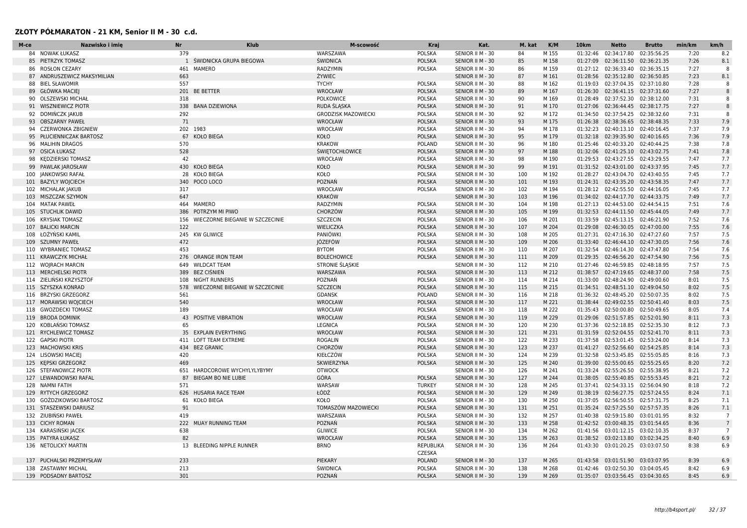## ZŁOTY PÓŁMARATON - 21 KM, Senior II M - 30 c.d.

| M-ce | Nazwisko i imię | Nr | Klub | M-scowość | Kraj | Kat. | M. kat | K/M | 10km | Netto | Brutto | min/km | km/h |
|---|---|---|---|---|---|---|---|---|---|---|---|---|---|
| 84 | NOWAK ŁUKASZ | 379 | | WARSZAWA | POLSKA | SENIOR II M - 30 | 84 | M 155 | 01:32:46 | 02:34:17.80 | 02:35:56.25 | 7:20 | 8.2 |
| 85 | PIETRZYK TOMASZ | 1 | ŚWIDNICKA GRUPA BIEGOWA | ŚWIDNICA | POLSKA | SENIOR II M - 30 | 85 | M 158 | 01:27:09 | 02:36:11.50 | 02:36:21.35 | 7:26 | 8.1 |
| 86 | ROSŁON CEZARY | 461 | MAMERO | RADZYMIN | POLSKA | SENIOR II M - 30 | 86 | M 159 | 01:27:12 | 02:36:33.40 | 02:36:35.15 | 7:27 | 8 |
| 87 | ANDRUSZEWICZ MAKSYMILIAN | 663 | | ŻYWIEC | | SENIOR II M - 30 | 87 | M 161 | 01:28:56 | 02:35:12.80 | 02:36:50.85 | 7:23 | 8.1 |
| 88 | BIEL SŁAWOMIR | 557 | | TYCHY | POLSKA | SENIOR II M - 30 | 88 | M 162 | 01:19:03 | 02:37:04.35 | 02:37:10.80 | 7:28 | 8 |
| 89 | GŁÓWKA MACIEJ | 201 | BE BETTER | WROCŁAW | POLSKA | SENIOR II M - 30 | 89 | M 167 | 01:26:30 | 02:36:41.15 | 02:37:31.60 | 7:27 | 8 |
| 90 | OLSZEWSKI MICHAŁ | 318 | | POLKOWICE | POLSKA | SENIOR II M - 30 | 90 | M 169 | 01:28:49 | 02:37:52.30 | 02:38:12.00 | 7:31 | 8 |
| 91 | WISZNIEWICZ PIOTR | 338 | BANA DZIEWIONA | RUDA ŚLĄSKA | POLSKA | SENIOR II M - 30 | 91 | M 170 | 01:27:06 | 02:36:44.45 | 02:38:17.75 | 7:27 | 8 |
| 92 | DOMIŃCZK JAKUB | 292 | | GRODZISK MAZOWIECKI | POLSKA | SENIOR II M - 30 | 92 | M 172 | 01:34:50 | 02:37:54.25 | 02:38:32.60 | 7:31 | 8 |
| 93 | OBSZARNY PAWEŁ | 71 | | WROCŁAW | POLSKA | SENIOR II M - 30 | 93 | M 175 | 01:26:38 | 02:38:36.65 | 02:38:48.35 | 7:33 | 7.9 |
| 94 | CZERWONKA ZBIGNIEW | 202 | 1983 | WROCŁAW | POLSKA | SENIOR II M - 30 | 94 | M 178 | 01:32:23 | 02:40:13.10 | 02:40:16.45 | 7:37 | 7.9 |
| 95 | PŁUCIENNICZAK BARTOSZ | 67 | KOŁO BIEGA | KOŁO | POLSKA | SENIOR II M - 30 | 95 | M 179 | 01:32:18 | 02:39:35.90 | 02:40:16.65 | 7:36 | 7.9 |
| 96 | MALIHIN DRAGOS | 570 | | KRAKOW | POLAND | SENIOR II M - 30 | 96 | M 180 | 01:25:46 | 02:40:33.20 | 02:40:44.25 | 7:38 | 7.8 |
| 97 | OSICA ŁUKASZ | 528 | | ŚWIĘTOCHŁOWICE | POLSKA | SENIOR II M - 30 | 97 | M 188 | 01:32:06 | 02:41:25.10 | 02:43:02.75 | 7:41 | 7.8 |
| 98 | KĘDZIERSKI TOMASZ | 42 | | WROCŁAW | POLSKA | SENIOR II M - 30 | 98 | M 190 | 01:29:53 | 02:43:27.55 | 02:43:29.55 | 7:47 | 7.7 |
| 99 | PAWLAK JAROSŁAW | 430 | KOŁO BIEGA | KOŁO | POLSKA | SENIOR II M - 30 | 99 | M 191 | 01:31:52 | 02:43:01.00 | 02:43:37.95 | 7:45 | 7.7 |
| 100 | JANKOWSKI RAFAŁ | 28 | KOŁO BIEGA | KOŁO | POLSKA | SENIOR II M - 30 | 100 | M 192 | 01:28:27 | 02:43:04.70 | 02:43:40.55 | 7:45 | 7.7 |
| 101 | BAZYLY WOJCIECH | 340 | POCO LOCO | POZNAŃ | POLSKA | SENIOR II M - 30 | 101 | M 193 | 01:24:31 | 02:43:35.20 | 02:43:58.35 | 7:47 | 7.7 |
| 102 | MICHALAK JAKUB | 317 | | WROCŁAW | POLSKA | SENIOR II M - 30 | 102 | M 194 | 01:28:12 | 02:42:55.50 | 02:44:16.05 | 7:45 | 7.7 |
| 103 | MISZCZAK SZYMON | 647 | | KRAKÓW | | SENIOR II M - 30 | 103 | M 196 | 01:34:02 | 02:44:17.70 | 02:44:33.75 | 7:49 | 7.7 |
| 104 | MATAK PAWEŁ | 464 | MAMERO | RADZYMIN | POLSKA | SENIOR II M - 30 | 104 | M 198 | 01:27:13 | 02:44:53.00 | 02:44:54.15 | 7:51 | 7.6 |
| 105 | STUCHLIK DAWID | 386 | POTRZYM MI PIWO | CHORZÓW | POLSKA | SENIOR II M - 30 | 105 | M 199 | 01:32:53 | 02:44:11.50 | 02:45:44.05 | 7:49 | 7.7 |
| 106 | KRYSIAK TOMASZ | 156 | WIECZORNE BIEGANIE W SZCZECINIE | SZCZECIN | POLSKA | SENIOR II M - 30 | 106 | M 201 | 01:33:59 | 02:45:13.15 | 02:46:21.90 | 7:52 | 7.6 |
| 107 | BALICKI MARCIN | 122 | | WIELICZKA | POLSKA | SENIOR II M - 30 | 107 | M 204 | 01:29:08 | 02:46:30.05 | 02:47:00.00 | 7:55 | 7.6 |
| 108 | ŁOŻYŃSKI KAMIL | 245 | KW GLIWICE | PANIÓWKI | POLSKA | SENIOR II M - 30 | 108 | M 205 | 01:27:31 | 02:47:16.30 | 02:47:27.60 | 7:57 | 7.5 |
| 109 | SZUMNY PAWEŁ | 472 | | JÓZEFÓW | POLSKA | SENIOR II M - 30 | 109 | M 206 | 01:33:40 | 02:46:44.10 | 02:47:30.05 | 7:56 | 7.6 |
| 110 | WYBRANIEC TOMASZ | 453 | | BYTOM | POLSKA | SENIOR II M - 30 | 110 | M 207 | 01:32:54 | 02:46:14.30 | 02:47:47.80 | 7:54 | 7.6 |
| 111 | KRAWCZYK MICHAŁ | 276 | ORANGE IRON TEAM | BOLECHOWICE | POLSKA | SENIOR II M - 30 | 111 | M 209 | 01:29:35 | 02:46:56.20 | 02:47:54.90 | 7:56 | 7.5 |
| 112 | WOJRACH MARCIN | 649 | WILDCAT TEAM | STRONIE ŚLĄSKIE | | SENIOR II M - 30 | 112 | M 210 | 01:27:46 | 02:46:59.85 | 02:48:18.95 | 7:57 | 7.5 |
| 113 | MERCHELSKI PIOTR | 389 | BEZ CIŚNIEŃ | WARSZAWA | POLSKA | SENIOR II M - 30 | 113 | M 212 | 01:38:57 | 02:47:19.65 | 02:48:37.00 | 7:58 | 7.5 |
| 114 | ZIELIŃSKI KRZYSZTOF | 108 | NIGHT RUNNERS | POZNAŃ | POLSKA | SENIOR II M - 30 | 114 | M 214 | 01:33:00 | 02:48:24.90 | 02:49:00.60 | 8:01 | 7.5 |
| 115 | SZYSZKA KONRAD | 578 | WIECZORNE BIEGANIE W SZCZECINIE | SZCZECIN | POLSKA | SENIOR II M - 30 | 115 | M 215 | 01:34:51 | 02:48:51.10 | 02:49:04.50 | 8:02 | 7.5 |
| 116 | BRZYSKI GRZEGORZ | 561 | | GDANSK | POLAND | SENIOR II M - 30 | 116 | M 218 | 01:36:32 | 02:48:45.20 | 02:50:07.35 | 8:02 | 7.5 |
| 117 | MORAWSKI WOJCIECH | 540 | | WROCŁAW | POLSKA | SENIOR II M - 30 | 117 | M 221 | 01:38:44 | 02:49:02.55 | 02:50:41.40 | 8:03 | 7.5 |
| 118 | GWOZDECKI TOMASZ | 189 | | WROCŁAW | POLSKA | SENIOR II M - 30 | 118 | M 222 | 01:35:43 | 02:50:00.80 | 02:50:49.65 | 8:05 | 7.4 |
| 119 | BRODA DOMINIK | 43 | POSITIVE VIBRATION | WROCŁAW | POLSKA | SENIOR II M - 30 | 119 | M 229 | 01:29:06 | 02:51:57.85 | 02:52:01.90 | 8:11 | 7.3 |
| 120 | KOBLAŃSKI TOMASZ | 65 | | LEGNICA | POLSKA | SENIOR II M - 30 | 120 | M 230 | 01:37:36 | 02:52:18.85 | 02:52:35.30 | 8:12 | 7.3 |
| 121 | RYCHLEWICZ TOMASZ | 35 | EXPLAIN EVERYTHING | WROCŁAW | POLSKA | SENIOR II M - 30 | 121 | M 231 | 01:31:59 | 02:52:04.55 | 02:52:41.70 | 8:11 | 7.3 |
| 122 | GAPSKI PIOTR | 411 | LOFT TEAM EXTREME | ROGALIN | POLSKA | SENIOR II M - 30 | 122 | M 233 | 01:37:58 | 02:53:01.45 | 02:53:24.00 | 8:14 | 7.3 |
| 123 | MACHOWSKI KRIS | 434 | BEZ GRANIC | CHORZÓW | POLSKA | SENIOR II M - 30 | 123 | M 237 | 01:41:27 | 02:52:56.60 | 02:54:25.85 | 8:14 | 7.3 |
| 124 | LISOWSKI MACIEJ | 420 | | KIEŁCZÓW | POLSKA | SENIOR II M - 30 | 124 | M 239 | 01:32:58 | 02:53:45.85 | 02:55:05.85 | 8:16 | 7.3 |
| 125 | KĘPSKI GRZEGORZ | 469 | | SKWIERZYNA | POLSKA | SENIOR II M - 30 | 125 | M 240 | 01:39:00 | 02:55:00.65 | 02:55:25.65 | 8:20 | 7.2 |
| 126 | STEFANOWICZ PIOTR | 651 | HARDCOROWE WYCHYLYLYBYMY | OTWOCK | | SENIOR II M - 30 | 126 | M 241 | 01:33:24 | 02:55:26.50 | 02:55:38.95 | 8:21 | 7.2 |
| 127 | LEWANDOWSKI RAFAL | 87 | BIEGAM BO NIE LUBIE | GÓRA | POLSKA | SENIOR II M - 30 | 127 | M 244 | 01:38:05 | 02:55:40.85 | 02:55:53.45 | 8:21 | 7.2 |
| 128 | NAMNI FATIH | 571 | | WARSAW | TURKEY | SENIOR II M - 30 | 128 | M 245 | 01:37:41 | 02:54:33.15 | 02:56:04.90 | 8:18 | 7.2 |
| 129 | RYTYCH GRZEGORZ | 626 | HUSARIA RACE TEAM | ŁÓDŹ | POLSKA | SENIOR II M - 30 | 129 | M 249 | 01:38:19 | 02:56:27.75 | 02:57:24.55 | 8:24 | 7.1 |
| 130 | GOŹDZIKOWSKI BARTOSZ | 61 | KOŁO BIEGA | KOŁO | POLSKA | SENIOR II M - 30 | 130 | M 250 | 01:37:05 | 02:56:50.55 | 02:57:31.75 | 8:25 | 7.1 |
| 131 | STASZEWSKI DARIUSZ | 91 | | TOMASZÓW MAZOWIECKI | POLSKA | SENIOR II M - 30 | 131 | M 251 | 01:35:24 | 02:57:25.50 | 02:57:57.35 | 8:26 | 7.1 |
| 132 | ZIUBIŃSKI PAWEŁ | 419 | | WARSZAWA | POLSKA | SENIOR II M - 30 | 132 | M 257 | 01:40:38 | 02:59:15.80 | 03:01:01.95 | 8:32 | 7 |
| 133 | CICHY ROMAN | 222 | MUAY RUNNING TEAM | POZNAŃ | POLSKA | SENIOR II M - 30 | 133 | M 258 | 01:42:52 | 03:00:48.35 | 03:01:54.65 | 8:36 | 7 |
| 134 | KARASIŃSKI JACEK | 638 | | GLIWICE | POLSKA | SENIOR II M - 30 | 134 | M 262 | 01:41:56 | 03:01:12.15 | 03:02:10.35 | 8:37 | 7 |
| 135 | PATYRA ŁUKASZ | 82 | | WROCŁAW | POLSKA | SENIOR II M - 30 | 135 | M 263 | 01:38:52 | 03:02:13.80 | 03:02:34.25 | 8:40 | 6.9 |
| 136 | NETOLICKÝ MARTIN | 13 | BLEEDING NIPPLE RUNNER | BRNO | REPUBLIKA CZESKA | SENIOR II M - 30 | 136 | M 264 | 01:43:30 | 03:01:20.25 | 03:03:07.50 | 8:38 | 6.9 |
| 137 | PUCHALSKI PRZEMYSŁAW | 233 | | PIEKARY | POLAND | SENIOR II M - 30 | 137 | M 265 | 01:43:58 | 03:01:51.90 | 03:03:07.95 | 8:39 | 6.9 |
| 138 | ZASTAWNY MICHAL | 213 | | ŚWIDNICA | POLSKA | SENIOR II M - 30 | 138 | M 268 | 01:42:46 | 03:02:50.30 | 03:04:05.45 | 8:42 | 6.9 |
| 139 | PODSADNY BARTOSZ | 301 | | POZNAŃ | POLSKA | SENIOR II M - 30 | 139 | M 269 | 01:35:07 | 03:03:56.45 | 03:04:30.65 | 8:45 | 6.9 |

http://b4sport.pl/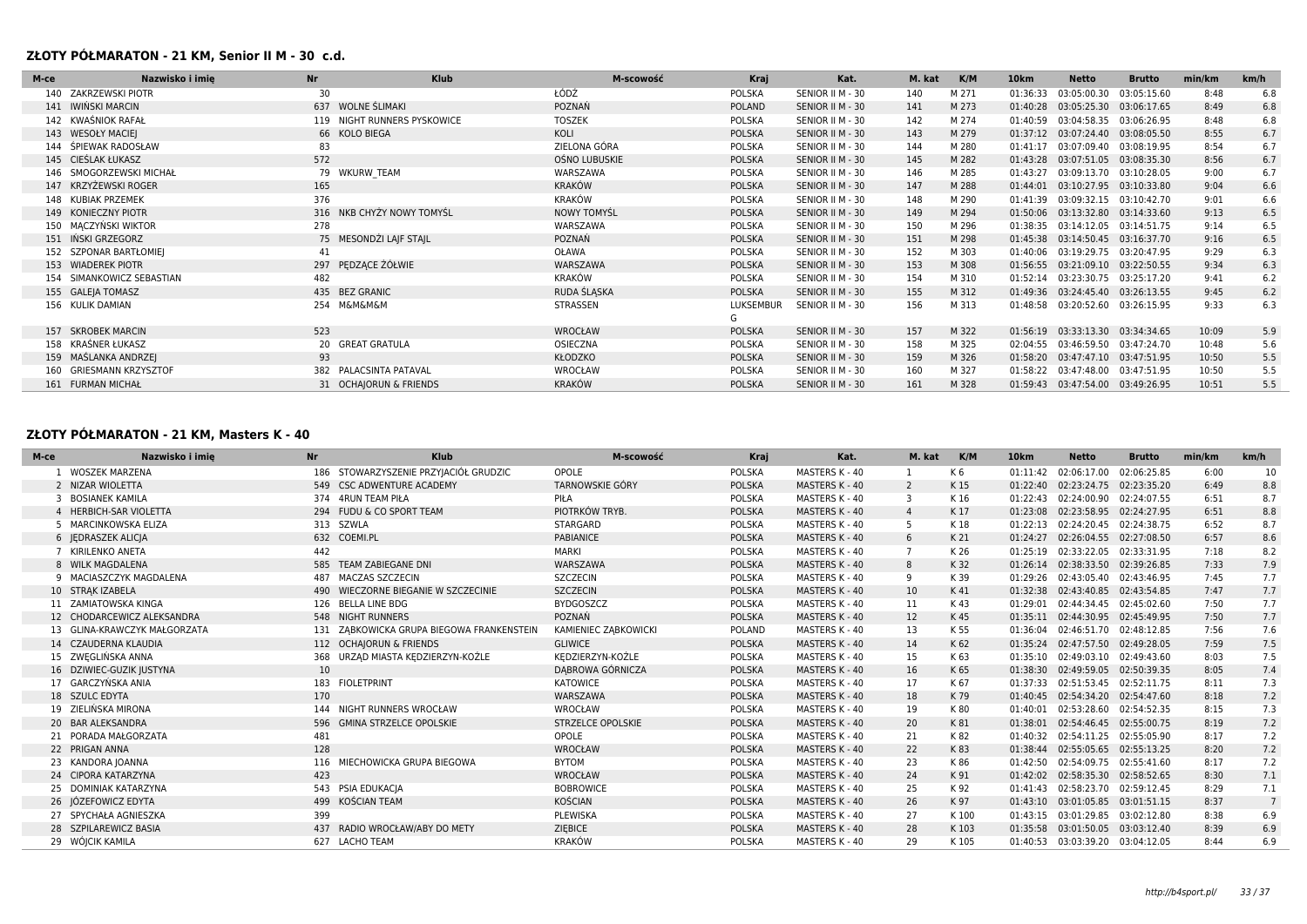## ZŁOTY PÓŁMARATON - 21 KM, Senior II M - 30 c.d.

| M-ce | Nazwisko i imię | Nr | Klub | M-scowość | Kraj | Kat. | M. kat | K/M | 10km | Netto | Brutto | min/km | km/h |
|---|---|---|---|---|---|---|---|---|---|---|---|---|---|
| 140 | ZAKRZEWSKI PIOTR | 30 | | ŁÓDŹ | POLSKA | SENIOR II M - 30 | 140 | M 271 | 01:36:33 | 03:05:00.30 | 03:05:15.60 | 8:48 | 6.8 |
| 141 | IWIŃSKI MARCIN | 637 | WOLNE ŚLIMAKI | POZNAŃ | POLAND | SENIOR II M - 30 | 141 | M 273 | 01:40:28 | 03:05:25.30 | 03:06:17.65 | 8:49 | 6.8 |
| 142 | KWAŚNIOK RAFAŁ | 119 | NIGHT RUNNERS PYSKOWICE | TOSZEK | POLSKA | SENIOR II M - 30 | 142 | M 274 | 01:40:59 | 03:04:58.35 | 03:06:26.95 | 8:48 | 6.8 |
| 143 | WESOŁY MACIEJ | 66 | KOLO BIEGA | KOLI | POLSKA | SENIOR II M - 30 | 143 | M 279 | 01:37:12 | 03:07:24.40 | 03:08:05.50 | 8:55 | 6.7 |
| 144 | ŚPIEWAK RADOSŁAW | 83 | | ZIELONA GÓRA | POLSKA | SENIOR II M - 30 | 144 | M 280 | 01:41:17 | 03:07:09.40 | 03:08:19.95 | 8:54 | 6.7 |
| 145 | CIEŚLAK ŁUKASZ | 572 | | OŚNO LUBUSKIE | POLSKA | SENIOR II M - 30 | 145 | M 282 | 01:43:28 | 03:07:51.05 | 03:08:35.30 | 8:56 | 6.7 |
| 146 | SMOGORZEWSKI MICHAŁ | 79 | WKURW_TEAM | WARSZAWA | POLSKA | SENIOR II M - 30 | 146 | M 285 | 01:43:27 | 03:09:13.70 | 03:10:28.05 | 9:00 | 6.7 |
| 147 | KRZYŻEWSKI ROGER | 165 | | KRAKÓW | POLSKA | SENIOR II M - 30 | 147 | M 288 | 01:44:01 | 03:10:27.95 | 03:10:33.80 | 9:04 | 6.6 |
| 148 | KUBIAK PRZEMEK | 376 | | KRAKÓW | POLSKA | SENIOR II M - 30 | 148 | M 290 | 01:41:39 | 03:09:32.15 | 03:10:42.70 | 9:01 | 6.6 |
| 149 | KONIECZNY PIOTR | 316 | NKB CHYŻY NOWY TOMYŚL | NOWY TOMYŚL | POLSKA | SENIOR II M - 30 | 149 | M 294 | 01:50:06 | 03:13:32.80 | 03:14:33.60 | 9:13 | 6.5 |
| 150 | MĄCZYŃSKI WIKTOR | 278 | | WARSZAWA | POLSKA | SENIOR II M - 30 | 150 | M 296 | 01:38:35 | 03:14:12.05 | 03:14:51.75 | 9:14 | 6.5 |
| 151 | IŃSKI GRZEGORZ | 75 | MESONDŻI LAJF STAJL | POZNAŃ | POLSKA | SENIOR II M - 30 | 151 | M 298 | 01:45:38 | 03:14:50.45 | 03:16:37.70 | 9:16 | 6.5 |
| 152 | SZPONAR BARTŁOMIEJ | 41 | | OŁAWA | POLSKA | SENIOR II M - 30 | 152 | M 303 | 01:40:06 | 03:19:29.75 | 03:20:47.95 | 9:29 | 6.3 |
| 153 | WIADEREK PIOTR | 297 | PĘDZĄCE ŻÓŁWIE | WARSZAWA | POLSKA | SENIOR II M - 30 | 153 | M 308 | 01:56:55 | 03:21:09.10 | 03:22:50.55 | 9:34 | 6.3 |
| 154 | SIMANKOWICZ SEBASTIAN | 482 | | KRAKÓW | POLSKA | SENIOR II M - 30 | 154 | M 310 | 01:52:14 | 03:23:30.75 | 03:25:17.20 | 9:41 | 6.2 |
| 155 | GALEJA TOMASZ | 435 | BEZ GRANIC | RUDA ŚLĄSKA | POLSKA | SENIOR II M - 30 | 155 | M 312 | 01:49:36 | 03:24:45.40 | 03:26:13.55 | 9:45 | 6.2 |
| 156 | KULIK DAMIAN | 254 | M&M&M&M | STRASSEN | LUKSEMBURG | SENIOR II M - 30 | 156 | M 313 | 01:48:58 | 03:20:52.60 | 03:26:15.95 | 9:33 | 6.3 |
| 157 | SKROBEK MARCIN | 523 | | WROCŁAW | POLSKA | SENIOR II M - 30 | 157 | M 322 | 01:56:19 | 03:33:13.30 | 03:34:34.65 | 10:09 | 5.9 |
| 158 | KRAŚNER ŁUKASZ | 20 | GREAT GRATULA | OSIECZNA | POLSKA | SENIOR II M - 30 | 158 | M 325 | 02:04:55 | 03:46:59.50 | 03:47:24.70 | 10:48 | 5.6 |
| 159 | MAŚLANKA ANDRZEJ | 93 | | KŁODZKO | POLSKA | SENIOR II M - 30 | 159 | M 326 | 01:58:20 | 03:47:47.10 | 03:47:51.95 | 10:50 | 5.5 |
| 160 | GRIESMANN KRZYSZTOF | 382 | PALACSINTA PATAVAL | WROCŁAW | POLSKA | SENIOR II M - 30 | 160 | M 327 | 01:58:22 | 03:47:48.00 | 03:47:51.95 | 10:50 | 5.5 |
| 161 | FURMAN MICHAŁ | 31 | OCHAJORUN & FRIENDS | KRAKÓW | POLSKA | SENIOR II M - 30 | 161 | M 328 | 01:59:43 | 03:47:54.00 | 03:49:26.95 | 10:51 | 5.5 |

## ZŁOTY PÓŁMARATON - 21 KM, Masters K - 40

| M-ce | Nazwisko i imię | Nr | Klub | M-scowość | Kraj | Kat. | M. kat | K/M | 10km | Netto | Brutto | min/km | km/h |
|---|---|---|---|---|---|---|---|---|---|---|---|---|---|
| 1 | WOSZEK MARZENA | 186 | STOWARZYSZENIE PRZYJACIÓŁ GRUDZIC | OPOLE | POLSKA | MASTERS K - 40 | 1 | K 6 | 01:11:42 | 02:06:17.00 | 02:06:25.85 | 6:00 | 10 |
| 2 | NIZAR WIOLETTA | 549 | CSC ADWENTURE ACADEMY | TARNOWSKIE GÓRY | POLSKA | MASTERS K - 40 | 2 | K 15 | 01:22:40 | 02:23:24.75 | 02:23:35.20 | 6:49 | 8.8 |
| 3 | BOSIANEK KAMILA | 374 | 4RUN TEAM PIŁA | PIŁA | POLSKA | MASTERS K - 40 | 3 | K 16 | 01:22:43 | 02:24:00.90 | 02:24:07.55 | 6:51 | 8.7 |
| 4 | HERBICH-SAR VIOLETTA | 294 | FUDU & CO SPORT TEAM | PIOTRKÓW TRYB. | POLSKA | MASTERS K - 40 | 4 | K 17 | 01:23:08 | 02:23:58.95 | 02:24:27.95 | 6:51 | 8.8 |
| 5 | MARCINKOWSKA ELIZA | 313 | SZWLA | STARGARD | POLSKA | MASTERS K - 40 | 5 | K 18 | 01:22:13 | 02:24:20.45 | 02:24:38.75 | 6:52 | 8.7 |
| 6 | JĘDRASZEK ALICJA | 632 | COEMI.PL | PABIANICE | POLSKA | MASTERS K - 40 | 6 | K 21 | 01:24:27 | 02:26:04.55 | 02:27:08.50 | 6:57 | 8.6 |
| 7 | KIRILENKO ANETA | 442 | | MARKI | POLSKA | MASTERS K - 40 | 7 | K 26 | 01:25:19 | 02:33:22.05 | 02:33:31.95 | 7:18 | 8.2 |
| 8 | WILK MAGDALENA | 585 | TEAM ZABIEGANE DNI | WARSZAWA | POLSKA | MASTERS K - 40 | 8 | K 32 | 01:26:14 | 02:38:33.50 | 02:39:26.85 | 7:33 | 7.9 |
| 9 | MACIASZCZYK MAGDALENA | 487 | MACZAS SZCZECIN | SZCZECIN | POLSKA | MASTERS K - 40 | 9 | K 39 | 01:29:26 | 02:43:05.40 | 02:43:46.95 | 7:45 | 7.7 |
| 10 | STRĄK IZABELA | 490 | WIECZORNE BIEGANIE W SZCZECINIE | SZCZECIN | POLSKA | MASTERS K - 40 | 10 | K 41 | 01:32:38 | 02:43:40.85 | 02:43:54.85 | 7:47 | 7.7 |
| 11 | ZAMIATOWSKA KINGA | 126 | BELLA LINE BDG | BYDGOSZCZ | POLSKA | MASTERS K - 40 | 11 | K 43 | 01:29:01 | 02:44:34.45 | 02:45:02.60 | 7:50 | 7.7 |
| 12 | CHODARCEWICZ ALEKSANDRA | 548 | NIGHT RUNNERS | POZNAŃ | POLSKA | MASTERS K - 40 | 12 | K 45 | 01:35:11 | 02:44:30.95 | 02:45:49.95 | 7:50 | 7.7 |
| 13 | GLINA-KRAWCZYK MAŁGORZATA | 131 | ZĄBKOWICKA GRUPA BIEGOWA FRANKENSTEIN | KAMIENIEC ZĄBKOWICKI | POLAND | MASTERS K - 40 | 13 | K 55 | 01:36:04 | 02:46:51.70 | 02:48:12.85 | 7:56 | 7.6 |
| 14 | CZAUDERNA KLAUDIA | 112 | OCHAJORUN & FRIENDS | GLIWICE | POLSKA | MASTERS K - 40 | 14 | K 62 | 01:35:24 | 02:47:57.50 | 02:49:28.05 | 7:59 | 7.5 |
| 15 | ZWĘGLIŃSKA ANNA | 368 | URZĄD MIASTA KĘDZIERZYN-KOŹLE | KĘDZIERZYN-KOŹLE | POLSKA | MASTERS K - 40 | 15 | K 63 | 01:35:10 | 02:49:03.10 | 02:49:43.60 | 8:03 | 7.5 |
| 16 | DZIWIEC-GUZIK JUSTYNA | 10 | | DĄBROWA GÓRNICZA | POLSKA | MASTERS K - 40 | 16 | K 65 | 01:38:30 | 02:49:59.05 | 02:50:39.35 | 8:05 | 7.4 |
| 17 | GARCZYŃSKA ANIA | 183 | FIOLETPRINT | KATOWICE | POLSKA | MASTERS K - 40 | 17 | K 67 | 01:37:33 | 02:51:53.45 | 02:52:11.75 | 8:11 | 7.3 |
| 18 | SZULC EDYTA | 170 | | WARSZAWA | POLSKA | MASTERS K - 40 | 18 | K 79 | 01:40:45 | 02:54:34.20 | 02:54:47.60 | 8:18 | 7.2 |
| 19 | ZIELIŃSKA MIRONA | 144 | NIGHT RUNNERS WROCŁAW | WROCŁAW | POLSKA | MASTERS K - 40 | 19 | K 80 | 01:40:01 | 02:53:28.60 | 02:54:52.35 | 8:15 | 7.3 |
| 20 | BAR ALEKSANDRA | 596 | GMINA STRZELCE OPOLSKIE | STRZELCE OPOLSKIE | POLSKA | MASTERS K - 40 | 20 | K 81 | 01:38:01 | 02:54:46.45 | 02:55:00.75 | 8:19 | 7.2 |
| 21 | PORADA MAŁGORZATA | 481 | | OPOLE | POLSKA | MASTERS K - 40 | 21 | K 82 | 01:40:32 | 02:54:11.25 | 02:55:05.90 | 8:17 | 7.2 |
| 22 | PRIGAN ANNA | 128 | | WROCŁAW | POLSKA | MASTERS K - 40 | 22 | K 83 | 01:38:44 | 02:55:05.65 | 02:55:13.25 | 8:20 | 7.2 |
| 23 | KANDORA JOANNA | 116 | MIECHOWICKA GRUPA BIEGOWA | BYTOM | POLSKA | MASTERS K - 40 | 23 | K 86 | 01:42:50 | 02:54:09.75 | 02:55:41.60 | 8:17 | 7.2 |
| 24 | CIPORA KATARZYNA | 423 | | WROCŁAW | POLSKA | MASTERS K - 40 | 24 | K 91 | 01:42:02 | 02:58:35.30 | 02:58:52.65 | 8:30 | 7.1 |
| 25 | DOMINIAK KATARZYNA | 543 | PSIA EDUKACJA | BOBROWICE | POLSKA | MASTERS K - 40 | 25 | K 92 | 01:41:43 | 02:58:23.70 | 02:59:12.45 | 8:29 | 7.1 |
| 26 | JÓZEFOWICZ EDYTA | 499 | KOŚCIAN TEAM | KOŚCIAN | POLSKA | MASTERS K - 40 | 26 | K 97 | 01:43:10 | 03:01:05.85 | 03:01:51.15 | 8:37 | 7 |
| 27 | SPYCHAŁA AGNIESZKA | 399 | | PLEWISKA | POLSKA | MASTERS K - 40 | 27 | K 100 | 01:43:15 | 03:01:29.85 | 03:02:12.80 | 8:38 | 6.9 |
| 28 | SZPILAREWICZ BASIA | 437 | RADIO WROCŁAW/ABY DO METY | ZIĘBICE | POLSKA | MASTERS K - 40 | 28 | K 103 | 01:35:58 | 03:01:50.05 | 03:03:12.40 | 8:39 | 6.9 |
| 29 | WÓJCIK KAMILA | 627 | LACHO TEAM | KRAKÓW | POLSKA | MASTERS K - 40 | 29 | K 105 | 01:40:53 | 03:03:39.20 | 03:04:12.05 | 8:44 | 6.9 |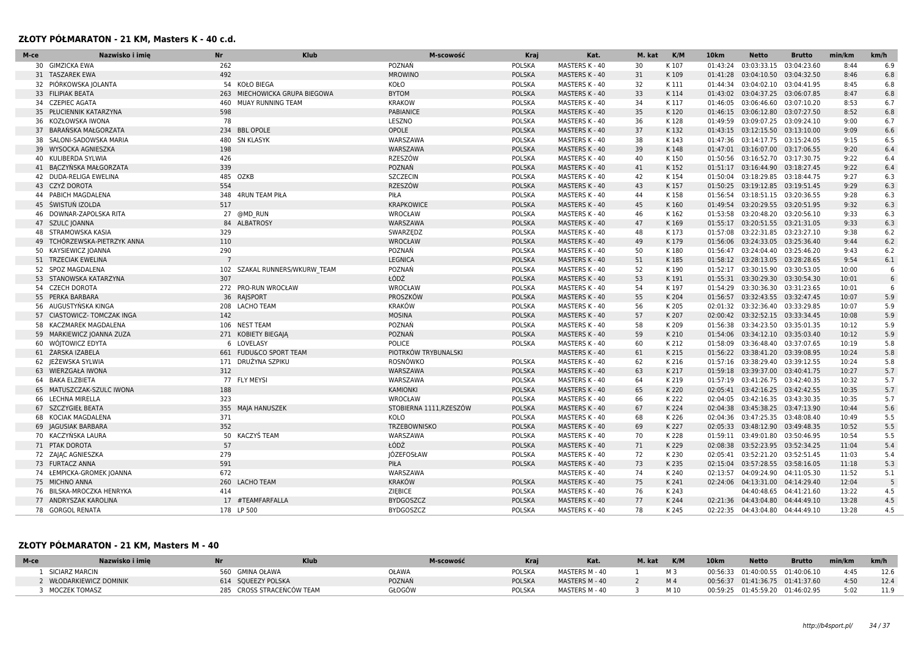## ZŁOTY PÓŁMARATON - 21 KM, Masters K - 40 c.d.

| M-ce | Nazwisko i imię | Nr | Klub | M-scowość | Kraj | Kat. | M. kat | K/M | 10km | Netto | Brutto | min/km | km/h |
|---|---|---|---|---|---|---|---|---|---|---|---|---|---|
| 30 | GIMZICKA EWA | 262 | | POZNAŃ | POLSKA | MASTERS K - 40 | 30 | K 107 | 01:43:24 | 03:03:33.15 | 03:04:23.60 | 8:44 | 6.9 |
| 31 | TASZAREK EWA | 492 | | MROWINO | POLSKA | MASTERS K - 40 | 31 | K 109 | 01:41:28 | 03:04:10.50 | 03:04:32.50 | 8:46 | 6.8 |
| 32 | PIÓRKOWSKA JOLANTA | 54 | KOŁO BIEGA | KOŁO | POLSKA | MASTERS K - 40 | 32 | K 111 | 01:44:34 | 03:04:02.10 | 03:04:41.95 | 8:45 | 6.8 |
| 33 | FILIPIAK BEATA | 263 | MIECHOWICKA GRUPA BIEGOWA | BYTOM | POLSKA | MASTERS K - 40 | 33 | K 114 | 01:43:02 | 03:04:37.25 | 03:06:07.85 | 8:47 | 6.8 |
| 34 | CZEPIEC AGATA | 460 | MUAY RUNNING TEAM | KRAKOW | POLSKA | MASTERS K - 40 | 34 | K 117 | 01:46:05 | 03:06:46.60 | 03:07:10.20 | 8:53 | 6.7 |
| 35 | PŁUCIENNIK KATARZYNA | 598 | | PABIANICE | POLSKA | MASTERS K - 40 | 35 | K 120 | 01:46:15 | 03:06:12.80 | 03:07:27.50 | 8:52 | 6.8 |
| 36 | KOZŁOWSKA IWONA | 78 | | LESZNO | POLSKA | MASTERS K - 40 | 36 | K 128 | 01:49:59 | 03:09:07.25 | 03:09:24.10 | 9:00 | 6.7 |
| 37 | BARAŃSKA MAŁGORZATA | 234 | BBL OPOLE | OPOLE | POLSKA | MASTERS K - 40 | 37 | K 132 | 01:43:15 | 03:12:15.50 | 03:13:10.00 | 9:09 | 6.6 |
| 38 | SALONI-SADOWSKA MARIA | 480 | SN KLASYK | WARSZAWA | POLSKA | MASTERS K - 40 | 38 | K 143 | 01:47:36 | 03:14:17.75 | 03:15:24.05 | 9:15 | 6.5 |
| 39 | WYSOCKA AGNIESZKA | 198 | | WARSZAWA | POLSKA | MASTERS K - 40 | 39 | K 148 | 01:47:01 | 03:16:07.00 | 03:17:06.55 | 9:20 | 6.4 |
| 40 | KULIBERDA SYLWIA | 426 | | RZESZÓW | POLSKA | MASTERS K - 40 | 40 | K 150 | 01:50:56 | 03:16:52.70 | 03:17:30.75 | 9:22 | 6.4 |
| 41 | BĄCZYŃSKA MAŁGORZATA | 339 | | POZNAŃ | POLSKA | MASTERS K - 40 | 41 | K 152 | 01:51:17 | 03:16:44.90 | 03:18:27.45 | 9:22 | 6.4 |
| 42 | DUDA-RELIGA EWELINA | 485 | OZKB | SZCZECIN | POLSKA | MASTERS K - 40 | 42 | K 154 | 01:50:04 | 03:18:29.85 | 03:18:44.75 | 9:27 | 6.3 |
| 43 | CZYŻ DOROTA | 554 | | RZESZÓW | POLSKA | MASTERS K - 40 | 43 | K 157 | 01:50:25 | 03:19:12.85 | 03:19:51.45 | 9:29 | 6.3 |
| 44 | PABICH MAGDALENA | 348 | 4RUN TEAM PIŁA | PIŁA | POLSKA | MASTERS K - 40 | 44 | K 158 | 01:56:54 | 03:18:51.15 | 03:20:36.55 | 9:28 | 6.3 |
| 45 | ŚWISTUŃ IZOLDA | 517 | | KRAPKOWICE | POLSKA | MASTERS K - 40 | 45 | K 160 | 01:49:54 | 03:20:29.55 | 03:20:51.95 | 9:32 | 6.3 |
| 46 | DOWNAR-ZAPOLSKA RITA | 27 | @MD_RUN | WROCŁAW | POLSKA | MASTERS K - 40 | 46 | K 162 | 01:53:58 | 03:20:48.20 | 03:20:56.10 | 9:33 | 6.3 |
| 47 | SZULC JOANNA | 84 | ALBATROSY | WARSZAWA | POLSKA | MASTERS K - 40 | 47 | K 169 | 01:55:17 | 03:20:51.55 | 03:21:31.05 | 9:33 | 6.3 |
| 48 | STRAMOWSKA KASIA | 329 | | SWARZĘDZ | POLSKA | MASTERS K - 40 | 48 | K 173 | 01:57:08 | 03:22:31.85 | 03:23:27.10 | 9:38 | 6.2 |
| 49 | TCHÓRZEWSKA-PIETRZYK ANNA | 110 | | WROCŁAW | POLSKA | MASTERS K - 40 | 49 | K 179 | 01:56:06 | 03:24:33.05 | 03:25:36.40 | 9:44 | 6.2 |
| 50 | KAYSIEWICZ JOANNA | 290 | | POZNAŃ | POLSKA | MASTERS K - 40 | 50 | K 180 | 01:56:47 | 03:24:04.40 | 03:25:46.20 | 9:43 | 6.2 |
| 51 | TRZECIAK EWELINA | 7 | | LEGNICA | POLSKA | MASTERS K - 40 | 51 | K 185 | 01:58:12 | 03:28:13.05 | 03:28:28.65 | 9:54 | 6.1 |
| 52 | SPOZ MAGDALENA | 102 | SZAKAL RUNNERS/WKURW_TEAM | POZNAŃ | POLSKA | MASTERS K - 40 | 52 | K 190 | 01:52:17 | 03:30:15.90 | 03:30:53.05 | 10:00 | 6 |
| 53 | STANOWSKA KATARZYNA | 307 | | ŁÓDŹ | POLSKA | MASTERS K - 40 | 53 | K 191 | 01:55:31 | 03:30:29.30 | 03:30:54.30 | 10:01 | 6 |
| 54 | CZECH DOROTA | 272 | PRO-RUN WROCŁAW | WROCŁAW | POLSKA | MASTERS K - 40 | 54 | K 197 | 01:54:29 | 03:30:36.30 | 03:31:23.65 | 10:01 | 6 |
| 55 | PERKA BARBARA | 36 | RAJSPORT | PROSZKÓW | POLSKA | MASTERS K - 40 | 55 | K 204 | 01:56:57 | 03:32:43.55 | 03:32:47.45 | 10:07 | 5.9 |
| 56 | AUGUSTYŃSKA KINGA | 208 | LACHO TEAM | KRAKÓW | POLSKA | MASTERS K - 40 | 56 | K 205 | 02:01:32 | 03:32:36.40 | 03:33:29.85 | 10:07 | 5.9 |
| 57 | CIASTOWICZ- TOMCZAK INGA | 142 | | MOSINA | POLSKA | MASTERS K - 40 | 57 | K 207 | 02:00:42 | 03:32:52.15 | 03:33:34.45 | 10:08 | 5.9 |
| 58 | KACZMAREK MAGDALENA | 106 | NEST TEAM | POZNAŃ | POLSKA | MASTERS K - 40 | 58 | K 209 | 01:56:38 | 03:34:23.50 | 03:35:01.35 | 10:12 | 5.9 |
| 59 | MARKIEWICZ JOANNA ZUZA | 271 | KOBIETY BIEGAJĄ | POZNAŃ | POLSKA | MASTERS K - 40 | 59 | K 210 | 01:54:06 | 03:34:12.10 | 03:35:03.40 | 10:12 | 5.9 |
| 60 | WÓJTOWICZ EDYTA | 6 | LOVELASY | POLICE | POLSKA | MASTERS K - 40 | 60 | K 212 | 01:58:09 | 03:36:48.40 | 03:37:07.65 | 10:19 | 5.8 |
| 61 | ŻARSKA IZABELA | 661 | FUDU&CO SPORT TEAM | PIOTRKÓW TRYBUNALSKI | | MASTERS K - 40 | 61 | K 215 | 01:56:22 | 03:38:41.20 | 03:39:08.95 | 10:24 | 5.8 |
| 62 | JEŻEWSKA SYLWIA | 171 | DRUŻYNA SZPIKU | ROSNÓWKO | POLSKA | MASTERS K - 40 | 62 | K 216 | 01:57:16 | 03:38:29.40 | 03:39:12.55 | 10:24 | 5.8 |
| 63 | WIERZGAŁA IWONA | 312 | | WARSZAWA | POLSKA | MASTERS K - 40 | 63 | K 217 | 01:59:18 | 03:39:37.00 | 03:40:41.75 | 10:27 | 5.7 |
| 64 | BAKA ELZBIETA | 77 | FLY MEYSI | WARSZAWA | POLSKA | MASTERS K - 40 | 64 | K 219 | 01:57:19 | 03:41:26.75 | 03:42:40.35 | 10:32 | 5.7 |
| 65 | MATUSZCZAK-SZULC IWONA | 188 | | KAMIONKI | POLSKA | MASTERS K - 40 | 65 | K 220 | 02:05:41 | 03:42:16.25 | 03:42:42.55 | 10:35 | 5.7 |
| 66 | LECHNA MIRELLA | 323 | | WROCŁAW | POLSKA | MASTERS K - 40 | 66 | K 222 | 02:04:05 | 03:42:16.35 | 03:43:30.35 | 10:35 | 5.7 |
| 67 | SZCZYGIEŁ BEATA | 355 | MAJA HANUSZEK | STOBIERNA 1111,RZESZÓW | POLSKA | MASTERS K - 40 | 67 | K 224 | 02:04:38 | 03:45:38.25 | 03:47:13.90 | 10:44 | 5.6 |
| 68 | KOCIAK MAGDALENA | 371 | | KOLO | POLSKA | MASTERS K - 40 | 68 | K 226 | 02:04:36 | 03:47:25.35 | 03:48:08.40 | 10:49 | 5.5 |
| 69 | JAGUSIAK BARBARA | 352 | | TRZEBOWNISKO | POLSKA | MASTERS K - 40 | 69 | K 227 | 02:05:33 | 03:48:12.90 | 03:49:48.35 | 10:52 | 5.5 |
| 70 | KACZYŃSKA LAURA | 50 | KACZYŚ TEAM | WARSZAWA | POLSKA | MASTERS K - 40 | 70 | K 228 | 01:59:11 | 03:49:01.80 | 03:50:46.95 | 10:54 | 5.5 |
| 71 | PTAK DOROTA | 57 | | ŁÓDŹ | POLSKA | MASTERS K - 40 | 71 | K 229 | 02:08:38 | 03:52:23.95 | 03:52:34.25 | 11:04 | 5.4 |
| 72 | ZAJĄC AGNIESZKA | 279 | | JÓZEFOSŁAW | POLSKA | MASTERS K - 40 | 72 | K 230 | 02:05:41 | 03:52:21.20 | 03:52:51.45 | 11:03 | 5.4 |
| 73 | FURTACZ ANNA | 591 | | PIŁA | POLSKA | MASTERS K - 40 | 73 | K 235 | 02:15:04 | 03:57:28.55 | 03:58:16.05 | 11:18 | 5.3 |
| 74 | ŁEMPICKA-GROMEK JOANNA | 672 | | WARSZAWA | | MASTERS K - 40 | 74 | K 240 | 02:13:57 | 04:09:24.90 | 04:11:05.30 | 11:52 | 5.1 |
| 75 | MICHNO ANNA | 260 | LACHO TEAM | KRAKÓW | POLSKA | MASTERS K - 40 | 75 | K 241 | 02:24:06 | 04:13:31.00 | 04:14:29.40 | 12:04 | 5 |
| 76 | BILSKA-MROCZKA HENRYKA | 414 | | ZIĘBICE | POLSKA | MASTERS K - 40 | 76 | K 243 | | 04:40:48.65 | 04:41:21.60 | 13:22 | 4.5 |
| 77 | ANDRYSZAK KAROLINA | 17 | #TEAMFARFALLA | BYDGOSZCZ | POLSKA | MASTERS K - 40 | 77 | K 244 | 02:21:36 | 04:43:04.80 | 04:44:49.10 | 13:28 | 4.5 |
| 78 | GORGOL RENATA | 178 | LP 500 | BYDGOSZCZ | POLSKA | MASTERS K - 40 | 78 | K 245 | 02:22:35 | 04:43:04.80 | 04:44:49.10 | 13:28 | 4.5 |

## ZŁOTY PÓŁMARATON - 21 KM, Masters M - 40

| M-ce | Nazwisko i imię | Nr | Klub | M-scowość | Kraj | Kat. | M. kat | K/M | 10km | Netto | Brutto | min/km | km/h |
|---|---|---|---|---|---|---|---|---|---|---|---|---|---|
| 1 | SICIARZ MARCIN | 560 | GMINA OŁAWA | OŁAWA | POLSKA | MASTERS M - 40 | 1 | M 3 | 00:56:33 | 01:40:00.55 | 01:40:06.10 | 4:45 | 12.6 |
| 2 | WŁODARKIEWICZ DOMINIK | 614 | SQUEEZY POLSKA | POZNAŃ | POLSKA | MASTERS M - 40 | 2 | M 4 | 00:56:37 | 01:41:36.75 | 01:41:37.60 | 4:50 | 12.4 |
| 3 | MOCZEK TOMASZ | 285 | CROSS STRACEŃCÓW TEAM | GŁOGÓW | POLSKA | MASTERS M - 40 | 3 | M 10 | 00:59:25 | 01:45:59.20 | 01:46:02.95 | 5:02 | 11.9 |

http://b4sport.pl/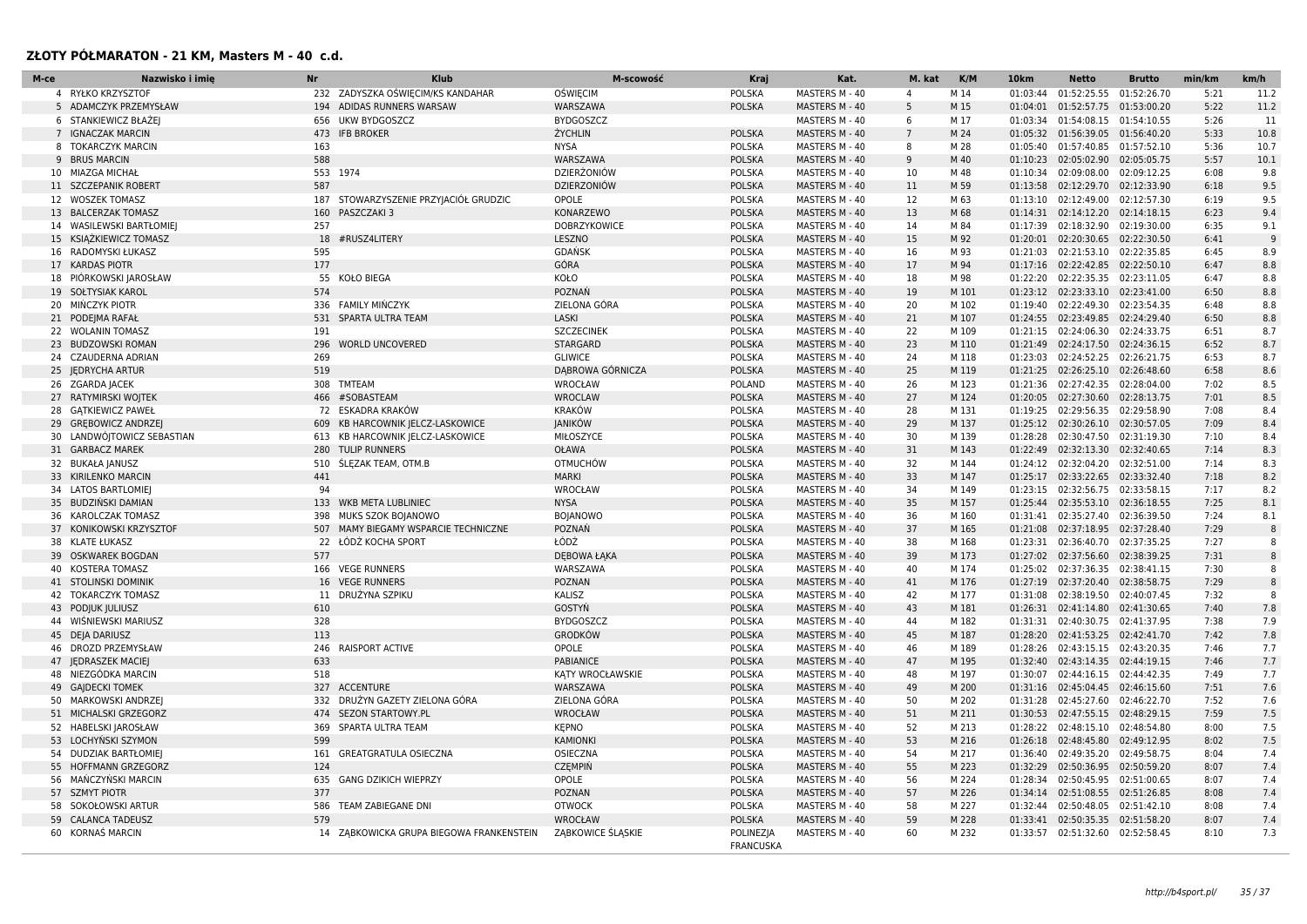## ZŁOTY PÓŁMARATON - 21 KM, Masters M - 40 c.d.

| M-ce | Nazwisko i imię | Nr | Klub | M-scowość | Kraj | Kat. | M. kat | K/M | 10km | Netto | Brutto | min/km | km/h |
|---|---|---|---|---|---|---|---|---|---|---|---|---|---|
| 4 | RYŁKO KRZYSZTOF | 232 | ZADYSZKA OŚWIĘCIM/KS KANDAHAR | OŚWIĘCIM | POLSKA | MASTERS M - 40 | 4 | M 14 | 01:03:44 | 01:52:25.55 | 01:52:26.70 | 5:21 | 11.2 |
| 5 | ADAMCZYK PRZEMYSŁAW | 194 | ADIDAS RUNNERS WARSAW | WARSZAWA | POLSKA | MASTERS M - 40 | 5 | M 15 | 01:04:01 | 01:52:57.75 | 01:53:00.20 | 5:22 | 11.2 |
| 6 | STANKIEWICZ BŁAŻEJ | 656 | UKW BYDGOSZCZ | BYDGOSZCZ | | MASTERS M - 40 | 6 | M 17 | 01:03:34 | 01:54:08.15 | 01:54:10.55 | 5:26 | 11 |
| 7 | IGNACZAK MARCIN | 473 | IFB BROKER | ŻYCHLIN | POLSKA | MASTERS M - 40 | 7 | M 24 | 01:05:32 | 01:56:39.05 | 01:56:40.20 | 5:33 | 10.8 |
| 8 | TOKARCZYK MARCIN | 163 | | NYSA | POLSKA | MASTERS M - 40 | 8 | M 28 | 01:05:40 | 01:57:40.85 | 01:57:52.10 | 5:36 | 10.7 |
| 9 | BRUS MARCIN | 588 | | WARSZAWA | POLSKA | MASTERS M - 40 | 9 | M 40 | 01:10:23 | 02:05:02.90 | 02:05:05.75 | 5:57 | 10.1 |
| 10 | MIAZGA MICHAŁ | 553 | 1974 | DZIERŻONIÓW | POLSKA | MASTERS M - 40 | 10 | M 48 | 01:10:34 | 02:09:08.00 | 02:09:12.25 | 6:08 | 9.8 |
| 11 | SZCZEPANIK ROBERT | 587 | | DZIERZONIÓW | POLSKA | MASTERS M - 40 | 11 | M 59 | 01:13:58 | 02:12:29.70 | 02:12:33.90 | 6:18 | 9.5 |
| 12 | WOSZEK TOMASZ | 187 | STOWARZYSZENIE PRZYJACIÓŁ GRUDZIC | OPOLE | POLSKA | MASTERS M - 40 | 12 | M 63 | 01:13:10 | 02:12:49.00 | 02:12:57.30 | 6:19 | 9.5 |
| 13 | BALCERZAK TOMASZ | 160 | PASZCZAKI 3 | KONARZEWO | POLSKA | MASTERS M - 40 | 13 | M 68 | 01:14:31 | 02:14:12.20 | 02:14:18.15 | 6:23 | 9.4 |
| 14 | WASILEWSKI BARTŁOMIEJ | 257 | | DOBRZYKOWICE | POLSKA | MASTERS M - 40 | 14 | M 84 | 01:17:39 | 02:18:32.90 | 02:19:30.00 | 6:35 | 9.1 |
| 15 | KSIĄŻKIEWICZ TOMASZ | 18 | #RUSZ4LITERY | LESZNO | POLSKA | MASTERS M - 40 | 15 | M 92 | 01:20:01 | 02:20:30.65 | 02:22:30.50 | 6:41 | 9 |
| 16 | RADOMYSKI ŁUKASZ | 595 | | GDAŃSK | POLSKA | MASTERS M - 40 | 16 | M 93 | 01:21:03 | 02:21:53.10 | 02:22:35.85 | 6:45 | 8.9 |
| 17 | KARDAS PIOTR | 177 | | GÓRA | POLSKA | MASTERS M - 40 | 17 | M 94 | 01:17:16 | 02:22:42.85 | 02:22:50.10 | 6:47 | 8.8 |
| 18 | PIÓRKOWSKI JAROSŁAW | 55 | KOŁO BIEGA | KOŁO | POLSKA | MASTERS M - 40 | 18 | M 98 | 01:22:20 | 02:22:35.35 | 02:23:11.05 | 6:47 | 8.8 |
| 19 | SOŁTYSIAK KAROL | 574 | | POZNAŃ | POLSKA | MASTERS M - 40 | 19 | M 101 | 01:23:12 | 02:23:33.10 | 02:23:41.00 | 6:50 | 8.8 |
| 20 | MIŃCZYK PIOTR | 336 | FAMILY MIŃCZYK | ZIELONA GÓRA | POLSKA | MASTERS M - 40 | 20 | M 102 | 01:19:40 | 02:22:49.30 | 02:23:54.35 | 6:48 | 8.8 |
| 21 | PODEJMA RAFAŁ | 531 | SPARTA ULTRA TEAM | LASKI | POLSKA | MASTERS M - 40 | 21 | M 107 | 01:24:55 | 02:23:49.85 | 02:24:29.40 | 6:50 | 8.8 |
| 22 | WOLANIN TOMASZ | 191 | | SZCZECINEK | POLSKA | MASTERS M - 40 | 22 | M 109 | 01:21:15 | 02:24:06.30 | 02:24:33.75 | 6:51 | 8.7 |
| 23 | BUDZOWSKI ROMAN | 296 | WORLD UNCOVERED | STARGARD | POLSKA | MASTERS M - 40 | 23 | M 110 | 01:21:49 | 02:24:17.50 | 02:24:36.15 | 6:52 | 8.7 |
| 24 | CZAUDERNA ADRIAN | 269 | | GLIWICE | POLSKA | MASTERS M - 40 | 24 | M 118 | 01:23:03 | 02:24:52.25 | 02:26:21.75 | 6:53 | 8.7 |
| 25 | JEDRYCHA ARTUR | 519 | | DĄBROWA GÓRNICZA | POLSKA | MASTERS M - 40 | 25 | M 119 | 01:21:25 | 02:26:25.10 | 02:26:48.60 | 6:58 | 8.6 |
| 26 | ZGARDA JACEK | 308 | TMTEAM | WROCŁAW | POLAND | MASTERS M - 40 | 26 | M 123 | 01:21:36 | 02:27:42.35 | 02:28:04.00 | 7:02 | 8.5 |
| 27 | RATYMIRSKI WOJTEK | 466 | #SOBASTEAM | WROCLAW | POLSKA | MASTERS M - 40 | 27 | M 124 | 01:20:05 | 02:27:30.60 | 02:28:13.75 | 7:01 | 8.5 |
| 28 | GĄTKIEWICZ PAWEŁ | 72 | ESKADRA KRAKÓW | KRAKÓW | POLSKA | MASTERS M - 40 | 28 | M 131 | 01:19:25 | 02:29:56.35 | 02:29:58.90 | 7:08 | 8.4 |
| 29 | GRĘBOWICZ ANDRZEJ | 609 | KB HARCOWNIK JELCZ-LASKOWICE | JANIKÓW | POLSKA | MASTERS M - 40 | 29 | M 137 | 01:25:12 | 02:30:26.10 | 02:30:57.05 | 7:09 | 8.4 |
| 30 | LANDWÓJTOWICZ SEBASTIAN | 613 | KB HARCOWNIK JELCZ-LASKOWICE | MIŁOSZYCE | POLSKA | MASTERS M - 40 | 30 | M 139 | 01:28:28 | 02:30:47.50 | 02:31:19.30 | 7:10 | 8.4 |
| 31 | GARBACZ MAREK | 280 | TULIP RUNNERS | OŁAWA | POLSKA | MASTERS M - 40 | 31 | M 143 | 01:22:49 | 02:32:13.30 | 02:32:40.65 | 7:14 | 8.3 |
| 32 | BUKAŁA JANUSZ | 510 | ŚLĘZAK TEAM, OTM.B | OTMUCHÓW | POLSKA | MASTERS M - 40 | 32 | M 144 | 01:24:12 | 02:32:04.20 | 02:32:51.00 | 7:14 | 8.3 |
| 33 | KIRILENKO MARCIN | 441 | | MARKI | POLSKA | MASTERS M - 40 | 33 | M 147 | 01:25:17 | 02:33:22.65 | 02:33:32.40 | 7:18 | 8.2 |
| 34 | LATOS BARTLOMIEJ | 94 | | WROCŁAW | POLSKA | MASTERS M - 40 | 34 | M 149 | 01:23:15 | 02:32:56.75 | 02:33:58.15 | 7:17 | 8.2 |
| 35 | BUDZIŃSKI DAMIAN | 133 | WKB META LUBLINIEC | NYSA | POLSKA | MASTERS M - 40 | 35 | M 157 | 01:25:44 | 02:35:53.10 | 02:36:18.55 | 7:25 | 8.1 |
| 36 | KAROLCZAK TOMASZ | 398 | MUKS SZOK BOJANOWO | BOJANOWO | POLSKA | MASTERS M - 40 | 36 | M 160 | 01:31:41 | 02:35:27.40 | 02:36:39.50 | 7:24 | 8.1 |
| 37 | KONIKOWSKI KRZYSZTOF | 507 | MAMY BIEGAMY WSPARCIE TECHNICZNE | POZNAŃ | POLSKA | MASTERS M - 40 | 37 | M 165 | 01:21:08 | 02:37:18.95 | 02:37:28.40 | 7:29 | 8 |
| 38 | KLATE ŁUKASZ | 22 | ŁÓDŹ KOCHA SPORT | ŁÓDŹ | POLSKA | MASTERS M - 40 | 38 | M 168 | 01:23:31 | 02:36:40.70 | 02:37:35.25 | 7:27 | 8 |
| 39 | OSKWAREK BOGDAN | 577 | | DĘBOWA ŁĄKA | POLSKA | MASTERS M - 40 | 39 | M 173 | 01:27:02 | 02:37:56.60 | 02:38:39.25 | 7:31 | 8 |
| 40 | KOSTERA TOMASZ | 166 | VEGE RUNNERS | WARSZAWA | POLSKA | MASTERS M - 40 | 40 | M 174 | 01:25:02 | 02:37:36.35 | 02:38:41.15 | 7:30 | 8 |
| 41 | STOLINSKI DOMINIK | 16 | VEGE RUNNERS | POZNAN | POLSKA | MASTERS M - 40 | 41 | M 176 | 01:27:19 | 02:37:20.40 | 02:38:58.75 | 7:29 | 8 |
| 42 | TOKARCZYK TOMASZ | 11 | DRUŻYNA SZPIKU | KALISZ | POLSKA | MASTERS M - 40 | 42 | M 177 | 01:31:08 | 02:38:19.50 | 02:40:07.45 | 7:32 | 8 |
| 43 | PODJUK JULIUSZ | 610 | | GOSTYŃ | POLSKA | MASTERS M - 40 | 43 | M 181 | 01:26:31 | 02:41:14.80 | 02:41:30.65 | 7:40 | 7.8 |
| 44 | WIŚNIEWSKI MARIUSZ | 328 | | BYDGOSZCZ | POLSKA | MASTERS M - 40 | 44 | M 182 | 01:31:31 | 02:40:30.75 | 02:41:37.95 | 7:38 | 7.9 |
| 45 | DEJA DARIUSZ | 113 | | GRODKÓW | POLSKA | MASTERS M - 40 | 45 | M 187 | 01:28:20 | 02:41:53.25 | 02:42:41.70 | 7:42 | 7.8 |
| 46 | DROZD PRZEMYSŁAW | 246 | RAISPORT ACTIVE | OPOLE | POLSKA | MASTERS M - 40 | 46 | M 189 | 01:28:26 | 02:43:15.15 | 02:43:20.35 | 7:46 | 7.7 |
| 47 | JĘDRASZEK MACIEJ | 633 | | PABIANICE | POLSKA | MASTERS M - 40 | 47 | M 195 | 01:32:40 | 02:43:14.35 | 02:44:19.15 | 7:46 | 7.7 |
| 48 | NIEZGÓDKA MARCIN | 518 | | KĄTY WROCŁAWSKIE | POLSKA | MASTERS M - 40 | 48 | M 197 | 01:30:07 | 02:44:16.15 | 02:44:42.35 | 7:49 | 7.7 |
| 49 | GAJDECKI TOMEK | 327 | ACCENTURE | WARSZAWA | POLSKA | MASTERS M - 40 | 49 | M 200 | 01:31:16 | 02:45:04.45 | 02:46:15.60 | 7:51 | 7.6 |
| 50 | MARKOWSKI ANDRZEJ | 332 | DRUŻYN GAZETY ZIELONA GÓRA | ZIELONA GÓRA | POLSKA | MASTERS M - 40 | 50 | M 202 | 01:31:28 | 02:45:27.60 | 02:46:22.70 | 7:52 | 7.6 |
| 51 | MICHALSKI GRZEGORZ | 474 | SEZON STARTOWY.PL | WROCŁAW | POLSKA | MASTERS M - 40 | 51 | M 211 | 01:30:53 | 02:47:55.15 | 02:48:29.15 | 7:59 | 7.5 |
| 52 | HABELSKI JAROSŁAW | 369 | SPARTA ULTRA TEAM | KĘPNO | POLSKA | MASTERS M - 40 | 52 | M 213 | 01:28:22 | 02:48:15.10 | 02:48:54.80 | 8:00 | 7.5 |
| 53 | LOCHYŃSKI SZYMON | 599 | | KAMIONKI | POLSKA | MASTERS M - 40 | 53 | M 216 | 01:26:18 | 02:48:45.80 | 02:49:12.95 | 8:02 | 7.5 |
| 54 | DUDZIAK BARTŁOMIEJ | 161 | GREATGRATULA OSIECZNA | OSIECZNA | POLSKA | MASTERS M - 40 | 54 | M 217 | 01:36:40 | 02:49:35.20 | 02:49:58.75 | 8:04 | 7.4 |
| 55 | HOFFMANN GRZEGORZ | 124 | | CZĘMPIŃ | POLSKA | MASTERS M - 40 | 55 | M 223 | 01:32:29 | 02:50:36.95 | 02:50:59.20 | 8:07 | 7.4 |
| 56 | MAŃCZYŃSKI MARCIN | 635 | GANG DZIKICH WIEPRZY | OPOLE | POLSKA | MASTERS M - 40 | 56 | M 224 | 01:28:34 | 02:50:45.95 | 02:51:00.65 | 8:07 | 7.4 |
| 57 | SZMYT PIOTR | 377 | | POZNAN | POLSKA | MASTERS M - 40 | 57 | M 226 | 01:34:14 | 02:51:08.55 | 02:51:26.85 | 8:08 | 7.4 |
| 58 | SOKOŁOWSKI ARTUR | 586 | TEAM ZABIEGANE DNI | OTWOCK | POLSKA | MASTERS M - 40 | 58 | M 227 | 01:32:44 | 02:50:48.05 | 02:51:42.10 | 8:08 | 7.4 |
| 59 | CALANCA TADEUSZ | 579 | | WROCŁAW | POLSKA | MASTERS M - 40 | 59 | M 228 | 01:33:41 | 02:50:35.35 | 02:51:58.20 | 8:07 | 7.4 |
| 60 | KORNAŚ MARCIN | 14 | ZĄBKOWICKA GRUPA BIEGOWA FRANKENSTEIN | ZĄBKOWICE ŚLĄSKIE | POLINEZJA FRANCUSKA | MASTERS M - 40 | 60 | M 232 | 01:33:57 | 02:51:32.60 | 02:52:58.45 | 8:10 | 7.3 |

http://b4sport.pl/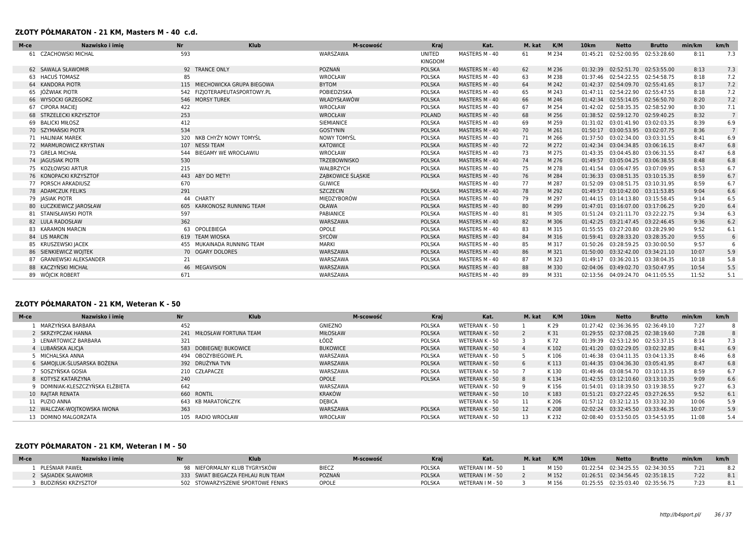## ZŁOTY PÓŁMARATON - 21 KM, Masters M - 40 c.d.

| M-ce | Nazwisko i imię | Nr | Klub | M-scowość | Kraj | Kat. | M. kat | K/M | 10km | Netto | Brutto | min/km | km/h |
|---|---|---|---|---|---|---|---|---|---|---|---|---|---|
| 61 | CZACHOWSKI MICHAL | 593 | | WARSZAWA | UNITED KINGDOM | MASTERS M - 40 | 61 | M 234 | 01:45:21 | 02:52:00.95 | 02:53:28.60 | 8:11 | 7.3 |
| 62 | SAWALA SŁAWOMIR | 92 | TRANCE ONLY | POZNAŃ | POLSKA | MASTERS M - 40 | 62 | M 236 | 01:32:39 | 02:52:51.70 | 02:53:55.00 | 8:13 | 7.3 |
| 63 | HACUŚ TOMASZ | 85 | | WROCŁAW | POLSKA | MASTERS M - 40 | 63 | M 238 | 01:37:46 | 02:54:22.55 | 02:54:58.75 | 8:18 | 7.2 |
| 64 | KANDORA PIOTR | 115 | MIECHOWICKA GRUPA BIEGOWA | BYTOM | POLSKA | MASTERS M - 40 | 64 | M 242 | 01:42:37 | 02:54:09.70 | 02:55:41.65 | 8:17 | 7.2 |
| 65 | JÓŹWIAK PIOTR | 542 | FIZJOTERAPEUTASPORTOWY.PL | POBIEDZISKA | POLSKA | MASTERS M - 40 | 65 | M 243 | 01:47:11 | 02:54:22.90 | 02:55:47.55 | 8:18 | 7.2 |
| 66 | WYSOCKI GRZEGORZ | 546 | MORSY TUREK | WŁADYSŁAWÓW | POLSKA | MASTERS M - 40 | 66 | M 246 | 01:42:34 | 02:55:14.05 | 02:56:50.70 | 8:20 | 7.2 |
| 67 | CIPORA MACIEJ | 422 | | WROCŁAW | POLSKA | MASTERS M - 40 | 67 | M 254 | 01:42:02 | 02:58:35.35 | 02:58:52.90 | 8:30 | 7.1 |
| 68 | STRZELECKI KRZYSZTOF | 253 | | WROCŁAW | POLAND | MASTERS M - 40 | 68 | M 256 | 01:38:52 | 02:59:12.70 | 02:59:40.25 | 8:32 | 7 |
| 69 | BALICKI MIŁOSZ | 412 | | SIEMIANICE | POLSKA | MASTERS M - 40 | 69 | M 259 | 01:31:02 | 03:01:41.90 | 03:02:03.35 | 8:39 | 6.9 |
| 70 | SZYMAŃSKI PIOTR | 534 | | GOSTYNIN | POLSKA | MASTERS M - 40 | 70 | M 261 | 01:50:17 | 03:00:53.95 | 03:02:07.75 | 8:36 | 7 |
| 71 | HALINIAK MAREK | 320 | NKB CHYŻY NOWY TOMYŚL | NOWY TOMYŚL | POLSKA | MASTERS M - 40 | 71 | M 266 | 01:37:50 | 03:02:34.00 | 03:03:31.55 | 8:41 | 6.9 |
| 72 | MARMUROWICZ KRYSTIAN | 107 | NESSI TEAM | KATOWICE | POLSKA | MASTERS M - 40 | 72 | M 272 | 01:42:34 | 03:04:34.85 | 03:06:16.15 | 8:47 | 6.8 |
| 73 | GRELA MICHAŁ | 544 | BIEGAMY WE WROCŁAWIU | WROCŁAW | POLSKA | MASTERS M - 40 | 73 | M 275 | 01:43:35 | 03:04:45.80 | 03:06:31.55 | 8:47 | 6.8 |
| 74 | JAGUSIAK PIOTR | 530 | | TRZEBOWNISKO | POLSKA | MASTERS M - 40 | 74 | M 276 | 01:49:57 | 03:05:04.25 | 03:06:38.55 | 8:48 | 6.8 |
| 75 | KOZŁOWSKI ARTUR | 215 | | WAŁBRZYCH | POLSKA | MASTERS M - 40 | 75 | M 278 | 01:41:54 | 03:06:47.95 | 03:07:09.95 | 8:53 | 6.7 |
| 76 | KONOPACKI KRZYSZTOF | 443 | ABY DO METY! | ZĄBKOWICE ŚLĄSKIE | POLSKA | MASTERS M - 40 | 76 | M 284 | 01:36:33 | 03:08:51.35 | 03:10:15.35 | 8:59 | 6.7 |
| 77 | PORSCH ARKADIUSZ | 670 | | GLIWICE | | MASTERS M - 40 | 77 | M 287 | 01:52:09 | 03:08:51.75 | 03:10:31.95 | 8:59 | 6.7 |
| 78 | ADAMCZUK FELIKS | 291 | | SZCZECIN | POLSKA | MASTERS M - 40 | 78 | M 292 | 01:49:57 | 03:10:42.00 | 03:11:53.85 | 9:04 | 6.6 |
| 79 | JASIAK PIOTR | 44 | CHARTY | MIĘDZYBORÓW | POLSKA | MASTERS M - 40 | 79 | M 297 | 01:44:15 | 03:14:13.80 | 03:15:58.45 | 9:14 | 6.5 |
| 80 | ŁUCZKIEWICZ JAROSŁAW | 605 | KARKONOSZ RUNNING TEAM | OŁAWA | POLSKA | MASTERS M - 40 | 80 | M 299 | 01:47:01 | 03:16:07.00 | 03:17:06.25 | 9:20 | 6.4 |
| 81 | STANISŁAWSKI PIOTR | 597 | | PABIANICE | POLSKA | MASTERS M - 40 | 81 | M 305 | 01:51:24 | 03:21:11.70 | 03:22:22.75 | 9:34 | 6.3 |
| 82 | LULA RADOSŁAW | 362 | | WARSZAWA | POLSKA | MASTERS M - 40 | 82 | M 306 | 01:42:25 | 03:21:47.45 | 03:22:46.45 | 9:36 | 6.2 |
| 83 | KARAMON MARCIN | 63 | OPOLEBIEGA | OPOLE | POLSKA | MASTERS M - 40 | 83 | M 315 | 01:55:55 | 03:27:20.80 | 03:28:29.90 | 9:52 | 6.1 |
| 84 | LIS MARCIN | 619 | TEAM WIOSKA | SYCÓW | POLSKA | MASTERS M - 40 | 84 | M 316 | 01:59:41 | 03:28:33.20 | 03:28:35.20 | 9:55 | 6 |
| 85 | KRUSZEWSKI JACEK | 455 | MUKAINADA RUNNING TEAM | MARKI | POLSKA | MASTERS M - 40 | 85 | M 317 | 01:50:26 | 03:28:59.25 | 03:30:00.50 | 9:57 | 6 |
| 86 | SIENKIEWICZ WOJTEK | 70 | OGARY DOLORES | WARSZAWA | POLSKA | MASTERS M - 40 | 86 | M 321 | 01:50:00 | 03:32:42.00 | 03:34:21.10 | 10:07 | 5.9 |
| 87 | GRANIEWSKI ALEKSANDER | 21 | | WARSZAWA | POLSKA | MASTERS M - 40 | 87 | M 323 | 01:49:17 | 03:36:20.15 | 03:38:04.35 | 10:18 | 5.8 |
| 88 | KACZYŃSKI MICHAŁ | 46 | MEGAVISION | WARSZAWA | POLSKA | MASTERS M - 40 | 88 | M 330 | 02:04:06 | 03:49:02.70 | 03:50:47.95 | 10:54 | 5.5 |
| 89 | WÓJCIK ROBERT | 671 | | WARSZAWA | | MASTERS M - 40 | 89 | M 331 | 02:13:56 | 04:09:24.70 | 04:11:05.55 | 11:52 | 5.1 |

## ZŁOTY PÓŁMARATON - 21 KM, Weteran K - 50

| M-ce | Nazwisko i imię | Nr | Klub | M-scowość | Kraj | Kat. | M. kat | K/M | 10km | Netto | Brutto | min/km | km/h |
|---|---|---|---|---|---|---|---|---|---|---|---|---|---|
| 1 | MARZYŃSKA BARBARA | 452 | | GNIEZNO | POLSKA | WETERAN K - 50 | 1 | K 29 | 01:27:42 | 02:36:36.95 | 02:36:49.10 | 7:27 | 8 |
| 2 | SKRZYPCZAK HANNA | 241 | MIŁOSŁAW FORTUNA TEAM | MIŁOSŁAW | POLSKA | WETERAN K - 50 | 2 | K 31 | 01:29:55 | 02:37:08.25 | 02:38:19.60 | 7:28 | 8 |
| 3 | LENARTOWICZ BARBARA | 321 | | ŁÓDŹ | POLSKA | WETERAN K - 50 | 3 | K 72 | 01:39:39 | 02:53:12.90 | 02:53:37.15 | 8:14 | 7.3 |
| 4 | LUBAŃSKA ALICJA | 583 | DOBIEGNĘ! BUKOWICE | BUKOWICE | POLSKA | WETERAN K - 50 | 4 | K 102 | 01:41:20 | 03:02:29.05 | 03:02:32.85 | 8:41 | 6.9 |
| 5 | MICHALSKA ANNA | 494 | OBOZYBIEGOWE.PL | WARSZAWA | POLSKA | WETERAN K - 50 | 5 | K 106 | 01:46:38 | 03:04:11.35 | 03:04:13.35 | 8:46 | 6.8 |
| 6 | SAMOJLUK-ŚLUSARSKA BOŻENA | 392 | DRUŻYNA TVN | WARSZAWA | POLSKA | WETERAN K - 50 | 6 | K 113 | 01:44:35 | 03:04:36.30 | 03:05:41.95 | 8:47 | 6.8 |
| 7 | SOSZYŃSKA GOSIA | 210 | CZŁAPACZE | WARSZAWA | POLSKA | WETERAN K - 50 | 7 | K 130 | 01:49:46 | 03:08:54.70 | 03:10:13.35 | 8:59 | 6.7 |
| 8 | KOTYSZ KATARZYNA | 240 | | OPOLE | POLSKA | WETERAN K - 50 | 8 | K 134 | 01:42:55 | 03:12:10.60 | 03:13:10.35 | 9:09 | 6.6 |
| 9 | DOMINIAK-KLESZCZYŃSKA ELŻBIETA | 642 | | WARSZAWA | | WETERAN K - 50 | 9 | K 156 | 01:54:01 | 03:18:39.50 | 03:19:38.55 | 9:27 | 6.3 |
| 10 | RAJTAR RENATA | 660 | RONTIL | KRAKÓW | | WETERAN K - 50 | 10 | K 183 | 01:51:21 | 03:27:22.45 | 03:27:26.55 | 9:52 | 6.1 |
| 11 | PUZIO ANNA | 643 | KB MARATOŃCZYK | DĘBICA | | WETERAN K - 50 | 11 | K 206 | 01:57:12 | 03:32:12.15 | 03:33:32.30 | 10:06 | 5.9 |
| 12 | WALCZAK-WOJTKOWSKA IWONA | 363 | | WARSZAWA | POLSKA | WETERAN K - 50 | 12 | K 208 | 02:02:24 | 03:32:45.50 | 03:33:46.35 | 10:07 | 5.9 |
| 13 | DOMINO MALGORZATA | 105 | RADIO WROCŁAW | WROCŁAW | POLSKA | WETERAN K - 50 | 13 | K 232 | 02:08:40 | 03:53:50.05 | 03:54:53.95 | 11:08 | 5.4 |

## ZŁOTY PÓŁMARATON - 21 KM, Weteran I M - 50

| M-ce | Nazwisko i imię | Nr | Klub | M-scowość | Kraj | Kat. | M. kat | K/M | 10km | Netto | Brutto | min/km | km/h |
|---|---|---|---|---|---|---|---|---|---|---|---|---|---|
| 1 | PLEŚNIAR PAWEŁ | 98 | NIEFORMALNY KLUB TYGRYSKÓW | BIECZ | POLSKA | WETERAN I M - 50 | 1 | M 150 | 01:22:54 | 02:34:25.55 | 02:34:30.55 | 7:21 | 8.2 |
| 2 | SĄSIADEK SŁAWOMIR | 333 | ŚWIAT BIEGACZA FEHLAU RUN TEAM | POZNAŃ | POLSKA | WETERAN I M - 50 | 2 | M 152 | 01:26:51 | 02:34:56.45 | 02:35:18.15 | 7:22 | 8.1 |
| 3 | BUDZIŃSKI KRZYSZTOF | 502 | STOWARZYSZENIE SPORTOWE FENIKS | OPOLE | POLSKA | WETERAN I M - 50 | 3 | M 156 | 01:25:55 | 02:35:03.40 | 02:35:56.75 | 7:23 | 8.1 |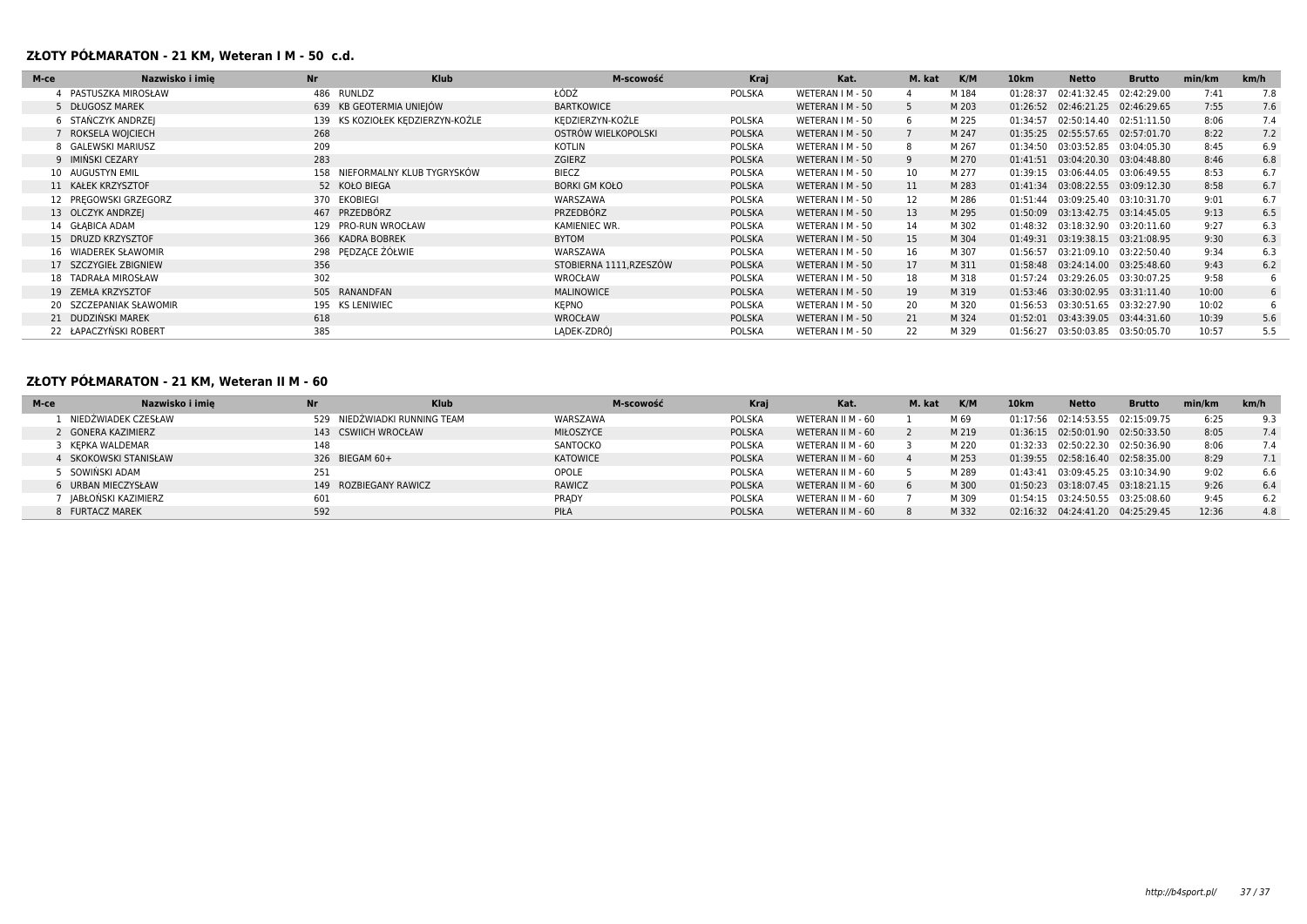### ZŁOTY PÓŁMARATON - 21 KM, Weteran I M - 50 c.d.

| M-ce | Nazwisko i imię | Nr | Klub | M-scowość | Kraj | Kat. | M. kat | K/M | 10km | Netto | Brutto | min/km | km/h |
|---|---|---|---|---|---|---|---|---|---|---|---|---|---|
| 4 | PASTUSZKA MIROSŁAW | 486 | RUNLDZ | ŁÓDŹ | POLSKA | WETERAN I M - 50 | 4 | M 184 | 01:28:37 | 02:41:32.45 | 02:42:29.00 | 7:41 | 7.8 |
| 5 | DŁUGOSZ MAREK | 639 | KB GEOTERMIA UNIEJÓW | BARTKOWICE | | WETERAN I M - 50 | 5 | M 203 | 01:26:52 | 02:46:21.25 | 02:46:29.65 | 7:55 | 7.6 |
| 6 | STAŃCZYK ANDRZEJ | 139 | KS KOZIOŁEK KĘDZIERZYN-KOŹLE | KĘDZIERZYN-KOŹLE | POLSKA | WETERAN I M - 50 | 6 | M 225 | 01:34:57 | 02:50:14.40 | 02:51:11.50 | 8:06 | 7.4 |
| 7 | ROKSELA WOJCIECH | 268 | | OSTRÓW WIELKOPOLSKI | POLSKA | WETERAN I M - 50 | 7 | M 247 | 01:35:25 | 02:55:57.65 | 02:57:01.70 | 8:22 | 7.2 |
| 8 | GALEWSKI MARIUSZ | 209 | | KOTLIN | POLSKA | WETERAN I M - 50 | 8 | M 267 | 01:34:50 | 03:03:52.85 | 03:04:05.30 | 8:45 | 6.9 |
| 9 | IMIŃSKI CEZARY | 283 | | ZGIERZ | POLSKA | WETERAN I M - 50 | 9 | M 270 | 01:41:51 | 03:04:20.30 | 03:04:48.80 | 8:46 | 6.8 |
| 10 | AUGUSTYN EMIL | 158 | NIEFORMALNY KLUB TYGRYSKÓW | BIECZ | POLSKA | WETERAN I M - 50 | 10 | M 277 | 01:39:15 | 03:06:44.05 | 03:06:49.55 | 8:53 | 6.7 |
| 11 | KAŁEK KRZYSZTOF | 52 | KOŁO BIEGA | BORKI GM KOŁO | POLSKA | WETERAN I M - 50 | 11 | M 283 | 01:41:34 | 03:08:22.55 | 03:09:12.30 | 8:58 | 6.7 |
| 12 | PRĘGOWSKI GRZEGORZ | 370 | EKOBIEGI | WARSZAWA | POLSKA | WETERAN I M - 50 | 12 | M 286 | 01:51:44 | 03:09:25.40 | 03:10:31.70 | 9:01 | 6.7 |
| 13 | OLCZYK ANDRZEJ | 467 | PRZEDBÓRZ | PRZEDBÓRZ | POLSKA | WETERAN I M - 50 | 13 | M 295 | 01:50:09 | 03:13:42.75 | 03:14:45.05 | 9:13 | 6.5 |
| 14 | GŁĄBICA ADAM | 129 | PRO-RUN WROCŁAW | KAMIENIEC WR. | POLSKA | WETERAN I M - 50 | 14 | M 302 | 01:48:32 | 03:18:32.90 | 03:20:11.60 | 9:27 | 6.3 |
| 15 | DRUZD KRZYSZTOF | 366 | KADRA BOBREK | BYTOM | POLSKA | WETERAN I M - 50 | 15 | M 304 | 01:49:31 | 03:19:38.15 | 03:21:08.95 | 9:30 | 6.3 |
| 16 | WIADEREK SŁAWOMIR | 298 | PĘDZĄCE ŻÓŁWIE | WARSZAWA | POLSKA | WETERAN I M - 50 | 16 | M 307 | 01:56:57 | 03:21:09.10 | 03:22:50.40 | 9:34 | 6.3 |
| 17 | SZCZYGIEŁ ZBIGNIEW | 356 | | STOBIERNA 1111,RZESZÓW | POLSKA | WETERAN I M - 50 | 17 | M 311 | 01:58:48 | 03:24:14.00 | 03:25:48.60 | 9:43 | 6.2 |
| 18 | TADRAŁA MIROSŁAW | 302 | | WROCŁAW | POLSKA | WETERAN I M - 50 | 18 | M 318 | 01:57:24 | 03:29:26.05 | 03:30:07.25 | 9:58 | 6 |
| 19 | ZEMŁA KRZYSZTOF | 505 | RANANDFAN | MALINOWICE | POLSKA | WETERAN I M - 50 | 19 | M 319 | 01:53:46 | 03:30:02.95 | 03:31:11.40 | 10:00 | 6 |
| 20 | SZCZEPANIAK SŁAWOMIR | 195 | KS LENIWIEC | KĘPNO | POLSKA | WETERAN I M - 50 | 20 | M 320 | 01:56:53 | 03:30:51.65 | 03:32:27.90 | 10:02 | 6 |
| 21 | DUDZIŃSKI MAREK | 618 | | WROCŁAW | POLSKA | WETERAN I M - 50 | 21 | M 324 | 01:52:01 | 03:43:39.05 | 03:44:31.60 | 10:39 | 5.6 |
| 22 | ŁAPACZYŃSKI ROBERT | 385 | | LĄDEK-ZDRÓJ | POLSKA | WETERAN I M - 50 | 22 | M 329 | 01:56:27 | 03:50:03.85 | 03:50:05.70 | 10:57 | 5.5 |

### ZŁOTY PÓŁMARATON - 21 KM, Weteran II M - 60

| M-ce | Nazwisko i imię | Nr | Klub | M-scowość | Kraj | Kat. | M. kat | K/M | 10km | Netto | Brutto | min/km | km/h |
|---|---|---|---|---|---|---|---|---|---|---|---|---|---|
| 1 | NIEDŹWIADEK CZESŁAW | 529 | NIEDŹWIADKI RUNNING TEAM | WARSZAWA | POLSKA | WETERAN II M - 60 | 1 | M 69 | 01:17:56 | 02:14:53.55 | 02:15:09.75 | 6:25 | 9.3 |
| 2 | GONERA KAZIMIERZ | 143 | CSWIICH WROCŁAW | MIŁOSZYCE | POLSKA | WETERAN II M - 60 | 2 | M 219 | 01:36:15 | 02:50:01.90 | 02:50:33.50 | 8:05 | 7.4 |
| 3 | KĘPKA WALDEMAR | 148 | | SANTOCKO | POLSKA | WETERAN II M - 60 | 3 | M 220 | 01:32:33 | 02:50:22.30 | 02:50:36.90 | 8:06 | 7.4 |
| 4 | SKOKOWSKI STANISŁAW | 326 | BIEGAM 60+ | KATOWICE | POLSKA | WETERAN II M - 60 | 4 | M 253 | 01:39:55 | 02:58:16.40 | 02:58:35.00 | 8:29 | 7.1 |
| 5 | SOWIŃSKI ADAM | 251 | | OPOLE | POLSKA | WETERAN II M - 60 | 5 | M 289 | 01:43:41 | 03:09:45.25 | 03:10:34.90 | 9:02 | 6.6 |
| 6 | URBAN MIECZYSŁAW | 149 | ROZBIEGANY RAWICZ | RAWICZ | POLSKA | WETERAN II M - 60 | 6 | M 300 | 01:50:23 | 03:18:07.45 | 03:18:21.15 | 9:26 | 6.4 |
| 7 | JABŁOŃSKI KAZIMIERZ | 601 | | PRĄDY | POLSKA | WETERAN II M - 60 | 7 | M 309 | 01:54:15 | 03:24:50.55 | 03:25:08.60 | 9:45 | 6.2 |
| 8 | FURTACZ MAREK | 592 | | PIŁA | POLSKA | WETERAN II M - 60 | 8 | M 332 | 02:16:32 | 04:24:41.20 | 04:25:29.45 | 12:36 | 4.8 |